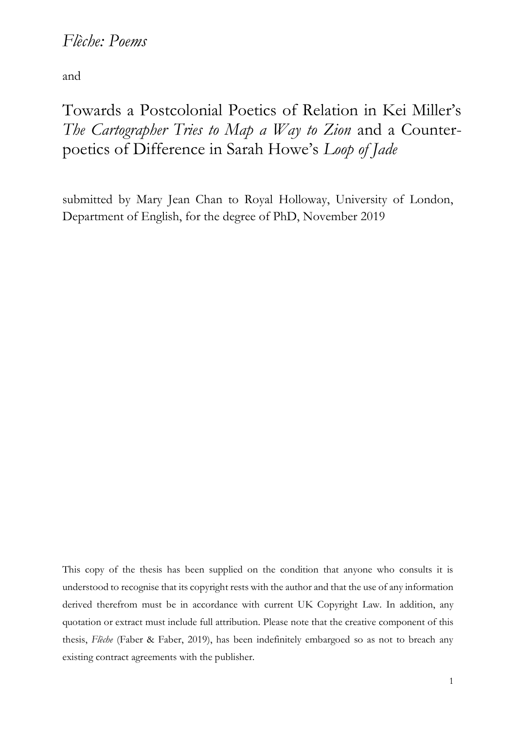# *Flèche: Poems*

and

# Towards a Postcolonial Poetics of Relation in Kei Miller's *The Cartographer Tries to Map a Way to Zion* and a Counter-poetics of Difference in Sarah Howe's *Loop of Jade*

submitted by Mary Jean Chan to Royal Holloway, University of London, Department of English, for the degree of PhD, November 2019

This copy of the thesis has been supplied on the condition that anyone who consults it is understood to recognise that its copyright rests with the author and that the use of any information derived therefrom must be in accordance with current UK Copyright Law. In addition, any quotation or extract must include full attribution. Please note that the creative component of this thesis, *Flèche* (Faber & Faber, 2019), has been indefinitely embargoed so as not to breach any existing contract agreements with the publisher.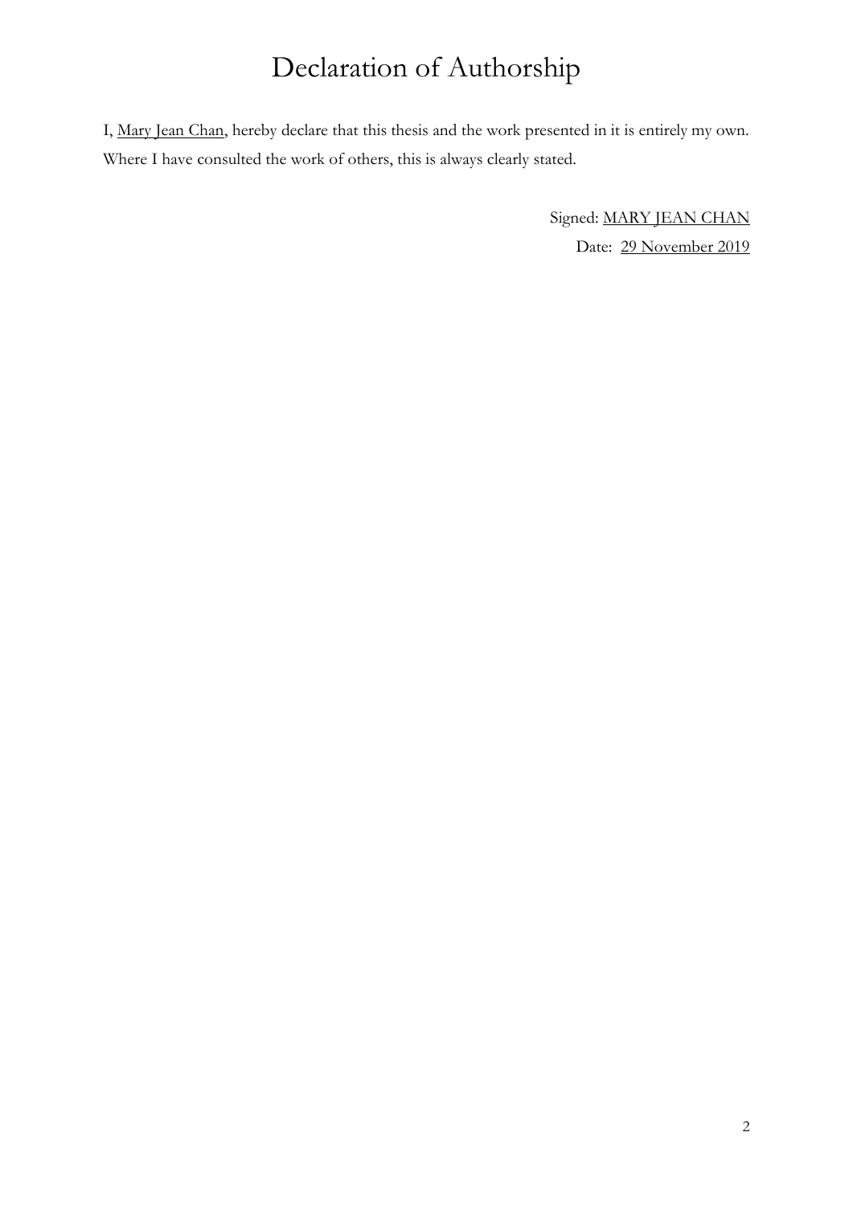# Declaration of Authorship

I, Mary Jean Chan, hereby declare that this thesis and the work presented in it is entirely my own. Where I have consulted the work of others, this is always clearly stated.

Signed: MARY JEAN CHAN

Date: 29 November 2019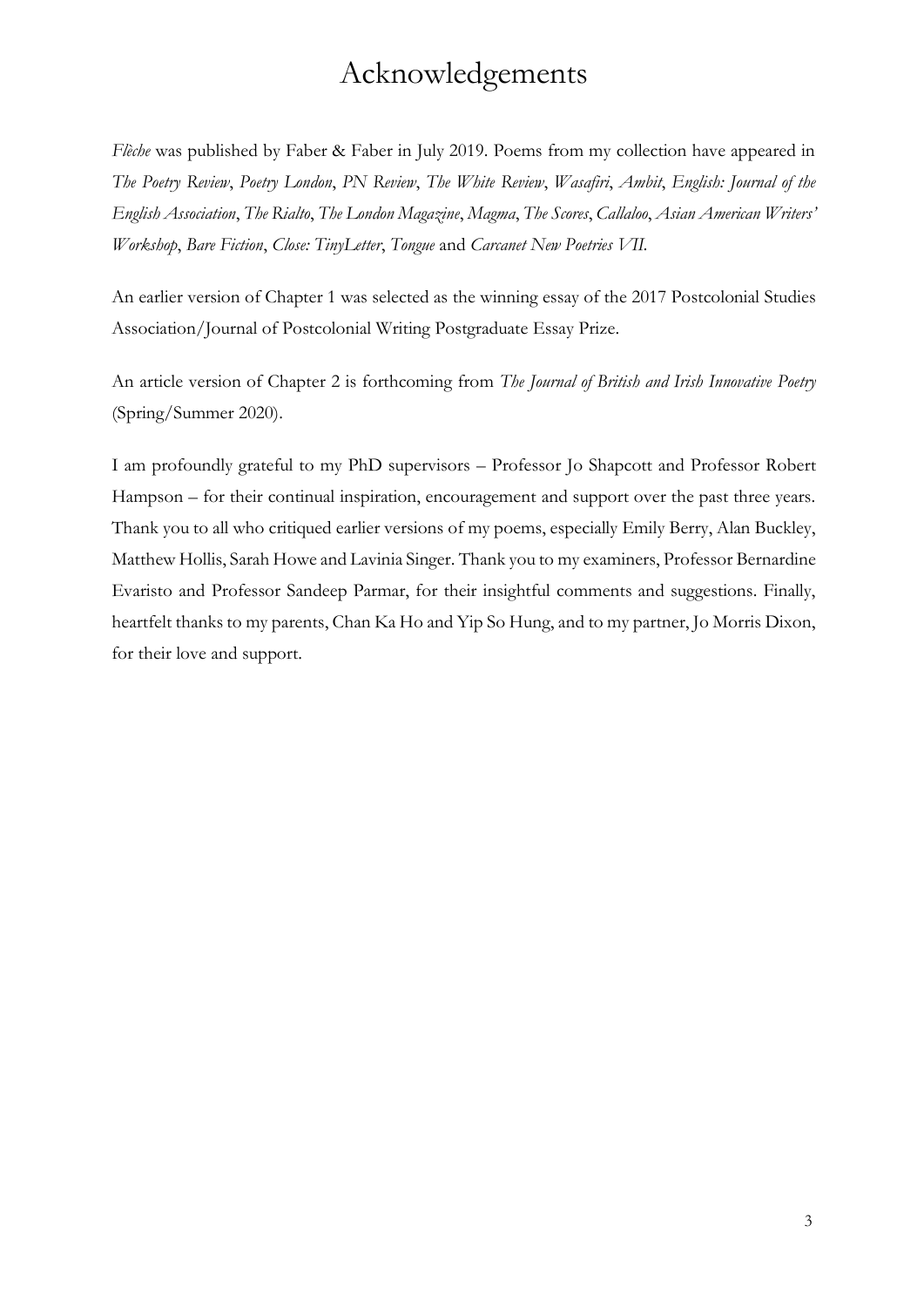# Acknowledgements

*Flèche* was published by Faber & Faber in July 2019. Poems from my collection have appeared in *The Poetry Review*, *Poetry London*, *PN Review*, *The White Review*, *Wasafiri*, *Ambit*, *English: Journal of the English Association*, *The Rialto*, *The London Magazine*, *Magma*, *The Scores*, *Callaloo*, *Asian American Writers' Workshop*, *Bare Fiction*, *Close: TinyLetter*, *Tongue* and *Carcanet New Poetries VII*.

An earlier version of Chapter 1 was selected as the winning essay of the 2017 Postcolonial Studies Association/Journal of Postcolonial Writing Postgraduate Essay Prize.

An article version of Chapter 2 is forthcoming from *The Journal of British and Irish Innovative Poetry* (Spring/Summer 2020).

I am profoundly grateful to my PhD supervisors – Professor Jo Shapcott and Professor Robert Hampson – for their continual inspiration, encouragement and support over the past three years. Thank you to all who critiqued earlier versions of my poems, especially Emily Berry, Alan Buckley, Matthew Hollis, Sarah Howe and Lavinia Singer. Thank you to my examiners, Professor Bernardine Evaristo and Professor Sandeep Parmar, for their insightful comments and suggestions. Finally, heartfelt thanks to my parents, Chan Ka Ho and Yip So Hung, and to my partner, Jo Morris Dixon, for their love and support.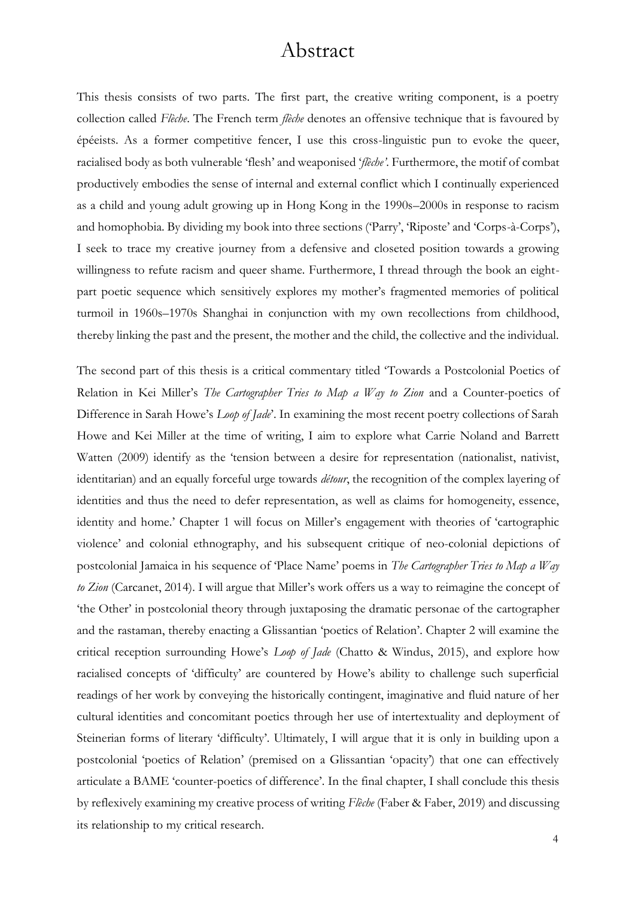# Abstract

This thesis consists of two parts. The first part, the creative writing component, is a poetry collection called *Flèche*. The French term *flèche* denotes an offensive technique that is favoured by épéeists. As a former competitive fencer, I use this cross-linguistic pun to evoke the queer, racialised body as both vulnerable 'flesh' and weaponised '*flèche*'. Furthermore, the motif of combat productively embodies the sense of internal and external conflict which I continually experienced as a child and young adult growing up in Hong Kong in the 1990s–2000s in response to racism and homophobia. By dividing my book into three sections ('Parry', 'Riposte' and 'Corps-à-Corps'), I seek to trace my creative journey from a defensive and closeted position towards a growing willingness to refute racism and queer shame. Furthermore, I thread through the book an eight-part poetic sequence which sensitively explores my mother's fragmented memories of political turmoil in 1960s–1970s Shanghai in conjunction with my own recollections from childhood, thereby linking the past and the present, the mother and the child, the collective and the individual.

The second part of this thesis is a critical commentary titled 'Towards a Postcolonial Poetics of Relation in Kei Miller's *The Cartographer Tries to Map a Way to Zion* and a Counter-poetics of Difference in Sarah Howe's *Loop of Jade*'. In examining the most recent poetry collections of Sarah Howe and Kei Miller at the time of writing, I aim to explore what Carrie Noland and Barrett Watten (2009) identify as the 'tension between a desire for representation (nationalist, nativist, identitarian) and an equally forceful urge towards *détour*, the recognition of the complex layering of identities and thus the need to defer representation, as well as claims for homogeneity, essence, identity and home.' Chapter 1 will focus on Miller's engagement with theories of 'cartographic violence' and colonial ethnography, and his subsequent critique of neo-colonial depictions of postcolonial Jamaica in his sequence of 'Place Name' poems in *The Cartographer Tries to Map a Way to Zion* (Carcanet, 2014). I will argue that Miller's work offers us a way to reimagine the concept of 'the Other' in postcolonial theory through juxtaposing the dramatic personae of the cartographer and the rastaman, thereby enacting a Glissantian 'poetics of Relation'. Chapter 2 will examine the critical reception surrounding Howe's *Loop of Jade* (Chatto & Windus, 2015), and explore how racialised concepts of 'difficulty' are countered by Howe's ability to challenge such superficial readings of her work by conveying the historically contingent, imaginative and fluid nature of her cultural identities and concomitant poetics through her use of intertextuality and deployment of Steinerian forms of literary 'difficulty'. Ultimately, I will argue that it is only in building upon a postcolonial 'poetics of Relation' (premised on a Glissantian 'opacity') that one can effectively articulate a BAME 'counter-poetics of difference'. In the final chapter, I shall conclude this thesis by reflexively examining my creative process of writing *Flèche* (Faber & Faber, 2019) and discussing its relationship to my critical research.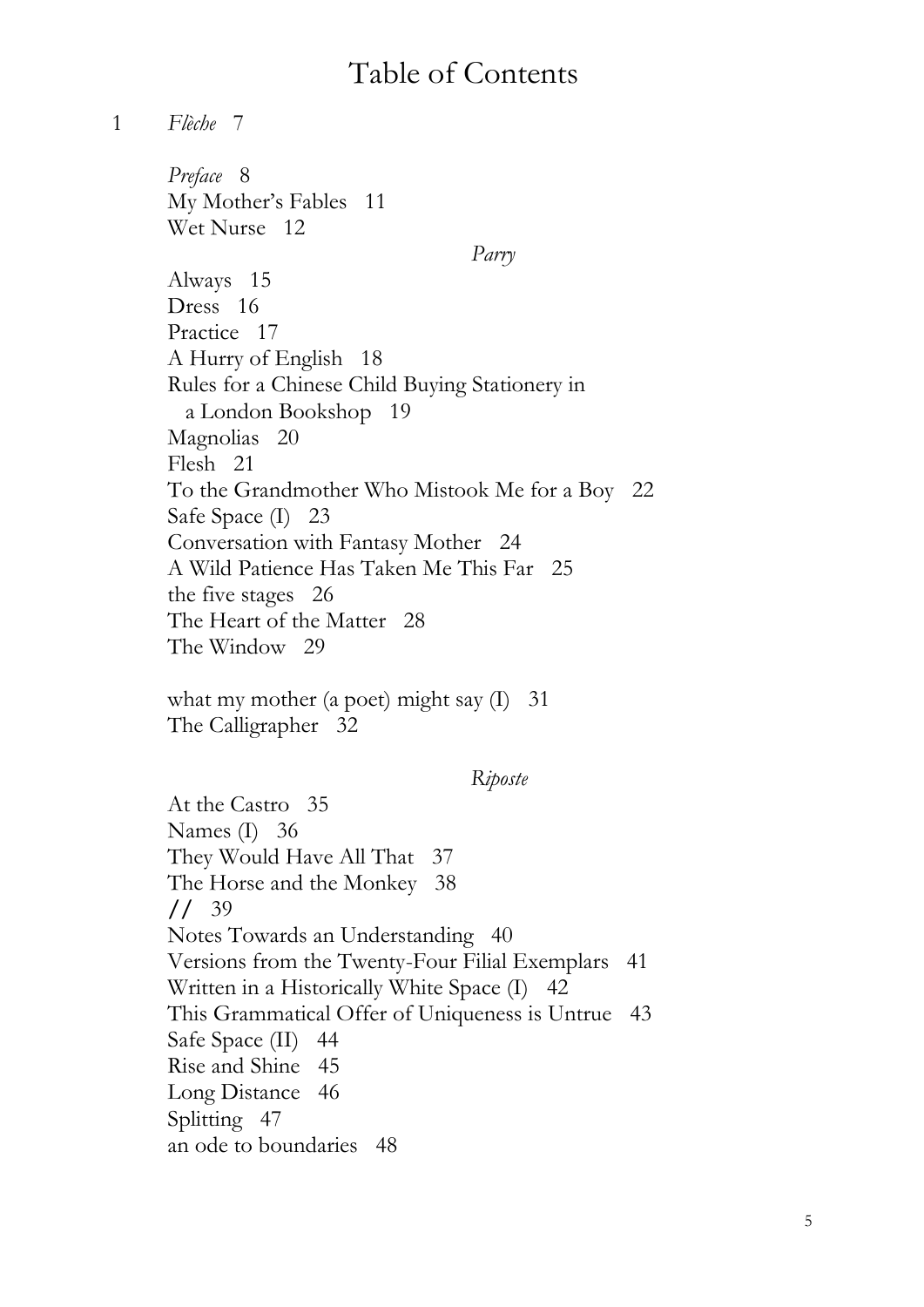# Table of Contents

1 *Flèche* 7

*Preface* 8
My Mother's Fables 11
Wet Nurse 12

*Parry*

Always 15
Dress 16
Practice 17
A Hurry of English 18
Rules for a Chinese Child Buying Stationery in
  a London Bookshop 19
Magnolias 20
Flesh 21
To the Grandmother Who Mistook Me for a Boy 22
Safe Space (I) 23
Conversation with Fantasy Mother 24
A Wild Patience Has Taken Me This Far 25
the five stages 26
The Heart of the Matter 28
The Window 29

what my mother (a poet) might say (I) 31
The Calligrapher 32

*Riposte*

At the Castro 35
Names (I) 36
They Would Have All That 37
The Horse and the Monkey 38
// 39
Notes Towards an Understanding 40
Versions from the Twenty-Four Filial Exemplars 41
Written in a Historically White Space (I) 42
This Grammatical Offer of Uniqueness is Untrue 43
Safe Space (II) 44
Rise and Shine 45
Long Distance 46
Splitting 47
an ode to boundaries 48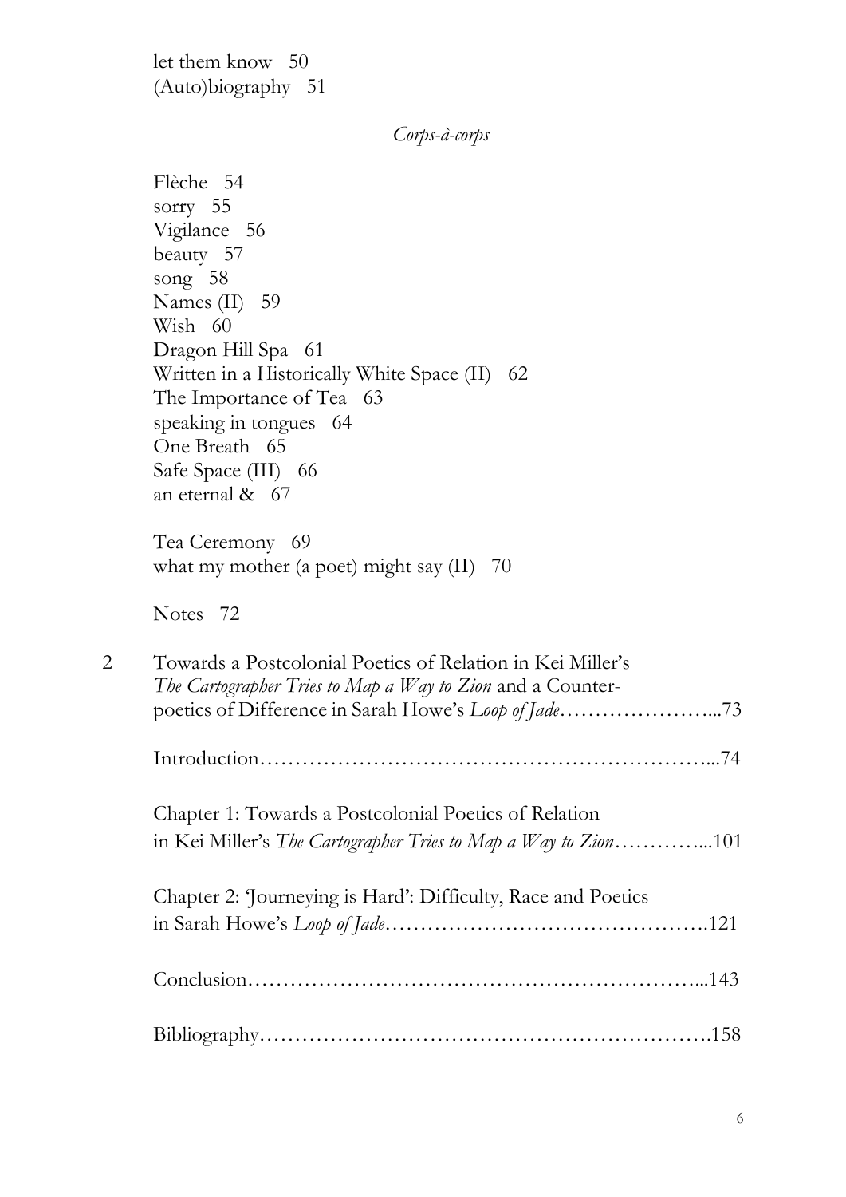let them know 50
(Auto)biography 51

*Corps-à-corps*

Flèche 54
sorry 55
Vigilance 56
beauty 57
song 58
Names (II) 59
Wish 60
Dragon Hill Spa 61
Written in a Historically White Space (II) 62
The Importance of Tea 63
speaking in tongues 64
One Breath 65
Safe Space (III) 66
an eternal & 67

Tea Ceremony 69
what my mother (a poet) might say (II) 70

Notes 72

2 Towards a Postcolonial Poetics of Relation in Kei Miller's *The Cartographer Tries to Map a Way to Zion* and a Counter-poetics of Difference in Sarah Howe's *Loop of Jade*…………………...73

Introduction……………………………………………………...74

Chapter 1: Towards a Postcolonial Poetics of Relation in Kei Miller's *The Cartographer Tries to Map a Way to Zion*…………...101

Chapter 2: 'Journeying is Hard': Difficulty, Race and Poetics in Sarah Howe's *Loop of Jade*……………………………………….121

Conclusion……………………………………………………...143

Bibliography…………………………………………………….158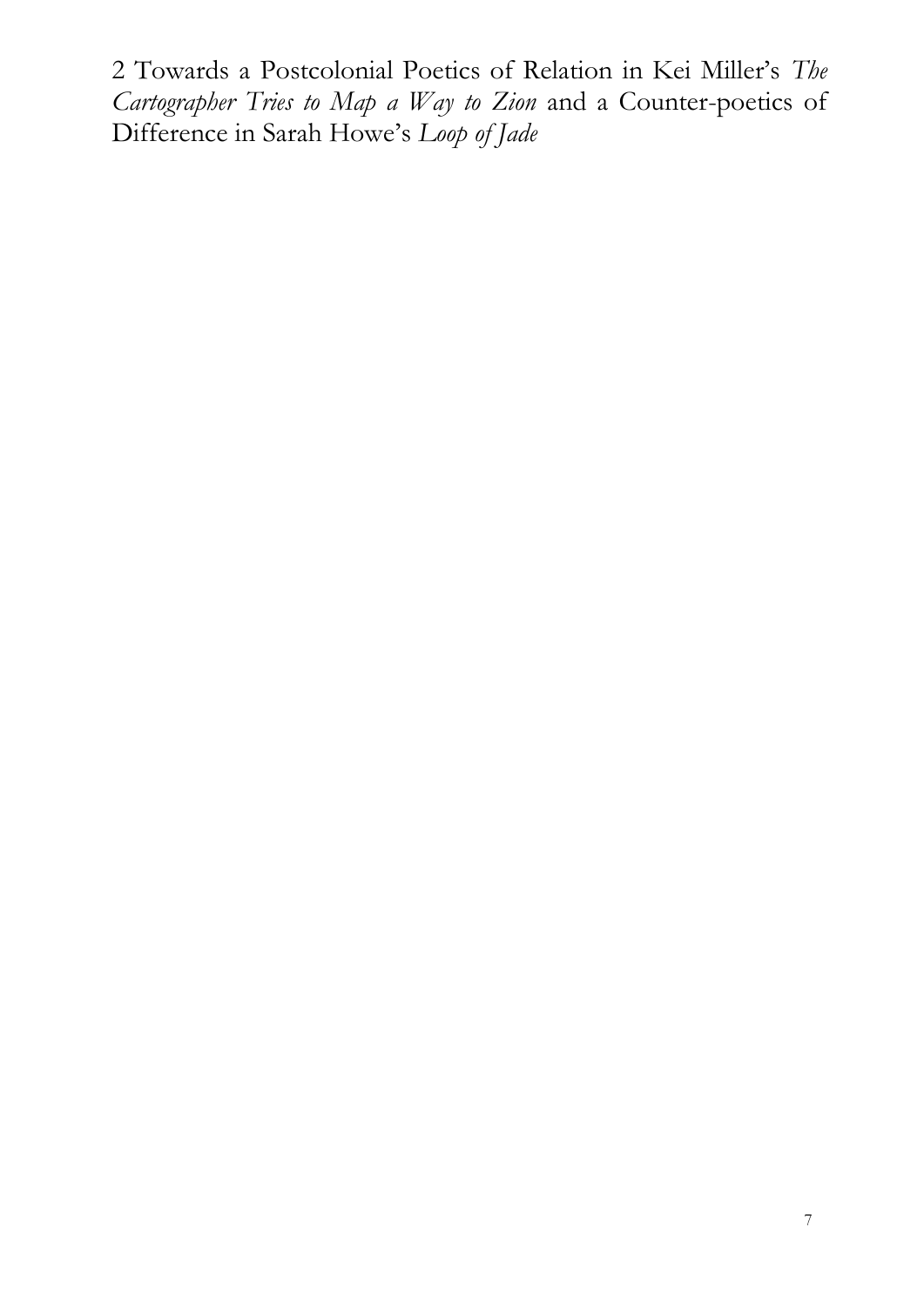# 2 Towards a Postcolonial Poetics of Relation in Kei Miller's *The Cartographer Tries to Map a Way to Zion* and a Counter-poetics of Difference in Sarah Howe's *Loop of Jade*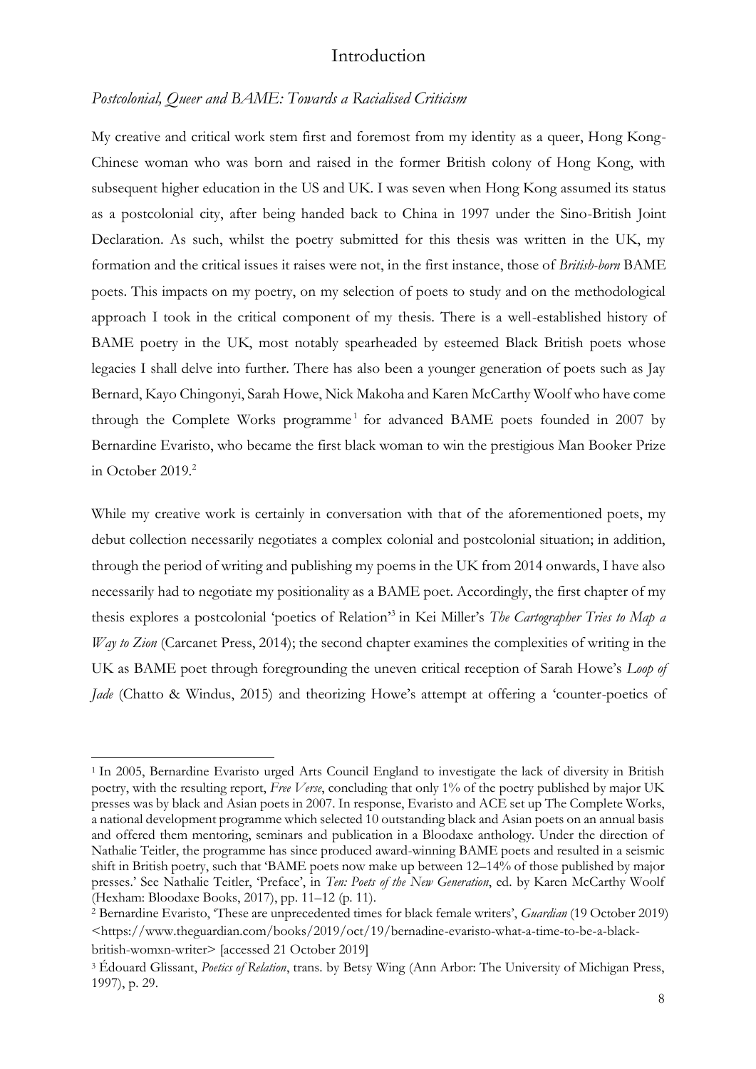# Introduction

## *Postcolonial, Queer and BAME: Towards a Racialised Criticism*

My creative and critical work stem first and foremost from my identity as a queer, Hong Kong-Chinese woman who was born and raised in the former British colony of Hong Kong, with subsequent higher education in the US and UK. I was seven when Hong Kong assumed its status as a postcolonial city, after being handed back to China in 1997 under the Sino-British Joint Declaration. As such, whilst the poetry submitted for this thesis was written in the UK, my formation and the critical issues it raises were not, in the first instance, those of *British-born* BAME poets. This impacts on my poetry, on my selection of poets to study and on the methodological approach I took in the critical component of my thesis. There is a well-established history of BAME poetry in the UK, most notably spearheaded by esteemed Black British poets whose legacies I shall delve into further. There has also been a younger generation of poets such as Jay Bernard, Kayo Chingonyi, Sarah Howe, Nick Makoha and Karen McCarthy Woolf who have come through the Complete Works programme[1] for advanced BAME poets founded in 2007 by Bernardine Evaristo, who became the first black woman to win the prestigious Man Booker Prize in October 2019.[2]

While my creative work is certainly in conversation with that of the aforementioned poets, my debut collection necessarily negotiates a complex colonial and postcolonial situation; in addition, through the period of writing and publishing my poems in the UK from 2014 onwards, I have also necessarily had to negotiate my positionality as a BAME poet. Accordingly, the first chapter of my thesis explores a postcolonial 'poetics of Relation'[3] in Kei Miller's *The Cartographer Tries to Map a Way to Zion* (Carcanet Press, 2014); the second chapter examines the complexities of writing in the UK as BAME poet through foregrounding the uneven critical reception of Sarah Howe's *Loop of Jade* (Chatto & Windus, 2015) and theorizing Howe's attempt at offering a 'counter-poetics of

---

[1] In 2005, Bernardine Evaristo urged Arts Council England to investigate the lack of diversity in British poetry, with the resulting report, *Free Verse*, concluding that only 1% of the poetry published by major UK presses was by black and Asian poets in 2007. In response, Evaristo and ACE set up The Complete Works, a national development programme which selected 10 outstanding black and Asian poets on an annual basis and offered them mentoring, seminars and publication in a Bloodaxe anthology. Under the direction of Nathalie Teitler, the programme has since produced award-winning BAME poets and resulted in a seismic shift in British poetry, such that 'BAME poets now make up between 12–14% of those published by major presses.' See Nathalie Teitler, 'Preface', in *Ten: Poets of the New Generation*, ed. by Karen McCarthy Woolf (Hexham: Bloodaxe Books, 2017), pp. 11–12 (p. 11).

[2] Bernardine Evaristo, 'These are unprecedented times for black female writers', *Guardian* (19 October 2019) <https://www.theguardian.com/books/2019/oct/19/bernadine-evaristo-what-a-time-to-be-a-black-british-womxn-writer> [accessed 21 October 2019]

[3] Édouard Glissant, *Poetics of Relation*, trans. by Betsy Wing (Ann Arbor: The University of Michigan Press, 1997), p. 29.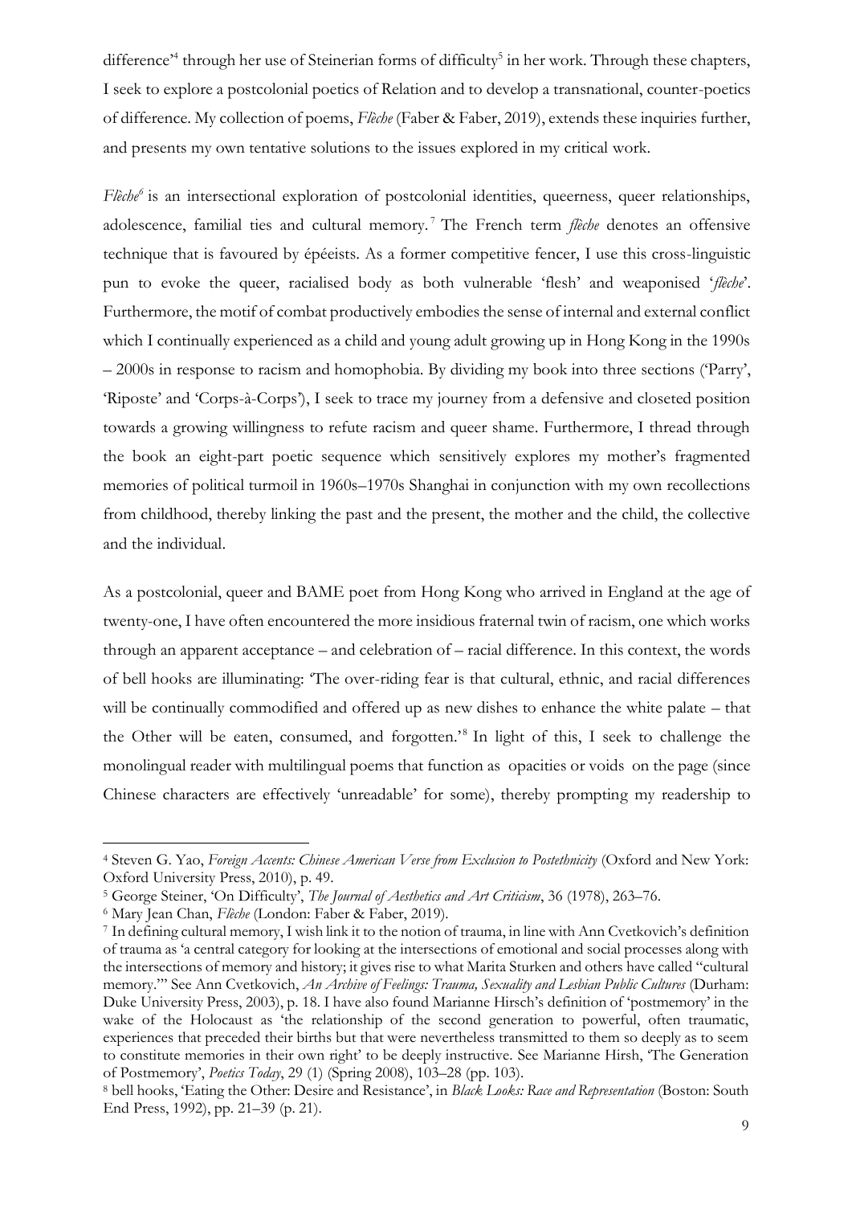difference'[4] through her use of Steinerian forms of difficulty[5] in her work. Through these chapters, I seek to explore a postcolonial poetics of Relation and to develop a transnational, counter-poetics of difference. My collection of poems, *Flèche* (Faber & Faber, 2019), extends these inquiries further, and presents my own tentative solutions to the issues explored in my critical work.

*Flèche*[6] is an intersectional exploration of postcolonial identities, queerness, queer relationships, adolescence, familial ties and cultural memory.[7] The French term *flèche* denotes an offensive technique that is favoured by épéeists. As a former competitive fencer, I use this cross-linguistic pun to evoke the queer, racialised body as both vulnerable 'flesh' and weaponised '*flèche*'. Furthermore, the motif of combat productively embodies the sense of internal and external conflict which I continually experienced as a child and young adult growing up in Hong Kong in the 1990s – 2000s in response to racism and homophobia. By dividing my book into three sections ('Parry', 'Riposte' and 'Corps-à-Corps'), I seek to trace my journey from a defensive and closeted position towards a growing willingness to refute racism and queer shame. Furthermore, I thread through the book an eight-part poetic sequence which sensitively explores my mother's fragmented memories of political turmoil in 1960s–1970s Shanghai in conjunction with my own recollections from childhood, thereby linking the past and the present, the mother and the child, the collective and the individual.

As a postcolonial, queer and BAME poet from Hong Kong who arrived in England at the age of twenty-one, I have often encountered the more insidious fraternal twin of racism, one which works through an apparent acceptance – and celebration of – racial difference. In this context, the words of bell hooks are illuminating: 'The over-riding fear is that cultural, ethnic, and racial differences will be continually commodified and offered up as new dishes to enhance the white palate – that the Other will be eaten, consumed, and forgotten.'[8] In light of this, I seek to challenge the monolingual reader with multilingual poems that function as opacities or voids on the page (since Chinese characters are effectively 'unreadable' for some), thereby prompting my readership to

---

[4] Steven G. Yao, *Foreign Accents: Chinese American Verse from Exclusion to Postethnicity* (Oxford and New York: Oxford University Press, 2010), p. 49.

[5] George Steiner, 'On Difficulty', *The Journal of Aesthetics and Art Criticism*, 36 (1978), 263–76.

[6] Mary Jean Chan, *Flèche* (London: Faber & Faber, 2019).

[7] In defining cultural memory, I wish link it to the notion of trauma, in line with Ann Cvetkovich's definition of trauma as 'a central category for looking at the intersections of emotional and social processes along with the intersections of memory and history; it gives rise to what Marita Sturken and others have called "cultural memory."' See Ann Cvetkovich, *An Archive of Feelings: Trauma, Sexuality and Lesbian Public Cultures* (Durham: Duke University Press, 2003), p. 18. I have also found Marianne Hirsch's definition of 'postmemory' in the wake of the Holocaust as 'the relationship of the second generation to powerful, often traumatic, experiences that preceded their births but that were nevertheless transmitted to them so deeply as to seem to constitute memories in their own right' to be deeply instructive. See Marianne Hirsh, 'The Generation of Postmemory', *Poetics Today*, 29 (1) (Spring 2008), 103–28 (pp. 103).

[8] bell hooks, 'Eating the Other: Desire and Resistance', in *Black Looks: Race and Representation* (Boston: South End Press, 1992), pp. 21–39 (p. 21).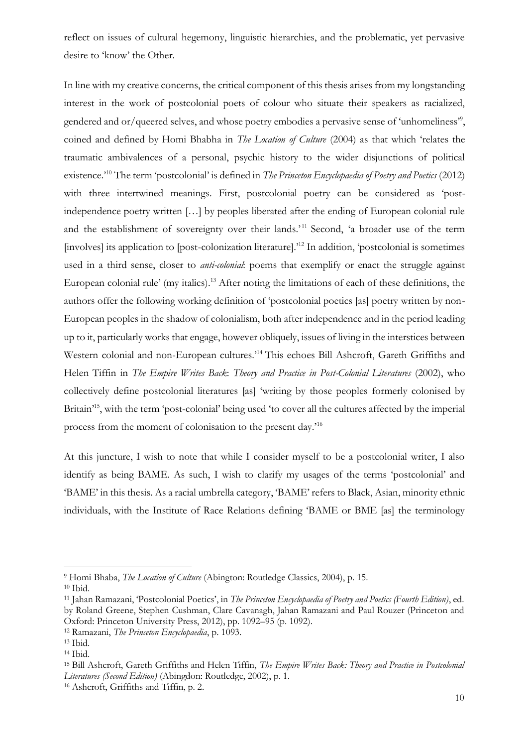reflect on issues of cultural hegemony, linguistic hierarchies, and the problematic, yet pervasive desire to 'know' the Other.

In line with my creative concerns, the critical component of this thesis arises from my longstanding interest in the work of postcolonial poets of colour who situate their speakers as racialized, gendered and or/queered selves, and whose poetry embodies a pervasive sense of 'unhomeliness'[9], coined and defined by Homi Bhabha in *The Location of Culture* (2004) as that which 'relates the traumatic ambivalences of a personal, psychic history to the wider disjunctions of political existence.'[10] The term 'postcolonial' is defined in *The Princeton Encyclopaedia of Poetry and Poetics* (2012) with three intertwined meanings. First, postcolonial poetry can be considered as 'post-independence poetry written […] by peoples liberated after the ending of European colonial rule and the establishment of sovereignty over their lands.'[11] Second, 'a broader use of the term [involves] its application to [post-colonization literature].'[12] In addition, 'postcolonial is sometimes used in a third sense, closer to *anti-colonial*: poems that exemplify or enact the struggle against European colonial rule' (my italics).[13] After noting the limitations of each of these definitions, the authors offer the following working definition of 'postcolonial poetics [as] poetry written by non-European peoples in the shadow of colonialism, both after independence and in the period leading up to it, particularly works that engage, however obliquely, issues of living in the interstices between Western colonial and non-European cultures.'[14] This echoes Bill Ashcroft, Gareth Griffiths and Helen Tiffin in *The Empire Writes Back*: *Theory and Practice in Post-Colonial Literatures* (2002), who collectively define postcolonial literatures [as] 'writing by those peoples formerly colonised by Britain'[15], with the term 'post-colonial' being used 'to cover all the cultures affected by the imperial process from the moment of colonisation to the present day.'[16]

At this juncture, I wish to note that while I consider myself to be a postcolonial writer, I also identify as being BAME. As such, I wish to clarify my usages of the terms 'postcolonial' and 'BAME' in this thesis. As a racial umbrella category, 'BAME' refers to Black, Asian, minority ethnic individuals, with the Institute of Race Relations defining 'BAME or BME [as] the terminology

---

[9] Homi Bhaba, *The Location of Culture* (Abington: Routledge Classics, 2004), p. 15.

[10] Ibid.

[11] Jahan Ramazani, 'Postcolonial Poetics', in *The Princeton Encyclopaedia of Poetry and Poetics (Fourth Edition)*, ed. by Roland Greene, Stephen Cushman, Clare Cavanagh, Jahan Ramazani and Paul Rouzer (Princeton and Oxford: Princeton University Press, 2012), pp. 1092–95 (p. 1092).

[12] Ramazani, *The Princeton Encyclopaedia*, p. 1093.

[13] Ibid.

[14] Ibid.

[15] Bill Ashcroft, Gareth Griffiths and Helen Tiffin, *The Empire Writes Back: Theory and Practice in Postcolonial Literatures (Second Edition)* (Abingdon: Routledge, 2002), p. 1.

[16] Ashcroft, Griffiths and Tiffin, p. 2.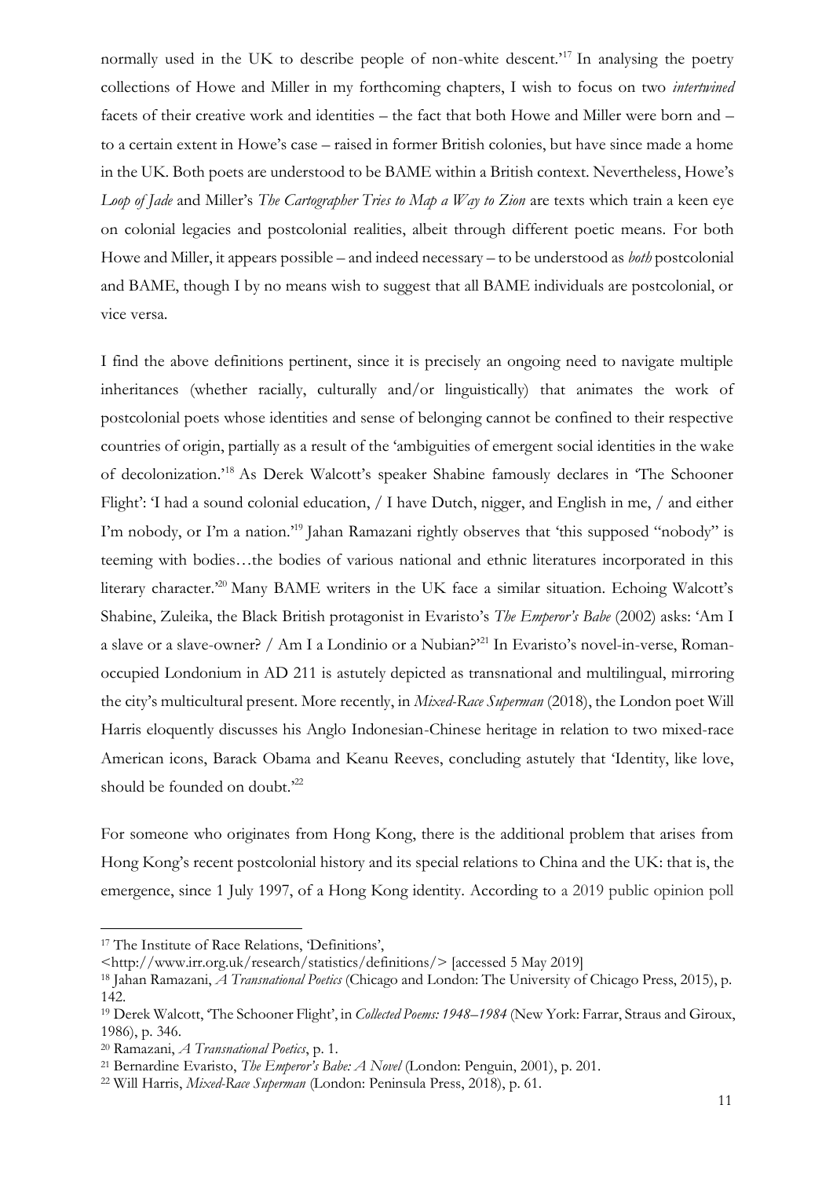normally used in the UK to describe people of non-white descent.'[17] In analysing the poetry collections of Howe and Miller in my forthcoming chapters, I wish to focus on two *intertwined* facets of their creative work and identities – the fact that both Howe and Miller were born and – to a certain extent in Howe's case – raised in former British colonies, but have since made a home in the UK. Both poets are understood to be BAME within a British context. Nevertheless, Howe's *Loop of Jade* and Miller's *The Cartographer Tries to Map a Way to Zion* are texts which train a keen eye on colonial legacies and postcolonial realities, albeit through different poetic means. For both Howe and Miller, it appears possible – and indeed necessary – to be understood as *both* postcolonial and BAME, though I by no means wish to suggest that all BAME individuals are postcolonial, or vice versa.

I find the above definitions pertinent, since it is precisely an ongoing need to navigate multiple inheritances (whether racially, culturally and/or linguistically) that animates the work of postcolonial poets whose identities and sense of belonging cannot be confined to their respective countries of origin, partially as a result of the 'ambiguities of emergent social identities in the wake of decolonization.'[18] As Derek Walcott's speaker Shabine famously declares in 'The Schooner Flight': 'I had a sound colonial education, / I have Dutch, nigger, and English in me, / and either I'm nobody, or I'm a nation.'[19] Jahan Ramazani rightly observes that 'this supposed "nobody" is teeming with bodies…the bodies of various national and ethnic literatures incorporated in this literary character.'[20] Many BAME writers in the UK face a similar situation. Echoing Walcott's Shabine, Zuleika, the Black British protagonist in Evaristo's *The Emperor's Babe* (2002) asks: 'Am I a slave or a slave-owner? / Am I a Londinio or a Nubian?'[21] In Evaristo's novel-in-verse, Roman-occupied Londonium in AD 211 is astutely depicted as transnational and multilingual, mirroring the city's multicultural present. More recently, in *Mixed-Race Superman* (2018), the London poet Will Harris eloquently discusses his Anglo Indonesian-Chinese heritage in relation to two mixed-race American icons, Barack Obama and Keanu Reeves, concluding astutely that 'Identity, like love, should be founded on doubt.'[22]

For someone who originates from Hong Kong, there is the additional problem that arises from Hong Kong's recent postcolonial history and its special relations to China and the UK: that is, the emergence, since 1 July 1997, of a Hong Kong identity. According to a 2019 public opinion poll

---

[17] The Institute of Race Relations, 'Definitions', <http://www.irr.org.uk/research/statistics/definitions/> [accessed 5 May 2019]

[18] Jahan Ramazani, *A Transnational Poetics* (Chicago and London: The University of Chicago Press, 2015), p. 142.

[19] Derek Walcott, 'The Schooner Flight', in *Collected Poems: 1948–1984* (New York: Farrar, Straus and Giroux, 1986), p. 346.

[20] Ramazani, *A Transnational Poetics*, p. 1.

[21] Bernardine Evaristo, *The Emperor's Babe: A Novel* (London: Penguin, 2001), p. 201.

[22] Will Harris, *Mixed-Race Superman* (London: Peninsula Press, 2018), p. 61.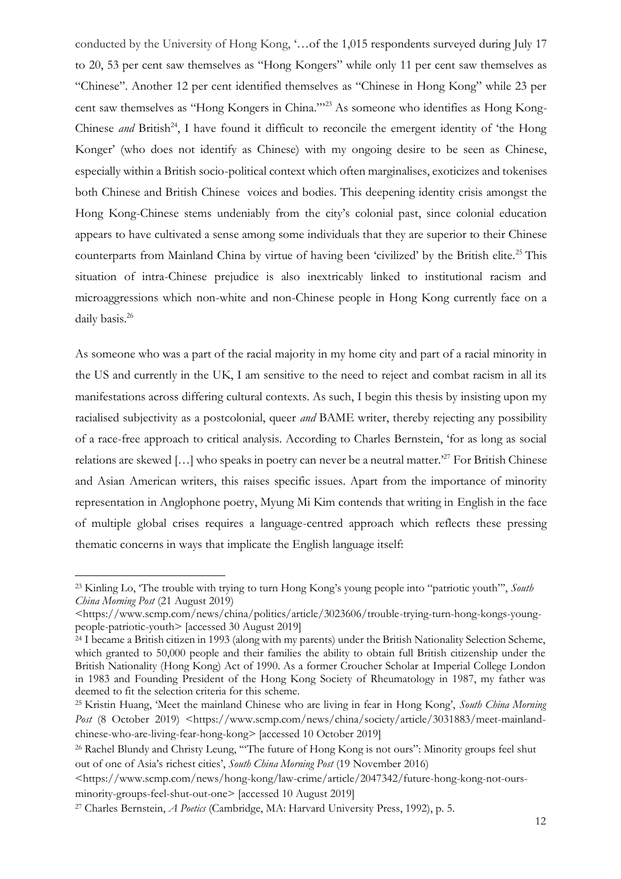conducted by the University of Hong Kong, '…of the 1,015 respondents surveyed during July 17 to 20, 53 per cent saw themselves as "Hong Kongers" while only 11 per cent saw themselves as "Chinese". Another 12 per cent identified themselves as "Chinese in Hong Kong" while 23 per cent saw themselves as "Hong Kongers in China."'[23] As someone who identifies as Hong Kong-Chinese *and* British[24], I have found it difficult to reconcile the emergent identity of 'the Hong Konger' (who does not identify as Chinese) with my ongoing desire to be seen as Chinese, especially within a British socio-political context which often marginalises, exoticizes and tokenises both Chinese and British Chinese voices and bodies. This deepening identity crisis amongst the Hong Kong-Chinese stems undeniably from the city's colonial past, since colonial education appears to have cultivated a sense among some individuals that they are superior to their Chinese counterparts from Mainland China by virtue of having been 'civilized' by the British elite.[25] This situation of intra-Chinese prejudice is also inextricably linked to institutional racism and microaggressions which non-white and non-Chinese people in Hong Kong currently face on a daily basis.[26]

As someone who was a part of the racial majority in my home city and part of a racial minority in the US and currently in the UK, I am sensitive to the need to reject and combat racism in all its manifestations across differing cultural contexts. As such, I begin this thesis by insisting upon my racialised subjectivity as a postcolonial, queer *and* BAME writer, thereby rejecting any possibility of a race-free approach to critical analysis. According to Charles Bernstein, 'for as long as social relations are skewed […] who speaks in poetry can never be a neutral matter.'[27] For British Chinese and Asian American writers, this raises specific issues. Apart from the importance of minority representation in Anglophone poetry, Myung Mi Kim contends that writing in English in the face of multiple global crises requires a language-centred approach which reflects these pressing thematic concerns in ways that implicate the English language itself:

---

[23] Kinling Lo, 'The trouble with trying to turn Hong Kong's young people into "patriotic youth"', *South China Morning Post* (21 August 2019) <https://www.scmp.com/news/china/politics/article/3023606/trouble-trying-turn-hong-kongs-young-people-patriotic-youth> [accessed 30 August 2019]

[24] I became a British citizen in 1993 (along with my parents) under the British Nationality Selection Scheme, which granted to 50,000 people and their families the ability to obtain full British citizenship under the British Nationality (Hong Kong) Act of 1990. As a former Croucher Scholar at Imperial College London in 1983 and Founding President of the Hong Kong Society of Rheumatology in 1987, my father was deemed to fit the selection criteria for this scheme.

[25] Kristin Huang, 'Meet the mainland Chinese who are living in fear in Hong Kong', *South China Morning Post* (8 October 2019) <https://www.scmp.com/news/china/society/article/3031883/meet-mainland-chinese-who-are-living-fear-hong-kong> [accessed 10 October 2019]

[26] Rachel Blundy and Christy Leung, '"The future of Hong Kong is not ours": Minority groups feel shut out of one of Asia's richest cities', *South China Morning Post* (19 November 2016) <https://www.scmp.com/news/hong-kong/law-crime/article/2047342/future-hong-kong-not-ours-minority-groups-feel-shut-out-one> [accessed 10 August 2019]

[27] Charles Bernstein, *A Poetics* (Cambridge, MA: Harvard University Press, 1992), p. 5.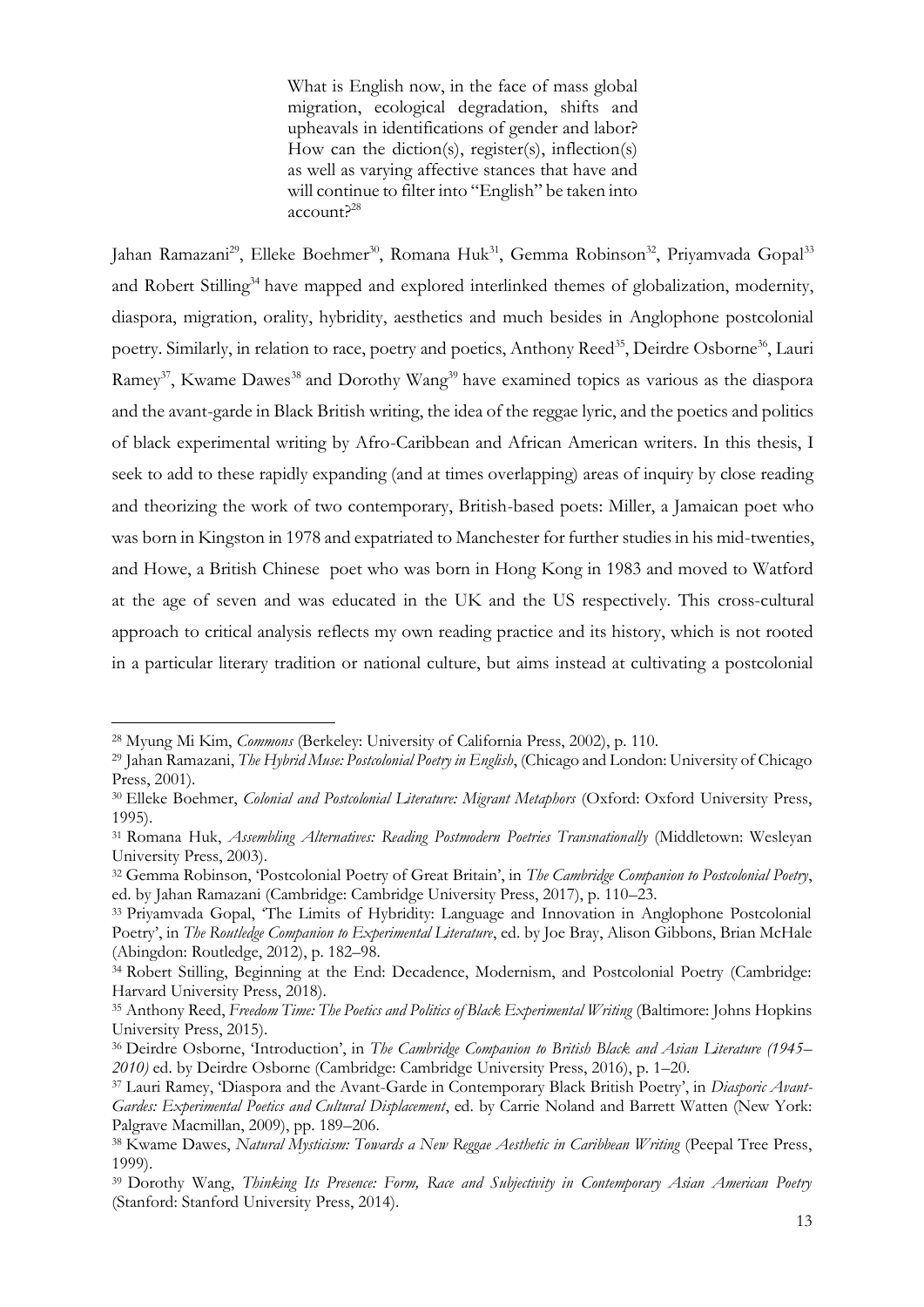> What is English now, in the face of mass global migration, ecological degradation, shifts and upheavals in identifications of gender and labor? How can the diction(s), register(s), inflection(s) as well as varying affective stances that have and will continue to filter into "English" be taken into account?[28]

Jahan Ramazani[29], Elleke Boehmer[30], Romana Huk[31], Gemma Robinson[32], Priyamvada Gopal[33] and Robert Stilling[34] have mapped and explored interlinked themes of globalization, modernity, diaspora, migration, orality, hybridity, aesthetics and much besides in Anglophone postcolonial poetry. Similarly, in relation to race, poetry and poetics, Anthony Reed[35], Deirdre Osborne[36], Lauri Ramey[37], Kwame Dawes[38] and Dorothy Wang[39] have examined topics as various as the diaspora and the avant-garde in Black British writing, the idea of the reggae lyric, and the poetics and politics of black experimental writing by Afro-Caribbean and African American writers. In this thesis, I seek to add to these rapidly expanding (and at times overlapping) areas of inquiry by close reading and theorizing the work of two contemporary, British-based poets: Miller, a Jamaican poet who was born in Kingston in 1978 and expatriated to Manchester for further studies in his mid-twenties, and Howe, a British Chinese poet who was born in Hong Kong in 1983 and moved to Watford at the age of seven and was educated in the UK and the US respectively. This cross-cultural approach to critical analysis reflects my own reading practice and its history, which is not rooted in a particular literary tradition or national culture, but aims instead at cultivating a postcolonial

---

[28] Myung Mi Kim, *Commons* (Berkeley: University of California Press, 2002), p. 110.

[29] Jahan Ramazani, *The Hybrid Muse: Postcolonial Poetry in English*, (Chicago and London: University of Chicago Press, 2001).

[30] Elleke Boehmer, *Colonial and Postcolonial Literature: Migrant Metaphors* (Oxford: Oxford University Press, 1995).

[31] Romana Huk, *Assembling Alternatives: Reading Postmodern Poetries Transnationally* (Middletown: Wesleyan University Press, 2003).

[32] Gemma Robinson, 'Postcolonial Poetry of Great Britain', in *The Cambridge Companion to Postcolonial Poetry*, ed. by Jahan Ramazani (Cambridge: Cambridge University Press, 2017), p. 110–23.

[33] Priyamvada Gopal, 'The Limits of Hybridity: Language and Innovation in Anglophone Postcolonial Poetry', in *The Routledge Companion to Experimental Literature*, ed. by Joe Bray, Alison Gibbons, Brian McHale (Abingdon: Routledge, 2012), p. 182–98.

[34] Robert Stilling, Beginning at the End: Decadence, Modernism, and Postcolonial Poetry (Cambridge: Harvard University Press, 2018).

[35] Anthony Reed, *Freedom Time: The Poetics and Politics of Black Experimental Writing* (Baltimore: Johns Hopkins University Press, 2015).

[36] Deirdre Osborne, 'Introduction', in *The Cambridge Companion to British Black and Asian Literature (1945–2010)* ed. by Deirdre Osborne (Cambridge: Cambridge University Press, 2016), p. 1–20.

[37] Lauri Ramey, 'Diaspora and the Avant-Garde in Contemporary Black British Poetry', in *Diasporic Avant-Gardes: Experimental Poetics and Cultural Displacement*, ed. by Carrie Noland and Barrett Watten (New York: Palgrave Macmillan, 2009), pp. 189–206.

[38] Kwame Dawes, *Natural Mysticism: Towards a New Reggae Aesthetic in Caribbean Writing* (Peepal Tree Press, 1999).

[39] Dorothy Wang, *Thinking Its Presence: Form, Race and Subjectivity in Contemporary Asian American Poetry* (Stanford: Stanford University Press, 2014).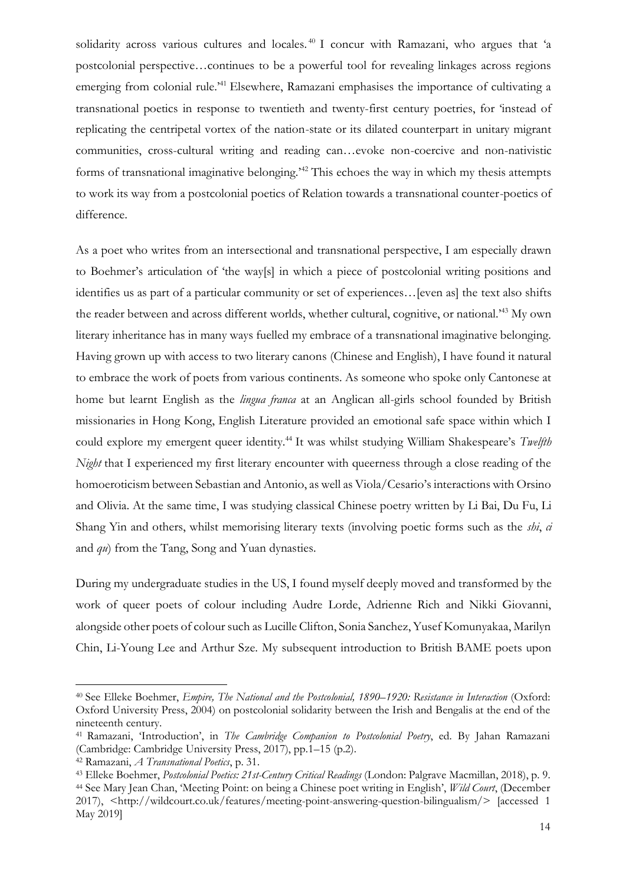solidarity across various cultures and locales.[40] I concur with Ramazani, who argues that 'a postcolonial perspective…continues to be a powerful tool for revealing linkages across regions emerging from colonial rule.'[41] Elsewhere, Ramazani emphasises the importance of cultivating a transnational poetics in response to twentieth and twenty-first century poetries, for 'instead of replicating the centripetal vortex of the nation-state or its dilated counterpart in unitary migrant communities, cross-cultural writing and reading can…evoke non-coercive and non-nativistic forms of transnational imaginative belonging.'[42] This echoes the way in which my thesis attempts to work its way from a postcolonial poetics of Relation towards a transnational counter-poetics of difference.

As a poet who writes from an intersectional and transnational perspective, I am especially drawn to Boehmer's articulation of 'the way[s] in which a piece of postcolonial writing positions and identifies us as part of a particular community or set of experiences…[even as] the text also shifts the reader between and across different worlds, whether cultural, cognitive, or national.'[43] My own literary inheritance has in many ways fuelled my embrace of a transnational imaginative belonging. Having grown up with access to two literary canons (Chinese and English), I have found it natural to embrace the work of poets from various continents. As someone who spoke only Cantonese at home but learnt English as the *lingua franca* at an Anglican all-girls school founded by British missionaries in Hong Kong, English Literature provided an emotional safe space within which I could explore my emergent queer identity.[44] It was whilst studying William Shakespeare's *Twelfth Night* that I experienced my first literary encounter with queerness through a close reading of the homoeroticism between Sebastian and Antonio, as well as Viola/Cesario's interactions with Orsino and Olivia. At the same time, I was studying classical Chinese poetry written by Li Bai, Du Fu, Li Shang Yin and others, whilst memorising literary texts (involving poetic forms such as the *shi*, *ci* and *qu*) from the Tang, Song and Yuan dynasties.

During my undergraduate studies in the US, I found myself deeply moved and transformed by the work of queer poets of colour including Audre Lorde, Adrienne Rich and Nikki Giovanni, alongside other poets of colour such as Lucille Clifton, Sonia Sanchez, Yusef Komunyakaa, Marilyn Chin, Li-Young Lee and Arthur Sze. My subsequent introduction to British BAME poets upon

---

[40] See Elleke Boehmer, *Empire, The National and the Postcolonial, 1890–1920: Resistance in Interaction* (Oxford: Oxford University Press, 2004) on postcolonial solidarity between the Irish and Bengalis at the end of the nineteenth century.

[41] Ramazani, 'Introduction', in *The Cambridge Companion to Postcolonial Poetry*, ed. By Jahan Ramazani (Cambridge: Cambridge University Press, 2017), pp.1–15 (p.2).

[42] Ramazani, *A Transnational Poetics*, p. 31.

[43] Elleke Boehmer, *Postcolonial Poetics: 21st-Century Critical Readings* (London: Palgrave Macmillan, 2018), p. 9.

[44] See Mary Jean Chan, 'Meeting Point: on being a Chinese poet writing in English', *Wild Court*, (December 2017), <http://wildcourt.co.uk/features/meeting-point-answering-question-bilingualism/> [accessed 1 May 2019]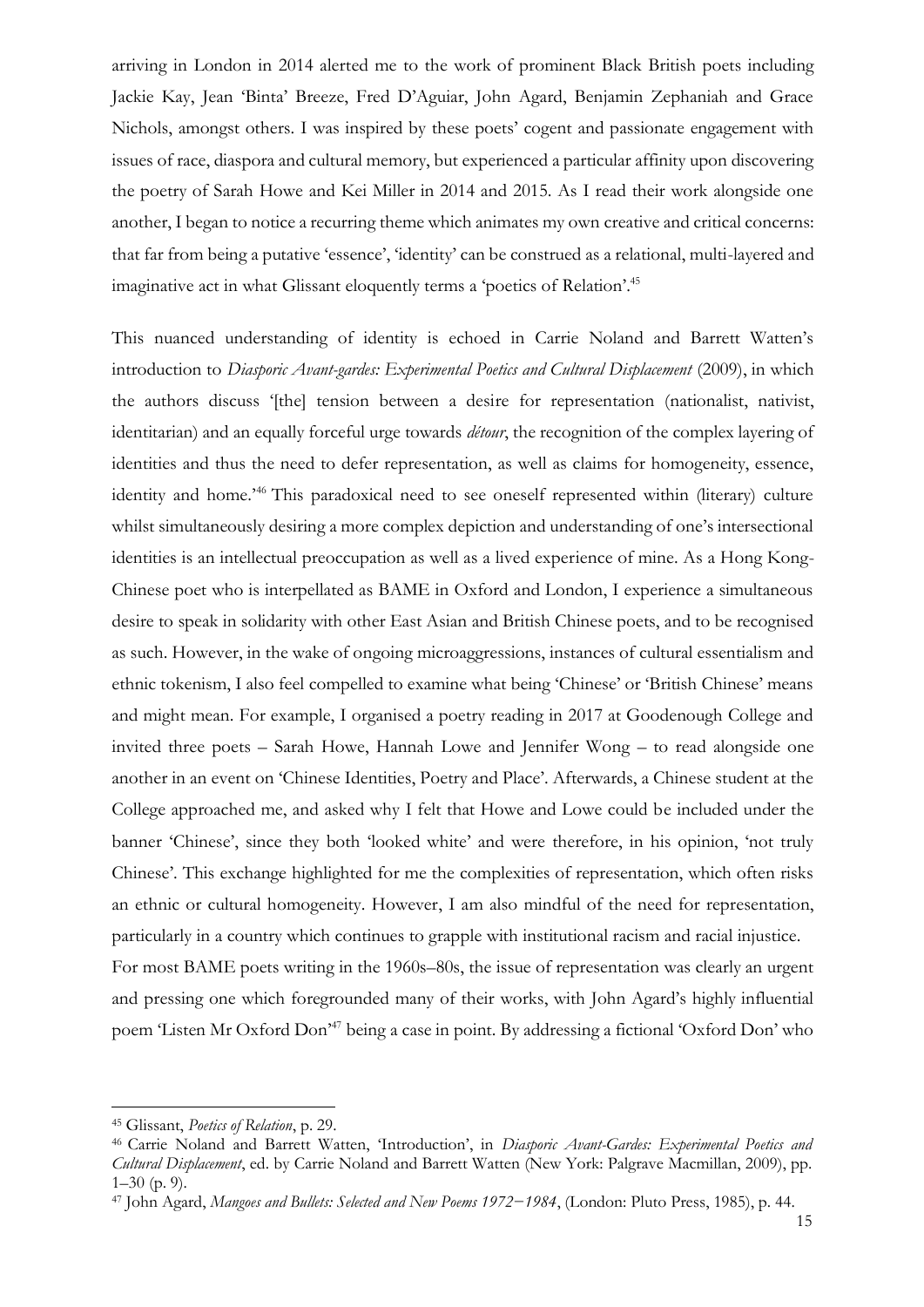arriving in London in 2014 alerted me to the work of prominent Black British poets including Jackie Kay, Jean 'Binta' Breeze, Fred D'Aguiar, John Agard, Benjamin Zephaniah and Grace Nichols, amongst others. I was inspired by these poets' cogent and passionate engagement with issues of race, diaspora and cultural memory, but experienced a particular affinity upon discovering the poetry of Sarah Howe and Kei Miller in 2014 and 2015. As I read their work alongside one another, I began to notice a recurring theme which animates my own creative and critical concerns: that far from being a putative 'essence', 'identity' can be construed as a relational, multi-layered and imaginative act in what Glissant eloquently terms a 'poetics of Relation'.[45]

This nuanced understanding of identity is echoed in Carrie Noland and Barrett Watten's introduction to *Diasporic Avant-gardes: Experimental Poetics and Cultural Displacement* (2009), in which the authors discuss '[the] tension between a desire for representation (nationalist, nativist, identitarian) and an equally forceful urge towards *détour*, the recognition of the complex layering of identities and thus the need to defer representation, as well as claims for homogeneity, essence, identity and home.'[46] This paradoxical need to see oneself represented within (literary) culture whilst simultaneously desiring a more complex depiction and understanding of one's intersectional identities is an intellectual preoccupation as well as a lived experience of mine. As a Hong Kong-Chinese poet who is interpellated as BAME in Oxford and London, I experience a simultaneous desire to speak in solidarity with other East Asian and British Chinese poets, and to be recognised as such. However, in the wake of ongoing microaggressions, instances of cultural essentialism and ethnic tokenism, I also feel compelled to examine what being 'Chinese' or 'British Chinese' means and might mean. For example, I organised a poetry reading in 2017 at Goodenough College and invited three poets – Sarah Howe, Hannah Lowe and Jennifer Wong – to read alongside one another in an event on 'Chinese Identities, Poetry and Place'. Afterwards, a Chinese student at the College approached me, and asked why I felt that Howe and Lowe could be included under the banner 'Chinese', since they both 'looked white' and were therefore, in his opinion, 'not truly Chinese'. This exchange highlighted for me the complexities of representation, which often risks an ethnic or cultural homogeneity. However, I am also mindful of the need for representation, particularly in a country which continues to grapple with institutional racism and racial injustice.

For most BAME poets writing in the 1960s–80s, the issue of representation was clearly an urgent and pressing one which foregrounded many of their works, with John Agard's highly influential poem 'Listen Mr Oxford Don'[47] being a case in point. By addressing a fictional 'Oxford Don' who

---

[45] Glissant, *Poetics of Relation*, p. 29.

[46] Carrie Noland and Barrett Watten, 'Introduction', in *Diasporic Avant-Gardes: Experimental Poetics and Cultural Displacement*, ed. by Carrie Noland and Barrett Watten (New York: Palgrave Macmillan, 2009), pp. 1–30 (p. 9).

[47] John Agard, *Mangoes and Bullets: Selected and New Poems 1972–1984*, (London: Pluto Press, 1985), p. 44.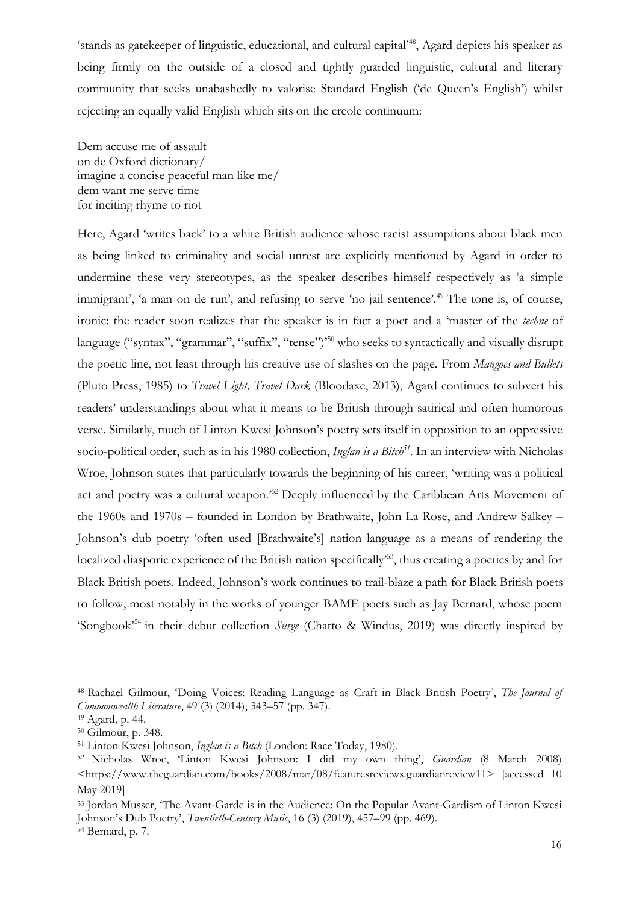'stands as gatekeeper of linguistic, educational, and cultural capital'[48], Agard depicts his speaker as being firmly on the outside of a closed and tightly guarded linguistic, cultural and literary community that seeks unabashedly to valorise Standard English ('de Queen's English') whilst rejecting an equally valid English which sits on the creole continuum:

Dem accuse me of assault  
on de Oxford dictionary/  
imagine a concise peaceful man like me/  
dem want me serve time  
for inciting rhyme to riot

Here, Agard 'writes back' to a white British audience whose racist assumptions about black men as being linked to criminality and social unrest are explicitly mentioned by Agard in order to undermine these very stereotypes, as the speaker describes himself respectively as 'a simple immigrant', 'a man on de run', and refusing to serve 'no jail sentence'.[49] The tone is, of course, ironic: the reader soon realizes that the speaker is in fact a poet and a 'master of the *techne* of language ("syntax", "grammar", "suffix", "tense")'[50] who seeks to syntactically and visually disrupt the poetic line, not least through his creative use of slashes on the page. From *Mangoes and Bullets* (Pluto Press, 1985) to *Travel Light, Travel Dark* (Bloodaxe, 2013), Agard continues to subvert his readers' understandings about what it means to be British through satirical and often humorous verse. Similarly, much of Linton Kwesi Johnson's poetry sets itself in opposition to an oppressive socio-political order, such as in his 1980 collection, *Inglan is a Bitch*[51]. In an interview with Nicholas Wroe, Johnson states that particularly towards the beginning of his career, 'writing was a political act and poetry was a cultural weapon.'[52] Deeply influenced by the Caribbean Arts Movement of the 1960s and 1970s – founded in London by Brathwaite, John La Rose, and Andrew Salkey – Johnson's dub poetry 'often used [Brathwaite's] nation language as a means of rendering the localized diasporic experience of the British nation specifically'[53], thus creating a poetics by and for Black British poets. Indeed, Johnson's work continues to trail-blaze a path for Black British poets to follow, most notably in the works of younger BAME poets such as Jay Bernard, whose poem 'Songbook'[54] in their debut collection *Surge* (Chatto & Windus, 2019) was directly inspired by

---

[48] Rachael Gilmour, 'Doing Voices: Reading Language as Craft in Black British Poetry', *The Journal of Commonwealth Literature*, 49 (3) (2014), 343–57 (pp. 347).

[49] Agard, p. 44.

[50] Gilmour, p. 348.

[51] Linton Kwesi Johnson, *Inglan is a Bitch* (London: Race Today, 1980).

[52] Nicholas Wroe, 'Linton Kwesi Johnson: I did my own thing', *Guardian* (8 March 2008) <https://www.theguardian.com/books/2008/mar/08/featuresreviews.guardianreview11> [accessed 10 May 2019]

[53] Jordan Musser, 'The Avant-Garde is in the Audience: On the Popular Avant-Gardism of Linton Kwesi Johnson's Dub Poetry', *Twentieth-Century Music*, 16 (3) (2019), 457–99 (pp. 469).

[54] Bernard, p. 7.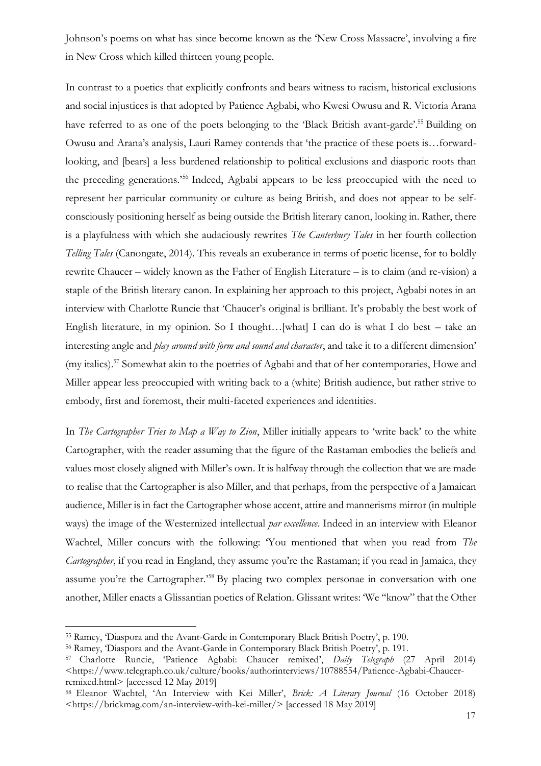Johnson's poems on what has since become known as the 'New Cross Massacre', involving a fire in New Cross which killed thirteen young people.

In contrast to a poetics that explicitly confronts and bears witness to racism, historical exclusions and social injustices is that adopted by Patience Agbabi, who Kwesi Owusu and R. Victoria Arana have referred to as one of the poets belonging to the 'Black British avant-garde'.[55] Building on Owusu and Arana's analysis, Lauri Ramey contends that 'the practice of these poets is…forward-looking, and [bears] a less burdened relationship to political exclusions and diasporic roots than the preceding generations.'[56] Indeed, Agbabi appears to be less preoccupied with the need to represent her particular community or culture as being British, and does not appear to be self-consciously positioning herself as being outside the British literary canon, looking in. Rather, there is a playfulness with which she audaciously rewrites *The Canterbury Tales* in her fourth collection *Telling Tales* (Canongate, 2014). This reveals an exuberance in terms of poetic license, for to boldly rewrite Chaucer – widely known as the Father of English Literature – is to claim (and re-vision) a staple of the British literary canon. In explaining her approach to this project, Agbabi notes in an interview with Charlotte Runcie that 'Chaucer's original is brilliant. It's probably the best work of English literature, in my opinion. So I thought…[what] I can do is what I do best – take an interesting angle and *play around with form and sound and character*, and take it to a different dimension' (my italics).[57] Somewhat akin to the poetries of Agbabi and that of her contemporaries, Howe and Miller appear less preoccupied with writing back to a (white) British audience, but rather strive to embody, first and foremost, their multi-faceted experiences and identities.

In *The Cartographer Tries to Map a Way to Zion*, Miller initially appears to 'write back' to the white Cartographer, with the reader assuming that the figure of the Rastaman embodies the beliefs and values most closely aligned with Miller's own. It is halfway through the collection that we are made to realise that the Cartographer is also Miller, and that perhaps, from the perspective of a Jamaican audience, Miller is in fact the Cartographer whose accent, attire and mannerisms mirror (in multiple ways) the image of the Westernized intellectual *par excellence*. Indeed in an interview with Eleanor Wachtel, Miller concurs with the following: 'You mentioned that when you read from *The Cartographer*, if you read in England, they assume you're the Rastaman; if you read in Jamaica, they assume you're the Cartographer.'[58] By placing two complex personae in conversation with one another, Miller enacts a Glissantian poetics of Relation. Glissant writes: 'We "know" that the Other

[55] Ramey, 'Diaspora and the Avant-Garde in Contemporary Black British Poetry', p. 190.

[56] Ramey, 'Diaspora and the Avant-Garde in Contemporary Black British Poetry', p. 191.

[57] Charlotte Runcie, 'Patience Agbabi: Chaucer remixed', *Daily Telegraph* (27 April 2014) <https://www.telegraph.co.uk/culture/books/authorinterviews/10788554/Patience-Agbabi-Chaucer-remixed.html> [accessed 12 May 2019]

[58] Eleanor Wachtel, 'An Interview with Kei Miller', *Brick: A Literary Journal* (16 October 2018) <https://brickmag.com/an-interview-with-kei-miller/> [accessed 18 May 2019]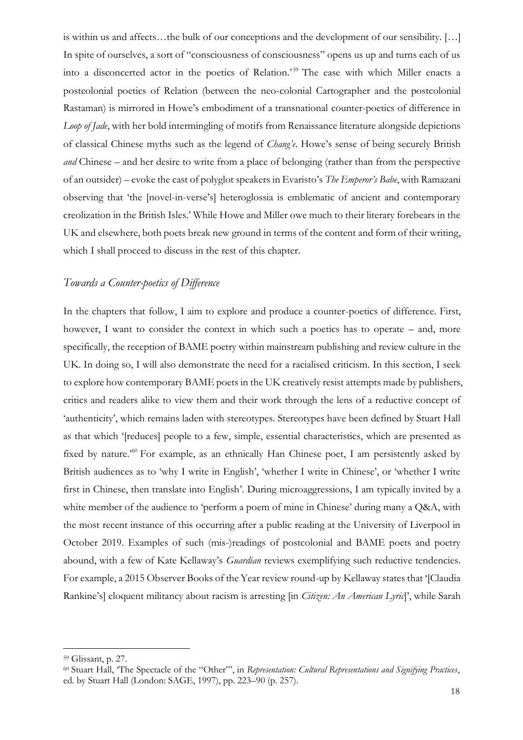is within us and affects…the bulk of our conceptions and the development of our sensibility. […] In spite of ourselves, a sort of "consciousness of consciousness" opens us up and turns each of us into a disconcerted actor in the poetics of Relation.'[59] The ease with which Miller enacts a postcolonial poetics of Relation (between the neo-colonial Cartographer and the postcolonial Rastaman) is mirrored in Howe's embodiment of a transnational counter-poetics of difference in *Loop of Jade*, with her bold intermingling of motifs from Renaissance literature alongside depictions of classical Chinese myths such as the legend of *Chang'e*. Howe's sense of being securely British *and* Chinese – and her desire to write from a place of belonging (rather than from the perspective of an outsider) – evoke the cast of polyglot speakers in Evaristo's *The Emperor's Babe*, with Ramazani observing that 'the [novel-in-verse's] heteroglossia is emblematic of ancient and contemporary creolization in the British Isles.' While Howe and Miller owe much to their literary forebears in the UK and elsewhere, both poets break new ground in terms of the content and form of their writing, which I shall proceed to discuss in the rest of this chapter.

## *Towards a Counter-poetics of Difference*

In the chapters that follow, I aim to explore and produce a counter-poetics of difference. First, however, I want to consider the context in which such a poetics has to operate – and, more specifically, the reception of BAME poetry within mainstream publishing and review culture in the UK. In doing so, I will also demonstrate the need for a racialised criticism. In this section, I seek to explore how contemporary BAME poets in the UK creatively resist attempts made by publishers, critics and readers alike to view them and their work through the lens of a reductive concept of 'authenticity', which remains laden with stereotypes. Stereotypes have been defined by Stuart Hall as that which '[reduces] people to a few, simple, essential characteristics, which are presented as fixed by nature.'[60] For example, as an ethnically Han Chinese poet, I am persistently asked by British audiences as to 'why I write in English', 'whether I write in Chinese', or 'whether I write first in Chinese, then translate into English'. During microaggressions, I am typically invited by a white member of the audience to 'perform a poem of mine in Chinese' during many a Q&A, with the most recent instance of this occurring after a public reading at the University of Liverpool in October 2019. Examples of such (mis-)readings of postcolonial and BAME poets and poetry abound, with a few of Kate Kellaway's *Guardian* reviews exemplifying such reductive tendencies. For example, a 2015 Observer Books of the Year review round-up by Kellaway states that '[Claudia Rankine's] eloquent militancy about racism is arresting [in *Citizen: An American Lyric*]', while Sarah

---

[59] Glissant, p. 27.

[60] Stuart Hall, 'The Spectacle of the "Other"', in *Representation: Cultural Representations and Signifying Practices*, ed. by Stuart Hall (London: SAGE, 1997), pp. 223–90 (p. 257).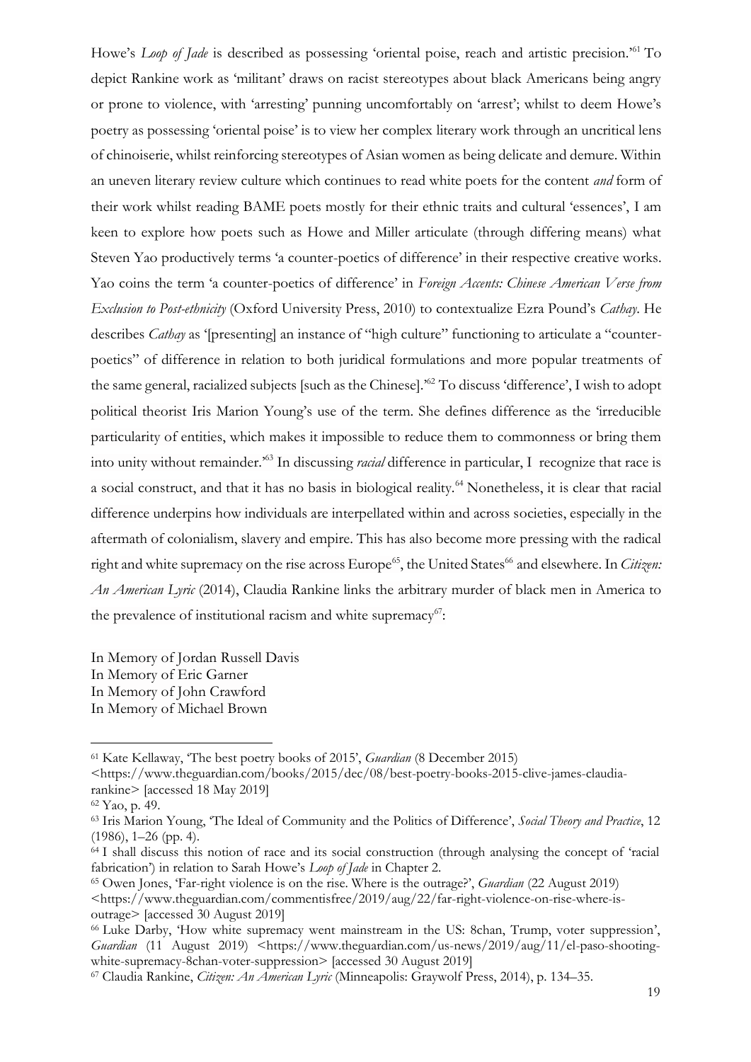Howe's *Loop of Jade* is described as possessing 'oriental poise, reach and artistic precision.'[61] To depict Rankine work as 'militant' draws on racist stereotypes about black Americans being angry or prone to violence, with 'arresting' punning uncomfortably on 'arrest'; whilst to deem Howe's poetry as possessing 'oriental poise' is to view her complex literary work through an uncritical lens of chinoiserie, whilst reinforcing stereotypes of Asian women as being delicate and demure. Within an uneven literary review culture which continues to read white poets for the content *and* form of their work whilst reading BAME poets mostly for their ethnic traits and cultural 'essences', I am keen to explore how poets such as Howe and Miller articulate (through differing means) what Steven Yao productively terms 'a counter-poetics of difference' in their respective creative works. Yao coins the term 'a counter-poetics of difference' in *Foreign Accents: Chinese American Verse from Exclusion to Post-ethnicity* (Oxford University Press, 2010) to contextualize Ezra Pound's *Cathay*. He describes *Cathay* as '[presenting] an instance of "high culture" functioning to articulate a "counter-poetics" of difference in relation to both juridical formulations and more popular treatments of the same general, racialized subjects [such as the Chinese].'[62] To discuss 'difference', I wish to adopt political theorist Iris Marion Young's use of the term. She defines difference as the 'irreducible particularity of entities, which makes it impossible to reduce them to commonness or bring them into unity without remainder.'[63] In discussing *racial* difference in particular, I recognize that race is a social construct, and that it has no basis in biological reality.[64] Nonetheless, it is clear that racial difference underpins how individuals are interpellated within and across societies, especially in the aftermath of colonialism, slavery and empire. This has also become more pressing with the radical right and white supremacy on the rise across Europe[65], the United States[66] and elsewhere. In *Citizen: An American Lyric* (2014), Claudia Rankine links the arbitrary murder of black men in America to the prevalence of institutional racism and white supremacy[67]:

In Memory of Jordan Russell Davis
In Memory of Eric Garner
In Memory of John Crawford
In Memory of Michael Brown

---

[61] Kate Kellaway, 'The best poetry books of 2015', *Guardian* (8 December 2015) <https://www.theguardian.com/books/2015/dec/08/best-poetry-books-2015-clive-james-claudia-rankine> [accessed 18 May 2019]

[62] Yao, p. 49.

[63] Iris Marion Young, 'The Ideal of Community and the Politics of Difference', *Social Theory and Practice*, 12 (1986), 1–26 (pp. 4).

[64] I shall discuss this notion of race and its social construction (through analysing the concept of 'racial fabrication') in relation to Sarah Howe's *Loop of Jade* in Chapter 2.

[65] Owen Jones, 'Far-right violence is on the rise. Where is the outrage?', *Guardian* (22 August 2019) <https://www.theguardian.com/commentisfree/2019/aug/22/far-right-violence-on-rise-where-is-outrage> [accessed 30 August 2019]

[66] Luke Darby, 'How white supremacy went mainstream in the US: 8chan, Trump, voter suppression', *Guardian* (11 August 2019) <https://www.theguardian.com/us-news/2019/aug/11/el-paso-shooting-white-supremacy-8chan-voter-suppression> [accessed 30 August 2019]

[67] Claudia Rankine, *Citizen: An American Lyric* (Minneapolis: Graywolf Press, 2014), p. 134–35.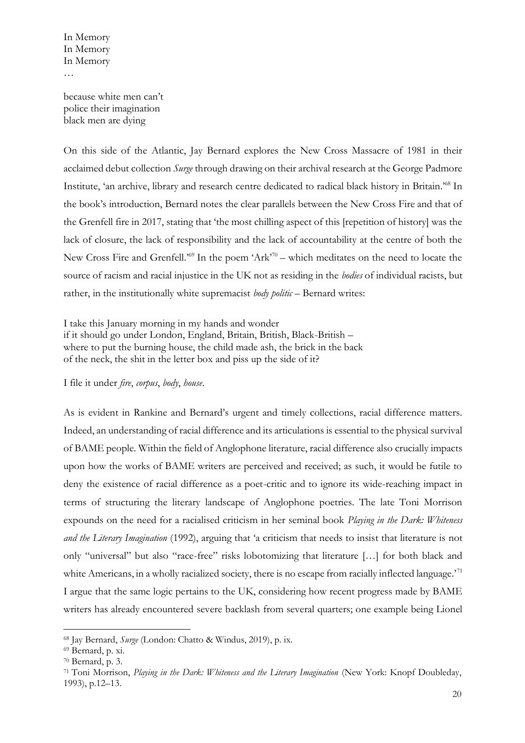In Memory  
In Memory  
In Memory  
…

because white men can't  
police their imagination  
black men are dying

On this side of the Atlantic, Jay Bernard explores the New Cross Massacre of 1981 in their acclaimed debut collection *Surge* through drawing on their archival research at the George Padmore Institute, 'an archive, library and research centre dedicated to radical black history in Britain.'[68] In the book's introduction, Bernard notes the clear parallels between the New Cross Fire and that of the Grenfell fire in 2017, stating that 'the most chilling aspect of this [repetition of history] was the lack of closure, the lack of responsibility and the lack of accountability at the centre of both the New Cross Fire and Grenfell.'[69] In the poem 'Ark'[70] – which meditates on the need to locate the source of racism and racial injustice in the UK not as residing in the *bodies* of individual racists, but rather, in the institutionally white supremacist *body politic* – Bernard writes:

I take this January morning in my hands and wonder  
if it should go under London, England, Britain, British, Black-British –  
where to put the burning house, the child made ash, the brick in the back  
of the neck, the shit in the letter box and piss up the side of it?

I file it under *fire*, *corpus*, *body*, *house*.

As is evident in Rankine and Bernard's urgent and timely collections, racial difference matters. Indeed, an understanding of racial difference and its articulations is essential to the physical survival of BAME people. Within the field of Anglophone literature, racial difference also crucially impacts upon how the works of BAME writers are perceived and received; as such, it would be futile to deny the existence of racial difference as a poet-critic and to ignore its wide-reaching impact in terms of structuring the literary landscape of Anglophone poetries. The late Toni Morrison expounds on the need for a racialised criticism in her seminal book *Playing in the Dark: Whiteness and the Literary Imagination* (1992), arguing that 'a criticism that needs to insist that literature is not only "universal" but also "race-free" risks lobotomizing that literature […] for both black and white Americans, in a wholly racialized society, there is no escape from racially inflected language.'[71] I argue that the same logic pertains to the UK, considering how recent progress made by BAME writers has already encountered severe backlash from several quarters; one example being Lionel

[68] Jay Bernard, *Surge* (London: Chatto & Windus, 2019), p. ix.

[69] Bernard, p. xi.

[70] Bernard, p. 3.

[71] Toni Morrison, *Playing in the Dark: Whiteness and the Literary Imagination* (New York: Knopf Doubleday, 1993), p.12–13.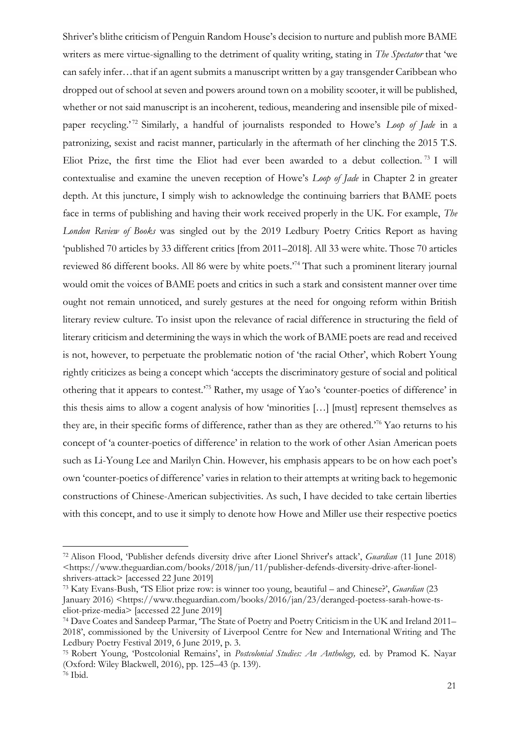Shriver's blithe criticism of Penguin Random House's decision to nurture and publish more BAME writers as mere virtue-signalling to the detriment of quality writing, stating in *The Spectator* that 'we can safely infer…that if an agent submits a manuscript written by a gay transgender Caribbean who dropped out of school at seven and powers around town on a mobility scooter, it will be published, whether or not said manuscript is an incoherent, tedious, meandering and insensible pile of mixed-paper recycling.'[72] Similarly, a handful of journalists responded to Howe's *Loop of Jade* in a patronizing, sexist and racist manner, particularly in the aftermath of her clinching the 2015 T.S. Eliot Prize, the first time the Eliot had ever been awarded to a debut collection.[73] I will contextualise and examine the uneven reception of Howe's *Loop of Jade* in Chapter 2 in greater depth. At this juncture, I simply wish to acknowledge the continuing barriers that BAME poets face in terms of publishing and having their work received properly in the UK. For example, *The London Review of Books* was singled out by the 2019 Ledbury Poetry Critics Report as having 'published 70 articles by 33 different critics [from 2011–2018]. All 33 were white. Those 70 articles reviewed 86 different books. All 86 were by white poets.'[74] That such a prominent literary journal would omit the voices of BAME poets and critics in such a stark and consistent manner over time ought not remain unnoticed, and surely gestures at the need for ongoing reform within British literary review culture. To insist upon the relevance of racial difference in structuring the field of literary criticism and determining the ways in which the work of BAME poets are read and received is not, however, to perpetuate the problematic notion of 'the racial Other', which Robert Young rightly criticizes as being a concept which 'accepts the discriminatory gesture of social and political othering that it appears to contest.'[75] Rather, my usage of Yao's 'counter-poetics of difference' in this thesis aims to allow a cogent analysis of how 'minorities […] [must] represent themselves as they are, in their specific forms of difference, rather than as they are othered.'[76] Yao returns to his concept of 'a counter-poetics of difference' in relation to the work of other Asian American poets such as Li-Young Lee and Marilyn Chin. However, his emphasis appears to be on how each poet's own 'counter-poetics of difference' varies in relation to their attempts at writing back to hegemonic constructions of Chinese-American subjectivities. As such, I have decided to take certain liberties with this concept, and to use it simply to denote how Howe and Miller use their respective poetics

---

[72] Alison Flood, 'Publisher defends diversity drive after Lionel Shriver's attack', *Guardian* (11 June 2018) <https://www.theguardian.com/books/2018/jun/11/publisher-defends-diversity-drive-after-lionel-shrivers-attack> [accessed 22 June 2019]

[73] Katy Evans-Bush, 'TS Eliot prize row: is winner too young, beautiful – and Chinese?', *Guardian* (23 January 2016) <https://www.theguardian.com/books/2016/jan/23/deranged-poetess-sarah-howe-ts-eliot-prize-media> [accessed 22 June 2019]

[74] Dave Coates and Sandeep Parmar, 'The State of Poetry and Poetry Criticism in the UK and Ireland 2011–2018', commissioned by the University of Liverpool Centre for New and International Writing and The Ledbury Poetry Festival 2019, 6 June 2019, p. 3.

[75] Robert Young, 'Postcolonial Remains', in *Postcolonial Studies: An Anthology,* ed. by Pramod K. Nayar (Oxford: Wiley Blackwell, 2016), pp. 125–43 (p. 139).

[76] Ibid.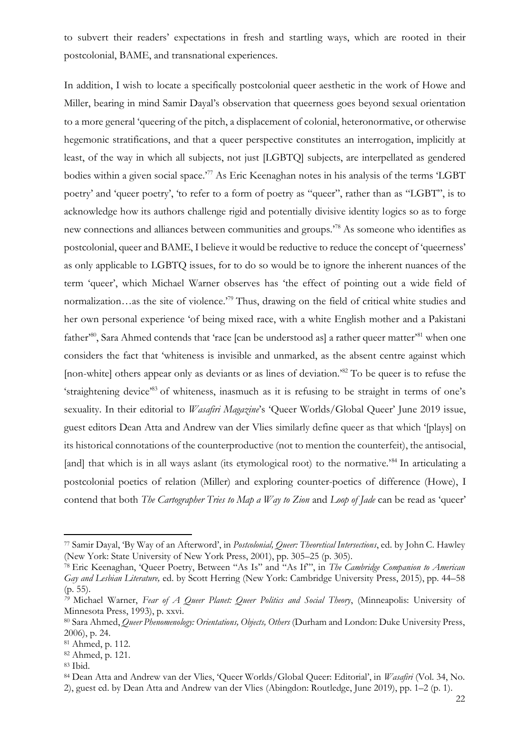to subvert their readers' expectations in fresh and startling ways, which are rooted in their postcolonial, BAME, and transnational experiences.

In addition, I wish to locate a specifically postcolonial queer aesthetic in the work of Howe and Miller, bearing in mind Samir Dayal's observation that queerness goes beyond sexual orientation to a more general 'queering of the pitch, a displacement of colonial, heteronormative, or otherwise hegemonic stratifications, and that a queer perspective constitutes an interrogation, implicitly at least, of the way in which all subjects, not just [LGBTQ] subjects, are interpellated as gendered bodies within a given social space.'[77] As Eric Keenaghan notes in his analysis of the terms 'LGBT poetry' and 'queer poetry', 'to refer to a form of poetry as "queer", rather than as "LGBT", is to acknowledge how its authors challenge rigid and potentially divisive identity logics so as to forge new connections and alliances between communities and groups.'[78] As someone who identifies as postcolonial, queer and BAME, I believe it would be reductive to reduce the concept of 'queerness' as only applicable to LGBTQ issues, for to do so would be to ignore the inherent nuances of the term 'queer', which Michael Warner observes has 'the effect of pointing out a wide field of normalization…as the site of violence.'[79] Thus, drawing on the field of critical white studies and her own personal experience 'of being mixed race, with a white English mother and a Pakistani father'[80], Sara Ahmed contends that 'race [can be understood as] a rather queer matter'[81] when one considers the fact that 'whiteness is invisible and unmarked, as the absent centre against which [non-white] others appear only as deviants or as lines of deviation.'[82] To be queer is to refuse the 'straightening device'[83] of whiteness, inasmuch as it is refusing to be straight in terms of one's sexuality. In their editorial to *Wasafiri Magazine*'s 'Queer Worlds/Global Queer' June 2019 issue, guest editors Dean Atta and Andrew van der Vlies similarly define queer as that which '[plays] on its historical connotations of the counterproductive (not to mention the counterfeit), the antisocial, [and] that which is in all ways aslant (its etymological root) to the normative.'[84] In articulating a postcolonial poetics of relation (Miller) and exploring counter-poetics of difference (Howe), I contend that both *The Cartographer Tries to Map a Way to Zion* and *Loop of Jade* can be read as 'queer'

---

[77] Samir Dayal, 'By Way of an Afterword', in *Postcolonial, Queer: Theoretical Intersections*, ed. by John C. Hawley (New York: State University of New York Press, 2001), pp. 305–25 (p. 305).

[78] Eric Keenaghan, 'Queer Poetry, Between "As Is" and "As If"', in *The Cambridge Companion to American Gay and Lesbian Literature,* ed. by Scott Herring (New York: Cambridge University Press, 2015), pp. 44–58 (p. 55).

[79] Michael Warner, *Fear of A Queer Planet: Queer Politics and Social Theory*, (Minneapolis: University of Minnesota Press, 1993), p. xxvi.

[80] Sara Ahmed, *Queer Phenomenology: Orientations, Objects, Others* (Durham and London: Duke University Press, 2006), p. 24.

[81] Ahmed, p. 112.

[82] Ahmed, p. 121.

[83] Ibid.

[84] Dean Atta and Andrew van der Vlies, 'Queer Worlds/Global Queer: Editorial', in *Wasafiri* (Vol. 34, No. 2), guest ed. by Dean Atta and Andrew van der Vlies (Abingdon: Routledge, June 2019), pp. 1–2 (p. 1).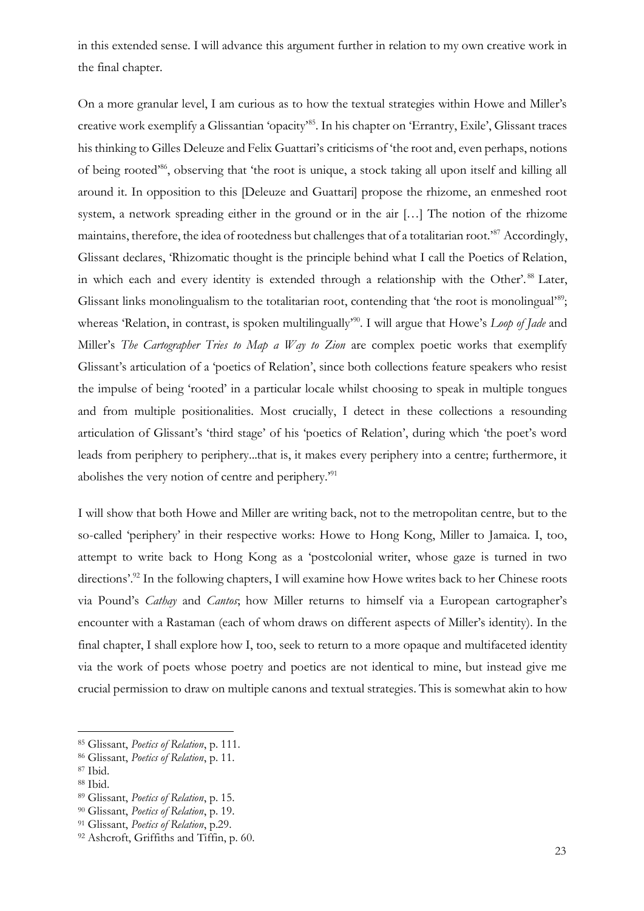in this extended sense. I will advance this argument further in relation to my own creative work in the final chapter.

On a more granular level, I am curious as to how the textual strategies within Howe and Miller's creative work exemplify a Glissantian 'opacity'[85]. In his chapter on 'Errantry, Exile', Glissant traces his thinking to Gilles Deleuze and Felix Guattari's criticisms of 'the root and, even perhaps, notions of being rooted'[86], observing that 'the root is unique, a stock taking all upon itself and killing all around it. In opposition to this [Deleuze and Guattari] propose the rhizome, an enmeshed root system, a network spreading either in the ground or in the air […] The notion of the rhizome maintains, therefore, the idea of rootedness but challenges that of a totalitarian root.'[87] Accordingly, Glissant declares, 'Rhizomatic thought is the principle behind what I call the Poetics of Relation, in which each and every identity is extended through a relationship with the Other'.[88] Later, Glissant links monolingualism to the totalitarian root, contending that 'the root is monolingual'[89]; whereas 'Relation, in contrast, is spoken multilingually'[90]. I will argue that Howe's *Loop of Jade* and Miller's *The Cartographer Tries to Map a Way to Zion* are complex poetic works that exemplify Glissant's articulation of a 'poetics of Relation', since both collections feature speakers who resist the impulse of being 'rooted' in a particular locale whilst choosing to speak in multiple tongues and from multiple positionalities. Most crucially, I detect in these collections a resounding articulation of Glissant's 'third stage' of his 'poetics of Relation', during which 'the poet's word leads from periphery to periphery...that is, it makes every periphery into a centre; furthermore, it abolishes the very notion of centre and periphery.'[91]

I will show that both Howe and Miller are writing back, not to the metropolitan centre, but to the so-called 'periphery' in their respective works: Howe to Hong Kong, Miller to Jamaica. I, too, attempt to write back to Hong Kong as a 'postcolonial writer, whose gaze is turned in two directions'.[92] In the following chapters, I will examine how Howe writes back to her Chinese roots via Pound's *Cathay* and *Cantos*; how Miller returns to himself via a European cartographer's encounter with a Rastaman (each of whom draws on different aspects of Miller's identity). In the final chapter, I shall explore how I, too, seek to return to a more opaque and multifaceted identity via the work of poets whose poetry and poetics are not identical to mine, but instead give me crucial permission to draw on multiple canons and textual strategies. This is somewhat akin to how

---

[85] Glissant, *Poetics of Relation*, p. 111.
[86] Glissant, *Poetics of Relation*, p. 11.
[87] Ibid.
[88] Ibid.
[89] Glissant, *Poetics of Relation*, p. 15.
[90] Glissant, *Poetics of Relation*, p. 19.
[91] Glissant, *Poetics of Relation*, p.29.
[92] Ashcroft, Griffiths and Tiffin, p. 60.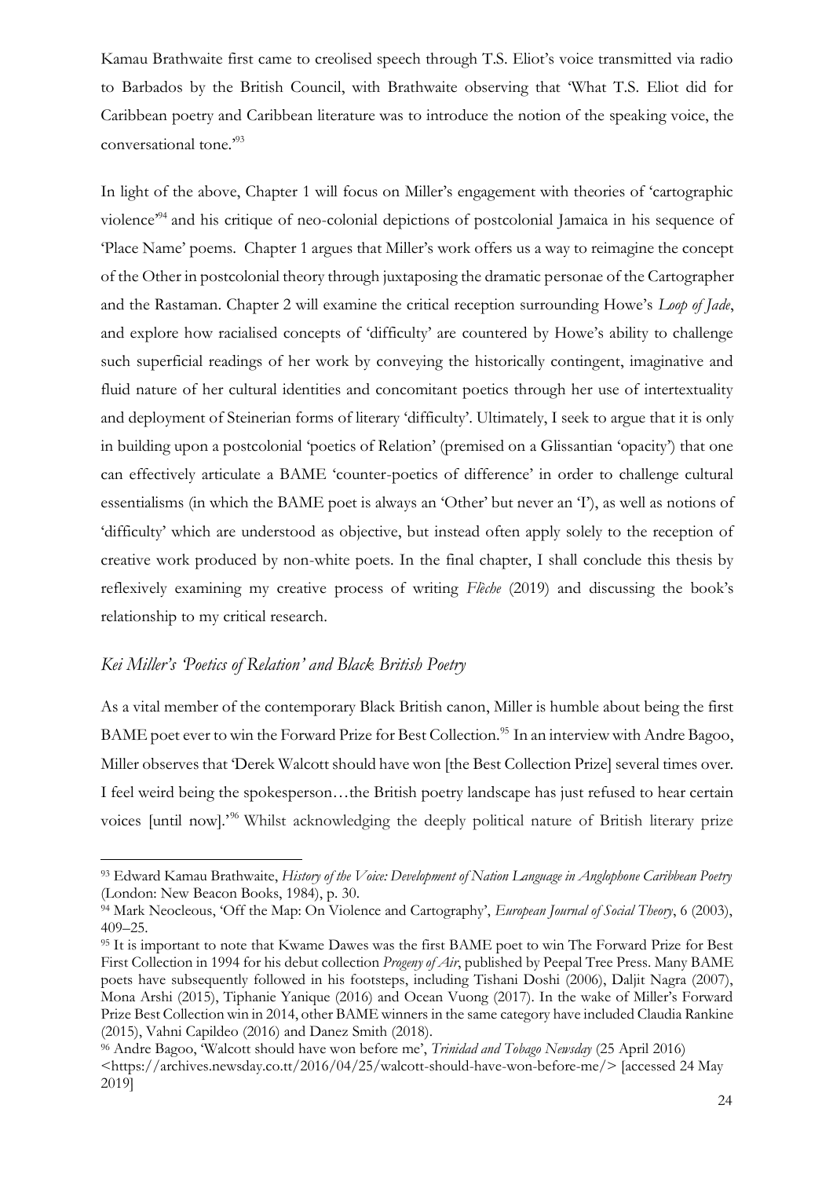Kamau Brathwaite first came to creolised speech through T.S. Eliot's voice transmitted via radio to Barbados by the British Council, with Brathwaite observing that 'What T.S. Eliot did for Caribbean poetry and Caribbean literature was to introduce the notion of the speaking voice, the conversational tone.'[93]

In light of the above, Chapter 1 will focus on Miller's engagement with theories of 'cartographic violence'[94] and his critique of neo-colonial depictions of postcolonial Jamaica in his sequence of 'Place Name' poems. Chapter 1 argues that Miller's work offers us a way to reimagine the concept of the Other in postcolonial theory through juxtaposing the dramatic personae of the Cartographer and the Rastaman. Chapter 2 will examine the critical reception surrounding Howe's *Loop of Jade*, and explore how racialised concepts of 'difficulty' are countered by Howe's ability to challenge such superficial readings of her work by conveying the historically contingent, imaginative and fluid nature of her cultural identities and concomitant poetics through her use of intertextuality and deployment of Steinerian forms of literary 'difficulty'. Ultimately, I seek to argue that it is only in building upon a postcolonial 'poetics of Relation' (premised on a Glissantian 'opacity') that one can effectively articulate a BAME 'counter-poetics of difference' in order to challenge cultural essentialisms (in which the BAME poet is always an 'Other' but never an 'I'), as well as notions of 'difficulty' which are understood as objective, but instead often apply solely to the reception of creative work produced by non-white poets. In the final chapter, I shall conclude this thesis by reflexively examining my creative process of writing *Flèche* (2019) and discussing the book's relationship to my critical research.

## *Kei Miller's 'Poetics of Relation' and Black British Poetry*

As a vital member of the contemporary Black British canon, Miller is humble about being the first BAME poet ever to win the Forward Prize for Best Collection.[95] In an interview with Andre Bagoo, Miller observes that 'Derek Walcott should have won [the Best Collection Prize] several times over. I feel weird being the spokesperson…the British poetry landscape has just refused to hear certain voices [until now].'[96] Whilst acknowledging the deeply political nature of British literary prize

---

[93] Edward Kamau Brathwaite, *History of the Voice: Development of Nation Language in Anglophone Caribbean Poetry* (London: New Beacon Books, 1984), p. 30.

[94] Mark Neocleous, 'Off the Map: On Violence and Cartography', *European Journal of Social Theory*, 6 (2003), 409–25.

[95] It is important to note that Kwame Dawes was the first BAME poet to win The Forward Prize for Best First Collection in 1994 for his debut collection *Progeny of Air*, published by Peepal Tree Press. Many BAME poets have subsequently followed in his footsteps, including Tishani Doshi (2006), Daljit Nagra (2007), Mona Arshi (2015), Tiphanie Yanique (2016) and Ocean Vuong (2017). In the wake of Miller's Forward Prize Best Collection win in 2014, other BAME winners in the same category have included Claudia Rankine (2015), Vahni Capildeo (2016) and Danez Smith (2018).

[96] Andre Bagoo, 'Walcott should have won before me', *Trinidad and Tobago Newsday* (25 April 2016) <https://archives.newsday.co.tt/2016/04/25/walcott-should-have-won-before-me/> [accessed 24 May 2019]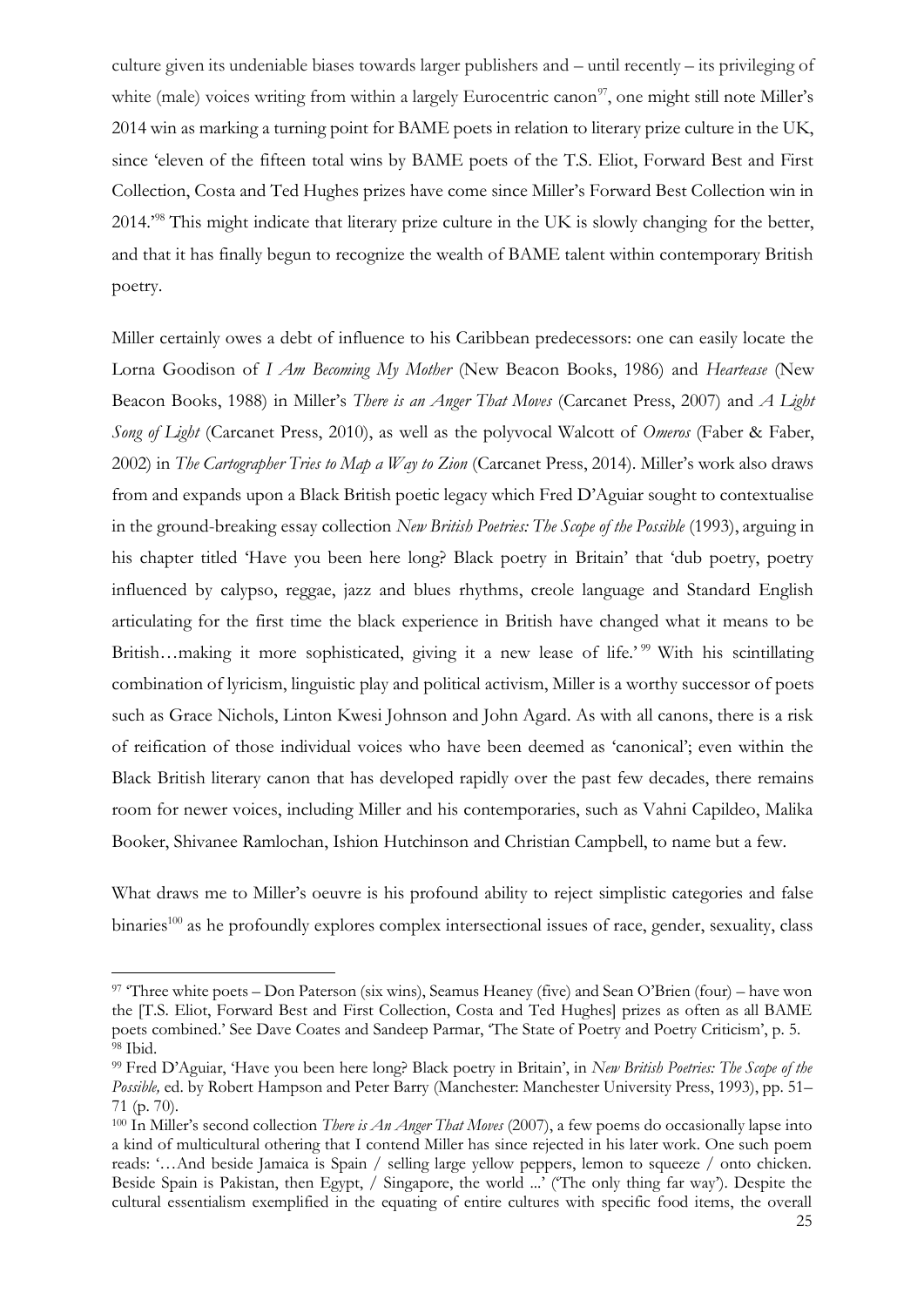culture given its undeniable biases towards larger publishers and – until recently – its privileging of white (male) voices writing from within a largely Eurocentric canon[97], one might still note Miller's 2014 win as marking a turning point for BAME poets in relation to literary prize culture in the UK, since 'eleven of the fifteen total wins by BAME poets of the T.S. Eliot, Forward Best and First Collection, Costa and Ted Hughes prizes have come since Miller's Forward Best Collection win in 2014.'[98] This might indicate that literary prize culture in the UK is slowly changing for the better, and that it has finally begun to recognize the wealth of BAME talent within contemporary British poetry.

Miller certainly owes a debt of influence to his Caribbean predecessors: one can easily locate the Lorna Goodison of *I Am Becoming My Mother* (New Beacon Books, 1986) and *Heartease* (New Beacon Books, 1988) in Miller's *There is an Anger That Moves* (Carcanet Press, 2007) and *A Light Song of Light* (Carcanet Press, 2010), as well as the polyvocal Walcott of *Omeros* (Faber & Faber, 2002) in *The Cartographer Tries to Map a Way to Zion* (Carcanet Press, 2014). Miller's work also draws from and expands upon a Black British poetic legacy which Fred D'Aguiar sought to contextualise in the ground-breaking essay collection *New British Poetries: The Scope of the Possible* (1993), arguing in his chapter titled 'Have you been here long? Black poetry in Britain' that 'dub poetry, poetry influenced by calypso, reggae, jazz and blues rhythms, creole language and Standard English articulating for the first time the black experience in British have changed what it means to be British…making it more sophisticated, giving it a new lease of life.'[99] With his scintillating combination of lyricism, linguistic play and political activism, Miller is a worthy successor of poets such as Grace Nichols, Linton Kwesi Johnson and John Agard. As with all canons, there is a risk of reification of those individual voices who have been deemed as 'canonical'; even within the Black British literary canon that has developed rapidly over the past few decades, there remains room for newer voices, including Miller and his contemporaries, such as Vahni Capildeo, Malika Booker, Shivanee Ramlochan, Ishion Hutchinson and Christian Campbell, to name but a few.

What draws me to Miller's oeuvre is his profound ability to reject simplistic categories and false binaries[100] as he profoundly explores complex intersectional issues of race, gender, sexuality, class

---

[97] 'Three white poets – Don Paterson (six wins), Seamus Heaney (five) and Sean O'Brien (four) – have won the [T.S. Eliot, Forward Best and First Collection, Costa and Ted Hughes] prizes as often as all BAME poets combined.' See Dave Coates and Sandeep Parmar, 'The State of Poetry and Poetry Criticism', p. 5.

[98] Ibid.

[99] Fred D'Aguiar, 'Have you been here long? Black poetry in Britain', in *New British Poetries: The Scope of the Possible,* ed. by Robert Hampson and Peter Barry (Manchester: Manchester University Press, 1993), pp. 51–71 (p. 70).

[100] In Miller's second collection *There is An Anger That Moves* (2007), a few poems do occasionally lapse into a kind of multicultural othering that I contend Miller has since rejected in his later work. One such poem reads: '…And beside Jamaica is Spain / selling large yellow peppers, lemon to squeeze / onto chicken. Beside Spain is Pakistan, then Egypt, / Singapore, the world ...' ('The only thing far way'). Despite the cultural essentialism exemplified in the equating of entire cultures with specific food items, the overall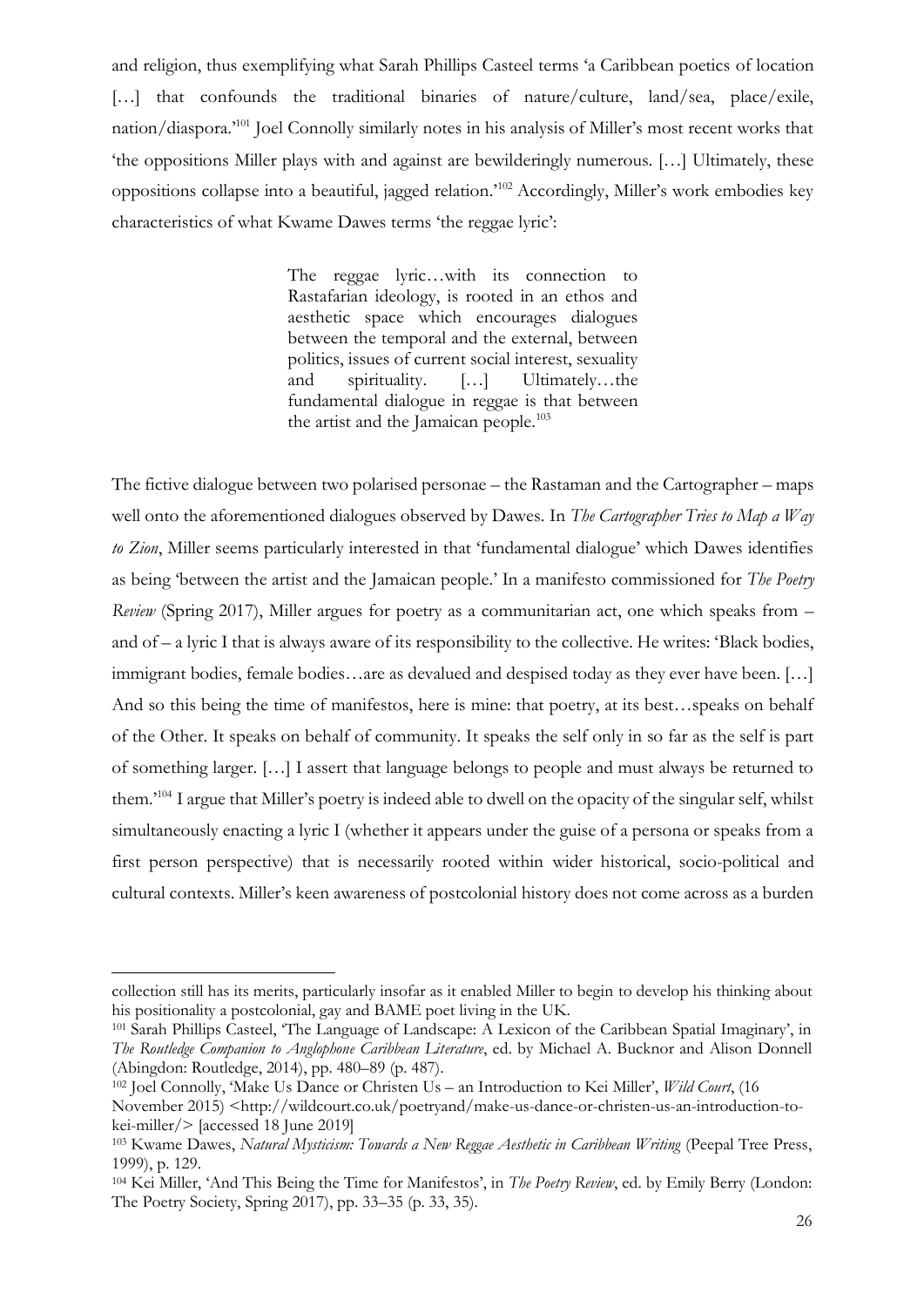and religion, thus exemplifying what Sarah Phillips Casteel terms 'a Caribbean poetics of location […] that confounds the traditional binaries of nature/culture, land/sea, place/exile, nation/diaspora.'[101] Joel Connolly similarly notes in his analysis of Miller's most recent works that 'the oppositions Miller plays with and against are bewilderingly numerous. […] Ultimately, these oppositions collapse into a beautiful, jagged relation.'[102] Accordingly, Miller's work embodies key characteristics of what Kwame Dawes terms 'the reggae lyric':

> The reggae lyric…with its connection to Rastafarian ideology, is rooted in an ethos and aesthetic space which encourages dialogues between the temporal and the external, between politics, issues of current social interest, sexuality and spirituality. […] Ultimately…the fundamental dialogue in reggae is that between the artist and the Jamaican people.[103]

The fictive dialogue between two polarised personae – the Rastaman and the Cartographer – maps well onto the aforementioned dialogues observed by Dawes. In *The Cartographer Tries to Map a Way to Zion*, Miller seems particularly interested in that 'fundamental dialogue' which Dawes identifies as being 'between the artist and the Jamaican people.' In a manifesto commissioned for *The Poetry Review* (Spring 2017), Miller argues for poetry as a communitarian act, one which speaks from – and of – a lyric I that is always aware of its responsibility to the collective. He writes: 'Black bodies, immigrant bodies, female bodies…are as devalued and despised today as they ever have been. […] And so this being the time of manifestos, here is mine: that poetry, at its best…speaks on behalf of the Other. It speaks on behalf of community. It speaks the self only in so far as the self is part of something larger. […] I assert that language belongs to people and must always be returned to them.'[104] I argue that Miller's poetry is indeed able to dwell on the opacity of the singular self, whilst simultaneously enacting a lyric I (whether it appears under the guise of a persona or speaks from a first person perspective) that is necessarily rooted within wider historical, socio-political and cultural contexts. Miller's keen awareness of postcolonial history does not come across as a burden

---

collection still has its merits, particularly insofar as it enabled Miller to begin to develop his thinking about his positionality a postcolonial, gay and BAME poet living in the UK.

[101] Sarah Phillips Casteel, 'The Language of Landscape: A Lexicon of the Caribbean Spatial Imaginary', in *The Routledge Companion to Anglophone Caribbean Literature*, ed. by Michael A. Bucknor and Alison Donnell (Abingdon: Routledge, 2014), pp. 480–89 (p. 487).

[102] Joel Connolly, 'Make Us Dance or Christen Us – an Introduction to Kei Miller', *Wild Court*, (16 November 2015) <http://wildcourt.co.uk/poetryand/make-us-dance-or-christen-us-an-introduction-to-kei-miller/> [accessed 18 June 2019]

[103] Kwame Dawes, *Natural Mysticism: Towards a New Reggae Aesthetic in Caribbean Writing* (Peepal Tree Press, 1999), p. 129.

[104] Kei Miller, 'And This Being the Time for Manifestos', in *The Poetry Review*, ed. by Emily Berry (London: The Poetry Society, Spring 2017), pp. 33–35 (p. 33, 35).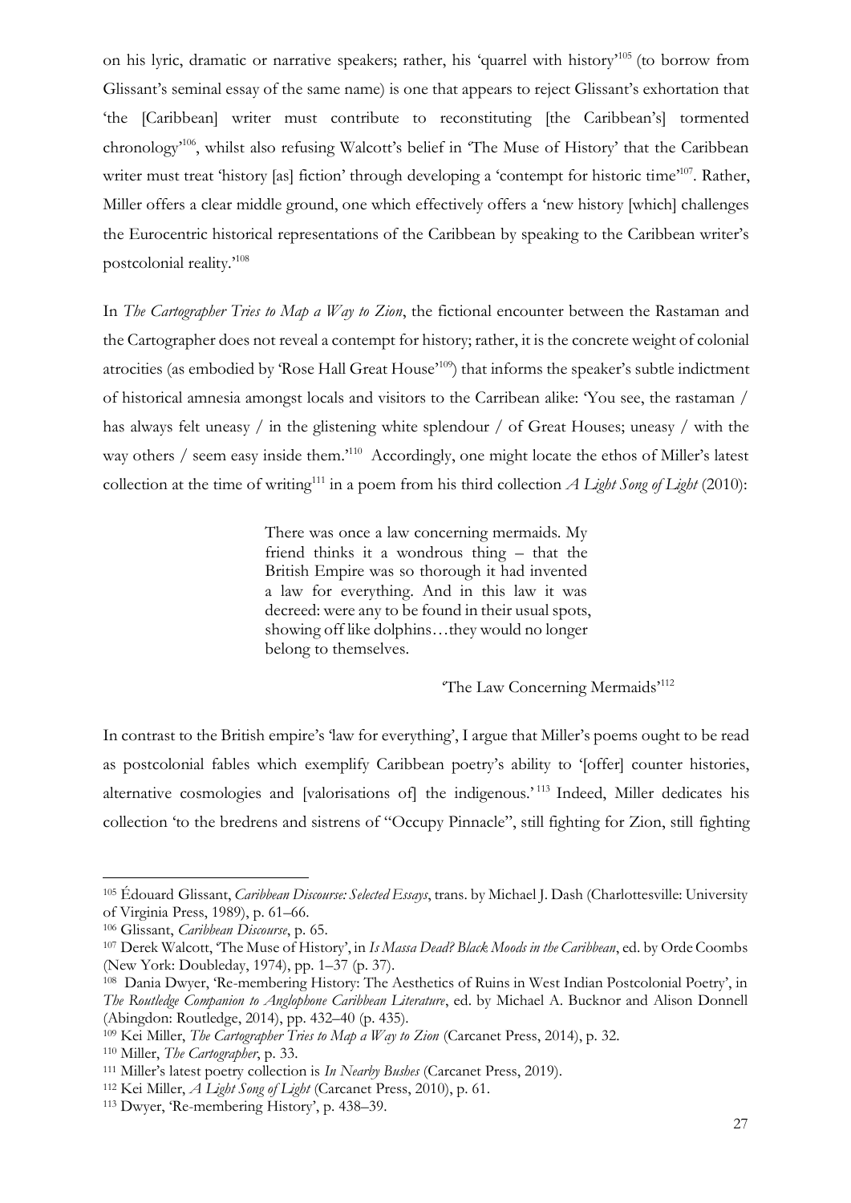on his lyric, dramatic or narrative speakers; rather, his 'quarrel with history'[105] (to borrow from Glissant's seminal essay of the same name) is one that appears to reject Glissant's exhortation that 'the [Caribbean] writer must contribute to reconstituting [the Caribbean's] tormented chronology'[106], whilst also refusing Walcott's belief in 'The Muse of History' that the Caribbean writer must treat 'history [as] fiction' through developing a 'contempt for historic time'[107]. Rather, Miller offers a clear middle ground, one which effectively offers a 'new history [which] challenges the Eurocentric historical representations of the Caribbean by speaking to the Caribbean writer's postcolonial reality.'[108]

In *The Cartographer Tries to Map a Way to Zion*, the fictional encounter between the Rastaman and the Cartographer does not reveal a contempt for history; rather, it is the concrete weight of colonial atrocities (as embodied by 'Rose Hall Great House'[109]) that informs the speaker's subtle indictment of historical amnesia amongst locals and visitors to the Carribean alike: 'You see, the rastaman / has always felt uneasy / in the glistening white splendour / of Great Houses; uneasy / with the way others / seem easy inside them.'[110] Accordingly, one might locate the ethos of Miller's latest collection at the time of writing[111] in a poem from his third collection *A Light Song of Light* (2010):

> There was once a law concerning mermaids. My friend thinks it a wondrous thing – that the British Empire was so thorough it had invented a law for everything. And in this law it was decreed: were any to be found in their usual spots, showing off like dolphins…they would no longer belong to themselves.
>
> 'The Law Concerning Mermaids'[112]

In contrast to the British empire's 'law for everything', I argue that Miller's poems ought to be read as postcolonial fables which exemplify Caribbean poetry's ability to '[offer] counter histories, alternative cosmologies and [valorisations of] the indigenous.'[113] Indeed, Miller dedicates his collection 'to the bredrens and sistrens of "Occupy Pinnacle", still fighting for Zion, still fighting

---

[105] Édouard Glissant, *Caribbean Discourse: Selected Essays*, trans. by Michael J. Dash (Charlottesville: University of Virginia Press, 1989), p. 61–66.

[106] Glissant, *Caribbean Discourse*, p. 65.

[107] Derek Walcott, 'The Muse of History', in *Is Massa Dead? Black Moods in the Caribbean*, ed. by Orde Coombs (New York: Doubleday, 1974), pp. 1–37 (p. 37).

[108] Dania Dwyer, 'Re-membering History: The Aesthetics of Ruins in West Indian Postcolonial Poetry', in *The Routledge Companion to Anglophone Caribbean Literature*, ed. by Michael A. Bucknor and Alison Donnell (Abingdon: Routledge, 2014), pp. 432–40 (p. 435).

[109] Kei Miller, *The Cartographer Tries to Map a Way to Zion* (Carcanet Press, 2014), p. 32.

[110] Miller, *The Cartographer*, p. 33.

[111] Miller's latest poetry collection is *In Nearby Bushes* (Carcanet Press, 2019).

[112] Kei Miller, *A Light Song of Light* (Carcanet Press, 2010), p. 61.

[113] Dwyer, 'Re-membering History', p. 438–39.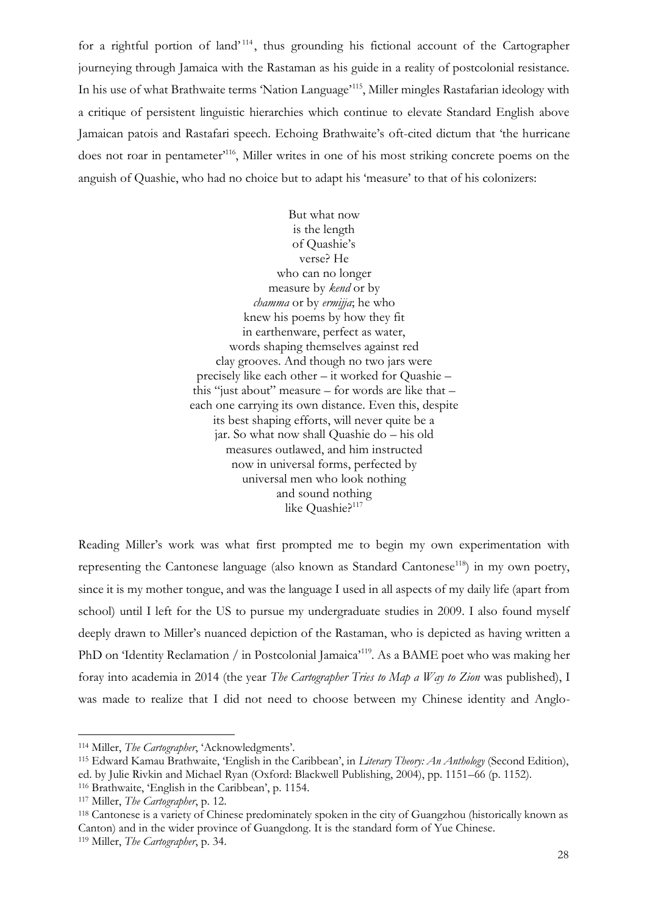for a rightful portion of land'[114], thus grounding his fictional account of the Cartographer journeying through Jamaica with the Rastaman as his guide in a reality of postcolonial resistance. In his use of what Brathwaite terms 'Nation Language'[115], Miller mingles Rastafarian ideology with a critique of persistent linguistic hierarchies which continue to elevate Standard English above Jamaican patois and Rastafari speech. Echoing Brathwaite's oft-cited dictum that 'the hurricane does not roar in pentameter'[116], Miller writes in one of his most striking concrete poems on the anguish of Quashie, who had no choice but to adapt his 'measure' to that of his colonizers:

> But what now  
> is the length  
> of Quashie's  
> verse? He  
> who can no longer  
> measure by *kend* or by  
> *chamma* or by *ermijja*; he who  
> knew his poems by how they fit  
> in earthenware, perfect as water,  
> words shaping themselves against red  
> clay grooves. And though no two jars were  
> precisely like each other – it worked for Quashie –  
> this "just about" measure – for words are like that –  
> each one carrying its own distance. Even this, despite  
> its best shaping efforts, will never quite be a  
> jar. So what now shall Quashie do – his old  
> measures outlawed, and him instructed  
> now in universal forms, perfected by  
> universal men who look nothing  
> and sound nothing  
> like Quashie?[117]

Reading Miller's work was what first prompted me to begin my own experimentation with representing the Cantonese language (also known as Standard Cantonese[118]) in my own poetry, since it is my mother tongue, and was the language I used in all aspects of my daily life (apart from school) until I left for the US to pursue my undergraduate studies in 2009. I also found myself deeply drawn to Miller's nuanced depiction of the Rastaman, who is depicted as having written a PhD on 'Identity Reclamation / in Postcolonial Jamaica'[119]. As a BAME poet who was making her foray into academia in 2014 (the year *The Cartographer Tries to Map a Way to Zion* was published), I was made to realize that I did not need to choose between my Chinese identity and Anglo-

---

[114] Miller, *The Cartographer*, 'Acknowledgments'.

[115] Edward Kamau Brathwaite, 'English in the Caribbean', in *Literary Theory: An Anthology* (Second Edition), ed. by Julie Rivkin and Michael Ryan (Oxford: Blackwell Publishing, 2004), pp. 1151–66 (p. 1152).

[116] Brathwaite, 'English in the Caribbean', p. 1154.

[117] Miller, *The Cartographer*, p. 12.

[118] Cantonese is a variety of Chinese predominately spoken in the city of Guangzhou (historically known as Canton) and in the wider province of Guangdong. It is the standard form of Yue Chinese.

[119] Miller, *The Cartographer*, p. 34.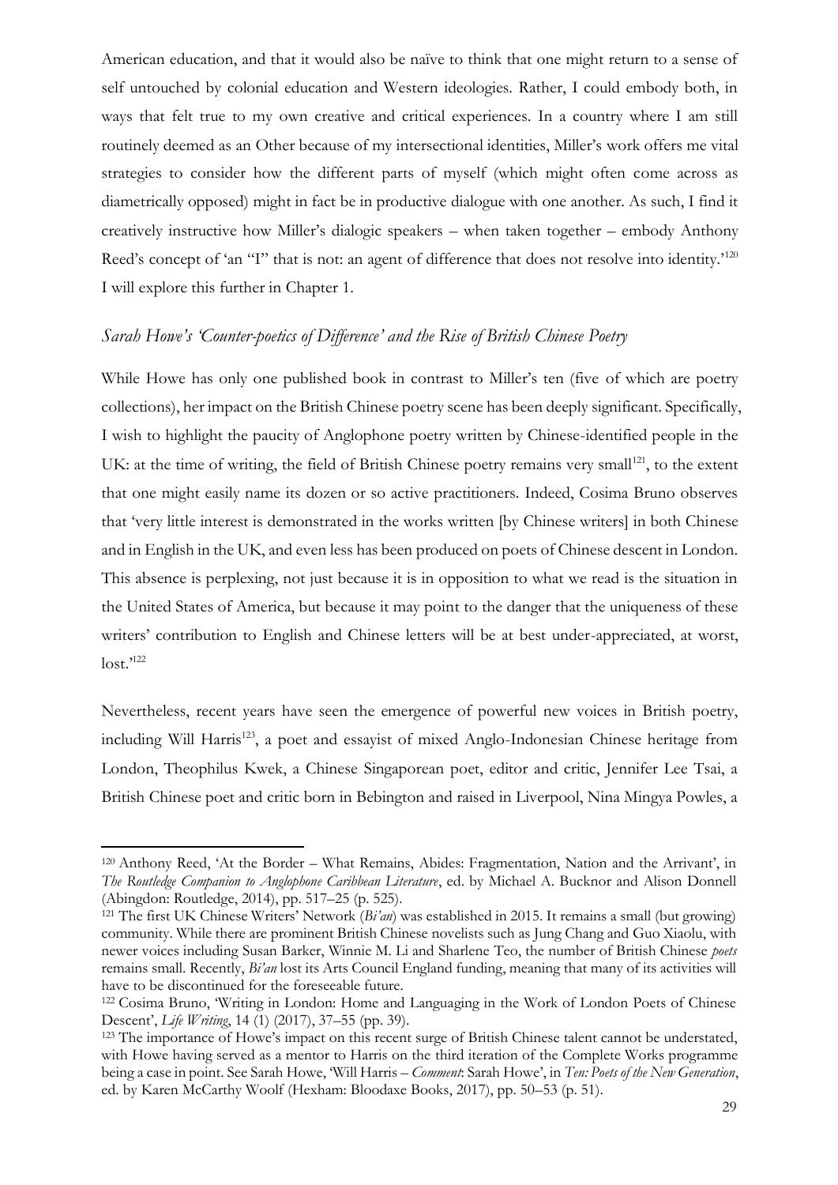American education, and that it would also be naïve to think that one might return to a sense of self untouched by colonial education and Western ideologies. Rather, I could embody both, in ways that felt true to my own creative and critical experiences. In a country where I am still routinely deemed as an Other because of my intersectional identities, Miller's work offers me vital strategies to consider how the different parts of myself (which might often come across as diametrically opposed) might in fact be in productive dialogue with one another. As such, I find it creatively instructive how Miller's dialogic speakers – when taken together – embody Anthony Reed's concept of 'an "I" that is not: an agent of difference that does not resolve into identity.'[120] I will explore this further in Chapter 1.

### *Sarah Howe's 'Counter-poetics of Difference' and the Rise of British Chinese Poetry*

While Howe has only one published book in contrast to Miller's ten (five of which are poetry collections), her impact on the British Chinese poetry scene has been deeply significant. Specifically, I wish to highlight the paucity of Anglophone poetry written by Chinese-identified people in the UK: at the time of writing, the field of British Chinese poetry remains very small[121], to the extent that one might easily name its dozen or so active practitioners. Indeed, Cosima Bruno observes that 'very little interest is demonstrated in the works written [by Chinese writers] in both Chinese and in English in the UK, and even less has been produced on poets of Chinese descent in London. This absence is perplexing, not just because it is in opposition to what we read is the situation in the United States of America, but because it may point to the danger that the uniqueness of these writers' contribution to English and Chinese letters will be at best under-appreciated, at worst, lost.'[122]

Nevertheless, recent years have seen the emergence of powerful new voices in British poetry, including Will Harris[123], a poet and essayist of mixed Anglo-Indonesian Chinese heritage from London, Theophilus Kwek, a Chinese Singaporean poet, editor and critic, Jennifer Lee Tsai, a British Chinese poet and critic born in Bebington and raised in Liverpool, Nina Mingya Powles, a

---

[120] Anthony Reed, 'At the Border – What Remains, Abides: Fragmentation, Nation and the Arrivant', in *The Routledge Companion to Anglophone Caribbean Literature*, ed. by Michael A. Bucknor and Alison Donnell (Abingdon: Routledge, 2014), pp. 517–25 (p. 525).

[121] The first UK Chinese Writers' Network (*Bi'an*) was established in 2015. It remains a small (but growing) community. While there are prominent British Chinese novelists such as Jung Chang and Guo Xiaolu, with newer voices including Susan Barker, Winnie M. Li and Sharlene Teo, the number of British Chinese *poets* remains small. Recently, *Bi'an* lost its Arts Council England funding, meaning that many of its activities will have to be discontinued for the foreseeable future.

[122] Cosima Bruno, 'Writing in London: Home and Languaging in the Work of London Poets of Chinese Descent', *Life Writing*, 14 (1) (2017), 37–55 (pp. 39).

[123] The importance of Howe's impact on this recent surge of British Chinese talent cannot be understated, with Howe having served as a mentor to Harris on the third iteration of the Complete Works programme being a case in point. See Sarah Howe, 'Will Harris – *Comment*: Sarah Howe', in *Ten: Poets of the New Generation*, ed. by Karen McCarthy Woolf (Hexham: Bloodaxe Books, 2017), pp. 50–53 (p. 51).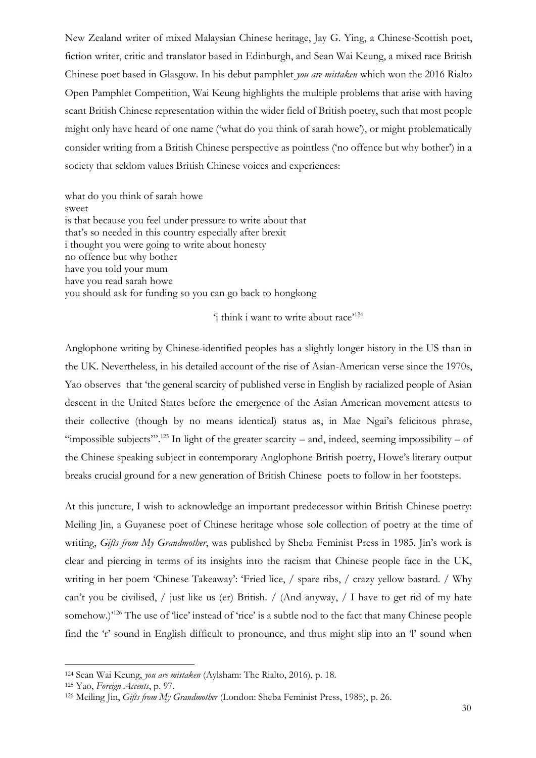New Zealand writer of mixed Malaysian Chinese heritage, Jay G. Ying, a Chinese-Scottish poet, fiction writer, critic and translator based in Edinburgh, and Sean Wai Keung, a mixed race British Chinese poet based in Glasgow. In his debut pamphlet *you are mistaken* which won the 2016 Rialto Open Pamphlet Competition, Wai Keung highlights the multiple problems that arise with having scant British Chinese representation within the wider field of British poetry, such that most people might only have heard of one name ('what do you think of sarah howe'), or might problematically consider writing from a British Chinese perspective as pointless ('no offence but why bother') in a society that seldom values British Chinese voices and experiences:

what do you think of sarah howe  
sweet  
is that because you feel under pressure to write about that  
that's so needed in this country especially after brexit  
i thought you were going to write about honesty  
no offence but why bother  
have you told your mum  
have you read sarah howe  
you should ask for funding so you can go back to hongkong

'i think i want to write about race'[124]

Anglophone writing by Chinese-identified peoples has a slightly longer history in the US than in the UK. Nevertheless, in his detailed account of the rise of Asian-American verse since the 1970s, Yao observes that 'the general scarcity of published verse in English by racialized people of Asian descent in the United States before the emergence of the Asian American movement attests to their collective (though by no means identical) status as, in Mae Ngai's felicitous phrase, "impossible subjects"'.[125] In light of the greater scarcity – and, indeed, seeming impossibility – of the Chinese speaking subject in contemporary Anglophone British poetry, Howe's literary output breaks crucial ground for a new generation of British Chinese poets to follow in her footsteps.

At this juncture, I wish to acknowledge an important predecessor within British Chinese poetry: Meiling Jin, a Guyanese poet of Chinese heritage whose sole collection of poetry at the time of writing, *Gifts from My Grandmother*, was published by Sheba Feminist Press in 1985. Jin's work is clear and piercing in terms of its insights into the racism that Chinese people face in the UK, writing in her poem 'Chinese Takeaway': 'Fried lice, / spare ribs, / crazy yellow bastard. / Why can't you be civilised, / just like us (er) British. / (And anyway, / I have to get rid of my hate somehow.)'[126] The use of 'lice' instead of 'rice' is a subtle nod to the fact that many Chinese people find the 'r' sound in English difficult to pronounce, and thus might slip into an 'l' sound when

---

[124] Sean Wai Keung, *you are mistaken* (Aylsham: The Rialto, 2016), p. 18.

[125] Yao, *Foreign Accents*, p. 97.

[126] Meiling Jin, *Gifts from My Grandmother* (London: Sheba Feminist Press, 1985), p. 26.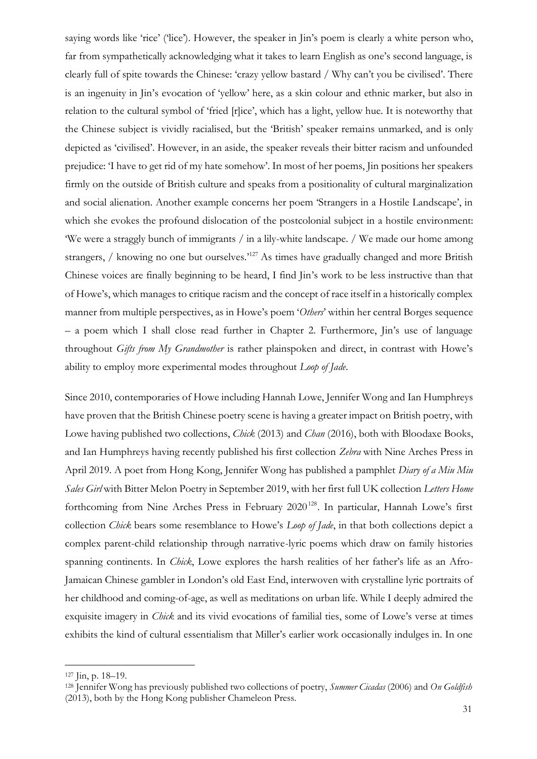saying words like 'rice' ('lice'). However, the speaker in Jin's poem is clearly a white person who, far from sympathetically acknowledging what it takes to learn English as one's second language, is clearly full of spite towards the Chinese: 'crazy yellow bastard / Why can't you be civilised'. There is an ingenuity in Jin's evocation of 'yellow' here, as a skin colour and ethnic marker, but also in relation to the cultural symbol of 'fried [r]ice', which has a light, yellow hue. It is noteworthy that the Chinese subject is vividly racialised, but the 'British' speaker remains unmarked, and is only depicted as 'civilised'. However, in an aside, the speaker reveals their bitter racism and unfounded prejudice: 'I have to get rid of my hate somehow'. In most of her poems, Jin positions her speakers firmly on the outside of British culture and speaks from a positionality of cultural marginalization and social alienation. Another example concerns her poem 'Strangers in a Hostile Landscape', in which she evokes the profound dislocation of the postcolonial subject in a hostile environment: 'We were a straggly bunch of immigrants / in a lily-white landscape. / We made our home among strangers, / knowing no one but ourselves.'[127] As times have gradually changed and more British Chinese voices are finally beginning to be heard, I find Jin's work to be less instructive than that of Howe's, which manages to critique racism and the concept of race itself in a historically complex manner from multiple perspectives, as in Howe's poem '*Others*' within her central Borges sequence – a poem which I shall close read further in Chapter 2. Furthermore, Jin's use of language throughout *Gifts from My Grandmother* is rather plainspoken and direct, in contrast with Howe's ability to employ more experimental modes throughout *Loop of Jade*.

Since 2010, contemporaries of Howe including Hannah Lowe, Jennifer Wong and Ian Humphreys have proven that the British Chinese poetry scene is having a greater impact on British poetry, with Lowe having published two collections, *Chick* (2013) and *Chan* (2016), both with Bloodaxe Books, and Ian Humphreys having recently published his first collection *Zebra* with Nine Arches Press in April 2019. A poet from Hong Kong, Jennifer Wong has published a pamphlet *Diary of a Miu Miu Sales Girl* with Bitter Melon Poetry in September 2019, with her first full UK collection *Letters Home* forthcoming from Nine Arches Press in February 2020[128]. In particular, Hannah Lowe's first collection *Chick* bears some resemblance to Howe's *Loop of Jade*, in that both collections depict a complex parent-child relationship through narrative-lyric poems which draw on family histories spanning continents. In *Chick*, Lowe explores the harsh realities of her father's life as an Afro-Jamaican Chinese gambler in London's old East End, interwoven with crystalline lyric portraits of her childhood and coming-of-age, as well as meditations on urban life. While I deeply admired the exquisite imagery in *Chick* and its vivid evocations of familial ties, some of Lowe's verse at times exhibits the kind of cultural essentialism that Miller's earlier work occasionally indulges in. In one

---

[127] Jin, p. 18–19.

[128] Jennifer Wong has previously published two collections of poetry, *Summer Cicadas* (2006) and *On Goldfish* (2013), both by the Hong Kong publisher Chameleon Press.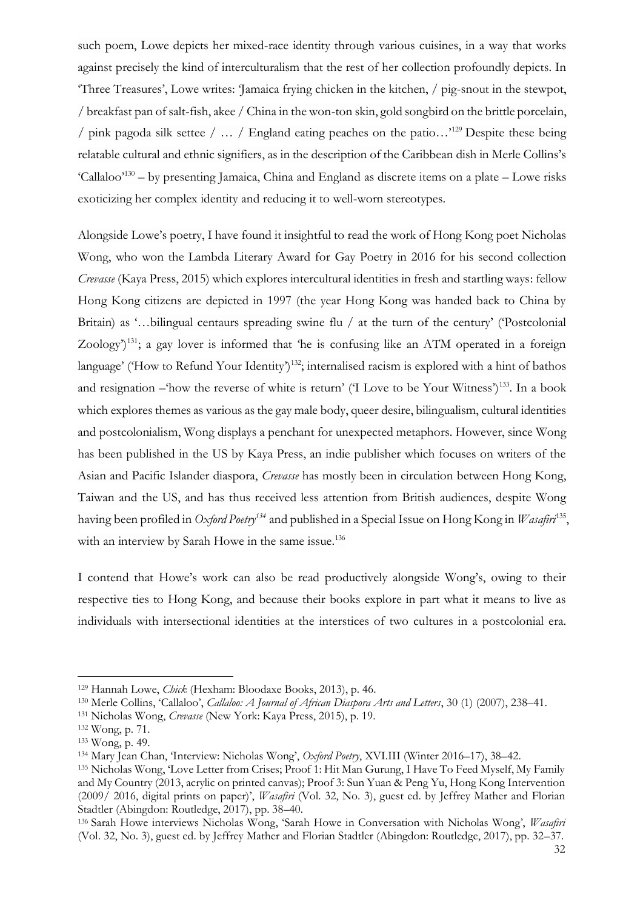such poem, Lowe depicts her mixed-race identity through various cuisines, in a way that works against precisely the kind of interculturalism that the rest of her collection profoundly depicts. In 'Three Treasures', Lowe writes: 'Jamaica frying chicken in the kitchen, / pig-snout in the stewpot, / breakfast pan of salt-fish, akee / China in the won-ton skin, gold songbird on the brittle porcelain, / pink pagoda silk settee / … / England eating peaches on the patio…'[129] Despite these being relatable cultural and ethnic signifiers, as in the description of the Caribbean dish in Merle Collins's 'Callaloo'[130] – by presenting Jamaica, China and England as discrete items on a plate – Lowe risks exoticizing her complex identity and reducing it to well-worn stereotypes.

Alongside Lowe's poetry, I have found it insightful to read the work of Hong Kong poet Nicholas Wong, who won the Lambda Literary Award for Gay Poetry in 2016 for his second collection *Crevasse* (Kaya Press, 2015) which explores intercultural identities in fresh and startling ways: fellow Hong Kong citizens are depicted in 1997 (the year Hong Kong was handed back to China by Britain) as '…bilingual centaurs spreading swine flu / at the turn of the century' ('Postcolonial Zoology')[131]; a gay lover is informed that 'he is confusing like an ATM operated in a foreign language' ('How to Refund Your Identity')[132]; internalised racism is explored with a hint of bathos and resignation –'how the reverse of white is return' ('I Love to be Your Witness')[133]. In a book which explores themes as various as the gay male body, queer desire, bilingualism, cultural identities and postcolonialism, Wong displays a penchant for unexpected metaphors. However, since Wong has been published in the US by Kaya Press, an indie publisher which focuses on writers of the Asian and Pacific Islander diaspora, *Crevasse* has mostly been in circulation between Hong Kong, Taiwan and the US, and has thus received less attention from British audiences, despite Wong having been profiled in *Oxford Poetry*[134] and published in a Special Issue on Hong Kong in *Wasafiri*[135], with an interview by Sarah Howe in the same issue.[136]

I contend that Howe's work can also be read productively alongside Wong's, owing to their respective ties to Hong Kong, and because their books explore in part what it means to live as individuals with intersectional identities at the interstices of two cultures in a postcolonial era.

---

[129] Hannah Lowe, *Chick* (Hexham: Bloodaxe Books, 2013), p. 46.

[130] Merle Collins, 'Callaloo', *Callaloo: A Journal of African Diaspora Arts and Letters*, 30 (1) (2007), 238–41.

[131] Nicholas Wong, *Crevasse* (New York: Kaya Press, 2015), p. 19.

[132] Wong, p. 71.

[133] Wong, p. 49.

[134] Mary Jean Chan, 'Interview: Nicholas Wong', *Oxford Poetry*, XVI.III (Winter 2016–17), 38–42.

[135] Nicholas Wong, 'Love Letter from Crises; Proof 1: Hit Man Gurung, I Have To Feed Myself, My Family and My Country (2013, acrylic on printed canvas); Proof 3: Sun Yuan & Peng Yu, Hong Kong Intervention (2009/ 2016, digital prints on paper)', *Wasafiri* (Vol. 32, No. 3), guest ed. by Jeffrey Mather and Florian Stadtler (Abingdon: Routledge, 2017), pp. 38–40.

[136] Sarah Howe interviews Nicholas Wong, 'Sarah Howe in Conversation with Nicholas Wong', *Wasafiri* (Vol. 32, No. 3), guest ed. by Jeffrey Mather and Florian Stadtler (Abingdon: Routledge, 2017), pp. 32–37.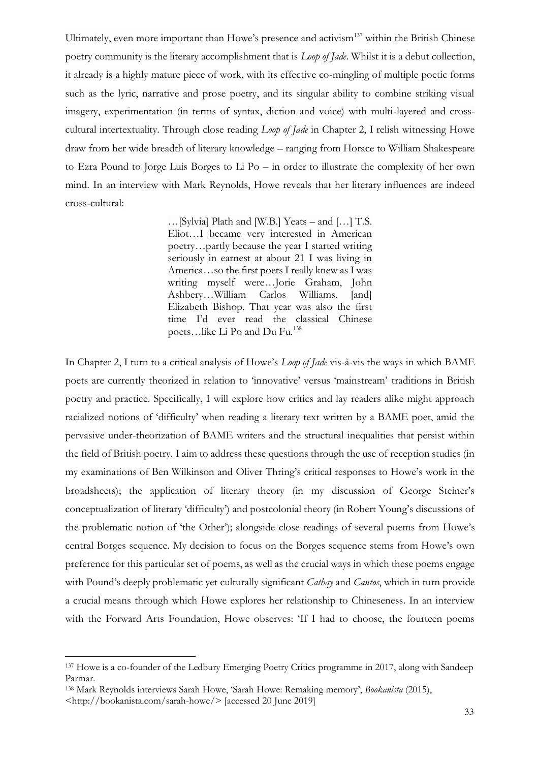Ultimately, even more important than Howe's presence and activism[137] within the British Chinese poetry community is the literary accomplishment that is *Loop of Jade*. Whilst it is a debut collection, it already is a highly mature piece of work, with its effective co-mingling of multiple poetic forms such as the lyric, narrative and prose poetry, and its singular ability to combine striking visual imagery, experimentation (in terms of syntax, diction and voice) with multi-layered and cross-cultural intertextuality. Through close reading *Loop of Jade* in Chapter 2, I relish witnessing Howe draw from her wide breadth of literary knowledge – ranging from Horace to William Shakespeare to Ezra Pound to Jorge Luis Borges to Li Po – in order to illustrate the complexity of her own mind. In an interview with Mark Reynolds, Howe reveals that her literary influences are indeed cross-cultural:

> …[Sylvia] Plath and [W.B.] Yeats – and […] T.S. Eliot…I became very interested in American poetry…partly because the year I started writing seriously in earnest at about 21 I was living in America…so the first poets I really knew as I was writing myself were…Jorie Graham, John Ashbery…William Carlos Williams, [and] Elizabeth Bishop. That year was also the first time I'd ever read the classical Chinese poets…like Li Po and Du Fu.[138]

In Chapter 2, I turn to a critical analysis of Howe's *Loop of Jade* vis-à-vis the ways in which BAME poets are currently theorized in relation to 'innovative' versus 'mainstream' traditions in British poetry and practice. Specifically, I will explore how critics and lay readers alike might approach racialized notions of 'difficulty' when reading a literary text written by a BAME poet, amid the pervasive under-theorization of BAME writers and the structural inequalities that persist within the field of British poetry. I aim to address these questions through the use of reception studies (in my examinations of Ben Wilkinson and Oliver Thring's critical responses to Howe's work in the broadsheets); the application of literary theory (in my discussion of George Steiner's conceptualization of literary 'difficulty') and postcolonial theory (in Robert Young's discussions of the problematic notion of 'the Other'); alongside close readings of several poems from Howe's central Borges sequence. My decision to focus on the Borges sequence stems from Howe's own preference for this particular set of poems, as well as the crucial ways in which these poems engage with Pound's deeply problematic yet culturally significant *Cathay* and *Cantos*, which in turn provide a crucial means through which Howe explores her relationship to Chineseness. In an interview with the Forward Arts Foundation, Howe observes: 'If I had to choose, the fourteen poems

---

[137] Howe is a co-founder of the Ledbury Emerging Poetry Critics programme in 2017, along with Sandeep Parmar.

[138] Mark Reynolds interviews Sarah Howe, 'Sarah Howe: Remaking memory', *Bookanista* (2015), <http://bookanista.com/sarah-howe/> [accessed 20 June 2019]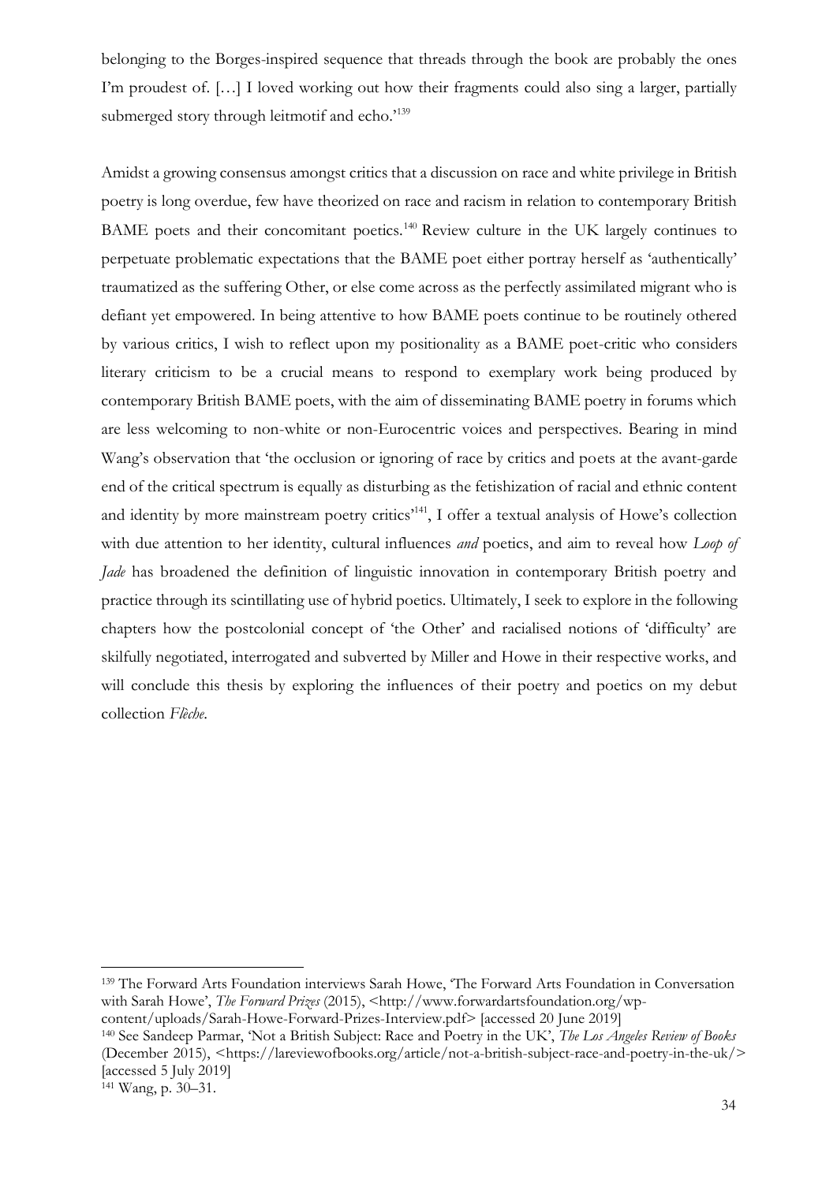belonging to the Borges-inspired sequence that threads through the book are probably the ones I'm proudest of. […] I loved working out how their fragments could also sing a larger, partially submerged story through leitmotif and echo.'[139]

Amidst a growing consensus amongst critics that a discussion on race and white privilege in British poetry is long overdue, few have theorized on race and racism in relation to contemporary British BAME poets and their concomitant poetics.[140] Review culture in the UK largely continues to perpetuate problematic expectations that the BAME poet either portray herself as 'authentically' traumatized as the suffering Other, or else come across as the perfectly assimilated migrant who is defiant yet empowered. In being attentive to how BAME poets continue to be routinely othered by various critics, I wish to reflect upon my positionality as a BAME poet-critic who considers literary criticism to be a crucial means to respond to exemplary work being produced by contemporary British BAME poets, with the aim of disseminating BAME poetry in forums which are less welcoming to non-white or non-Eurocentric voices and perspectives. Bearing in mind Wang's observation that 'the occlusion or ignoring of race by critics and poets at the avant-garde end of the critical spectrum is equally as disturbing as the fetishization of racial and ethnic content and identity by more mainstream poetry critics'[141], I offer a textual analysis of Howe's collection with due attention to her identity, cultural influences *and* poetics, and aim to reveal how *Loop of Jade* has broadened the definition of linguistic innovation in contemporary British poetry and practice through its scintillating use of hybrid poetics. Ultimately, I seek to explore in the following chapters how the postcolonial concept of 'the Other' and racialised notions of 'difficulty' are skilfully negotiated, interrogated and subverted by Miller and Howe in their respective works, and will conclude this thesis by exploring the influences of their poetry and poetics on my debut collection *Flèche*.

---

[139] The Forward Arts Foundation interviews Sarah Howe, 'The Forward Arts Foundation in Conversation with Sarah Howe', *The Forward Prizes* (2015), <http://www.forwardartsfoundation.org/wp-content/uploads/Sarah-Howe-Forward-Prizes-Interview.pdf> [accessed 20 June 2019]

[140] See Sandeep Parmar, 'Not a British Subject: Race and Poetry in the UK', *The Los Angeles Review of Books* (December 2015), <https://lareviewofbooks.org/article/not-a-british-subject-race-and-poetry-in-the-uk/> [accessed 5 July 2019]

[141] Wang, p. 30–31.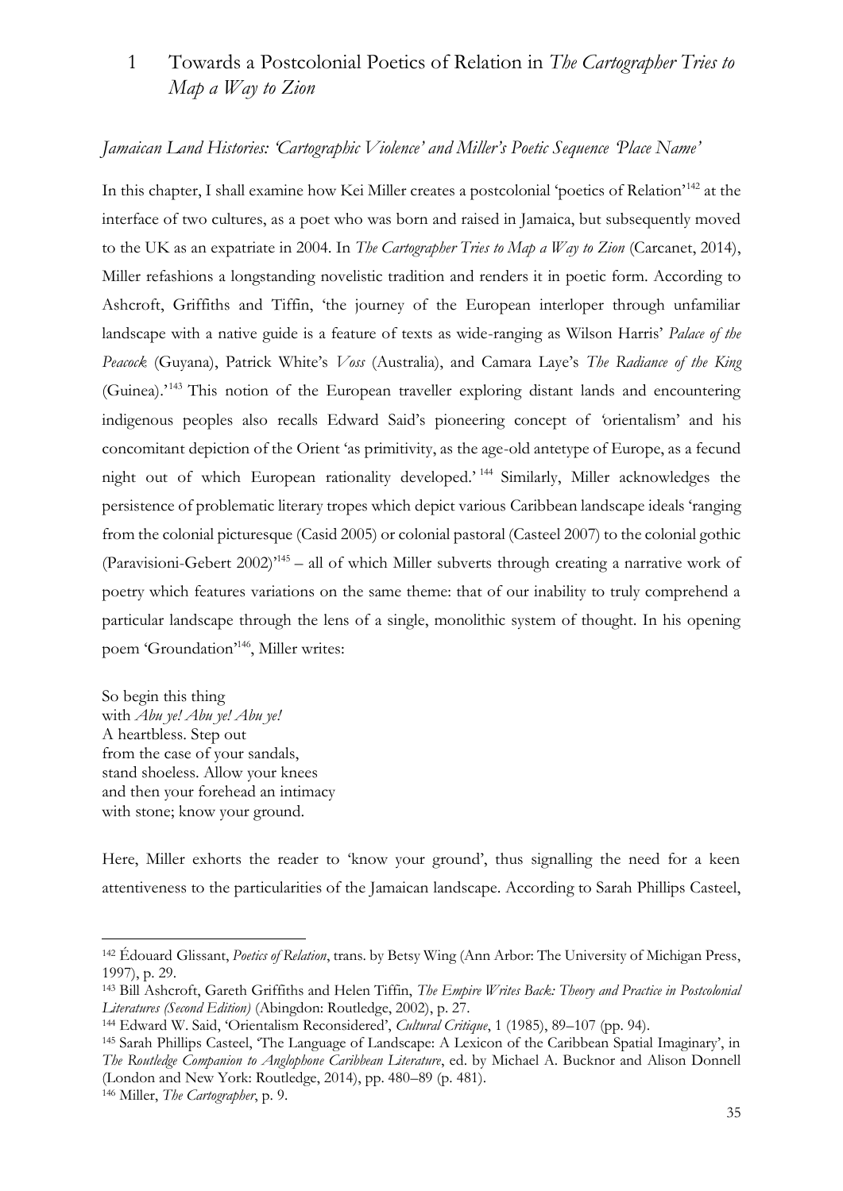# 1 Towards a Postcolonial Poetics of Relation in *The Cartographer Tries to Map a Way to Zion*

## *Jamaican Land Histories: 'Cartographic Violence' and Miller's Poetic Sequence 'Place Name'*

In this chapter, I shall examine how Kei Miller creates a postcolonial 'poetics of Relation'[142] at the interface of two cultures, as a poet who was born and raised in Jamaica, but subsequently moved to the UK as an expatriate in 2004. In *The Cartographer Tries to Map a Way to Zion* (Carcanet, 2014), Miller refashions a longstanding novelistic tradition and renders it in poetic form. According to Ashcroft, Griffiths and Tiffin, 'the journey of the European interloper through unfamiliar landscape with a native guide is a feature of texts as wide-ranging as Wilson Harris' *Palace of the Peacock* (Guyana), Patrick White's *Voss* (Australia), and Camara Laye's *The Radiance of the King* (Guinea).'[143] This notion of the European traveller exploring distant lands and encountering indigenous peoples also recalls Edward Said's pioneering concept of 'orientalism' and his concomitant depiction of the Orient 'as primitivity, as the age-old antetype of Europe, as a fecund night out of which European rationality developed.'[144] Similarly, Miller acknowledges the persistence of problematic literary tropes which depict various Caribbean landscape ideals 'ranging from the colonial picturesque (Casid 2005) or colonial pastoral (Casteel 2007) to the colonial gothic (Paravisioni-Gebert 2002)'[145] – all of which Miller subverts through creating a narrative work of poetry which features variations on the same theme: that of our inability to truly comprehend a particular landscape through the lens of a single, monolithic system of thought. In his opening poem 'Groundation'[146], Miller writes:

So begin this thing
with *Abu ye! Abu ye! Abu ye!*
A heartbless. Step out
from the case of your sandals,
stand shoeless. Allow your knees
and then your forehead an intimacy
with stone; know your ground.

Here, Miller exhorts the reader to 'know your ground', thus signalling the need for a keen attentiveness to the particularities of the Jamaican landscape. According to Sarah Phillips Casteel,

---

[142] Édouard Glissant, *Poetics of Relation*, trans. by Betsy Wing (Ann Arbor: The University of Michigan Press, 1997), p. 29.

[143] Bill Ashcroft, Gareth Griffiths and Helen Tiffin, *The Empire Writes Back: Theory and Practice in Postcolonial Literatures (Second Edition)* (Abingdon: Routledge, 2002), p. 27.

[144] Edward W. Said, 'Orientalism Reconsidered', *Cultural Critique*, 1 (1985), 89–107 (pp. 94).

[145] Sarah Phillips Casteel, 'The Language of Landscape: A Lexicon of the Caribbean Spatial Imaginary', in *The Routledge Companion to Anglophone Caribbean Literature*, ed. by Michael A. Bucknor and Alison Donnell (London and New York: Routledge, 2014), pp. 480–89 (p. 481).

[146] Miller, *The Cartographer*, p. 9.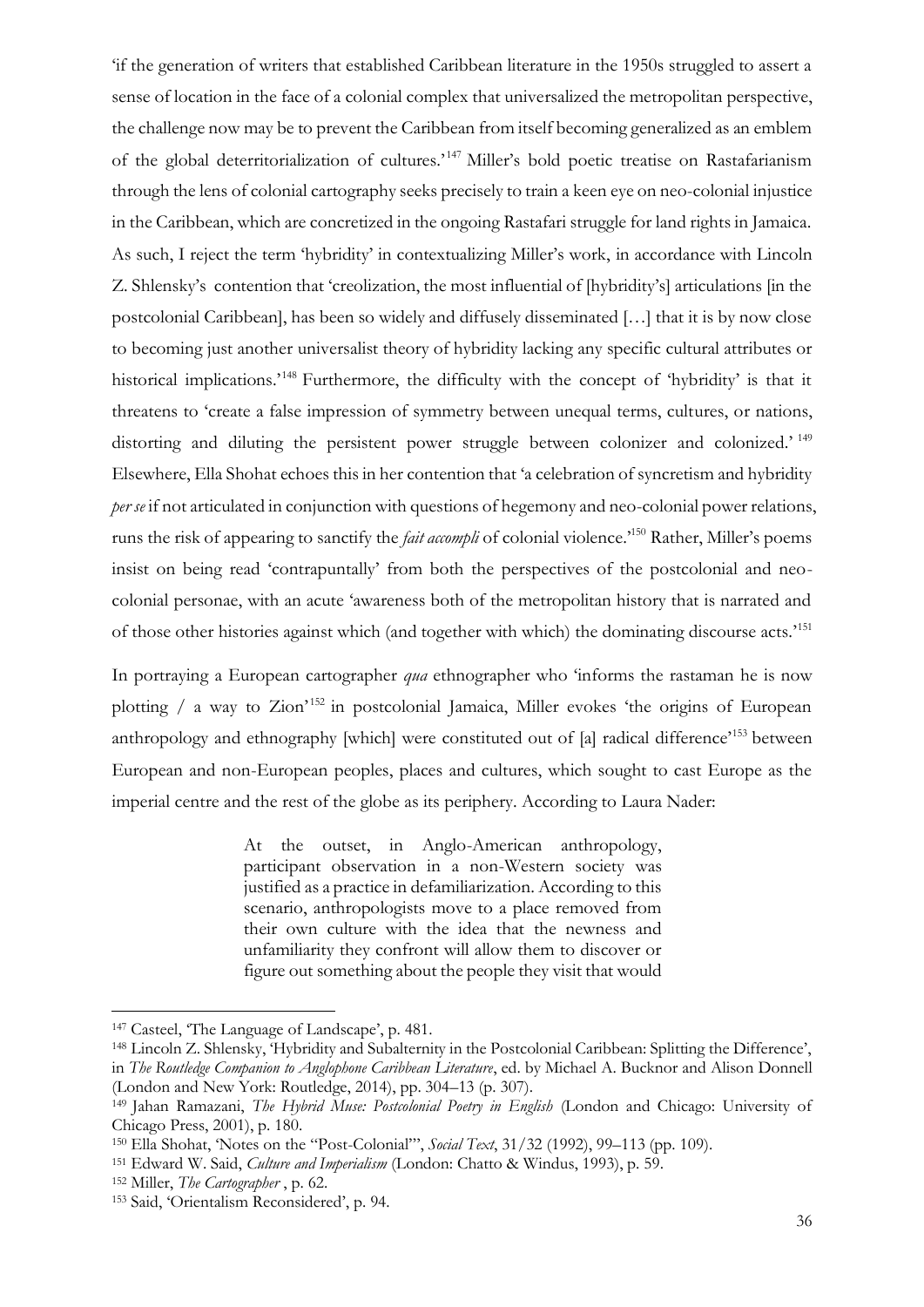'if the generation of writers that established Caribbean literature in the 1950s struggled to assert a sense of location in the face of a colonial complex that universalized the metropolitan perspective, the challenge now may be to prevent the Caribbean from itself becoming generalized as an emblem of the global deterritorialization of cultures.'[147] Miller's bold poetic treatise on Rastafarianism through the lens of colonial cartography seeks precisely to train a keen eye on neo-colonial injustice in the Caribbean, which are concretized in the ongoing Rastafari struggle for land rights in Jamaica. As such, I reject the term 'hybridity' in contextualizing Miller's work, in accordance with Lincoln Z. Shlensky's contention that 'creolization, the most influential of [hybridity's] articulations [in the postcolonial Caribbean], has been so widely and diffusely disseminated […] that it is by now close to becoming just another universalist theory of hybridity lacking any specific cultural attributes or historical implications.'[148] Furthermore, the difficulty with the concept of 'hybridity' is that it threatens to 'create a false impression of symmetry between unequal terms, cultures, or nations, distorting and diluting the persistent power struggle between colonizer and colonized.'[149] Elsewhere, Ella Shohat echoes this in her contention that 'a celebration of syncretism and hybridity *per se* if not articulated in conjunction with questions of hegemony and neo-colonial power relations, runs the risk of appearing to sanctify the *fait accompli* of colonial violence.'[150] Rather, Miller's poems insist on being read 'contrapuntally' from both the perspectives of the postcolonial and neo-colonial personae, with an acute 'awareness both of the metropolitan history that is narrated and of those other histories against which (and together with which) the dominating discourse acts.'[151]

In portraying a European cartographer *qua* ethnographer who 'informs the rastaman he is now plotting / a way to Zion'[152] in postcolonial Jamaica, Miller evokes 'the origins of European anthropology and ethnography [which] were constituted out of [a] radical difference'[153] between European and non-European peoples, places and cultures, which sought to cast Europe as the imperial centre and the rest of the globe as its periphery. According to Laura Nader:

> At the outset, in Anglo-American anthropology, participant observation in a non-Western society was justified as a practice in defamiliarization. According to this scenario, anthropologists move to a place removed from their own culture with the idea that the newness and unfamiliarity they confront will allow them to discover or figure out something about the people they visit that would

---

[147] Casteel, 'The Language of Landscape', p. 481.

[148] Lincoln Z. Shlensky, 'Hybridity and Subalternity in the Postcolonial Caribbean: Splitting the Difference', in *The Routledge Companion to Anglophone Caribbean Literature*, ed. by Michael A. Bucknor and Alison Donnell (London and New York: Routledge, 2014), pp. 304–13 (p. 307).

[149] Jahan Ramazani, *The Hybrid Muse: Postcolonial Poetry in English* (London and Chicago: University of Chicago Press, 2001), p. 180.

[150] Ella Shohat, 'Notes on the "Post-Colonial"', *Social Text*, 31/32 (1992), 99–113 (pp. 109).

[151] Edward W. Said, *Culture and Imperialism* (London: Chatto & Windus, 1993), p. 59.

[152] Miller, *The Cartographer* , p. 62.

[153] Said, 'Orientalism Reconsidered', p. 94.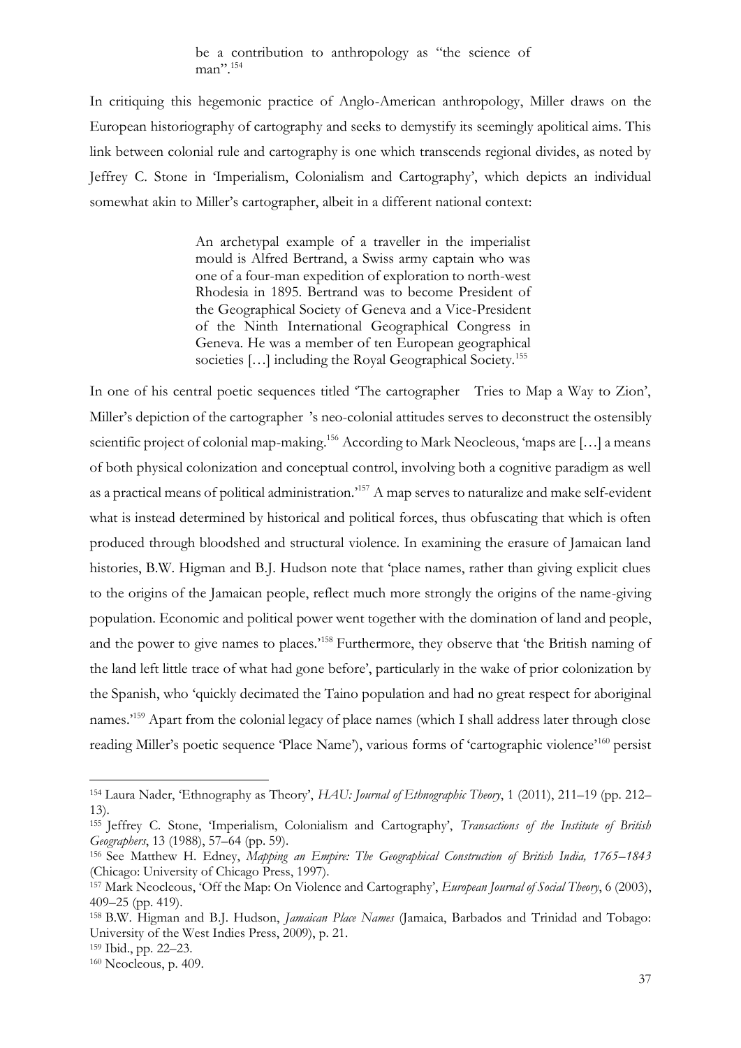> be a contribution to anthropology as "the science of man".[154]

In critiquing this hegemonic practice of Anglo-American anthropology, Miller draws on the European historiography of cartography and seeks to demystify its seemingly apolitical aims. This link between colonial rule and cartography is one which transcends regional divides, as noted by Jeffrey C. Stone in 'Imperialism, Colonialism and Cartography', which depicts an individual somewhat akin to Miller's cartographer, albeit in a different national context:

> An archetypal example of a traveller in the imperialist mould is Alfred Bertrand, a Swiss army captain who was one of a four-man expedition of exploration to north-west Rhodesia in 1895. Bertrand was to become President of the Geographical Society of Geneva and a Vice-President of the Ninth International Geographical Congress in Geneva. He was a member of ten European geographical societies […] including the Royal Geographical Society.[155]

In one of his central poetic sequences titled 'The cartographer Tries to Map a Way to Zion', Miller's depiction of the cartographer's neo-colonial attitudes serves to deconstruct the ostensibly scientific project of colonial map-making.[156] According to Mark Neocleous, 'maps are […] a means of both physical colonization and conceptual control, involving both a cognitive paradigm as well as a practical means of political administration.'[157] A map serves to naturalize and make self-evident what is instead determined by historical and political forces, thus obfuscating that which is often produced through bloodshed and structural violence. In examining the erasure of Jamaican land histories, B.W. Higman and B.J. Hudson note that 'place names, rather than giving explicit clues to the origins of the Jamaican people, reflect much more strongly the origins of the name-giving population. Economic and political power went together with the domination of land and people, and the power to give names to places.'[158] Furthermore, they observe that 'the British naming of the land left little trace of what had gone before', particularly in the wake of prior colonization by the Spanish, who 'quickly decimated the Taino population and had no great respect for aboriginal names.'[159] Apart from the colonial legacy of place names (which I shall address later through close reading Miller's poetic sequence 'Place Name'), various forms of 'cartographic violence'[160] persist

---

[154] Laura Nader, 'Ethnography as Theory', *HAU: Journal of Ethnographic Theory*, 1 (2011), 211–19 (pp. 212–13).

[155] Jeffrey C. Stone, 'Imperialism, Colonialism and Cartography', *Transactions of the Institute of British Geographers*, 13 (1988), 57–64 (pp. 59).

[156] See Matthew H. Edney, *Mapping an Empire: The Geographical Construction of British India, 1765–1843* (Chicago: University of Chicago Press, 1997).

[157] Mark Neocleous, 'Off the Map: On Violence and Cartography', *European Journal of Social Theory*, 6 (2003), 409–25 (pp. 419).

[158] B.W. Higman and B.J. Hudson, *Jamaican Place Names* (Jamaica, Barbados and Trinidad and Tobago: University of the West Indies Press, 2009), p. 21.

[159] Ibid., pp. 22–23.

[160] Neocleous, p. 409.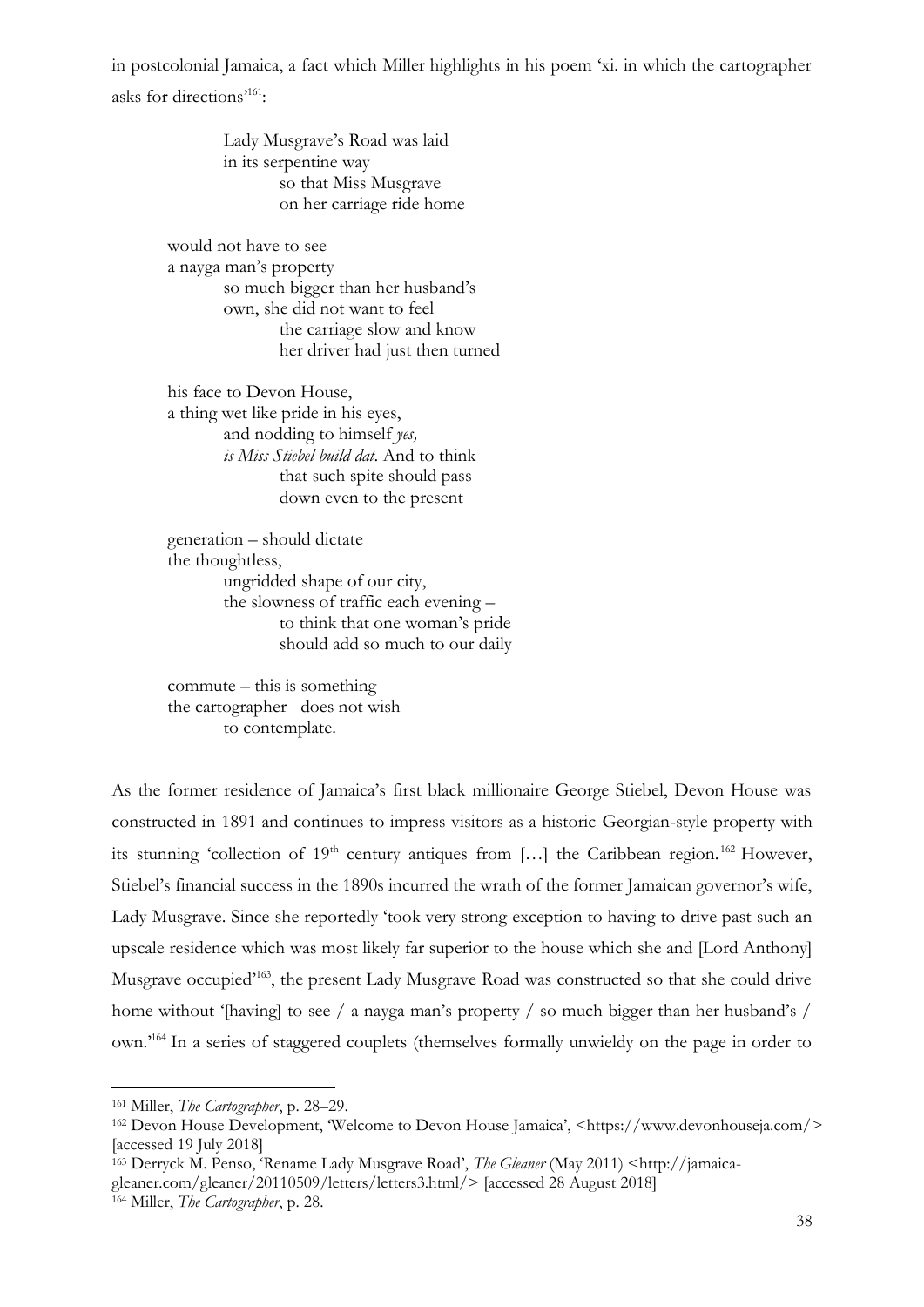in postcolonial Jamaica, a fact which Miller highlights in his poem 'xi. in which the cartographer asks for directions'[161]:

> Lady Musgrave's Road was laid  
> in its serpentine way  
> so that Miss Musgrave  
> on her carriage ride home
>
> would not have to see  
> a nayga man's property  
> so much bigger than her husband's  
> own, she did not want to feel  
> the carriage slow and know  
> her driver had just then turned
>
> his face to Devon House,  
> a thing wet like pride in his eyes,  
> and nodding to himself *yes,*  
> *is Miss Stiebel build dat*. And to think  
> that such spite should pass  
> down even to the present
>
> generation – should dictate  
> the thoughtless,  
> ungridded shape of our city,  
> the slowness of traffic each evening –  
> to think that one woman's pride  
> should add so much to our daily
>
> commute – this is something  
> the cartographer does not wish  
> to contemplate.

As the former residence of Jamaica's first black millionaire George Stiebel, Devon House was constructed in 1891 and continues to impress visitors as a historic Georgian-style property with its stunning 'collection of 19th century antiques from […] the Caribbean region.'[162] However, Stiebel's financial success in the 1890s incurred the wrath of the former Jamaican governor's wife, Lady Musgrave. Since she reportedly 'took very strong exception to having to drive past such an upscale residence which was most likely far superior to the house which she and [Lord Anthony] Musgrave occupied'[163], the present Lady Musgrave Road was constructed so that she could drive home without '[having] to see / a nayga man's property / so much bigger than her husband's / own.'[164] In a series of staggered couplets (themselves formally unwieldy on the page in order to

---

[161] Miller, *The Cartographer*, p. 28–29.

[162] Devon House Development, 'Welcome to Devon House Jamaica', <https://www.devonhouseja.com/> [accessed 19 July 2018]

[163] Derryck M. Penso, 'Rename Lady Musgrave Road', *The Gleaner* (May 2011) <http://jamaica-gleaner.com/gleaner/20110509/letters/letters3.html/> [accessed 28 August 2018]

[164] Miller, *The Cartographer*, p. 28.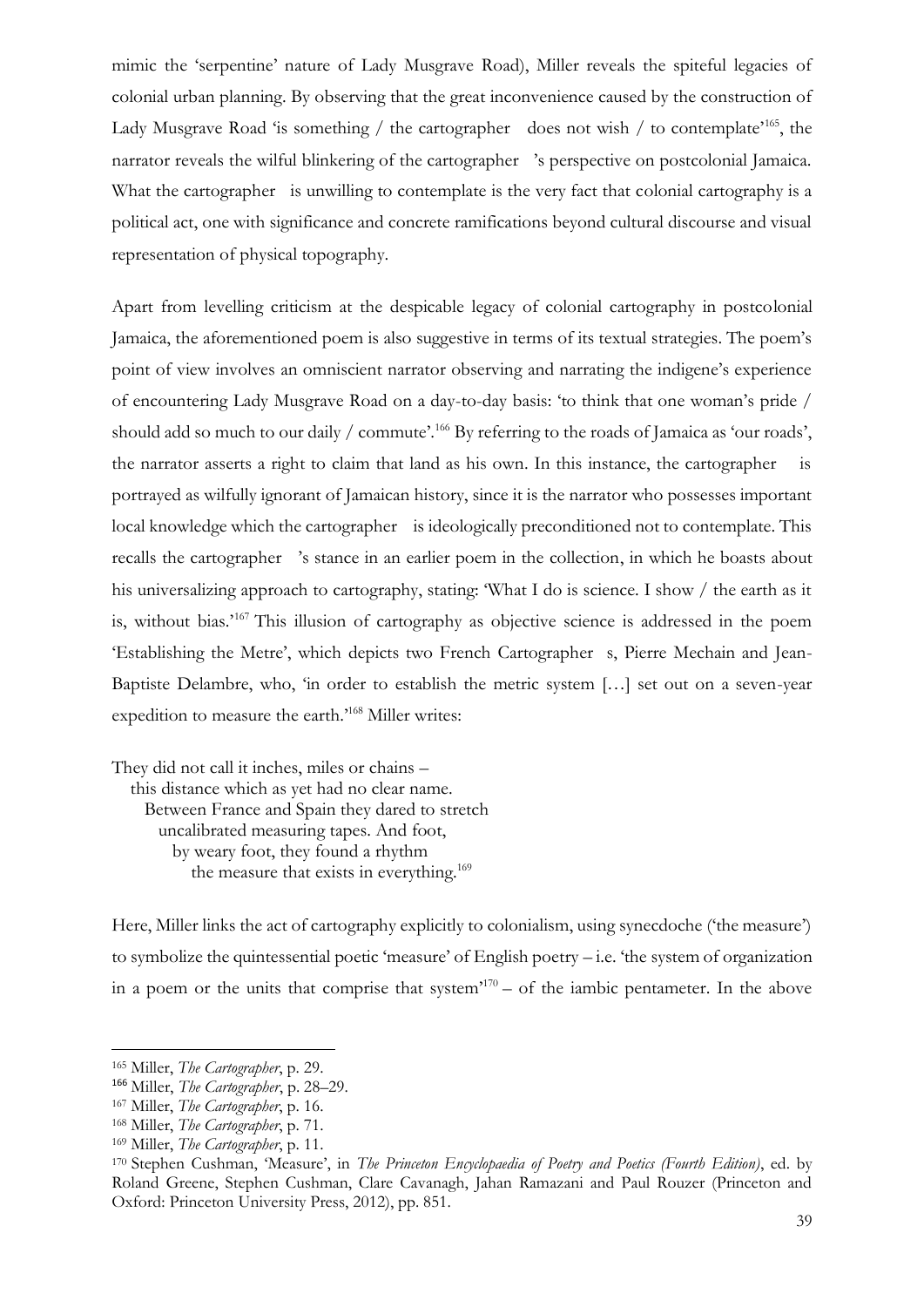mimic the 'serpentine' nature of Lady Musgrave Road), Miller reveals the spiteful legacies of colonial urban planning. By observing that the great inconvenience caused by the construction of Lady Musgrave Road 'is something / the cartographer does not wish / to contemplate'[165], the narrator reveals the wilful blinkering of the cartographer 's perspective on postcolonial Jamaica. What the cartographer is unwilling to contemplate is the very fact that colonial cartography is a political act, one with significance and concrete ramifications beyond cultural discourse and visual representation of physical topography.

Apart from levelling criticism at the despicable legacy of colonial cartography in postcolonial Jamaica, the aforementioned poem is also suggestive in terms of its textual strategies. The poem's point of view involves an omniscient narrator observing and narrating the indigene's experience of encountering Lady Musgrave Road on a day-to-day basis: 'to think that one woman's pride / should add so much to our daily / commute'.[166] By referring to the roads of Jamaica as 'our roads', the narrator asserts a right to claim that land as his own. In this instance, the cartographer is portrayed as wilfully ignorant of Jamaican history, since it is the narrator who possesses important local knowledge which the cartographer is ideologically preconditioned not to contemplate. This recalls the cartographer 's stance in an earlier poem in the collection, in which he boasts about his universalizing approach to cartography, stating: 'What I do is science. I show / the earth as it is, without bias.'[167] This illusion of cartography as objective science is addressed in the poem 'Establishing the Metre', which depicts two French Cartographer s, Pierre Mechain and Jean-Baptiste Delambre, who, 'in order to establish the metric system […] set out on a seven-year expedition to measure the earth.'[168] Miller writes:

> They did not call it inches, miles or chains –
>  this distance which as yet had no clear name.
>   Between France and Spain they dared to stretch
>    uncalibrated measuring tapes. And foot,
>     by weary foot, they found a rhythm
>      the measure that exists in everything.[169]

Here, Miller links the act of cartography explicitly to colonialism, using synecdoche ('the measure') to symbolize the quintessential poetic 'measure' of English poetry – i.e. 'the system of organization in a poem or the units that comprise that system'[170] – of the iambic pentameter. In the above

---

[165] Miller, *The Cartographer*, p. 29.

[166] Miller, *The Cartographer*, p. 28–29.

[167] Miller, *The Cartographer*, p. 16.

[168] Miller, *The Cartographer*, p. 71.

[169] Miller, *The Cartographer*, p. 11.

[170] Stephen Cushman, 'Measure', in *The Princeton Encyclopaedia of Poetry and Poetics (Fourth Edition)*, ed. by Roland Greene, Stephen Cushman, Clare Cavanagh, Jahan Ramazani and Paul Rouzer (Princeton and Oxford: Princeton University Press, 2012), pp. 851.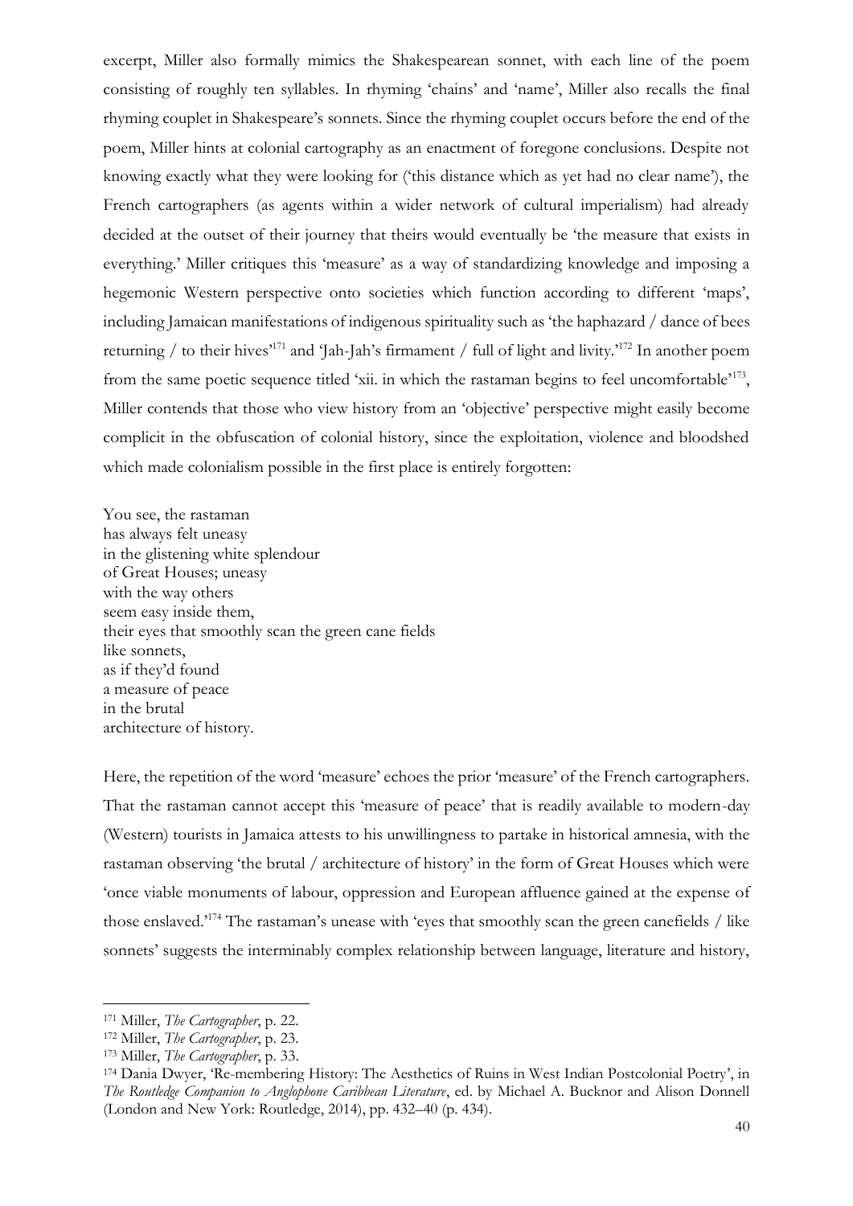excerpt, Miller also formally mimics the Shakespearean sonnet, with each line of the poem consisting of roughly ten syllables. In rhyming 'chains' and 'name', Miller also recalls the final rhyming couplet in Shakespeare's sonnets. Since the rhyming couplet occurs before the end of the poem, Miller hints at colonial cartography as an enactment of foregone conclusions. Despite not knowing exactly what they were looking for ('this distance which as yet had no clear name'), the French cartographers (as agents within a wider network of cultural imperialism) had already decided at the outset of their journey that theirs would eventually be 'the measure that exists in everything.' Miller critiques this 'measure' as a way of standardizing knowledge and imposing a hegemonic Western perspective onto societies which function according to different 'maps', including Jamaican manifestations of indigenous spirituality such as 'the haphazard / dance of bees returning / to their hives'[171] and 'Jah-Jah's firmament / full of light and livity.'[172] In another poem from the same poetic sequence titled 'xii. in which the rastaman begins to feel uncomfortable'[173], Miller contends that those who view history from an 'objective' perspective might easily become complicit in the obfuscation of colonial history, since the exploitation, violence and bloodshed which made colonialism possible in the first place is entirely forgotten:

You see, the rastaman  
has always felt uneasy  
in the glistening white splendour  
of Great Houses; uneasy  
with the way others  
seem easy inside them,  
their eyes that smoothly scan the green cane fields  
like sonnets,  
as if they'd found  
a measure of peace  
in the brutal  
architecture of history.

Here, the repetition of the word 'measure' echoes the prior 'measure' of the French cartographers. That the rastaman cannot accept this 'measure of peace' that is readily available to modern-day (Western) tourists in Jamaica attests to his unwillingness to partake in historical amnesia, with the rastaman observing 'the brutal / architecture of history' in the form of Great Houses which were 'once viable monuments of labour, oppression and European affluence gained at the expense of those enslaved.'[174] The rastaman's unease with 'eyes that smoothly scan the green canefields / like sonnets' suggests the interminably complex relationship between language, literature and history,

---

[171] Miller, *The Cartographer*, p. 22.

[172] Miller, *The Cartographer*, p. 23.

[173] Miller, *The Cartographer*, p. 33.

[174] Dania Dwyer, 'Re-membering History: The Aesthetics of Ruins in West Indian Postcolonial Poetry', in *The Routledge Companion to Anglophone Caribbean Literature*, ed. by Michael A. Bucknor and Alison Donnell (London and New York: Routledge, 2014), pp. 432–40 (p. 434).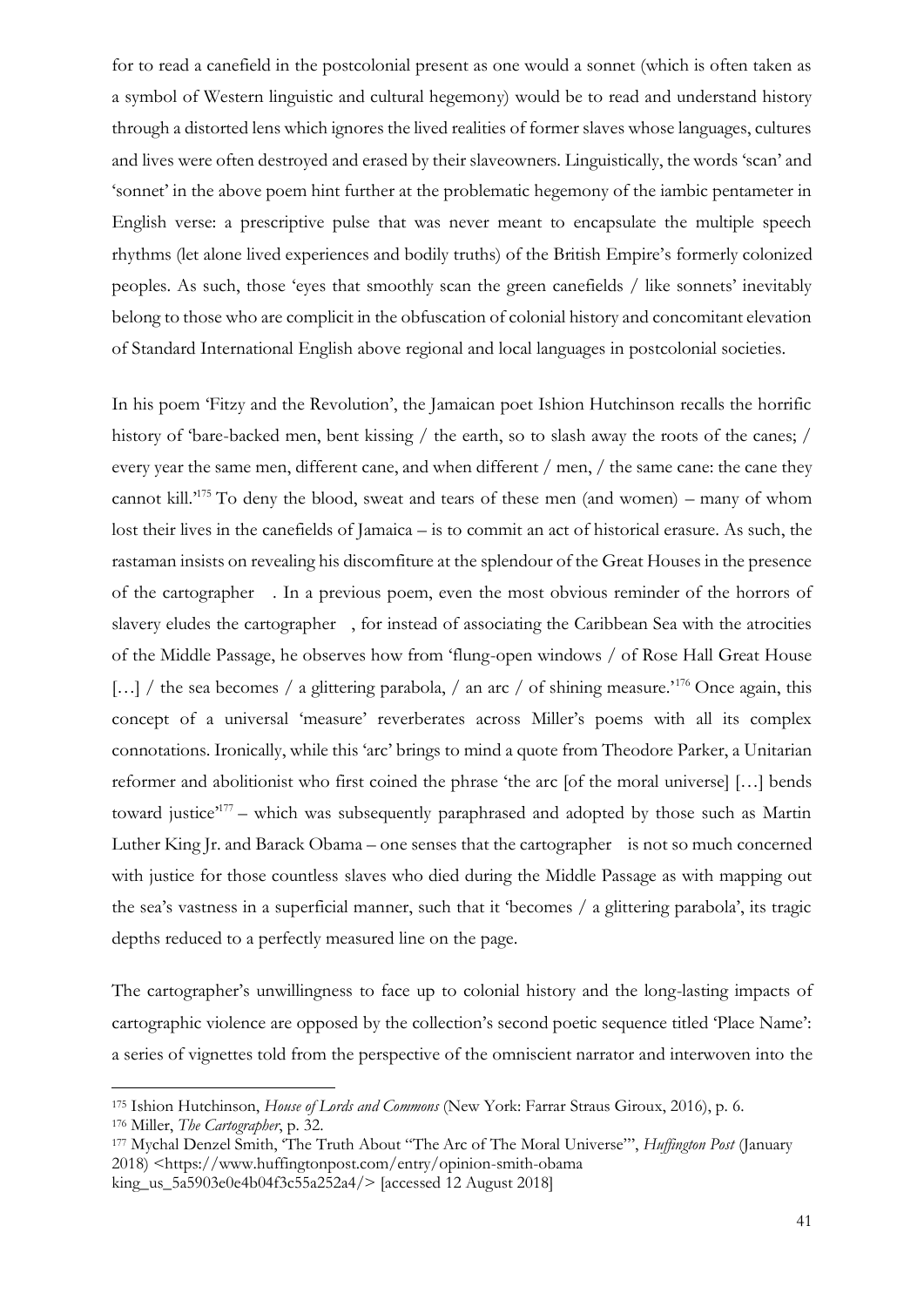for to read a canefield in the postcolonial present as one would a sonnet (which is often taken as a symbol of Western linguistic and cultural hegemony) would be to read and understand history through a distorted lens which ignores the lived realities of former slaves whose languages, cultures and lives were often destroyed and erased by their slaveowners. Linguistically, the words 'scan' and 'sonnet' in the above poem hint further at the problematic hegemony of the iambic pentameter in English verse: a prescriptive pulse that was never meant to encapsulate the multiple speech rhythms (let alone lived experiences and bodily truths) of the British Empire's formerly colonized peoples. As such, those 'eyes that smoothly scan the green canefields / like sonnets' inevitably belong to those who are complicit in the obfuscation of colonial history and concomitant elevation of Standard International English above regional and local languages in postcolonial societies.

In his poem 'Fitzy and the Revolution', the Jamaican poet Ishion Hutchinson recalls the horrific history of 'bare-backed men, bent kissing / the earth, so to slash away the roots of the canes; / every year the same men, different cane, and when different / men, / the same cane: the cane they cannot kill.'[175] To deny the blood, sweat and tears of these men (and women) – many of whom lost their lives in the canefields of Jamaica – is to commit an act of historical erasure. As such, the rastaman insists on revealing his discomfiture at the splendour of the Great Houses in the presence of the cartographer . In a previous poem, even the most obvious reminder of the horrors of slavery eludes the cartographer , for instead of associating the Caribbean Sea with the atrocities of the Middle Passage, he observes how from 'flung-open windows / of Rose Hall Great House […] / the sea becomes / a glittering parabola, / an arc / of shining measure.'[176] Once again, this concept of a universal 'measure' reverberates across Miller's poems with all its complex connotations. Ironically, while this 'arc' brings to mind a quote from Theodore Parker, a Unitarian reformer and abolitionist who first coined the phrase 'the arc [of the moral universe] […] bends toward justice'[177] – which was subsequently paraphrased and adopted by those such as Martin Luther King Jr. and Barack Obama – one senses that the cartographer is not so much concerned with justice for those countless slaves who died during the Middle Passage as with mapping out the sea's vastness in a superficial manner, such that it 'becomes / a glittering parabola', its tragic depths reduced to a perfectly measured line on the page.

The cartographer's unwillingness to face up to colonial history and the long-lasting impacts of cartographic violence are opposed by the collection's second poetic sequence titled 'Place Name': a series of vignettes told from the perspective of the omniscient narrator and interwoven into the

---

[175] Ishion Hutchinson, *House of Lords and Commons* (New York: Farrar Straus Giroux, 2016), p. 6.

[176] Miller, *The Cartographer*, p. 32.

[177] Mychal Denzel Smith, 'The Truth About "The Arc of The Moral Universe"', *Huffington Post* (January 2018) <https://www.huffingtonpost.com/entry/opinion-smith-obama king_us_5a5903e0e4b04f3c55a252a4/> [accessed 12 August 2018]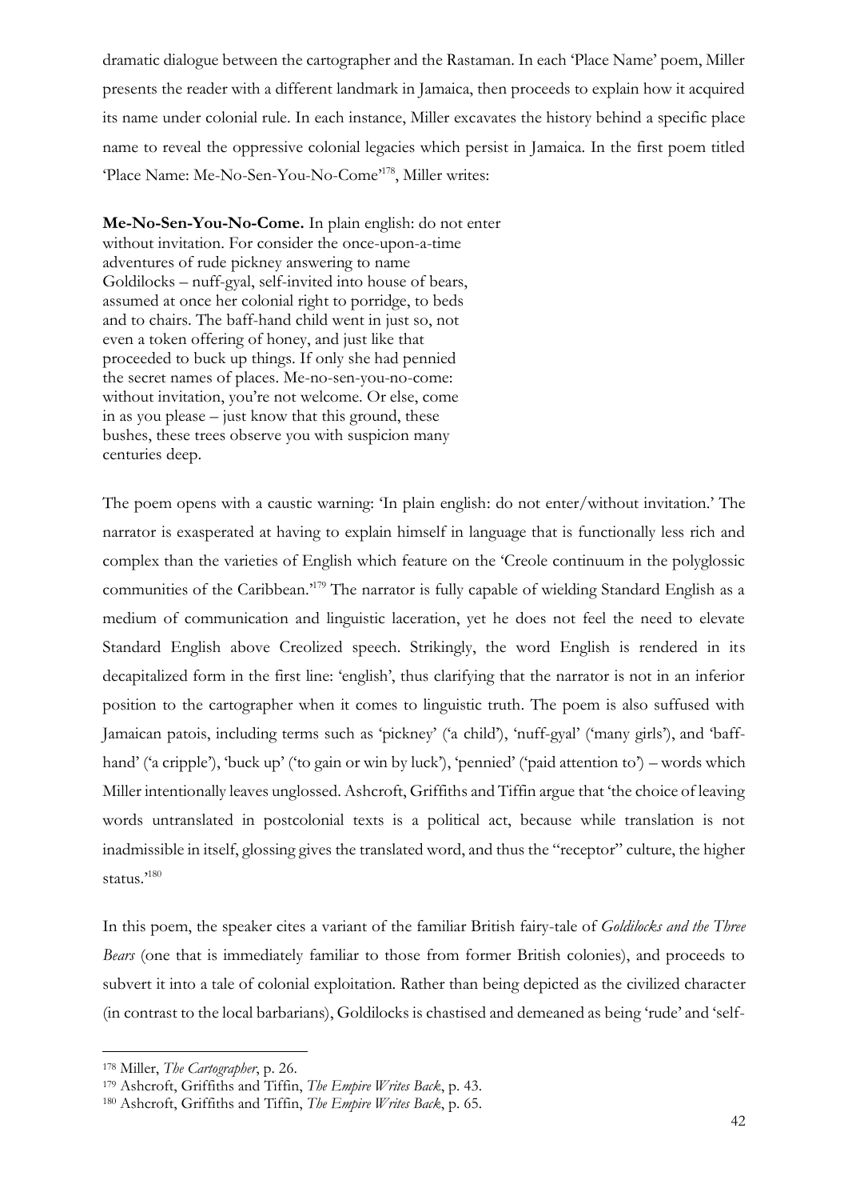dramatic dialogue between the cartographer and the Rastaman. In each 'Place Name' poem, Miller presents the reader with a different landmark in Jamaica, then proceeds to explain how it acquired its name under colonial rule. In each instance, Miller excavates the history behind a specific place name to reveal the oppressive colonial legacies which persist in Jamaica. In the first poem titled 'Place Name: Me-No-Sen-You-No-Come'[178], Miller writes:

> **Me-No-Sen-You-No-Come.** In plain english: do not enter
> without invitation. For consider the once-upon-a-time
> adventures of rude pickney answering to name
> Goldilocks – nuff-gyal, self-invited into house of bears,
> assumed at once her colonial right to porridge, to beds
> and to chairs. The baff-hand child went in just so, not
> even a token offering of honey, and just like that
> proceeded to buck up things. If only she had pennied
> the secret names of places. Me-no-sen-you-no-come:
> without invitation, you're not welcome. Or else, come
> in as you please – just know that this ground, these
> bushes, these trees observe you with suspicion many
> centuries deep.

The poem opens with a caustic warning: 'In plain english: do not enter/without invitation.' The narrator is exasperated at having to explain himself in language that is functionally less rich and complex than the varieties of English which feature on the 'Creole continuum in the polyglossic communities of the Caribbean.'[179] The narrator is fully capable of wielding Standard English as a medium of communication and linguistic laceration, yet he does not feel the need to elevate Standard English above Creolized speech. Strikingly, the word English is rendered in its decapitalized form in the first line: 'english', thus clarifying that the narrator is not in an inferior position to the cartographer when it comes to linguistic truth. The poem is also suffused with Jamaican patois, including terms such as 'pickney' ('a child'), 'nuff-gyal' ('many girls'), and 'baff-hand' ('a cripple'), 'buck up' ('to gain or win by luck'), 'pennied' ('paid attention to') – words which Miller intentionally leaves unglossed. Ashcroft, Griffiths and Tiffin argue that 'the choice of leaving words untranslated in postcolonial texts is a political act, because while translation is not inadmissible in itself, glossing gives the translated word, and thus the "receptor" culture, the higher status.'[180]

In this poem, the speaker cites a variant of the familiar British fairy-tale of *Goldilocks and the Three Bears* (one that is immediately familiar to those from former British colonies), and proceeds to subvert it into a tale of colonial exploitation. Rather than being depicted as the civilized character (in contrast to the local barbarians), Goldilocks is chastised and demeaned as being 'rude' and 'self-

---

[178] Miller, *The Cartographer*, p. 26.

[179] Ashcroft, Griffiths and Tiffin, *The Empire Writes Back*, p. 43.

[180] Ashcroft, Griffiths and Tiffin, *The Empire Writes Back*, p. 65.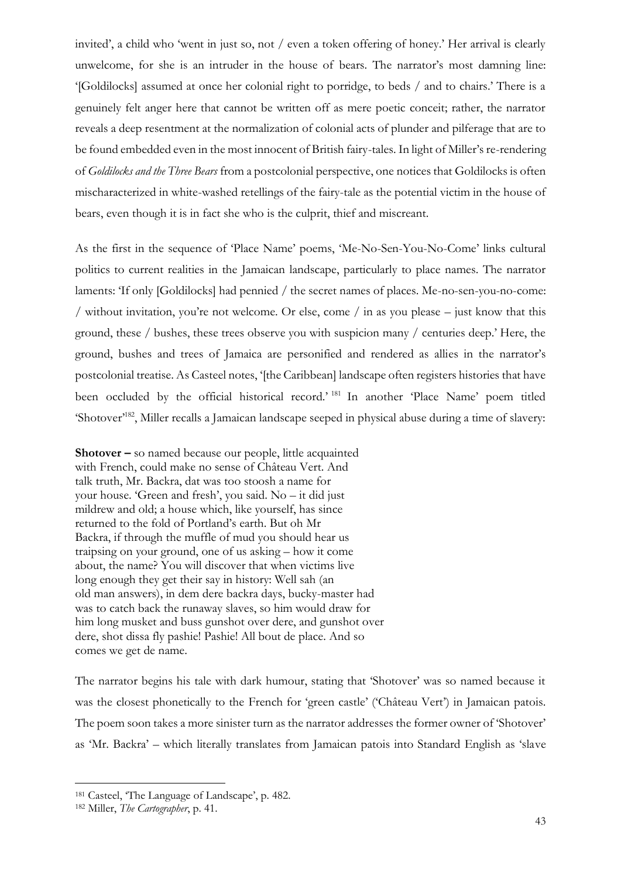invited', a child who 'went in just so, not / even a token offering of honey.' Her arrival is clearly unwelcome, for she is an intruder in the house of bears. The narrator's most damning line: '[Goldilocks] assumed at once her colonial right to porridge, to beds / and to chairs.' There is a genuinely felt anger here that cannot be written off as mere poetic conceit; rather, the narrator reveals a deep resentment at the normalization of colonial acts of plunder and pilferage that are to be found embedded even in the most innocent of British fairy-tales. In light of Miller's re-rendering of *Goldilocks and the Three Bears* from a postcolonial perspective, one notices that Goldilocks is often mischaracterized in white-washed retellings of the fairy-tale as the potential victim in the house of bears, even though it is in fact she who is the culprit, thief and miscreant.

As the first in the sequence of 'Place Name' poems, 'Me-No-Sen-You-No-Come' links cultural politics to current realities in the Jamaican landscape, particularly to place names. The narrator laments: 'If only [Goldilocks] had pennied / the secret names of places. Me-no-sen-you-no-come: / without invitation, you're not welcome. Or else, come / in as you please – just know that this ground, these / bushes, these trees observe you with suspicion many / centuries deep.' Here, the ground, bushes and trees of Jamaica are personified and rendered as allies in the narrator's postcolonial treatise. As Casteel notes, '[the Caribbean] landscape often registers histories that have been occluded by the official historical record.'[181] In another 'Place Name' poem titled 'Shotover'[182], Miller recalls a Jamaican landscape seeped in physical abuse during a time of slavery:

**Shotover –** so named because our people, little acquainted
with French, could make no sense of Château Vert. And
talk truth, Mr. Backra, dat was too stoosh a name for
your house. 'Green and fresh', you said. No – it did just
mildrew and old; a house which, like yourself, has since
returned to the fold of Portland's earth. But oh Mr
Backra, if through the muffle of mud you should hear us
traipsing on your ground, one of us asking – how it come
about, the name? You will discover that when victims live
long enough they get their say in history: Well sah (an
old man answers), in dem dere backra days, bucky-master had
was to catch back the runaway slaves, so him would draw for
him long musket and buss gunshot over dere, and gunshot over
dere, shot dissa fly pashie! Pashie! All bout de place. And so
comes we get de name.

The narrator begins his tale with dark humour, stating that 'Shotover' was so named because it was the closest phonetically to the French for 'green castle' ('Château Vert') in Jamaican patois. The poem soon takes a more sinister turn as the narrator addresses the former owner of 'Shotover' as 'Mr. Backra' – which literally translates from Jamaican patois into Standard English as 'slave

---

[181] Casteel, 'The Language of Landscape', p. 482.

[182] Miller, *The Cartographer*, p. 41.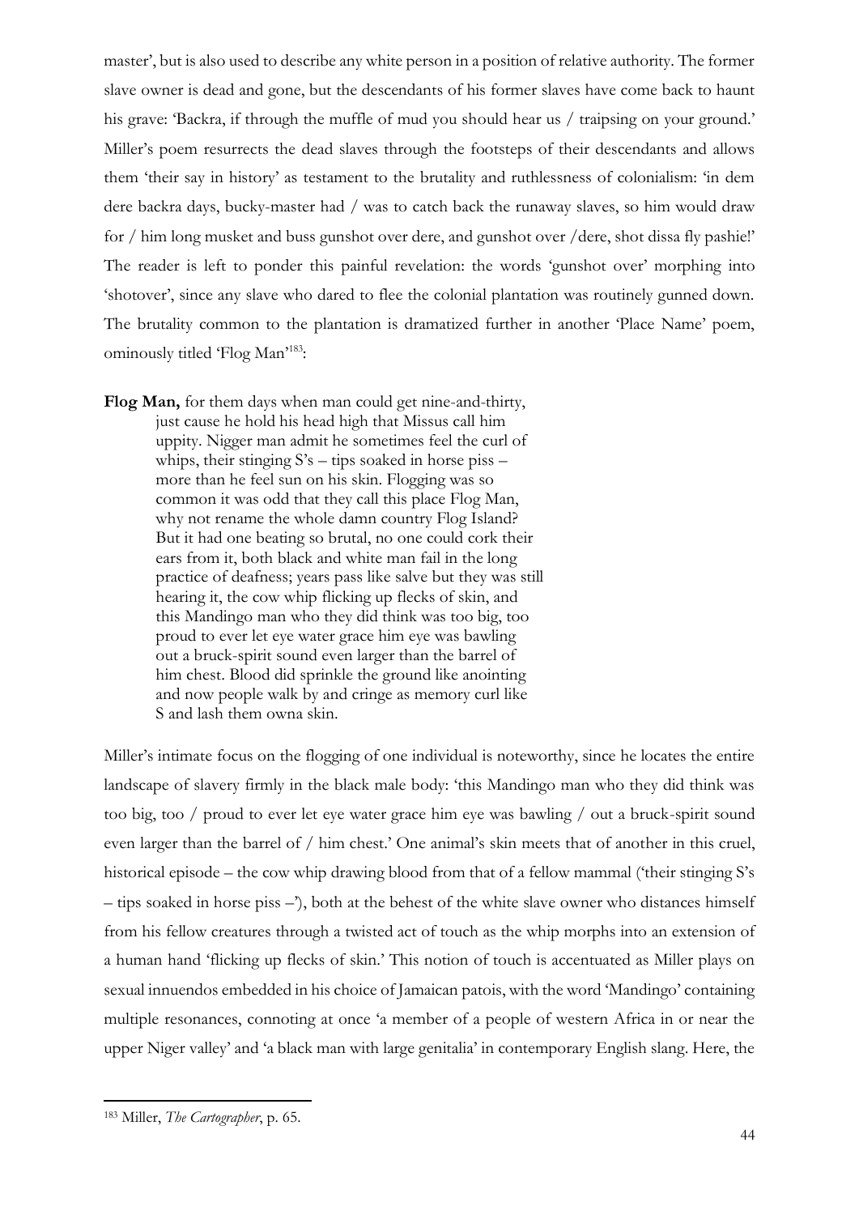master', but is also used to describe any white person in a position of relative authority. The former slave owner is dead and gone, but the descendants of his former slaves have come back to haunt his grave: 'Backra, if through the muffle of mud you should hear us / traipsing on your ground.' Miller's poem resurrects the dead slaves through the footsteps of their descendants and allows them 'their say in history' as testament to the brutality and ruthlessness of colonialism: 'in dem dere backra days, bucky-master had / was to catch back the runaway slaves, so him would draw for / him long musket and buss gunshot over dere, and gunshot over /dere, shot dissa fly pashie!' The reader is left to ponder this painful revelation: the words 'gunshot over' morphing into 'shotover', since any slave who dared to flee the colonial plantation was routinely gunned down. The brutality common to the plantation is dramatized further in another 'Place Name' poem, ominously titled 'Flog Man'[183]:

> **Flog Man,** for them days when man could get nine-and-thirty,
> just cause he hold his head high that Missus call him
> uppity. Nigger man admit he sometimes feel the curl of
> whips, their stinging S's – tips soaked in horse piss –
> more than he feel sun on his skin. Flogging was so
> common it was odd that they call this place Flog Man,
> why not rename the whole damn country Flog Island?
> But it had one beating so brutal, no one could cork their
> ears from it, both black and white man fail in the long
> practice of deafness; years pass like salve but they was still
> hearing it, the cow whip flicking up flecks of skin, and
> this Mandingo man who they did think was too big, too
> proud to ever let eye water grace him eye was bawling
> out a bruck-spirit sound even larger than the barrel of
> him chest. Blood did sprinkle the ground like anointing
> and now people walk by and cringe as memory curl like
> S and lash them owna skin.

Miller's intimate focus on the flogging of one individual is noteworthy, since he locates the entire landscape of slavery firmly in the black male body: 'this Mandingo man who they did think was too big, too / proud to ever let eye water grace him eye was bawling / out a bruck-spirit sound even larger than the barrel of / him chest.' One animal's skin meets that of another in this cruel, historical episode – the cow whip drawing blood from that of a fellow mammal ('their stinging S's – tips soaked in horse piss –'), both at the behest of the white slave owner who distances himself from his fellow creatures through a twisted act of touch as the whip morphs into an extension of a human hand 'flicking up flecks of skin.' This notion of touch is accentuated as Miller plays on sexual innuendos embedded in his choice of Jamaican patois, with the word 'Mandingo' containing multiple resonances, connoting at once 'a member of a people of western Africa in or near the upper Niger valley' and 'a black man with large genitalia' in contemporary English slang. Here, the

---

[183] Miller, *The Cartographer*, p. 65.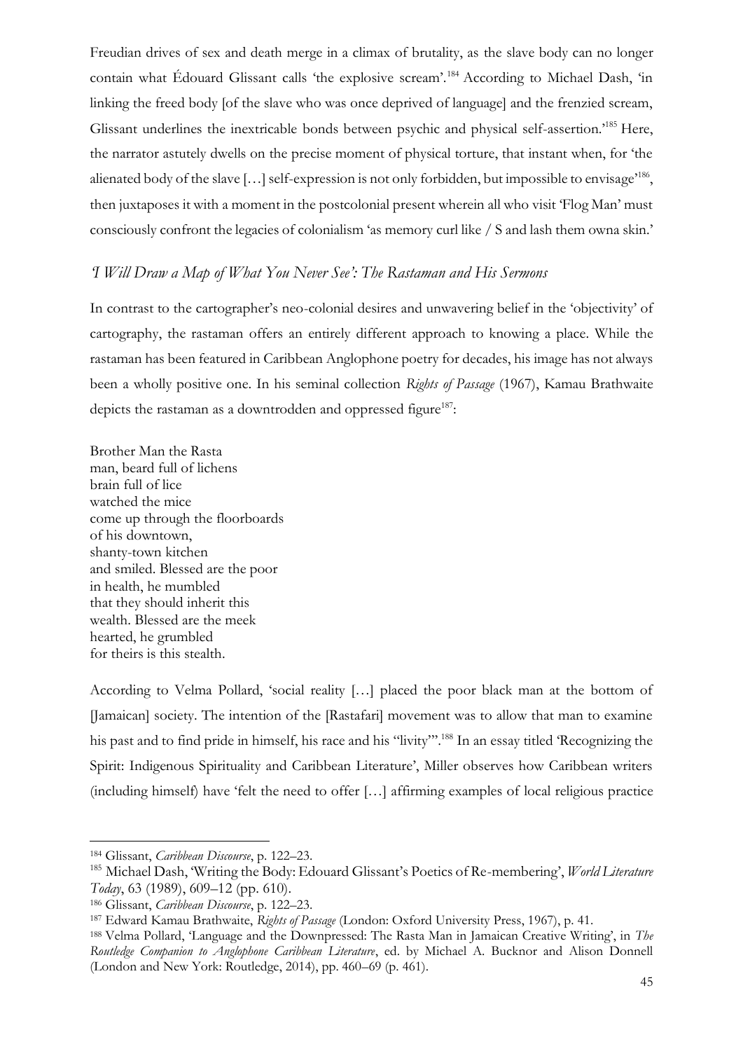Freudian drives of sex and death merge in a climax of brutality, as the slave body can no longer contain what Édouard Glissant calls 'the explosive scream'.[184] According to Michael Dash, 'in linking the freed body [of the slave who was once deprived of language] and the frenzied scream, Glissant underlines the inextricable bonds between psychic and physical self-assertion.'[185] Here, the narrator astutely dwells on the precise moment of physical torture, that instant when, for 'the alienated body of the slave […] self-expression is not only forbidden, but impossible to envisage'[186], then juxtaposes it with a moment in the postcolonial present wherein all who visit 'Flog Man' must consciously confront the legacies of colonialism 'as memory curl like / S and lash them owna skin.'

## *'I Will Draw a Map of What You Never See': The Rastaman and His Sermons*

In contrast to the cartographer's neo-colonial desires and unwavering belief in the 'objectivity' of cartography, the rastaman offers an entirely different approach to knowing a place. While the rastaman has been featured in Caribbean Anglophone poetry for decades, his image has not always been a wholly positive one. In his seminal collection *Rights of Passage* (1967), Kamau Brathwaite depicts the rastaman as a downtrodden and oppressed figure[187]:

Brother Man the Rasta
man, beard full of lichens
brain full of lice
watched the mice
come up through the floorboards
of his downtown,
shanty-town kitchen
and smiled. Blessed are the poor
in health, he mumbled
that they should inherit this
wealth. Blessed are the meek
hearted, he grumbled
for theirs is this stealth.

According to Velma Pollard, 'social reality […] placed the poor black man at the bottom of [Jamaican] society. The intention of the [Rastafari] movement was to allow that man to examine his past and to find pride in himself, his race and his "livity"'.[188] In an essay titled 'Recognizing the Spirit: Indigenous Spirituality and Caribbean Literature', Miller observes how Caribbean writers (including himself) have 'felt the need to offer […] affirming examples of local religious practice

---

[184] Glissant, *Caribbean Discourse*, p. 122–23.

[185] Michael Dash, 'Writing the Body: Edouard Glissant's Poetics of Re-membering', *World Literature Today*, 63 (1989), 609–12 (pp. 610).

[186] Glissant, *Caribbean Discourse*, p. 122–23.

[187] Edward Kamau Brathwaite, *Rights of Passage* (London: Oxford University Press, 1967), p. 41.

[188] Velma Pollard, 'Language and the Downpressed: The Rasta Man in Jamaican Creative Writing', in *The Routledge Companion to Anglophone Caribbean Literature*, ed. by Michael A. Bucknor and Alison Donnell (London and New York: Routledge, 2014), pp. 460–69 (p. 461).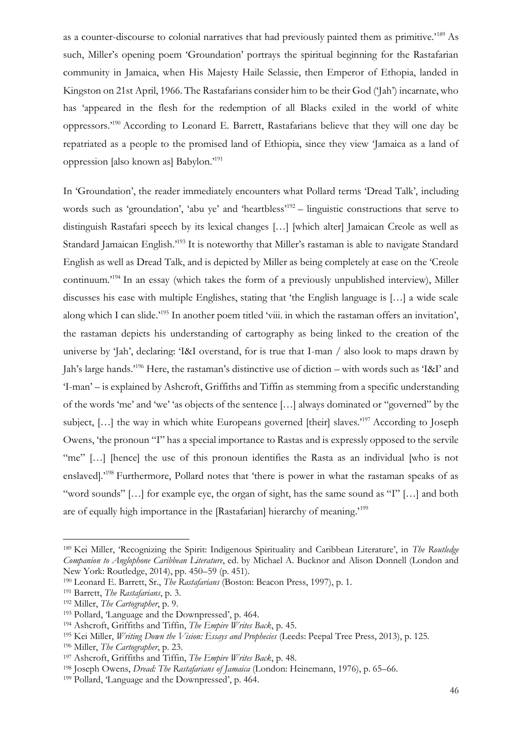as a counter-discourse to colonial narratives that had previously painted them as primitive.'[189] As such, Miller's opening poem 'Groundation' portrays the spiritual beginning for the Rastafarian community in Jamaica, when His Majesty Haile Selassie, then Emperor of Ethopia, landed in Kingston on 21st April, 1966. The Rastafarians consider him to be their God ('Jah') incarnate, who has 'appeared in the flesh for the redemption of all Blacks exiled in the world of white oppressors.'[190] According to Leonard E. Barrett, Rastafarians believe that they will one day be repatriated as a people to the promised land of Ethiopia, since they view 'Jamaica as a land of oppression [also known as] Babylon.'[191]

In 'Groundation', the reader immediately encounters what Pollard terms 'Dread Talk', including words such as 'groundation', 'abu ye' and 'heartbless'[192] – linguistic constructions that serve to distinguish Rastafari speech by its lexical changes […] [which alter] Jamaican Creole as well as Standard Jamaican English.'[193] It is noteworthy that Miller's rastaman is able to navigate Standard English as well as Dread Talk, and is depicted by Miller as being completely at ease on the 'Creole continuum.'[194] In an essay (which takes the form of a previously unpublished interview), Miller discusses his ease with multiple Englishes, stating that 'the English language is […] a wide scale along which I can slide.'[195] In another poem titled 'viii. in which the rastaman offers an invitation', the rastaman depicts his understanding of cartography as being linked to the creation of the universe by 'Jah', declaring: 'I&I overstand, for is true that I-man / also look to maps drawn by Jah's large hands.'[196] Here, the rastaman's distinctive use of diction – with words such as 'I&I' and 'I-man' – is explained by Ashcroft, Griffiths and Tiffin as stemming from a specific understanding of the words 'me' and 'we' 'as objects of the sentence […] always dominated or "governed" by the subject, […] the way in which white Europeans governed [their] slaves.'[197] According to Joseph Owens, 'the pronoun "I" has a special importance to Rastas and is expressly opposed to the servile "me" […] [hence] the use of this pronoun identifies the Rasta as an individual [who is not enslaved].'[198] Furthermore, Pollard notes that 'there is power in what the rastaman speaks of as "word sounds" […] for example eye, the organ of sight, has the same sound as "I" […] and both are of equally high importance in the [Rastafarian] hierarchy of meaning.'[199]

---

[189] Kei Miller, 'Recognizing the Spirit: Indigenous Spirituality and Caribbean Literature', in *The Routledge Companion to Anglophone Caribbean Literature*, ed. by Michael A. Bucknor and Alison Donnell (London and New York: Routledge, 2014), pp. 450–59 (p. 451).

[190] Leonard E. Barrett, Sr., *The Rastafarians* (Boston: Beacon Press, 1997), p. 1.

[191] Barrett, *The Rastafarians*, p. 3.

[192] Miller, *The Cartographer*, p. 9.

[193] Pollard, 'Language and the Downpressed', p. 464.

[194] Ashcroft, Griffiths and Tiffin, *The Empire Writes Back*, p. 45.

[195] Kei Miller, *Writing Down the Vision: Essays and Prophecies* (Leeds: Peepal Tree Press, 2013), p. 125.

[196] Miller, *The Cartographer*, p. 23.

[197] Ashcroft, Griffiths and Tiffin, *The Empire Writes Back*, p. 48.

[198] Joseph Owens, *Dread: The Rastafarians of Jamaica* (London: Heinemann, 1976), p. 65–66.

[199] Pollard, 'Language and the Downpressed', p. 464.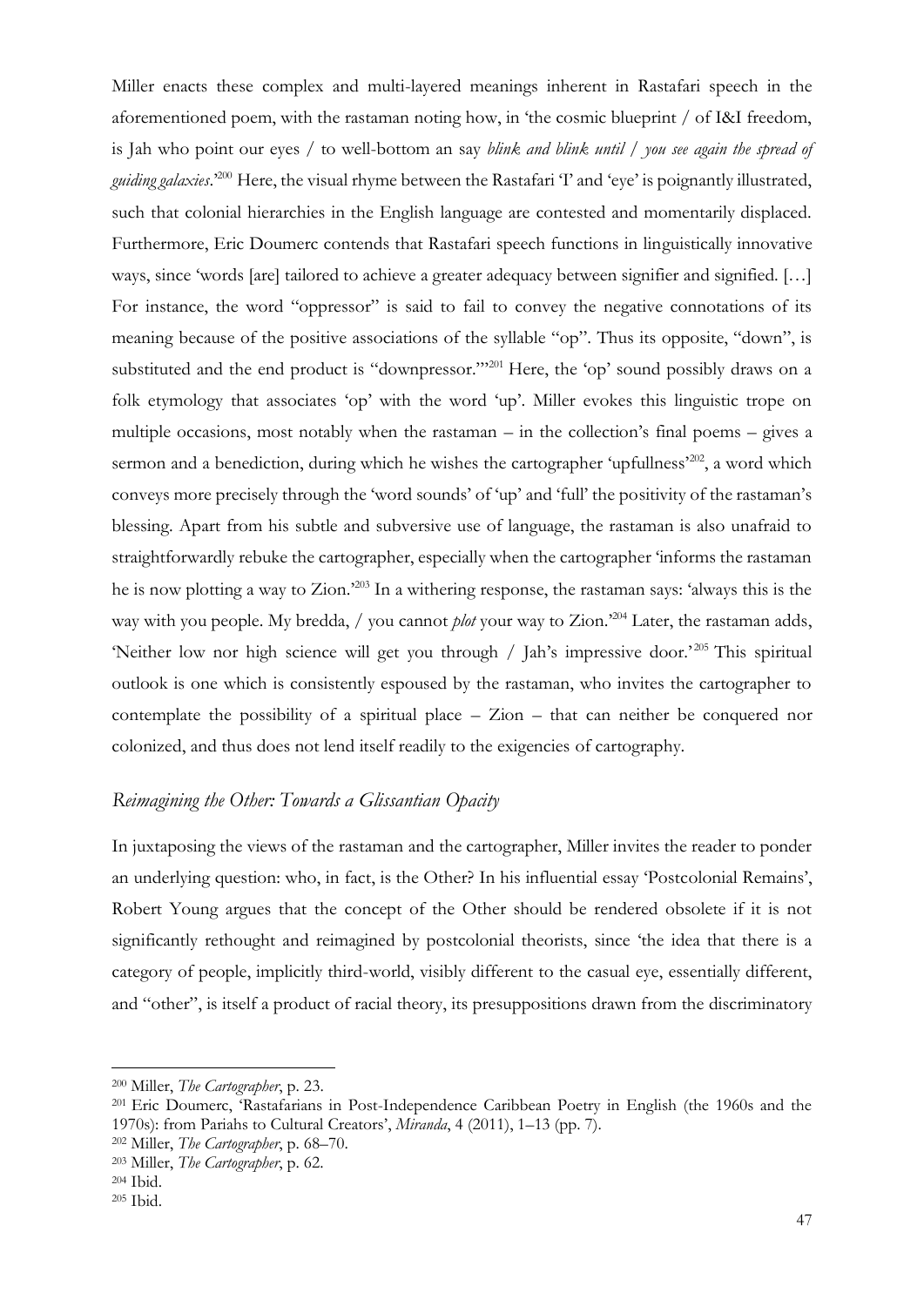Miller enacts these complex and multi-layered meanings inherent in Rastafari speech in the aforementioned poem, with the rastaman noting how, in 'the cosmic blueprint / of I&I freedom, is Jah who point our eyes / to well-bottom an say *blink and blink until / you see again the spread of guiding galaxies*.'[200] Here, the visual rhyme between the Rastafari 'I' and 'eye' is poignantly illustrated, such that colonial hierarchies in the English language are contested and momentarily displaced. Furthermore, Eric Doumerc contends that Rastafari speech functions in linguistically innovative ways, since 'words [are] tailored to achieve a greater adequacy between signifier and signified. […] For instance, the word "oppressor" is said to fail to convey the negative connotations of its meaning because of the positive associations of the syllable "op". Thus its opposite, "down", is substituted and the end product is "downpressor."'[201] Here, the 'op' sound possibly draws on a folk etymology that associates 'op' with the word 'up'. Miller evokes this linguistic trope on multiple occasions, most notably when the rastaman – in the collection's final poems – gives a sermon and a benediction, during which he wishes the cartographer 'upfullness'[202], a word which conveys more precisely through the 'word sounds' of 'up' and 'full' the positivity of the rastaman's blessing. Apart from his subtle and subversive use of language, the rastaman is also unafraid to straightforwardly rebuke the cartographer, especially when the cartographer 'informs the rastaman he is now plotting a way to Zion.'[203] In a withering response, the rastaman says: 'always this is the way with you people. My bredda, / you cannot *plot* your way to Zion.'[204] Later, the rastaman adds, 'Neither low nor high science will get you through / Jah's impressive door.'[205] This spiritual outlook is one which is consistently espoused by the rastaman, who invites the cartographer to contemplate the possibility of a spiritual place – Zion – that can neither be conquered nor colonized, and thus does not lend itself readily to the exigencies of cartography.

## *Reimagining the Other: Towards a Glissantian Opacity*

In juxtaposing the views of the rastaman and the cartographer, Miller invites the reader to ponder an underlying question: who, in fact, is the Other? In his influential essay 'Postcolonial Remains', Robert Young argues that the concept of the Other should be rendered obsolete if it is not significantly rethought and reimagined by postcolonial theorists, since 'the idea that there is a category of people, implicitly third-world, visibly different to the casual eye, essentially different, and "other", is itself a product of racial theory, its presuppositions drawn from the discriminatory

---

[200] Miller, *The Cartographer*, p. 23.

[201] Eric Doumerc, 'Rastafarians in Post-Independence Caribbean Poetry in English (the 1960s and the 1970s): from Pariahs to Cultural Creators', *Miranda*, 4 (2011), 1–13 (pp. 7).

[202] Miller, *The Cartographer*, p. 68–70.

[203] Miller, *The Cartographer*, p. 62.

[204] Ibid.

[205] Ibid.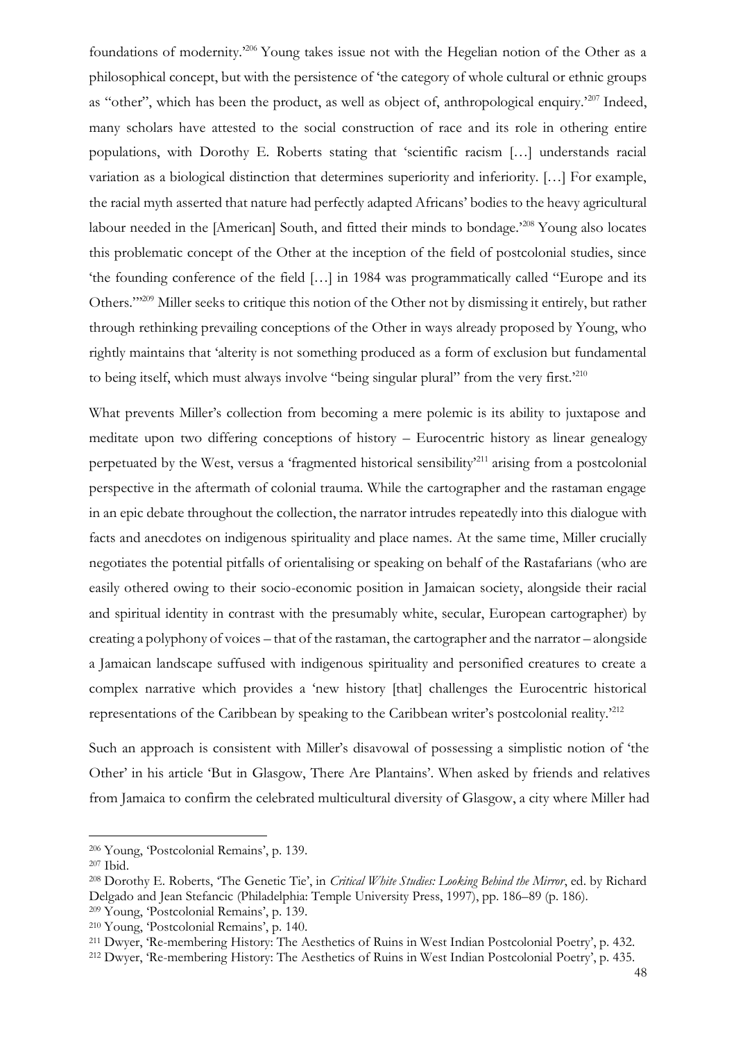foundations of modernity.'[206] Young takes issue not with the Hegelian notion of the Other as a philosophical concept, but with the persistence of 'the category of whole cultural or ethnic groups as "other", which has been the product, as well as object of, anthropological enquiry.'[207] Indeed, many scholars have attested to the social construction of race and its role in othering entire populations, with Dorothy E. Roberts stating that 'scientific racism […] understands racial variation as a biological distinction that determines superiority and inferiority. […] For example, the racial myth asserted that nature had perfectly adapted Africans' bodies to the heavy agricultural labour needed in the [American] South, and fitted their minds to bondage.'[208] Young also locates this problematic concept of the Other at the inception of the field of postcolonial studies, since 'the founding conference of the field […] in 1984 was programmatically called "Europe and its Others."'[209] Miller seeks to critique this notion of the Other not by dismissing it entirely, but rather through rethinking prevailing conceptions of the Other in ways already proposed by Young, who rightly maintains that 'alterity is not something produced as a form of exclusion but fundamental to being itself, which must always involve "being singular plural" from the very first.'[210]

What prevents Miller's collection from becoming a mere polemic is its ability to juxtapose and meditate upon two differing conceptions of history – Eurocentric history as linear genealogy perpetuated by the West, versus a 'fragmented historical sensibility'[211] arising from a postcolonial perspective in the aftermath of colonial trauma. While the cartographer and the rastaman engage in an epic debate throughout the collection, the narrator intrudes repeatedly into this dialogue with facts and anecdotes on indigenous spirituality and place names. At the same time, Miller crucially negotiates the potential pitfalls of orientalising or speaking on behalf of the Rastafarians (who are easily othered owing to their socio-economic position in Jamaican society, alongside their racial and spiritual identity in contrast with the presumably white, secular, European cartographer) by creating a polyphony of voices – that of the rastaman, the cartographer and the narrator – alongside a Jamaican landscape suffused with indigenous spirituality and personified creatures to create a complex narrative which provides a 'new history [that] challenges the Eurocentric historical representations of the Caribbean by speaking to the Caribbean writer's postcolonial reality.'[212]

Such an approach is consistent with Miller's disavowal of possessing a simplistic notion of 'the Other' in his article 'But in Glasgow, There Are Plantains'. When asked by friends and relatives from Jamaica to confirm the celebrated multicultural diversity of Glasgow, a city where Miller had

---

[206] Young, 'Postcolonial Remains', p. 139.

[207] Ibid.

[208] Dorothy E. Roberts, 'The Genetic Tie', in *Critical White Studies: Looking Behind the Mirror*, ed. by Richard Delgado and Jean Stefancic (Philadelphia: Temple University Press, 1997), pp. 186–89 (p. 186).

[209] Young, 'Postcolonial Remains', p. 139.

[210] Young, 'Postcolonial Remains', p. 140.

[211] Dwyer, 'Re-membering History: The Aesthetics of Ruins in West Indian Postcolonial Poetry', p. 432.

[212] Dwyer, 'Re-membering History: The Aesthetics of Ruins in West Indian Postcolonial Poetry', p. 435.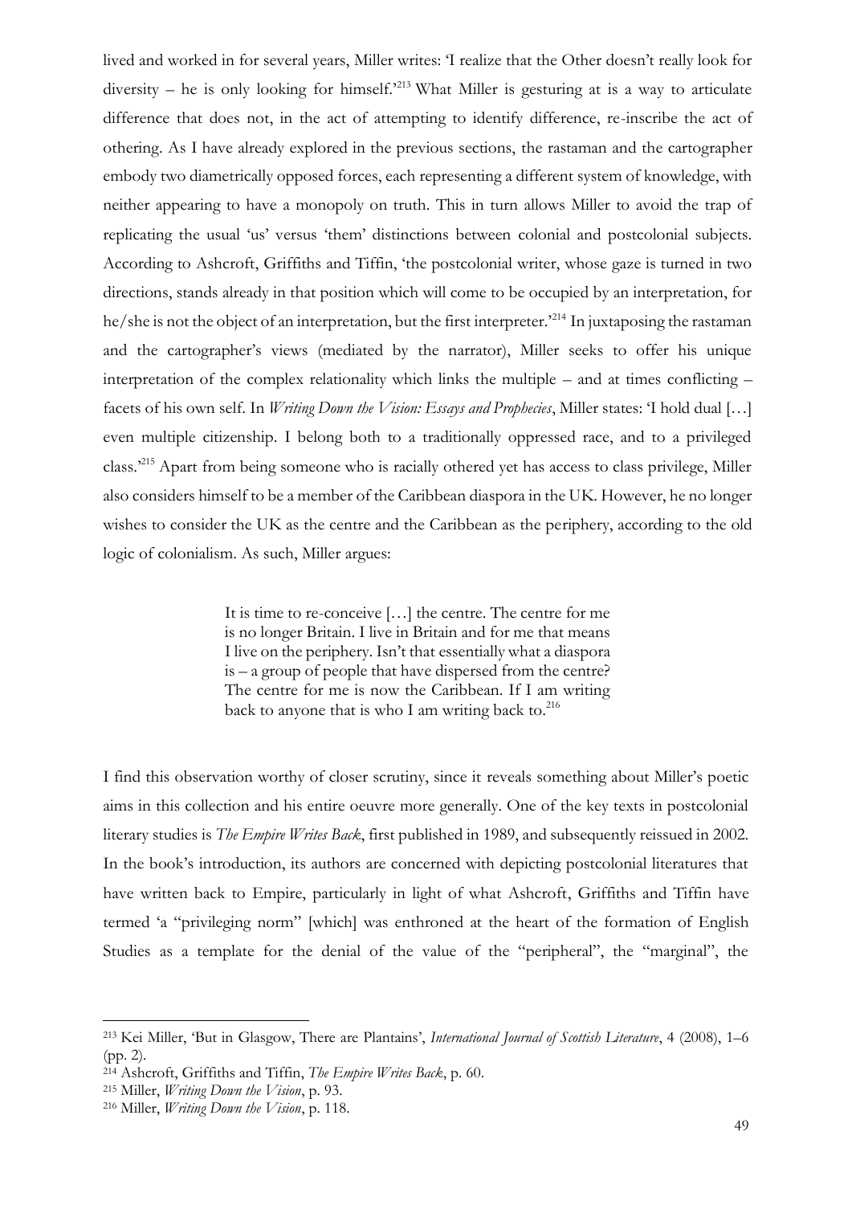lived and worked in for several years, Miller writes: 'I realize that the Other doesn't really look for diversity – he is only looking for himself.'[213] What Miller is gesturing at is a way to articulate difference that does not, in the act of attempting to identify difference, re-inscribe the act of othering. As I have already explored in the previous sections, the rastaman and the cartographer embody two diametrically opposed forces, each representing a different system of knowledge, with neither appearing to have a monopoly on truth. This in turn allows Miller to avoid the trap of replicating the usual 'us' versus 'them' distinctions between colonial and postcolonial subjects. According to Ashcroft, Griffiths and Tiffin, 'the postcolonial writer, whose gaze is turned in two directions, stands already in that position which will come to be occupied by an interpretation, for he/she is not the object of an interpretation, but the first interpreter.'[214] In juxtaposing the rastaman and the cartographer's views (mediated by the narrator), Miller seeks to offer his unique interpretation of the complex relationality which links the multiple – and at times conflicting – facets of his own self. In *Writing Down the Vision: Essays and Prophecies*, Miller states: 'I hold dual […] even multiple citizenship. I belong both to a traditionally oppressed race, and to a privileged class.'[215] Apart from being someone who is racially othered yet has access to class privilege, Miller also considers himself to be a member of the Caribbean diaspora in the UK. However, he no longer wishes to consider the UK as the centre and the Caribbean as the periphery, according to the old logic of colonialism. As such, Miller argues:

> It is time to re-conceive […] the centre. The centre for me is no longer Britain. I live in Britain and for me that means I live on the periphery. Isn't that essentially what a diaspora is – a group of people that have dispersed from the centre? The centre for me is now the Caribbean. If I am writing back to anyone that is who I am writing back to.[216]

I find this observation worthy of closer scrutiny, since it reveals something about Miller's poetic aims in this collection and his entire oeuvre more generally. One of the key texts in postcolonial literary studies is *The Empire Writes Back*, first published in 1989, and subsequently reissued in 2002. In the book's introduction, its authors are concerned with depicting postcolonial literatures that have written back to Empire, particularly in light of what Ashcroft, Griffiths and Tiffin have termed 'a "privileging norm" [which] was enthroned at the heart of the formation of English Studies as a template for the denial of the value of the "peripheral", the "marginal", the

---

[213] Kei Miller, 'But in Glasgow, There are Plantains', *International Journal of Scottish Literature*, 4 (2008), 1–6 (pp. 2).

[214] Ashcroft, Griffiths and Tiffin, *The Empire Writes Back*, p. 60.

[215] Miller, *Writing Down the Vision*, p. 93.

[216] Miller, *Writing Down the Vision*, p. 118.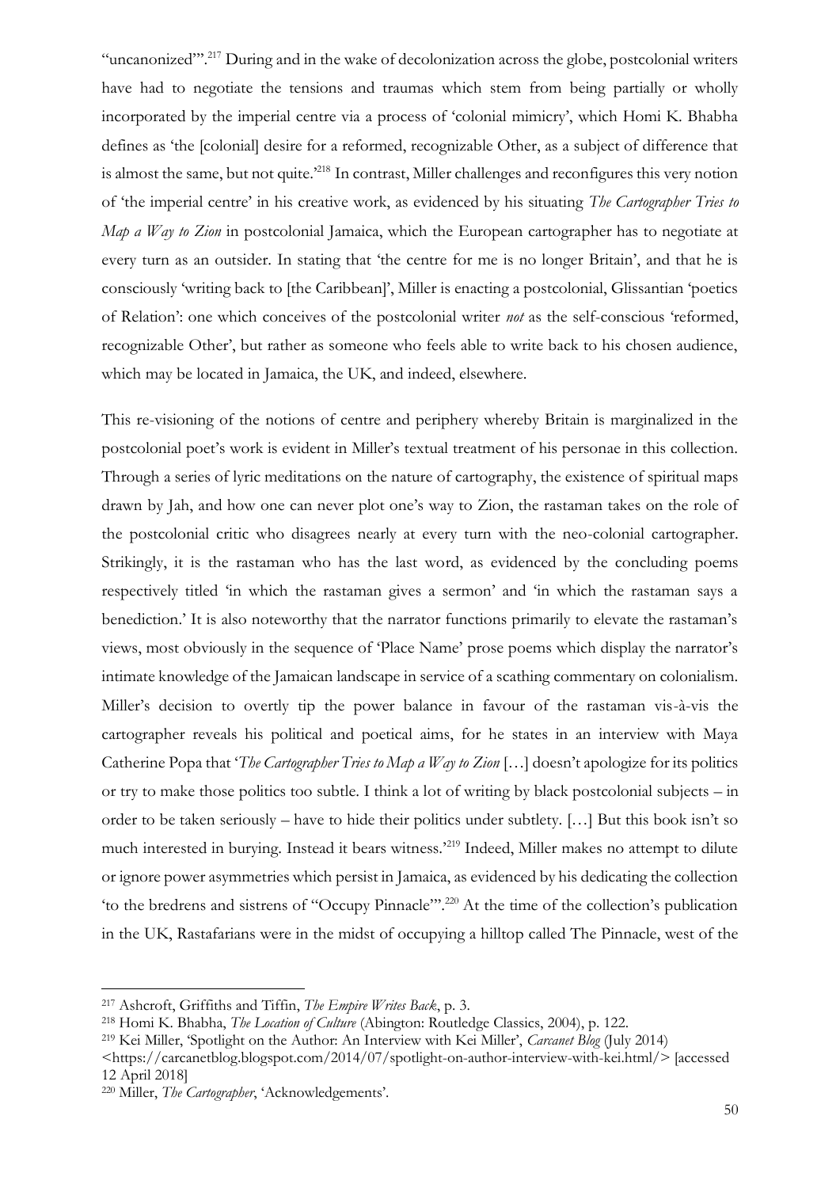"uncanonized"'.[217] During and in the wake of decolonization across the globe, postcolonial writers have had to negotiate the tensions and traumas which stem from being partially or wholly incorporated by the imperial centre via a process of 'colonial mimicry', which Homi K. Bhabha defines as 'the [colonial] desire for a reformed, recognizable Other, as a subject of difference that is almost the same, but not quite.'[218] In contrast, Miller challenges and reconfigures this very notion of 'the imperial centre' in his creative work, as evidenced by his situating *The Cartographer Tries to Map a Way to Zion* in postcolonial Jamaica, which the European cartographer has to negotiate at every turn as an outsider. In stating that 'the centre for me is no longer Britain', and that he is consciously 'writing back to [the Caribbean]', Miller is enacting a postcolonial, Glissantian 'poetics of Relation': one which conceives of the postcolonial writer *not* as the self-conscious 'reformed, recognizable Other', but rather as someone who feels able to write back to his chosen audience, which may be located in Jamaica, the UK, and indeed, elsewhere.

This re-visioning of the notions of centre and periphery whereby Britain is marginalized in the postcolonial poet's work is evident in Miller's textual treatment of his personae in this collection. Through a series of lyric meditations on the nature of cartography, the existence of spiritual maps drawn by Jah, and how one can never plot one's way to Zion, the rastaman takes on the role of the postcolonial critic who disagrees nearly at every turn with the neo-colonial cartographer. Strikingly, it is the rastaman who has the last word, as evidenced by the concluding poems respectively titled 'in which the rastaman gives a sermon' and 'in which the rastaman says a benediction.' It is also noteworthy that the narrator functions primarily to elevate the rastaman's views, most obviously in the sequence of 'Place Name' prose poems which display the narrator's intimate knowledge of the Jamaican landscape in service of a scathing commentary on colonialism. Miller's decision to overtly tip the power balance in favour of the rastaman vis-à-vis the cartographer reveals his political and poetical aims, for he states in an interview with Maya Catherine Popa that '*The Cartographer Tries to Map a Way to Zion* […] doesn't apologize for its politics or try to make those politics too subtle. I think a lot of writing by black postcolonial subjects – in order to be taken seriously – have to hide their politics under subtlety. […] But this book isn't so much interested in burying. Instead it bears witness.'[219] Indeed, Miller makes no attempt to dilute or ignore power asymmetries which persist in Jamaica, as evidenced by his dedicating the collection 'to the bredrens and sistrens of "Occupy Pinnacle"'.[220] At the time of the collection's publication in the UK, Rastafarians were in the midst of occupying a hilltop called The Pinnacle, west of the

---

[217] Ashcroft, Griffiths and Tiffin, *The Empire Writes Back*, p. 3.

[218] Homi K. Bhabha, *The Location of Culture* (Abington: Routledge Classics, 2004), p. 122.

[219] Kei Miller, 'Spotlight on the Author: An Interview with Kei Miller', *Carcanet Blog* (July 2014) <https://carcanetblog.blogspot.com/2014/07/spotlight-on-author-interview-with-kei.html/> [accessed 12 April 2018]

[220] Miller, *The Cartographer*, 'Acknowledgements'.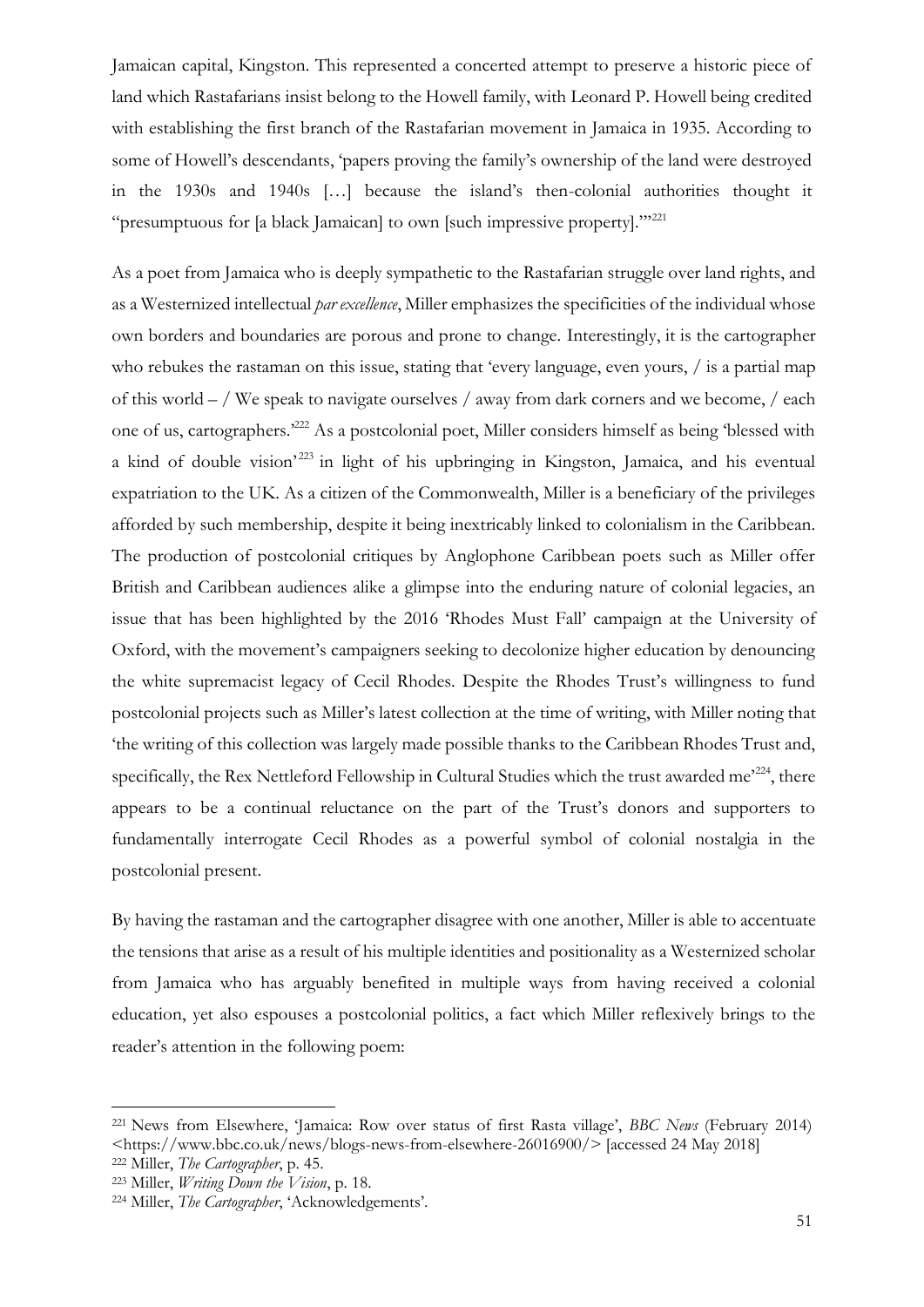Jamaican capital, Kingston. This represented a concerted attempt to preserve a historic piece of land which Rastafarians insist belong to the Howell family, with Leonard P. Howell being credited with establishing the first branch of the Rastafarian movement in Jamaica in 1935. According to some of Howell's descendants, 'papers proving the family's ownership of the land were destroyed in the 1930s and 1940s […] because the island's then-colonial authorities thought it "presumptuous for [a black Jamaican] to own [such impressive property]."'[221]

As a poet from Jamaica who is deeply sympathetic to the Rastafarian struggle over land rights, and as a Westernized intellectual *par excellence*, Miller emphasizes the specificities of the individual whose own borders and boundaries are porous and prone to change. Interestingly, it is the cartographer who rebukes the rastaman on this issue, stating that 'every language, even yours, / is a partial map of this world – / We speak to navigate ourselves / away from dark corners and we become, / each one of us, cartographers.'[222] As a postcolonial poet, Miller considers himself as being 'blessed with a kind of double vision'[223] in light of his upbringing in Kingston, Jamaica, and his eventual expatriation to the UK. As a citizen of the Commonwealth, Miller is a beneficiary of the privileges afforded by such membership, despite it being inextricably linked to colonialism in the Caribbean. The production of postcolonial critiques by Anglophone Caribbean poets such as Miller offer British and Caribbean audiences alike a glimpse into the enduring nature of colonial legacies, an issue that has been highlighted by the 2016 'Rhodes Must Fall' campaign at the University of Oxford, with the movement's campaigners seeking to decolonize higher education by denouncing the white supremacist legacy of Cecil Rhodes. Despite the Rhodes Trust's willingness to fund postcolonial projects such as Miller's latest collection at the time of writing, with Miller noting that 'the writing of this collection was largely made possible thanks to the Caribbean Rhodes Trust and, specifically, the Rex Nettleford Fellowship in Cultural Studies which the trust awarded me'[224], there appears to be a continual reluctance on the part of the Trust's donors and supporters to fundamentally interrogate Cecil Rhodes as a powerful symbol of colonial nostalgia in the postcolonial present.

By having the rastaman and the cartographer disagree with one another, Miller is able to accentuate the tensions that arise as a result of his multiple identities and positionality as a Westernized scholar from Jamaica who has arguably benefited in multiple ways from having received a colonial education, yet also espouses a postcolonial politics, a fact which Miller reflexively brings to the reader's attention in the following poem:

---

[221] News from Elsewhere, 'Jamaica: Row over status of first Rasta village', *BBC News* (February 2014) <https://www.bbc.co.uk/news/blogs-news-from-elsewhere-26016900/> [accessed 24 May 2018]

[222] Miller, *The Cartographer*, p. 45.

[223] Miller, *Writing Down the Vision*, p. 18.

[224] Miller, *The Cartographer*, 'Acknowledgements'.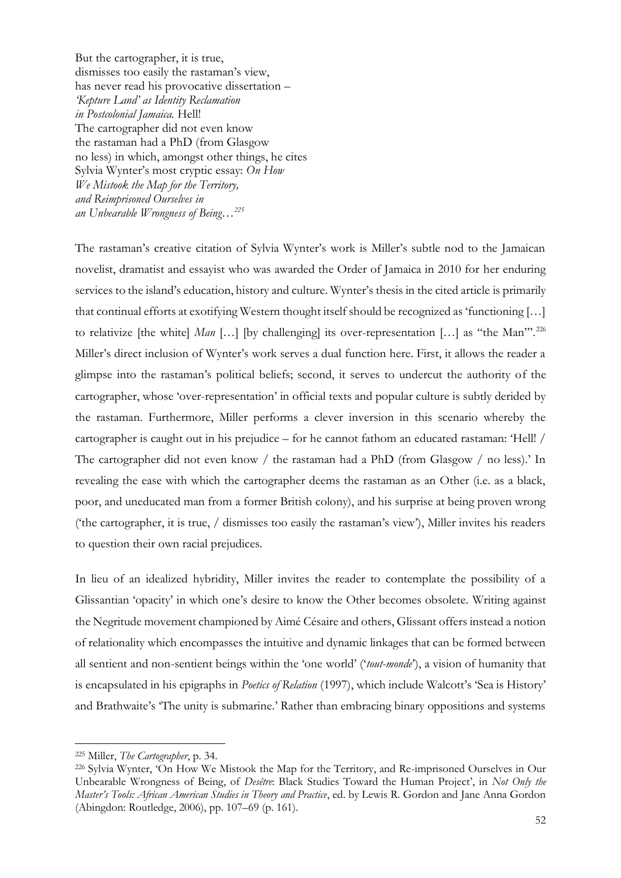But the cartographer, it is true,
dismisses too easily the rastaman's view,
has never read his provocative dissertation –
*'Kepture Land' as Identity Reclamation*
*in Postcolonial Jamaica.* Hell!
The cartographer did not even know
the rastaman had a PhD (from Glasgow
no less) in which, amongst other things, he cites
Sylvia Wynter's most cryptic essay: *On How*
*We Mistook the Map for the Territory,*
*and Reimprisoned Ourselves in*
*an Unbearable Wrongness of Being…*[225]

The rastaman's creative citation of Sylvia Wynter's work is Miller's subtle nod to the Jamaican novelist, dramatist and essayist who was awarded the Order of Jamaica in 2010 for her enduring services to the island's education, history and culture. Wynter's thesis in the cited article is primarily that continual efforts at exotifying Western thought itself should be recognized as 'functioning […] to relativize [the white] *Man* […] [by challenging] its over-representation […] as "the Man"'.[226] Miller's direct inclusion of Wynter's work serves a dual function here. First, it allows the reader a glimpse into the rastaman's political beliefs; second, it serves to undercut the authority of the cartographer, whose 'over-representation' in official texts and popular culture is subtly derided by the rastaman. Furthermore, Miller performs a clever inversion in this scenario whereby the cartographer is caught out in his prejudice – for he cannot fathom an educated rastaman: 'Hell! / The cartographer did not even know / the rastaman had a PhD (from Glasgow / no less).' In revealing the ease with which the cartographer deems the rastaman as an Other (i.e. as a black, poor, and uneducated man from a former British colony), and his surprise at being proven wrong ('the cartographer, it is true, / dismisses too easily the rastaman's view'), Miller invites his readers to question their own racial prejudices.

In lieu of an idealized hybridity, Miller invites the reader to contemplate the possibility of a Glissantian 'opacity' in which one's desire to know the Other becomes obsolete. Writing against the Negritude movement championed by Aimé Césaire and others, Glissant offers instead a notion of relationality which encompasses the intuitive and dynamic linkages that can be formed between all sentient and non-sentient beings within the 'one world' ('*tout-monde*'), a vision of humanity that is encapsulated in his epigraphs in *Poetics of Relation* (1997), which include Walcott's 'Sea is History' and Brathwaite's 'The unity is submarine.' Rather than embracing binary oppositions and systems

---

[225] Miller, *The Cartographer*, p. 34.

[226] Sylvia Wynter, 'On How We Mistook the Map for the Territory, and Re-imprisoned Ourselves in Our Unbearable Wrongness of Being, of *Desêtre*: Black Studies Toward the Human Project', in *Not Only the Master's Tools: African American Studies in Theory and Practice*, ed. by Lewis R. Gordon and Jane Anna Gordon (Abingdon: Routledge, 2006), pp. 107–69 (p. 161).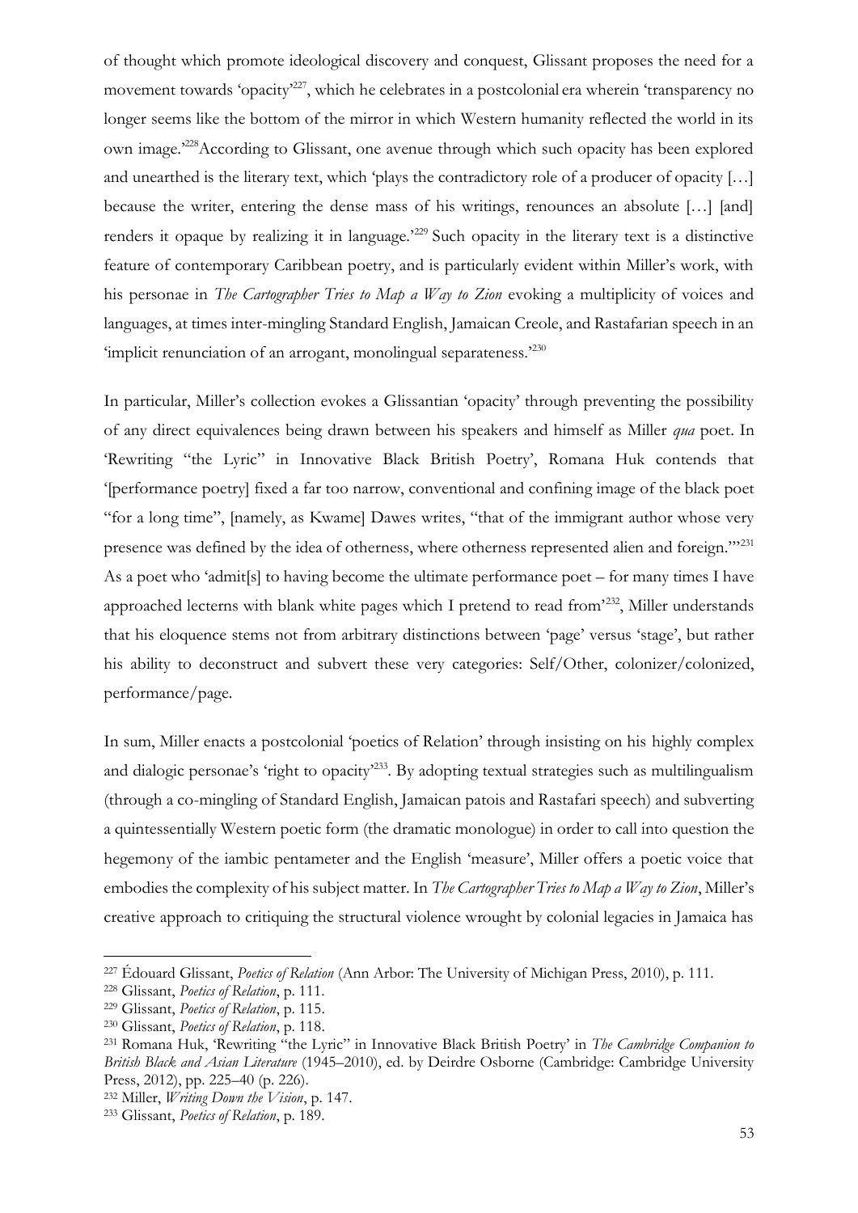of thought which promote ideological discovery and conquest, Glissant proposes the need for a movement towards 'opacity'[227], which he celebrates in a postcolonial era wherein 'transparency no longer seems like the bottom of the mirror in which Western humanity reflected the world in its own image.'[228] According to Glissant, one avenue through which such opacity has been explored and unearthed is the literary text, which 'plays the contradictory role of a producer of opacity […] because the writer, entering the dense mass of his writings, renounces an absolute […] [and] renders it opaque by realizing it in language.'[229] Such opacity in the literary text is a distinctive feature of contemporary Caribbean poetry, and is particularly evident within Miller's work, with his personae in *The Cartographer Tries to Map a Way to Zion* evoking a multiplicity of voices and languages, at times inter-mingling Standard English, Jamaican Creole, and Rastafarian speech in an 'implicit renunciation of an arrogant, monolingual separateness.'[230]

In particular, Miller's collection evokes a Glissantian 'opacity' through preventing the possibility of any direct equivalences being drawn between his speakers and himself as Miller *qua* poet. In 'Rewriting "the Lyric" in Innovative Black British Poetry', Romana Huk contends that '[performance poetry] fixed a far too narrow, conventional and confining image of the black poet "for a long time", [namely, as Kwame] Dawes writes, "that of the immigrant author whose very presence was defined by the idea of otherness, where otherness represented alien and foreign."'[231] As a poet who 'admit[s] to having become the ultimate performance poet – for many times I have approached lecterns with blank white pages which I pretend to read from'[232], Miller understands that his eloquence stems not from arbitrary distinctions between 'page' versus 'stage', but rather his ability to deconstruct and subvert these very categories: Self/Other, colonizer/colonized, performance/page.

In sum, Miller enacts a postcolonial 'poetics of Relation' through insisting on his highly complex and dialogic personae's 'right to opacity'[233]. By adopting textual strategies such as multilingualism (through a co-mingling of Standard English, Jamaican patois and Rastafari speech) and subverting a quintessentially Western poetic form (the dramatic monologue) in order to call into question the hegemony of the iambic pentameter and the English 'measure', Miller offers a poetic voice that embodies the complexity of his subject matter. In *The Cartographer Tries to Map a Way to Zion*, Miller's creative approach to critiquing the structural violence wrought by colonial legacies in Jamaica has

---

[227] Édouard Glissant, *Poetics of Relation* (Ann Arbor: The University of Michigan Press, 2010), p. 111.

[228] Glissant, *Poetics of Relation*, p. 111.

[229] Glissant, *Poetics of Relation*, p. 115.

[230] Glissant, *Poetics of Relation*, p. 118.

[231] Romana Huk, 'Rewriting "the Lyric" in Innovative Black British Poetry' in *The Cambridge Companion to British Black and Asian Literature* (1945–2010), ed. by Deirdre Osborne (Cambridge: Cambridge University Press, 2012), pp. 225–40 (p. 226).

[232] Miller, *Writing Down the Vision*, p. 147.

[233] Glissant, *Poetics of Relation*, p. 189.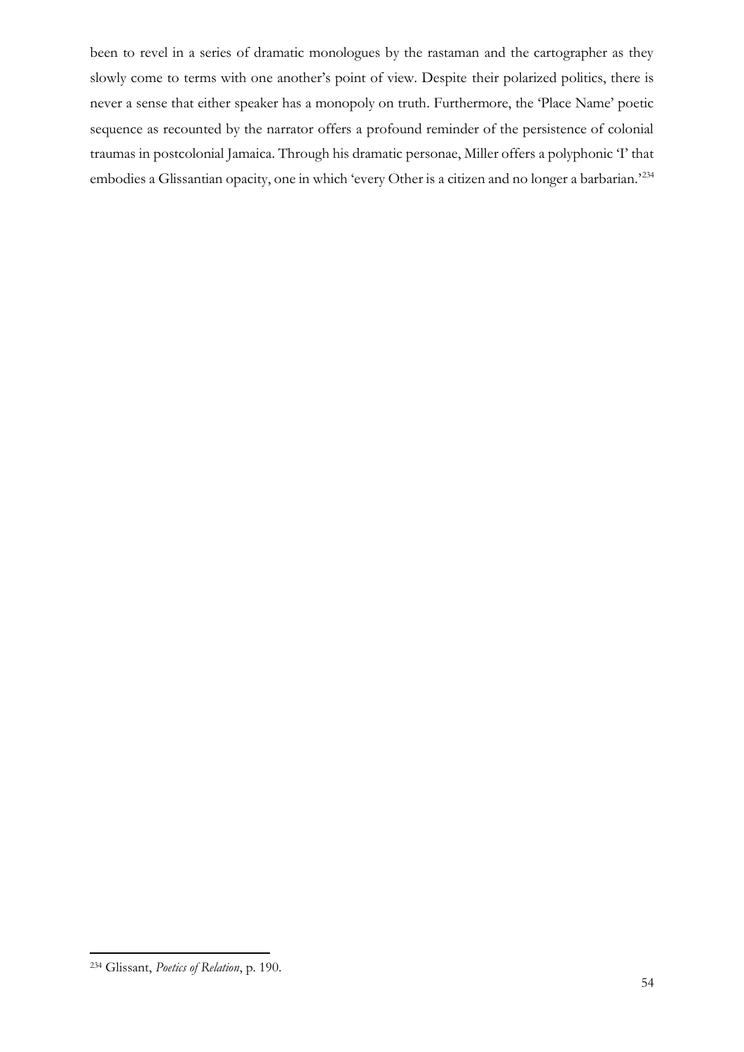been to revel in a series of dramatic monologues by the rastaman and the cartographer as they slowly come to terms with one another's point of view. Despite their polarized politics, there is never a sense that either speaker has a monopoly on truth. Furthermore, the 'Place Name' poetic sequence as recounted by the narrator offers a profound reminder of the persistence of colonial traumas in postcolonial Jamaica. Through his dramatic personae, Miller offers a polyphonic 'I' that embodies a Glissantian opacity, one in which 'every Other is a citizen and no longer a barbarian.'[234]

[234] Glissant, *Poetics of Relation*, p. 190.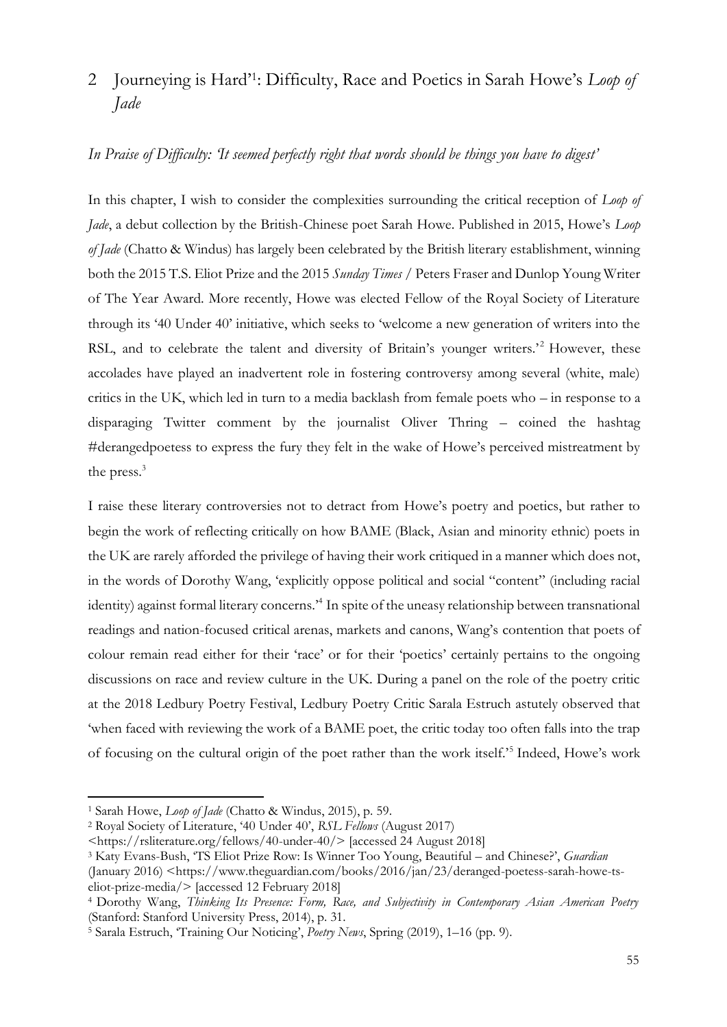## 2 Journeying is Hard'[1]: Difficulty, Race and Poetics in Sarah Howe's *Loop of Jade*

### *In Praise of Difficulty: 'It seemed perfectly right that words should be things you have to digest'*

In this chapter, I wish to consider the complexities surrounding the critical reception of *Loop of Jade*, a debut collection by the British-Chinese poet Sarah Howe. Published in 2015, Howe's *Loop of Jade* (Chatto & Windus) has largely been celebrated by the British literary establishment, winning both the 2015 T.S. Eliot Prize and the 2015 *Sunday Times* / Peters Fraser and Dunlop Young Writer of The Year Award. More recently, Howe was elected Fellow of the Royal Society of Literature through its '40 Under 40' initiative, which seeks to 'welcome a new generation of writers into the RSL, and to celebrate the talent and diversity of Britain's younger writers.'[2] However, these accolades have played an inadvertent role in fostering controversy among several (white, male) critics in the UK, which led in turn to a media backlash from female poets who – in response to a disparaging Twitter comment by the journalist Oliver Thring – coined the hashtag #derangedpoetess to express the fury they felt in the wake of Howe's perceived mistreatment by the press.[3]

I raise these literary controversies not to detract from Howe's poetry and poetics, but rather to begin the work of reflecting critically on how BAME (Black, Asian and minority ethnic) poets in the UK are rarely afforded the privilege of having their work critiqued in a manner which does not, in the words of Dorothy Wang, 'explicitly oppose political and social "content" (including racial identity) against formal literary concerns.'[4] In spite of the uneasy relationship between transnational readings and nation-focused critical arenas, markets and canons, Wang's contention that poets of colour remain read either for their 'race' or for their 'poetics' certainly pertains to the ongoing discussions on race and review culture in the UK. During a panel on the role of the poetry critic at the 2018 Ledbury Poetry Festival, Ledbury Poetry Critic Sarala Estruch astutely observed that 'when faced with reviewing the work of a BAME poet, the critic today too often falls into the trap of focusing on the cultural origin of the poet rather than the work itself.'[5] Indeed, Howe's work

---

[1] Sarah Howe, *Loop of Jade* (Chatto & Windus, 2015), p. 59.

[2] Royal Society of Literature, '40 Under 40', *RSL Fellows* (August 2017) <https://rsliterature.org/fellows/40-under-40/> [accessed 24 August 2018]

[3] Katy Evans-Bush, 'TS Eliot Prize Row: Is Winner Too Young, Beautiful – and Chinese?', *Guardian* (January 2016) <https://www.theguardian.com/books/2016/jan/23/deranged-poetess-sarah-howe-ts-eliot-prize-media/> [accessed 12 February 2018]

[4] Dorothy Wang, *Thinking Its Presence: Form, Race, and Subjectivity in Contemporary Asian American Poetry* (Stanford: Stanford University Press, 2014), p. 31.

[5] Sarala Estruch, 'Training Our Noticing', *Poetry News*, Spring (2019), 1–16 (pp. 9).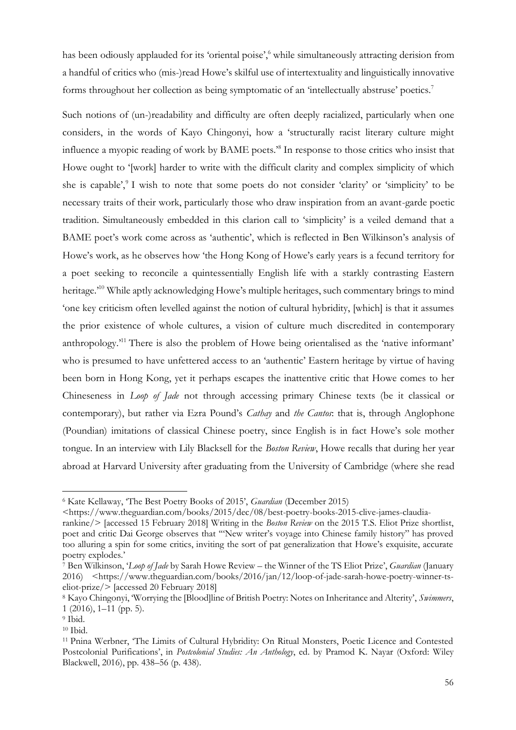has been odiously applauded for its 'oriental poise',[6] while simultaneously attracting derision from a handful of critics who (mis-)read Howe's skilful use of intertextuality and linguistically innovative forms throughout her collection as being symptomatic of an 'intellectually abstruse' poetics.[7]

Such notions of (un-)readability and difficulty are often deeply racialized, particularly when one considers, in the words of Kayo Chingonyi, how a 'structurally racist literary culture might influence a myopic reading of work by BAME poets.'[8] In response to those critics who insist that Howe ought to '[work] harder to write with the difficult clarity and complex simplicity of which she is capable',[9] I wish to note that some poets do not consider 'clarity' or 'simplicity' to be necessary traits of their work, particularly those who draw inspiration from an avant-garde poetic tradition. Simultaneously embedded in this clarion call to 'simplicity' is a veiled demand that a BAME poet's work come across as 'authentic', which is reflected in Ben Wilkinson's analysis of Howe's work, as he observes how 'the Hong Kong of Howe's early years is a fecund territory for a poet seeking to reconcile a quintessentially English life with a starkly contrasting Eastern heritage.'[10] While aptly acknowledging Howe's multiple heritages, such commentary brings to mind 'one key criticism often levelled against the notion of cultural hybridity, [which] is that it assumes the prior existence of whole cultures, a vision of culture much discredited in contemporary anthropology.'[11] There is also the problem of Howe being orientalised as the 'native informant' who is presumed to have unfettered access to an 'authentic' Eastern heritage by virtue of having been born in Hong Kong, yet it perhaps escapes the inattentive critic that Howe comes to her Chineseness in *Loop of Jade* not through accessing primary Chinese texts (be it classical or contemporary), but rather via Ezra Pound's *Cathay* and *the Cantos*: that is, through Anglophone (Poundian) imitations of classical Chinese poetry, since English is in fact Howe's sole mother tongue. In an interview with Lily Blacksell for the *Boston Review*, Howe recalls that during her year abroad at Harvard University after graduating from the University of Cambridge (where she read

---

[6] Kate Kellaway, 'The Best Poetry Books of 2015', *Guardian* (December 2015) <https://www.theguardian.com/books/2015/dec/08/best-poetry-books-2015-clive-james-claudia-rankine/> [accessed 15 February 2018] Writing in the *Boston Review* on the 2015 T.S. Eliot Prize shortlist, poet and critic Dai George observes that '"New writer's voyage into Chinese family history" has proved too alluring a spin for some critics, inviting the sort of pat generalization that Howe's exquisite, accurate poetry explodes.'

[7] Ben Wilkinson, '*Loop of Jade* by Sarah Howe Review – the Winner of the TS Eliot Prize', *Guardian* (January 2016) <https://www.theguardian.com/books/2016/jan/12/loop-of-jade-sarah-howe-poetry-winner-ts-eliot-prize/> [accessed 20 February 2018]

[8] Kayo Chingonyi, 'Worrying the [Blood]line of British Poetry: Notes on Inheritance and Alterity', *Swimmers*, 1 (2016), 1–11 (pp. 5).

[9] Ibid.

[10] Ibid.

[11] Pnina Werbner, 'The Limits of Cultural Hybridity: On Ritual Monsters, Poetic Licence and Contested Postcolonial Purifications', in *Postcolonial Studies: An Anthology*, ed. by Pramod K. Nayar (Oxford: Wiley Blackwell, 2016), pp. 438–56 (p. 438).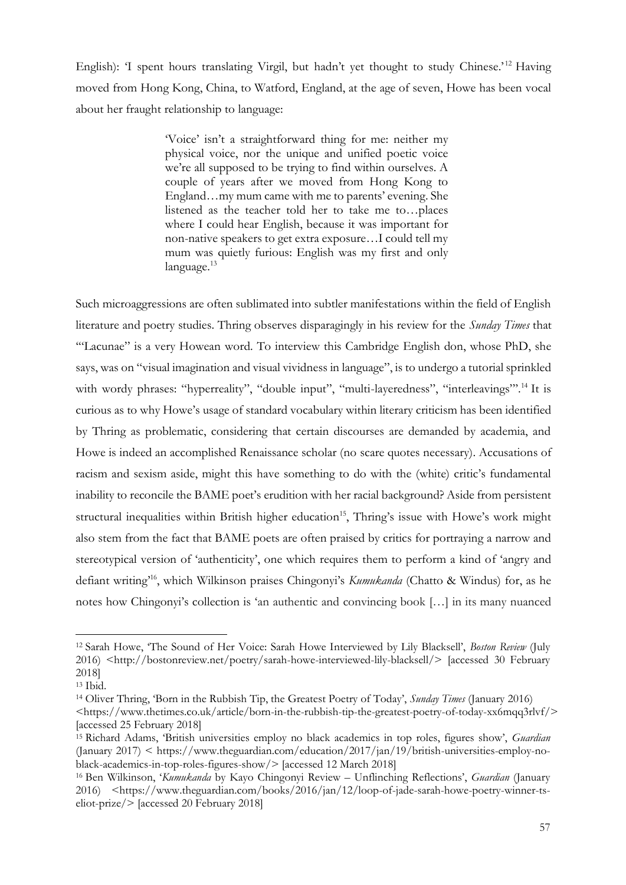English): 'I spent hours translating Virgil, but hadn't yet thought to study Chinese.'[12] Having moved from Hong Kong, China, to Watford, England, at the age of seven, Howe has been vocal about her fraught relationship to language:

> 'Voice' isn't a straightforward thing for me: neither my physical voice, nor the unique and unified poetic voice we're all supposed to be trying to find within ourselves. A couple of years after we moved from Hong Kong to England…my mum came with me to parents' evening. She listened as the teacher told her to take me to…places where I could hear English, because it was important for non-native speakers to get extra exposure…I could tell my mum was quietly furious: English was my first and only language.[13]

Such microaggressions are often sublimated into subtler manifestations within the field of English literature and poetry studies. Thring observes disparagingly in his review for the *Sunday Times* that '"Lacunae" is a very Howean word. To interview this Cambridge English don, whose PhD, she says, was on "visual imagination and visual vividness in language", is to undergo a tutorial sprinkled with wordy phrases: "hyperreality", "double input", "multi-layeredness", "interleavings"'.[14] It is curious as to why Howe's usage of standard vocabulary within literary criticism has been identified by Thring as problematic, considering that certain discourses are demanded by academia, and Howe is indeed an accomplished Renaissance scholar (no scare quotes necessary). Accusations of racism and sexism aside, might this have something to do with the (white) critic's fundamental inability to reconcile the BAME poet's erudition with her racial background? Aside from persistent structural inequalities within British higher education[15], Thring's issue with Howe's work might also stem from the fact that BAME poets are often praised by critics for portraying a narrow and stereotypical version of 'authenticity', one which requires them to perform a kind of 'angry and defiant writing'[16], which Wilkinson praises Chingonyi's *Kumukanda* (Chatto & Windus) for, as he notes how Chingonyi's collection is 'an authentic and convincing book […] in its many nuanced

---

[12] Sarah Howe, 'The Sound of Her Voice: Sarah Howe Interviewed by Lily Blacksell', *Boston Review* (July 2016) <http://bostonreview.net/poetry/sarah-howe-interviewed-lily-blacksell/> [accessed 30 February 2018]

[13] Ibid.

[14] Oliver Thring, 'Born in the Rubbish Tip, the Greatest Poetry of Today', *Sunday Times* (January 2016) <https://www.thetimes.co.uk/article/born-in-the-rubbish-tip-the-greatest-poetry-of-today-xx6mqq3rlvf/> [accessed 25 February 2018]

[15] Richard Adams, 'British universities employ no black academics in top roles, figures show', *Guardian* (January 2017) < https://www.theguardian.com/education/2017/jan/19/british-universities-employ-no-black-academics-in-top-roles-figures-show/> [accessed 12 March 2018]

[16] Ben Wilkinson, '*Kumukanda* by Kayo Chingonyi Review – Unflinching Reflections', *Guardian* (January 2016) <https://www.theguardian.com/books/2016/jan/12/loop-of-jade-sarah-howe-poetry-winner-ts-eliot-prize/> [accessed 20 February 2018]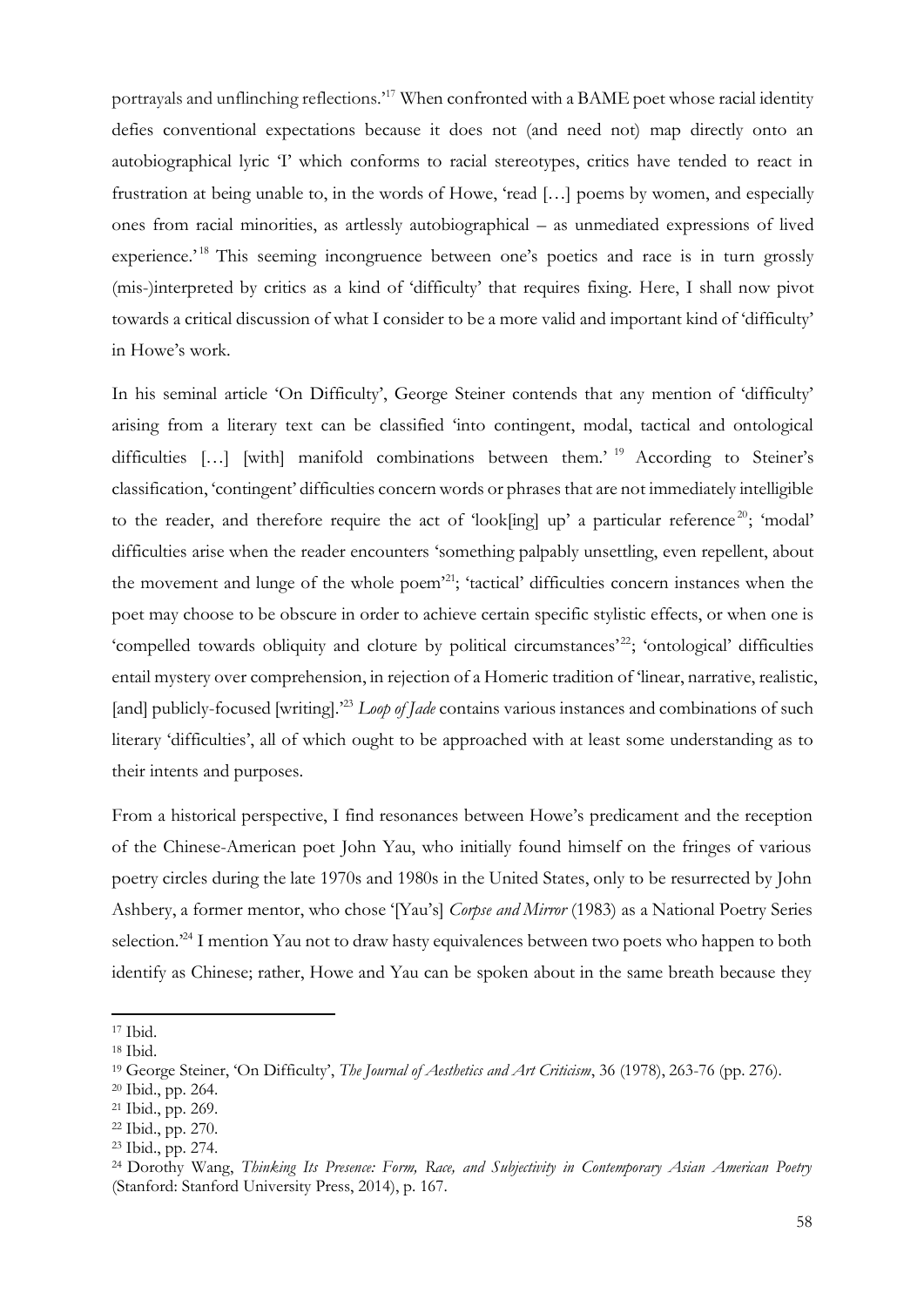portrayals and unflinching reflections.'[17] When confronted with a BAME poet whose racial identity defies conventional expectations because it does not (and need not) map directly onto an autobiographical lyric 'I' which conforms to racial stereotypes, critics have tended to react in frustration at being unable to, in the words of Howe, 'read […] poems by women, and especially ones from racial minorities, as artlessly autobiographical – as unmediated expressions of lived experience.'[18] This seeming incongruence between one's poetics and race is in turn grossly (mis-)interpreted by critics as a kind of 'difficulty' that requires fixing. Here, I shall now pivot towards a critical discussion of what I consider to be a more valid and important kind of 'difficulty' in Howe's work.

In his seminal article 'On Difficulty', George Steiner contends that any mention of 'difficulty' arising from a literary text can be classified 'into contingent, modal, tactical and ontological difficulties […] [with] manifold combinations between them.'[19] According to Steiner's classification, 'contingent' difficulties concern words or phrases that are not immediately intelligible to the reader, and therefore require the act of 'look[ing] up' a particular reference[20]; 'modal' difficulties arise when the reader encounters 'something palpably unsettling, even repellent, about the movement and lunge of the whole poem'[21]; 'tactical' difficulties concern instances when the poet may choose to be obscure in order to achieve certain specific stylistic effects, or when one is 'compelled towards obliquity and cloture by political circumstances'[22]; 'ontological' difficulties entail mystery over comprehension, in rejection of a Homeric tradition of 'linear, narrative, realistic, [and] publicly-focused [writing].'[23] *Loop of Jade* contains various instances and combinations of such literary 'difficulties', all of which ought to be approached with at least some understanding as to their intents and purposes.

From a historical perspective, I find resonances between Howe's predicament and the reception of the Chinese-American poet John Yau, who initially found himself on the fringes of various poetry circles during the late 1970s and 1980s in the United States, only to be resurrected by John Ashbery, a former mentor, who chose '[Yau's] *Corpse and Mirror* (1983) as a National Poetry Series selection.'[24] I mention Yau not to draw hasty equivalences between two poets who happen to both identify as Chinese; rather, Howe and Yau can be spoken about in the same breath because they

---

[17] Ibid.

[18] Ibid.

[19] George Steiner, 'On Difficulty', *The Journal of Aesthetics and Art Criticism*, 36 (1978), 263-76 (pp. 276).

[20] Ibid., pp. 264.

[21] Ibid., pp. 269.

[22] Ibid., pp. 270.

[23] Ibid., pp. 274.

[24] Dorothy Wang, *Thinking Its Presence: Form, Race, and Subjectivity in Contemporary Asian American Poetry* (Stanford: Stanford University Press, 2014), p. 167.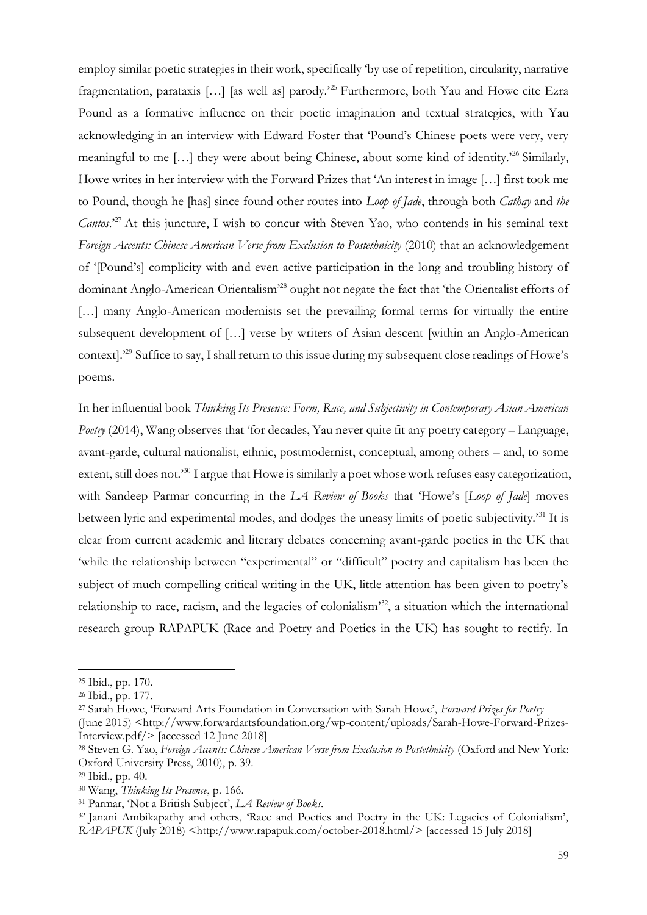employ similar poetic strategies in their work, specifically 'by use of repetition, circularity, narrative fragmentation, parataxis […] [as well as] parody.'[25] Furthermore, both Yau and Howe cite Ezra Pound as a formative influence on their poetic imagination and textual strategies, with Yau acknowledging in an interview with Edward Foster that 'Pound's Chinese poets were very, very meaningful to me […] they were about being Chinese, about some kind of identity.'[26] Similarly, Howe writes in her interview with the Forward Prizes that 'An interest in image […] first took me to Pound, though he [has] since found other routes into *Loop of Jade*, through both *Cathay* and *the Cantos*.'[27] At this juncture, I wish to concur with Steven Yao, who contends in his seminal text *Foreign Accents: Chinese American Verse from Exclusion to Postethnicity* (2010) that an acknowledgement of '[Pound's] complicity with and even active participation in the long and troubling history of dominant Anglo-American Orientalism'[28] ought not negate the fact that 'the Orientalist efforts of […] many Anglo-American modernists set the prevailing formal terms for virtually the entire subsequent development of […] verse by writers of Asian descent [within an Anglo-American context].'[29] Suffice to say, I shall return to this issue during my subsequent close readings of Howe's poems.

In her influential book *Thinking Its Presence: Form, Race, and Subjectivity in Contemporary Asian American Poetry* (2014), Wang observes that 'for decades, Yau never quite fit any poetry category – Language, avant-garde, cultural nationalist, ethnic, postmodernist, conceptual, among others – and, to some extent, still does not.'[30] I argue that Howe is similarly a poet whose work refuses easy categorization, with Sandeep Parmar concurring in the *LA Review of Books* that 'Howe's [*Loop of Jade*] moves between lyric and experimental modes, and dodges the uneasy limits of poetic subjectivity.'[31] It is clear from current academic and literary debates concerning avant-garde poetics in the UK that 'while the relationship between "experimental" or "difficult" poetry and capitalism has been the subject of much compelling critical writing in the UK, little attention has been given to poetry's relationship to race, racism, and the legacies of colonialism'[32], a situation which the international research group RAPAPUK (Race and Poetry and Poetics in the UK) has sought to rectify. In

---

[25] Ibid., pp. 170.

[26] Ibid., pp. 177.

[27] Sarah Howe, 'Forward Arts Foundation in Conversation with Sarah Howe', *Forward Prizes for Poetry* (June 2015) <http://www.forwardartsfoundation.org/wp-content/uploads/Sarah-Howe-Forward-Prizes-Interview.pdf/> [accessed 12 June 2018]

[28] Steven G. Yao, *Foreign Accents: Chinese American Verse from Exclusion to Postethnicity* (Oxford and New York: Oxford University Press, 2010), p. 39.

[29] Ibid., pp. 40.

[30] Wang, *Thinking Its Presence*, p. 166.

[31] Parmar, 'Not a British Subject', *LA Review of Books*.

[32] Janani Ambikapathy and others, 'Race and Poetics and Poetry in the UK: Legacies of Colonialism', *RAPAPUK* (July 2018) <http://www.rapapuk.com/october-2018.html/> [accessed 15 July 2018]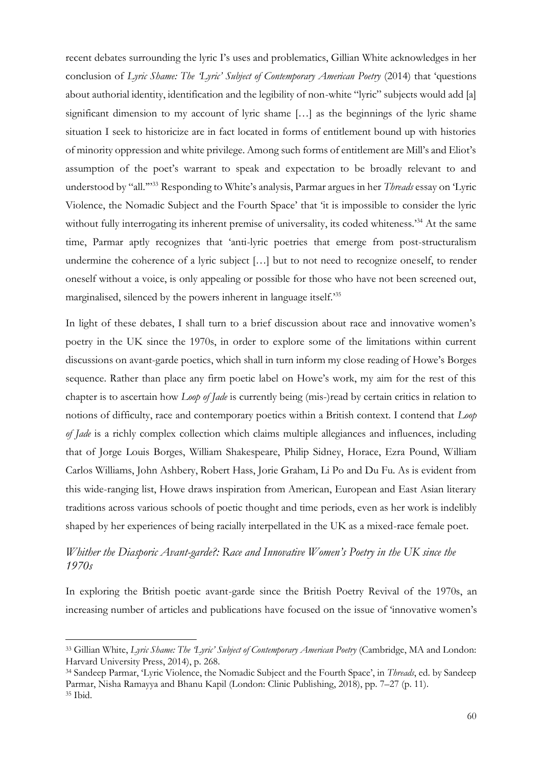recent debates surrounding the lyric I's uses and problematics, Gillian White acknowledges in her conclusion of *Lyric Shame: The 'Lyric' Subject of Contemporary American Poetry* (2014) that 'questions about authorial identity, identification and the legibility of non-white "lyric" subjects would add [a] significant dimension to my account of lyric shame […] as the beginnings of the lyric shame situation I seek to historicize are in fact located in forms of entitlement bound up with histories of minority oppression and white privilege. Among such forms of entitlement are Mill's and Eliot's assumption of the poet's warrant to speak and expectation to be broadly relevant to and understood by "all."'[33] Responding to White's analysis, Parmar argues in her *Threads* essay on 'Lyric Violence, the Nomadic Subject and the Fourth Space' that 'it is impossible to consider the lyric without fully interrogating its inherent premise of universality, its coded whiteness.'[34] At the same time, Parmar aptly recognizes that 'anti-lyric poetries that emerge from post-structuralism undermine the coherence of a lyric subject […] but to not need to recognize oneself, to render oneself without a voice, is only appealing or possible for those who have not been screened out, marginalised, silenced by the powers inherent in language itself.'[35]

In light of these debates, I shall turn to a brief discussion about race and innovative women's poetry in the UK since the 1970s, in order to explore some of the limitations within current discussions on avant-garde poetics, which shall in turn inform my close reading of Howe's Borges sequence. Rather than place any firm poetic label on Howe's work, my aim for the rest of this chapter is to ascertain how *Loop of Jade* is currently being (mis-)read by certain critics in relation to notions of difficulty, race and contemporary poetics within a British context. I contend that *Loop of Jade* is a richly complex collection which claims multiple allegiances and influences, including that of Jorge Louis Borges, William Shakespeare, Philip Sidney, Horace, Ezra Pound, William Carlos Williams, John Ashbery, Robert Hass, Jorie Graham, Li Po and Du Fu. As is evident from this wide-ranging list, Howe draws inspiration from American, European and East Asian literary traditions across various schools of poetic thought and time periods, even as her work is indelibly shaped by her experiences of being racially interpellated in the UK as a mixed-race female poet.

### *Whither the Diasporic Avant-garde?: Race and Innovative Women's Poetry in the UK since the 1970s*

In exploring the British poetic avant-garde since the British Poetry Revival of the 1970s, an increasing number of articles and publications have focused on the issue of 'innovative women's

---

[33] Gillian White, *Lyric Shame: The 'Lyric' Subject of Contemporary American Poetry* (Cambridge, MA and London: Harvard University Press, 2014), p. 268.

[34] Sandeep Parmar, 'Lyric Violence, the Nomadic Subject and the Fourth Space', in *Threads*, ed. by Sandeep Parmar, Nisha Ramayya and Bhanu Kapil (London: Clinic Publishing, 2018), pp. 7–27 (p. 11).

[35] Ibid.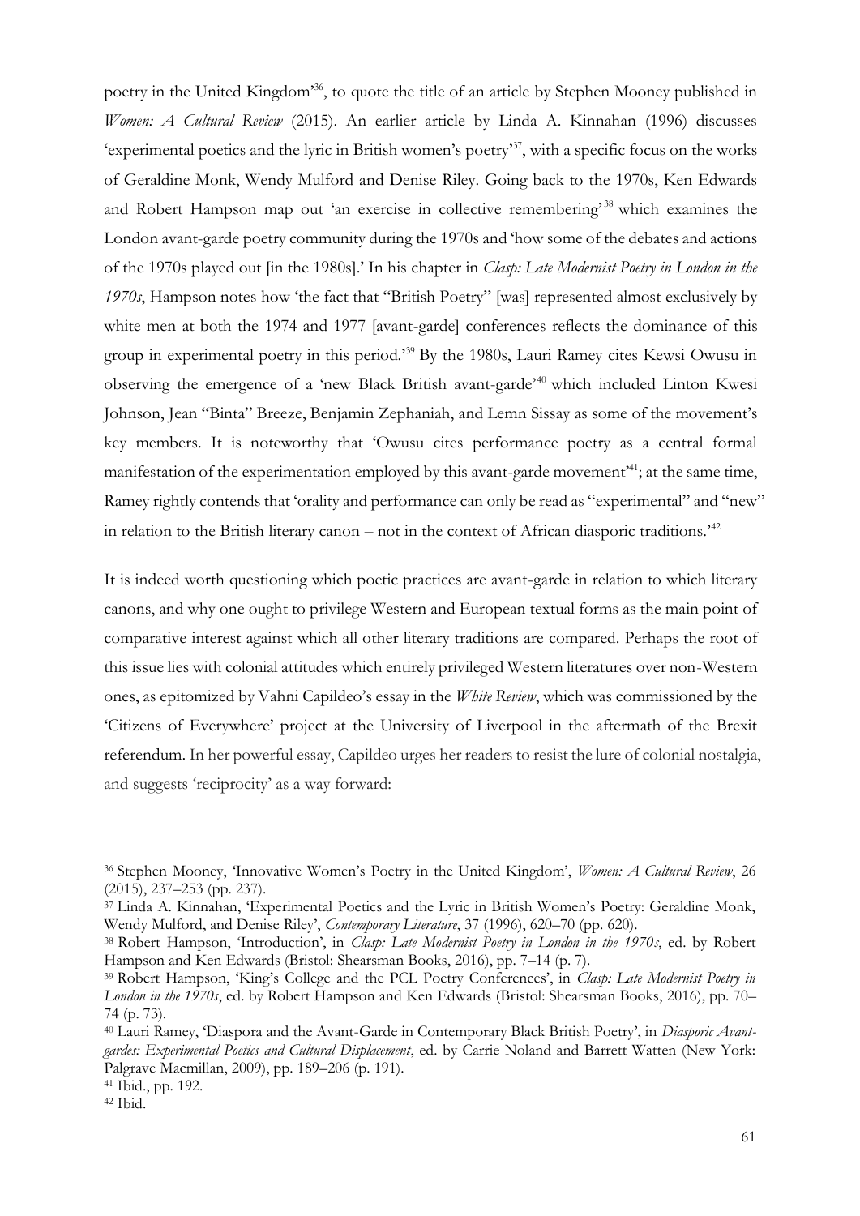poetry in the United Kingdom'[36], to quote the title of an article by Stephen Mooney published in *Women: A Cultural Review* (2015). An earlier article by Linda A. Kinnahan (1996) discusses 'experimental poetics and the lyric in British women's poetry'[37], with a specific focus on the works of Geraldine Monk, Wendy Mulford and Denise Riley. Going back to the 1970s, Ken Edwards and Robert Hampson map out 'an exercise in collective remembering'[38] which examines the London avant-garde poetry community during the 1970s and 'how some of the debates and actions of the 1970s played out [in the 1980s].' In his chapter in *Clasp: Late Modernist Poetry in London in the 1970s*, Hampson notes how 'the fact that "British Poetry" [was] represented almost exclusively by white men at both the 1974 and 1977 [avant-garde] conferences reflects the dominance of this group in experimental poetry in this period.'[39] By the 1980s, Lauri Ramey cites Kewsi Owusu in observing the emergence of a 'new Black British avant-garde'[40] which included Linton Kwesi Johnson, Jean "Binta" Breeze, Benjamin Zephaniah, and Lemn Sissay as some of the movement's key members. It is noteworthy that 'Owusu cites performance poetry as a central formal manifestation of the experimentation employed by this avant-garde movement'[41]; at the same time, Ramey rightly contends that 'orality and performance can only be read as "experimental" and "new" in relation to the British literary canon – not in the context of African diasporic traditions.'[42]

It is indeed worth questioning which poetic practices are avant-garde in relation to which literary canons, and why one ought to privilege Western and European textual forms as the main point of comparative interest against which all other literary traditions are compared. Perhaps the root of this issue lies with colonial attitudes which entirely privileged Western literatures over non-Western ones, as epitomized by Vahni Capildeo's essay in the *White Review*, which was commissioned by the 'Citizens of Everywhere' project at the University of Liverpool in the aftermath of the Brexit referendum. In her powerful essay, Capildeo urges her readers to resist the lure of colonial nostalgia, and suggests 'reciprocity' as a way forward:

---

[36] Stephen Mooney, 'Innovative Women's Poetry in the United Kingdom', *Women: A Cultural Review*, 26 (2015), 237–253 (pp. 237).

[37] Linda A. Kinnahan, 'Experimental Poetics and the Lyric in British Women's Poetry: Geraldine Monk, Wendy Mulford, and Denise Riley', *Contemporary Literature*, 37 (1996), 620–70 (pp. 620).

[38] Robert Hampson, 'Introduction', in *Clasp: Late Modernist Poetry in London in the 1970s*, ed. by Robert Hampson and Ken Edwards (Bristol: Shearsman Books, 2016), pp. 7–14 (p. 7).

[39] Robert Hampson, 'King's College and the PCL Poetry Conferences', in *Clasp: Late Modernist Poetry in London in the 1970s*, ed. by Robert Hampson and Ken Edwards (Bristol: Shearsman Books, 2016), pp. 70–74 (p. 73).

[40] Lauri Ramey, 'Diaspora and the Avant-Garde in Contemporary Black British Poetry', in *Diasporic Avant-gardes: Experimental Poetics and Cultural Displacement*, ed. by Carrie Noland and Barrett Watten (New York: Palgrave Macmillan, 2009), pp. 189–206 (p. 191).

[41] Ibid., pp. 192.

[42] Ibid.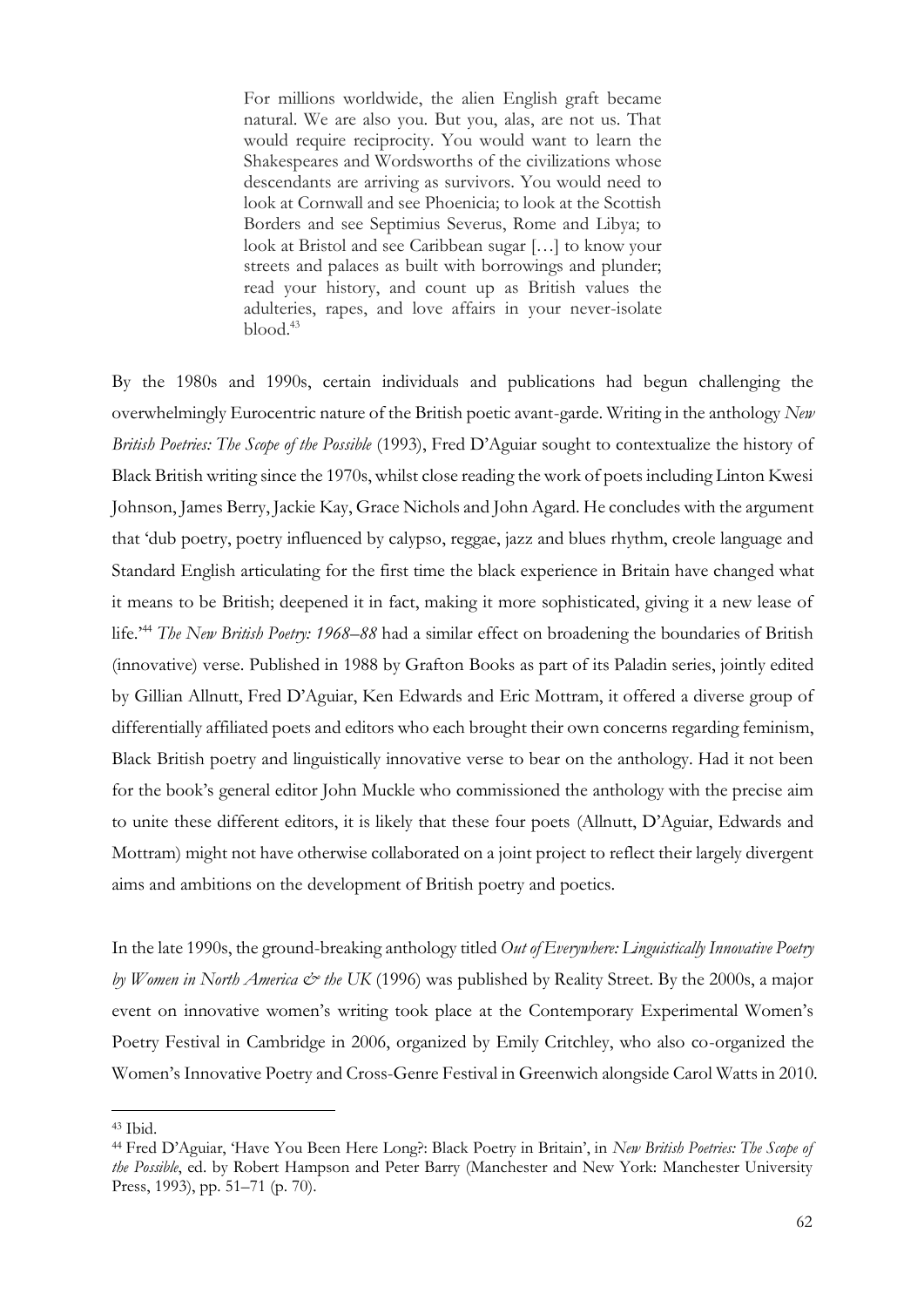> For millions worldwide, the alien English graft became natural. We are also you. But you, alas, are not us. That would require reciprocity. You would want to learn the Shakespeares and Wordsworths of the civilizations whose descendants are arriving as survivors. You would need to look at Cornwall and see Phoenicia; to look at the Scottish Borders and see Septimius Severus, Rome and Libya; to look at Bristol and see Caribbean sugar […] to know your streets and palaces as built with borrowings and plunder; read your history, and count up as British values the adulteries, rapes, and love affairs in your never-isolate blood.[43]

By the 1980s and 1990s, certain individuals and publications had begun challenging the overwhelmingly Eurocentric nature of the British poetic avant-garde. Writing in the anthology *New British Poetries: The Scope of the Possible* (1993), Fred D'Aguiar sought to contextualize the history of Black British writing since the 1970s, whilst close reading the work of poets including Linton Kwesi Johnson, James Berry, Jackie Kay, Grace Nichols and John Agard. He concludes with the argument that 'dub poetry, poetry influenced by calypso, reggae, jazz and blues rhythm, creole language and Standard English articulating for the first time the black experience in Britain have changed what it means to be British; deepened it in fact, making it more sophisticated, giving it a new lease of life.'[44] *The New British Poetry: 1968–88* had a similar effect on broadening the boundaries of British (innovative) verse. Published in 1988 by Grafton Books as part of its Paladin series, jointly edited by Gillian Allnutt, Fred D'Aguiar, Ken Edwards and Eric Mottram, it offered a diverse group of differentially affiliated poets and editors who each brought their own concerns regarding feminism, Black British poetry and linguistically innovative verse to bear on the anthology. Had it not been for the book's general editor John Muckle who commissioned the anthology with the precise aim to unite these different editors, it is likely that these four poets (Allnutt, D'Aguiar, Edwards and Mottram) might not have otherwise collaborated on a joint project to reflect their largely divergent aims and ambitions on the development of British poetry and poetics.

In the late 1990s, the ground-breaking anthology titled *Out of Everywhere: Linguistically Innovative Poetry by Women in North America & the UK* (1996) was published by Reality Street. By the 2000s, a major event on innovative women's writing took place at the Contemporary Experimental Women's Poetry Festival in Cambridge in 2006, organized by Emily Critchley, who also co-organized the Women's Innovative Poetry and Cross-Genre Festival in Greenwich alongside Carol Watts in 2010.

---

[43] Ibid.

[44] Fred D'Aguiar, 'Have You Been Here Long?: Black Poetry in Britain', in *New British Poetries: The Scope of the Possible*, ed. by Robert Hampson and Peter Barry (Manchester and New York: Manchester University Press, 1993), pp. 51–71 (p. 70).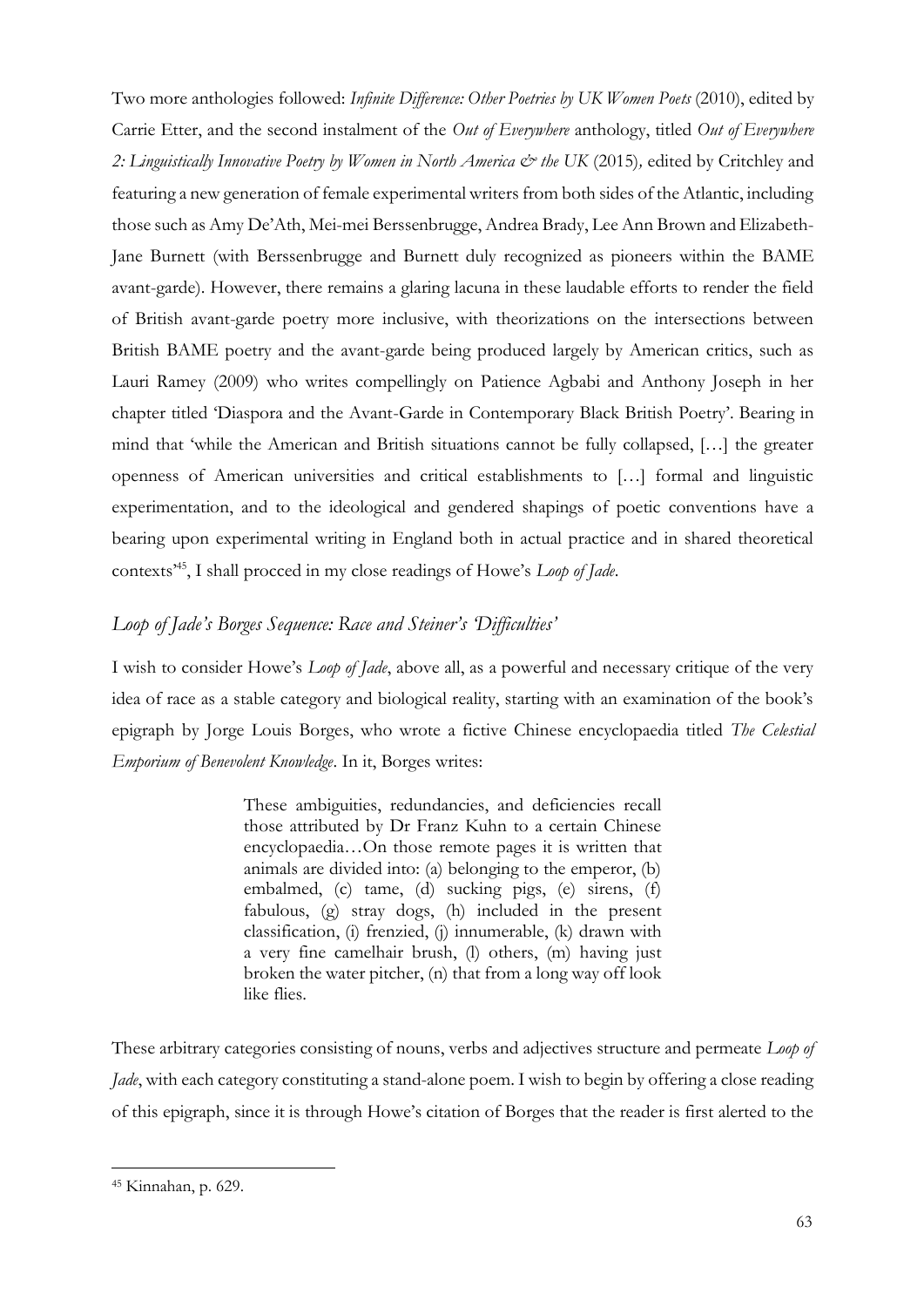Two more anthologies followed: *Infinite Difference: Other Poetries by UK Women Poets* (2010), edited by Carrie Etter, and the second instalment of the *Out of Everywhere* anthology, titled *Out of Everywhere 2: Linguistically Innovative Poetry by Women in North America & the UK* (2015)*,* edited by Critchley and featuring a new generation of female experimental writers from both sides of the Atlantic, including those such as Amy De'Ath, Mei-mei Berssenbrugge, Andrea Brady, Lee Ann Brown and Elizabeth-Jane Burnett (with Berssenbrugge and Burnett duly recognized as pioneers within the BAME avant-garde). However, there remains a glaring lacuna in these laudable efforts to render the field of British avant-garde poetry more inclusive, with theorizations on the intersections between British BAME poetry and the avant-garde being produced largely by American critics, such as Lauri Ramey (2009) who writes compellingly on Patience Agbabi and Anthony Joseph in her chapter titled 'Diaspora and the Avant-Garde in Contemporary Black British Poetry'. Bearing in mind that 'while the American and British situations cannot be fully collapsed, […] the greater openness of American universities and critical establishments to […] formal and linguistic experimentation, and to the ideological and gendered shapings of poetic conventions have a bearing upon experimental writing in England both in actual practice and in shared theoretical contexts'[45], I shall procced in my close readings of Howe's *Loop of Jade*.

## *Loop of Jade's Borges Sequence: Race and Steiner's 'Difficulties'*

I wish to consider Howe's *Loop of Jade*, above all, as a powerful and necessary critique of the very idea of race as a stable category and biological reality, starting with an examination of the book's epigraph by Jorge Louis Borges, who wrote a fictive Chinese encyclopaedia titled *The Celestial Emporium of Benevolent Knowledge*. In it, Borges writes:

> These ambiguities, redundancies, and deficiencies recall those attributed by Dr Franz Kuhn to a certain Chinese encyclopaedia…On those remote pages it is written that animals are divided into: (a) belonging to the emperor, (b) embalmed, (c) tame, (d) sucking pigs, (e) sirens, (f) fabulous, (g) stray dogs, (h) included in the present classification, (i) frenzied, (j) innumerable, (k) drawn with a very fine camelhair brush, (l) others, (m) having just broken the water pitcher, (n) that from a long way off look like flies.

These arbitrary categories consisting of nouns, verbs and adjectives structure and permeate *Loop of Jade*, with each category constituting a stand-alone poem. I wish to begin by offering a close reading of this epigraph, since it is through Howe's citation of Borges that the reader is first alerted to the

---

[45] Kinnahan, p. 629.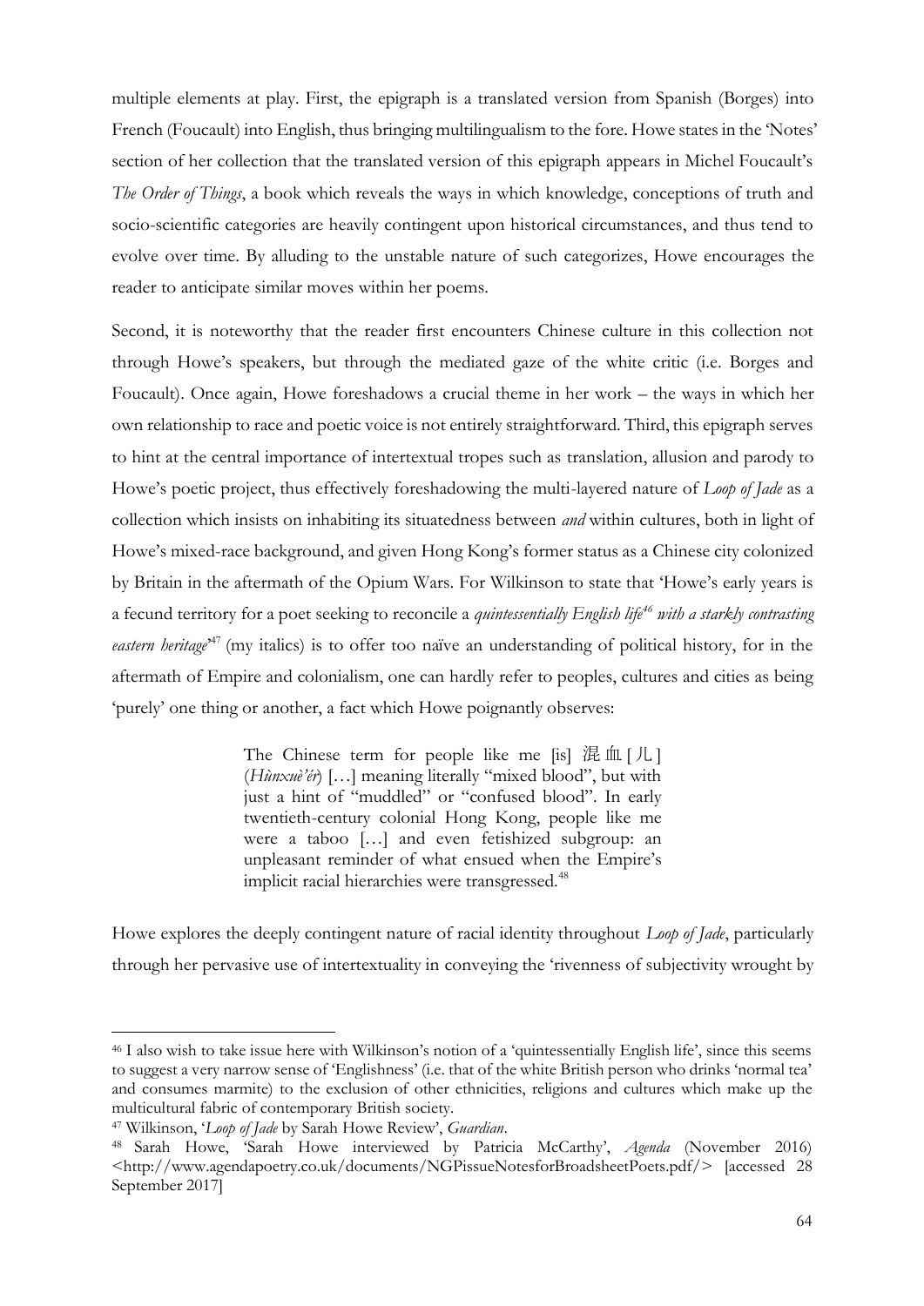multiple elements at play. First, the epigraph is a translated version from Spanish (Borges) into French (Foucault) into English, thus bringing multilingualism to the fore. Howe states in the 'Notes' section of her collection that the translated version of this epigraph appears in Michel Foucault's *The Order of Things*, a book which reveals the ways in which knowledge, conceptions of truth and socio-scientific categories are heavily contingent upon historical circumstances, and thus tend to evolve over time. By alluding to the unstable nature of such categorizes, Howe encourages the reader to anticipate similar moves within her poems.

Second, it is noteworthy that the reader first encounters Chinese culture in this collection not through Howe's speakers, but through the mediated gaze of the white critic (i.e. Borges and Foucault). Once again, Howe foreshadows a crucial theme in her work – the ways in which her own relationship to race and poetic voice is not entirely straightforward. Third, this epigraph serves to hint at the central importance of intertextual tropes such as translation, allusion and parody to Howe's poetic project, thus effectively foreshadowing the multi-layered nature of *Loop of Jade* as a collection which insists on inhabiting its situatedness between *and* within cultures, both in light of Howe's mixed-race background, and given Hong Kong's former status as a Chinese city colonized by Britain in the aftermath of the Opium Wars. For Wilkinson to state that 'Howe's early years is a fecund territory for a poet seeking to reconcile a *quintessentially English life*[46] *with a starkly contrasting eastern heritage*'[47] (my italics) is to offer too naïve an understanding of political history, for in the aftermath of Empire and colonialism, one can hardly refer to peoples, cultures and cities as being 'purely' one thing or another, a fact which Howe poignantly observes:

> The Chinese term for people like me [is] 混血[儿] (*Hùnxuè'ér*) […] meaning literally "mixed blood", but with just a hint of "muddled" or "confused blood". In early twentieth-century colonial Hong Kong, people like me were a taboo […] and even fetishized subgroup: an unpleasant reminder of what ensued when the Empire's implicit racial hierarchies were transgressed.[48]

Howe explores the deeply contingent nature of racial identity throughout *Loop of Jade*, particularly through her pervasive use of intertextuality in conveying the 'rivenness of subjectivity wrought by

---

[46] I also wish to take issue here with Wilkinson's notion of a 'quintessentially English life', since this seems to suggest a very narrow sense of 'Englishness' (i.e. that of the white British person who drinks 'normal tea' and consumes marmite) to the exclusion of other ethnicities, religions and cultures which make up the multicultural fabric of contemporary British society.

[47] Wilkinson, '*Loop of Jade* by Sarah Howe Review', *Guardian*.

[48] Sarah Howe, 'Sarah Howe interviewed by Patricia McCarthy', *Agenda* (November 2016) <http://www.agendapoetry.co.uk/documents/NGPissueNotesforBroadsheetPoets.pdf/> [accessed 28 September 2017]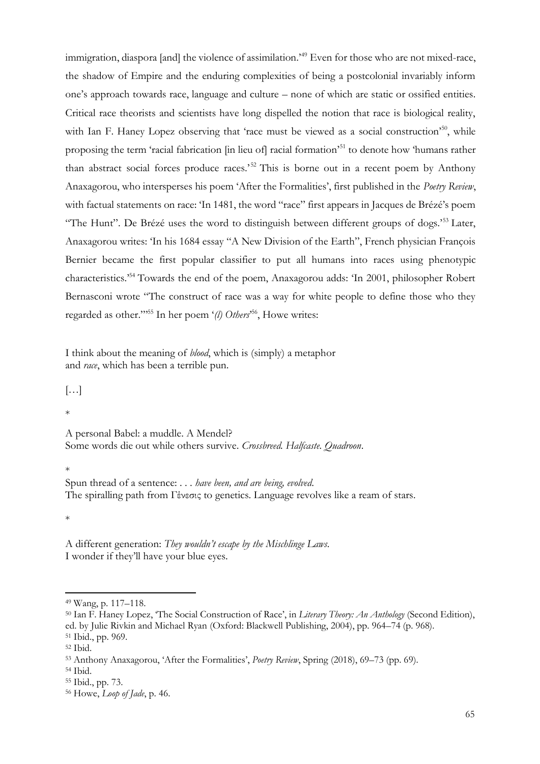immigration, diaspora [and] the violence of assimilation.'[49] Even for those who are not mixed-race, the shadow of Empire and the enduring complexities of being a postcolonial invariably inform one's approach towards race, language and culture – none of which are static or ossified entities. Critical race theorists and scientists have long dispelled the notion that race is biological reality, with Ian F. Haney Lopez observing that 'race must be viewed as a social construction'[50], while proposing the term 'racial fabrication [in lieu of] racial formation'[51] to denote how 'humans rather than abstract social forces produce races.'[52] This is borne out in a recent poem by Anthony Anaxagorou, who intersperses his poem 'After the Formalities', first published in the *Poetry Review*, with factual statements on race: 'In 1481, the word "race" first appears in Jacques de Brézé's poem "The Hunt". De Brézé uses the word to distinguish between different groups of dogs.'[53] Later, Anaxagorou writes: 'In his 1684 essay "A New Division of the Earth", French physician François Bernier became the first popular classifier to put all humans into races using phenotypic characteristics.'[54] Towards the end of the poem, Anaxagorou adds: 'In 2001, philosopher Robert Bernasconi wrote "The construct of race was a way for white people to define those who they regarded as other."'[55] In her poem '*(l) Others*'[56], Howe writes:

I think about the meaning of *blood*, which is (simply) a metaphor
and *race*, which has been a terrible pun.

[…]

*

A personal Babel: a muddle. A Mendel?
Some words die out while others survive. *Crossbreed. Halfcaste. Quadroon.*

*

Spun thread of a sentence: . . . *have been, and are being, evolved.*
The spiralling path from Γένεσις to genetics. Language revolves like a ream of stars.

*

A different generation: *They wouldn't escape by the Mischlinge Laws.*
I wonder if they'll have your blue eyes.

---

[49] Wang, p. 117–118.

[50] Ian F. Haney Lopez, 'The Social Construction of Race', in *Literary Theory: An Anthology* (Second Edition), ed. by Julie Rivkin and Michael Ryan (Oxford: Blackwell Publishing, 2004), pp. 964–74 (p. 968).

[51] Ibid., pp. 969.

[52] Ibid.

[53] Anthony Anaxagorou, 'After the Formalities', *Poetry Review*, Spring (2018), 69–73 (pp. 69).

[54] Ibid.

[55] Ibid., pp. 73.

[56] Howe, *Loop of Jade*, p. 46.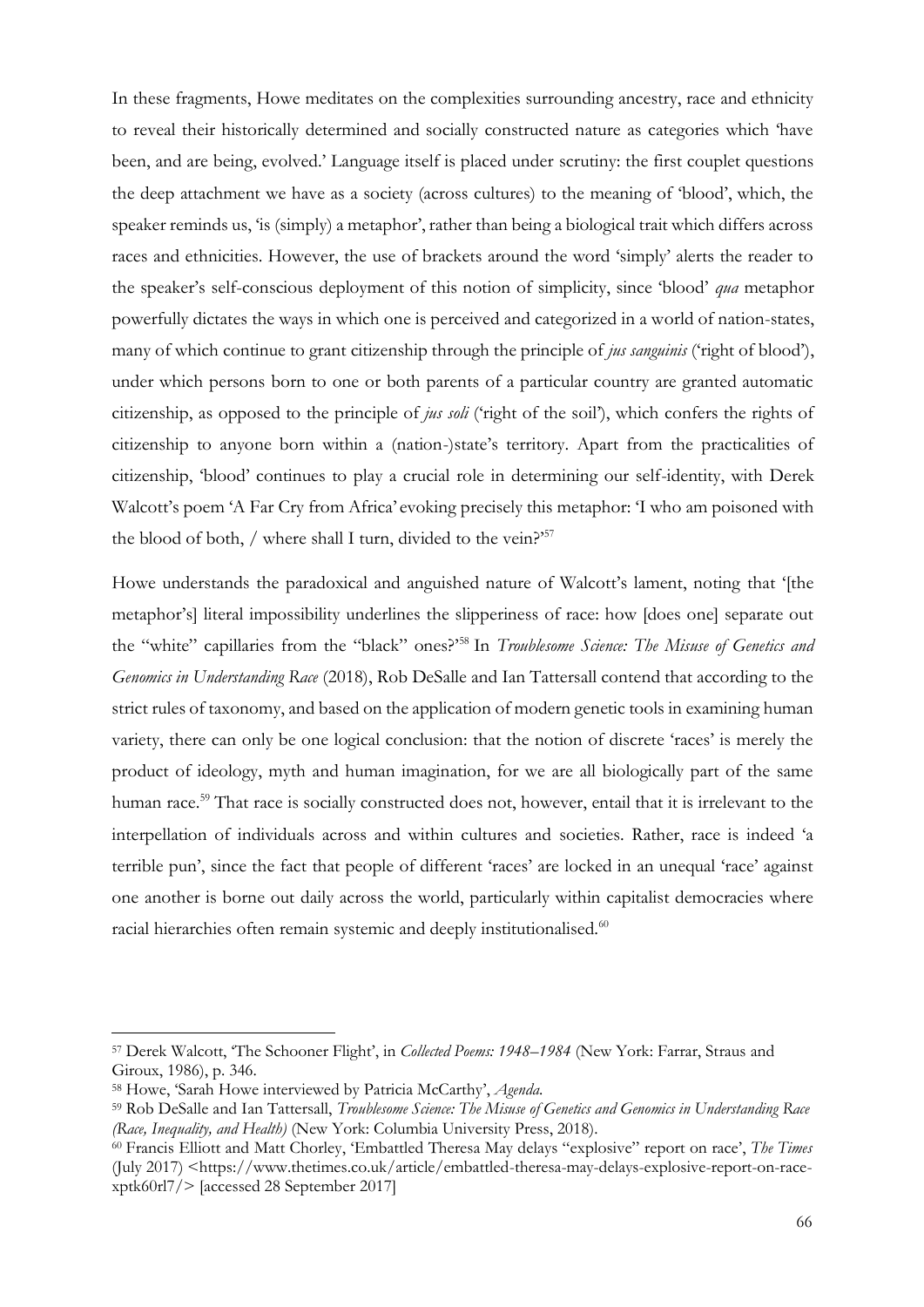In these fragments, Howe meditates on the complexities surrounding ancestry, race and ethnicity to reveal their historically determined and socially constructed nature as categories which 'have been, and are being, evolved.' Language itself is placed under scrutiny: the first couplet questions the deep attachment we have as a society (across cultures) to the meaning of 'blood', which, the speaker reminds us, 'is (simply) a metaphor', rather than being a biological trait which differs across races and ethnicities. However, the use of brackets around the word 'simply' alerts the reader to the speaker's self-conscious deployment of this notion of simplicity, since 'blood' *qua* metaphor powerfully dictates the ways in which one is perceived and categorized in a world of nation-states, many of which continue to grant citizenship through the principle of *jus sanguinis* ('right of blood'), under which persons born to one or both parents of a particular country are granted automatic citizenship, as opposed to the principle of *jus soli* ('right of the soil'), which confers the rights of citizenship to anyone born within a (nation-)state's territory. Apart from the practicalities of citizenship, 'blood' continues to play a crucial role in determining our self-identity, with Derek Walcott's poem 'A Far Cry from Africa' evoking precisely this metaphor: 'I who am poisoned with the blood of both, / where shall I turn, divided to the vein?'[57]

Howe understands the paradoxical and anguished nature of Walcott's lament, noting that '[the metaphor's] literal impossibility underlines the slipperiness of race: how [does one] separate out the "white" capillaries from the "black" ones?'[58] In *Troublesome Science: The Misuse of Genetics and Genomics in Understanding Race* (2018), Rob DeSalle and Ian Tattersall contend that according to the strict rules of taxonomy, and based on the application of modern genetic tools in examining human variety, there can only be one logical conclusion: that the notion of discrete 'races' is merely the product of ideology, myth and human imagination, for we are all biologically part of the same human race.[59] That race is socially constructed does not, however, entail that it is irrelevant to the interpellation of individuals across and within cultures and societies. Rather, race is indeed 'a terrible pun', since the fact that people of different 'races' are locked in an unequal 'race' against one another is borne out daily across the world, particularly within capitalist democracies where racial hierarchies often remain systemic and deeply institutionalised.[60]

---

[57] Derek Walcott, 'The Schooner Flight', in *Collected Poems: 1948–1984* (New York: Farrar, Straus and Giroux, 1986), p. 346.

[58] Howe, 'Sarah Howe interviewed by Patricia McCarthy', *Agenda*.

[59] Rob DeSalle and Ian Tattersall, *Troublesome Science: The Misuse of Genetics and Genomics in Understanding Race (Race, Inequality, and Health)* (New York: Columbia University Press, 2018).

[60] Francis Elliott and Matt Chorley, 'Embattled Theresa May delays "explosive" report on race', *The Times* (July 2017) <https://www.thetimes.co.uk/article/embattled-theresa-may-delays-explosive-report-on-race-xptk60rl7/> [accessed 28 September 2017]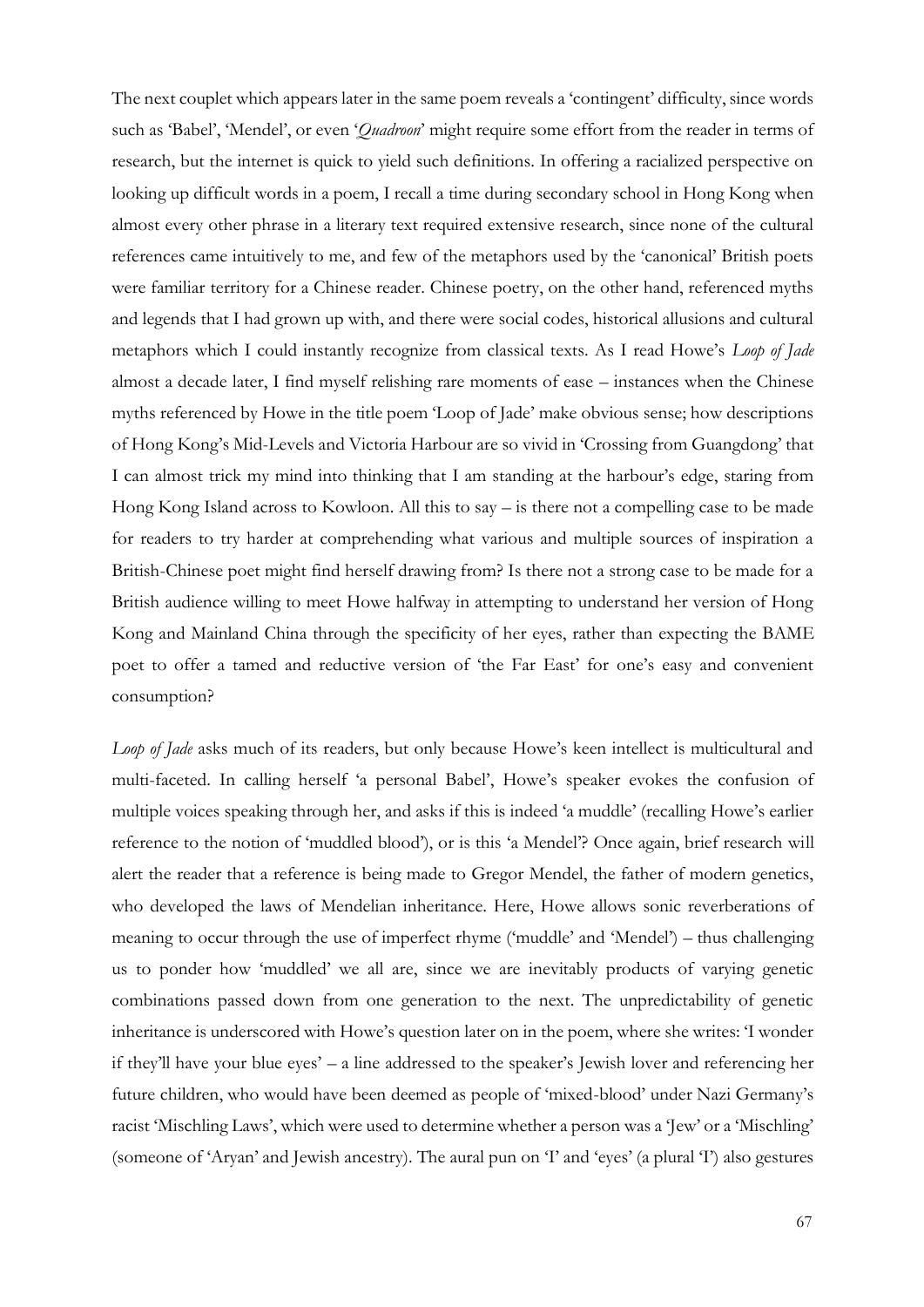The next couplet which appears later in the same poem reveals a 'contingent' difficulty, since words such as 'Babel', 'Mendel', or even '*Quadroon*' might require some effort from the reader in terms of research, but the internet is quick to yield such definitions. In offering a racialized perspective on looking up difficult words in a poem, I recall a time during secondary school in Hong Kong when almost every other phrase in a literary text required extensive research, since none of the cultural references came intuitively to me, and few of the metaphors used by the 'canonical' British poets were familiar territory for a Chinese reader. Chinese poetry, on the other hand, referenced myths and legends that I had grown up with, and there were social codes, historical allusions and cultural metaphors which I could instantly recognize from classical texts. As I read Howe's *Loop of Jade* almost a decade later, I find myself relishing rare moments of ease – instances when the Chinese myths referenced by Howe in the title poem 'Loop of Jade' make obvious sense; how descriptions of Hong Kong's Mid-Levels and Victoria Harbour are so vivid in 'Crossing from Guangdong' that I can almost trick my mind into thinking that I am standing at the harbour's edge, staring from Hong Kong Island across to Kowloon. All this to say – is there not a compelling case to be made for readers to try harder at comprehending what various and multiple sources of inspiration a British-Chinese poet might find herself drawing from? Is there not a strong case to be made for a British audience willing to meet Howe halfway in attempting to understand her version of Hong Kong and Mainland China through the specificity of her eyes, rather than expecting the BAME poet to offer a tamed and reductive version of 'the Far East' for one's easy and convenient consumption?

*Loop of Jade* asks much of its readers, but only because Howe's keen intellect is multicultural and multi-faceted. In calling herself 'a personal Babel', Howe's speaker evokes the confusion of multiple voices speaking through her, and asks if this is indeed 'a muddle' (recalling Howe's earlier reference to the notion of 'muddled blood'), or is this 'a Mendel'? Once again, brief research will alert the reader that a reference is being made to Gregor Mendel, the father of modern genetics, who developed the laws of Mendelian inheritance. Here, Howe allows sonic reverberations of meaning to occur through the use of imperfect rhyme ('muddle' and 'Mendel') – thus challenging us to ponder how 'muddled' we all are, since we are inevitably products of varying genetic combinations passed down from one generation to the next. The unpredictability of genetic inheritance is underscored with Howe's question later on in the poem, where she writes: 'I wonder if they'll have your blue eyes' – a line addressed to the speaker's Jewish lover and referencing her future children, who would have been deemed as people of 'mixed-blood' under Nazi Germany's racist 'Mischling Laws', which were used to determine whether a person was a 'Jew' or a 'Mischling' (someone of 'Aryan' and Jewish ancestry). The aural pun on 'I' and 'eyes' (a plural 'I') also gestures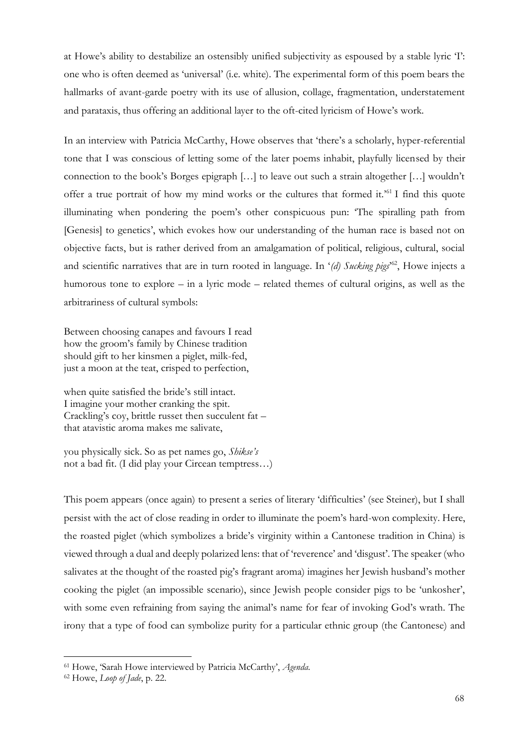at Howe's ability to destabilize an ostensibly unified subjectivity as espoused by a stable lyric 'I': one who is often deemed as 'universal' (i.e. white). The experimental form of this poem bears the hallmarks of avant-garde poetry with its use of allusion, collage, fragmentation, understatement and parataxis, thus offering an additional layer to the oft-cited lyricism of Howe's work.

In an interview with Patricia McCarthy, Howe observes that 'there's a scholarly, hyper-referential tone that I was conscious of letting some of the later poems inhabit, playfully licensed by their connection to the book's Borges epigraph […] to leave out such a strain altogether […] wouldn't offer a true portrait of how my mind works or the cultures that formed it.'[61] I find this quote illuminating when pondering the poem's other conspicuous pun: 'The spiralling path from [Genesis] to genetics', which evokes how our understanding of the human race is based not on objective facts, but is rather derived from an amalgamation of political, religious, cultural, social and scientific narratives that are in turn rooted in language. In '*(d) Sucking pigs*'[62], Howe injects a humorous tone to explore – in a lyric mode – related themes of cultural origins, as well as the arbitrariness of cultural symbols:

Between choosing canapes and favours I read  
how the groom's family by Chinese tradition  
should gift to her kinsmen a piglet, milk-fed,  
just a moon at the teat, crisped to perfection,

when quite satisfied the bride's still intact.  
I imagine your mother cranking the spit.  
Crackling's coy, brittle russet then succulent fat –  
that atavistic aroma makes me salivate,

you physically sick. So as pet names go, *Shikse's*  
not a bad fit. (I did play your Circean temptress…)

This poem appears (once again) to present a series of literary 'difficulties' (see Steiner), but I shall persist with the act of close reading in order to illuminate the poem's hard-won complexity. Here, the roasted piglet (which symbolizes a bride's virginity within a Cantonese tradition in China) is viewed through a dual and deeply polarized lens: that of 'reverence' and 'disgust'. The speaker (who salivates at the thought of the roasted pig's fragrant aroma) imagines her Jewish husband's mother cooking the piglet (an impossible scenario), since Jewish people consider pigs to be 'unkosher', with some even refraining from saying the animal's name for fear of invoking God's wrath. The irony that a type of food can symbolize purity for a particular ethnic group (the Cantonese) and

[61] Howe, 'Sarah Howe interviewed by Patricia McCarthy', *Agenda*.

[62] Howe, *Loop of Jade*, p. 22.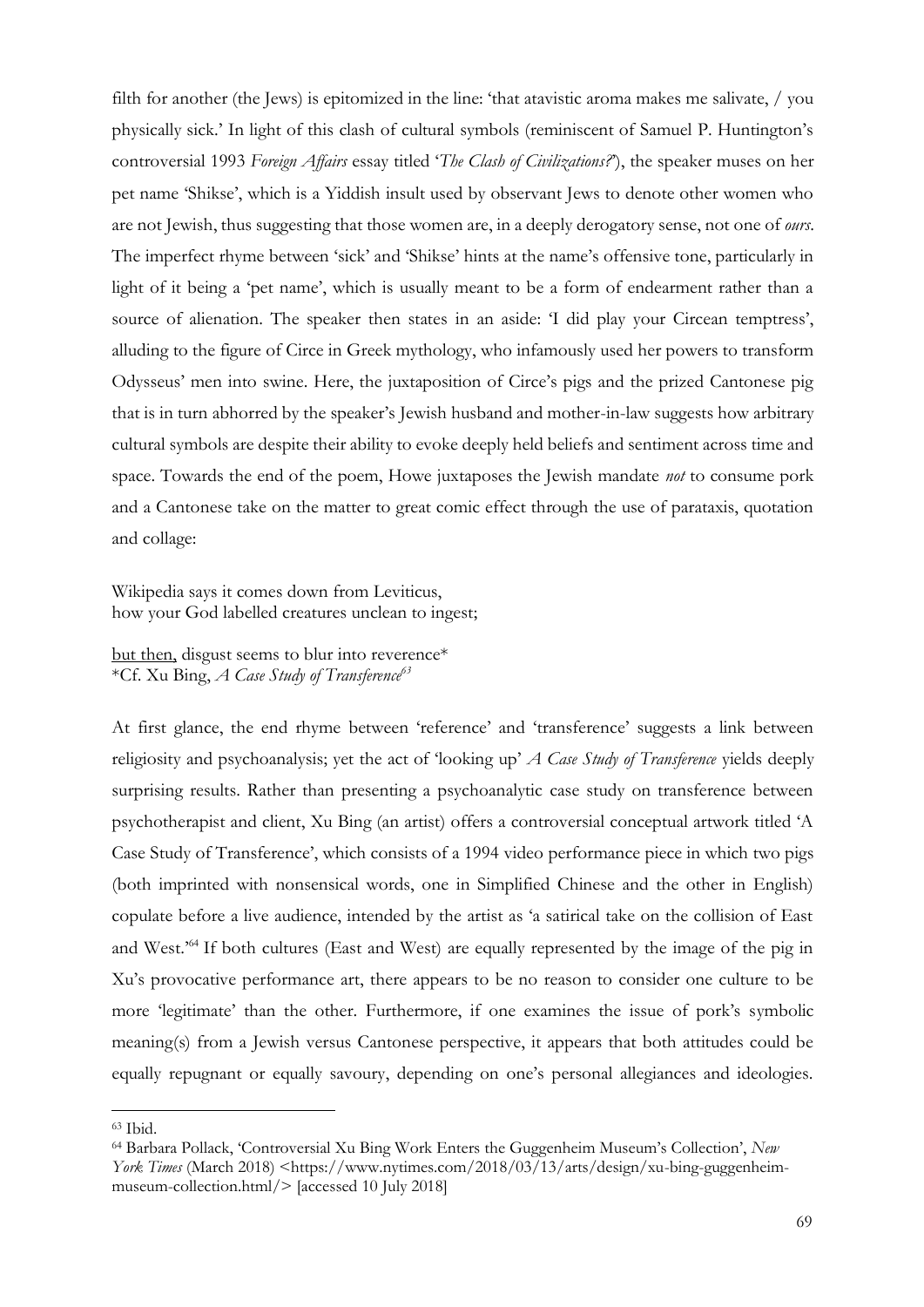filth for another (the Jews) is epitomized in the line: 'that atavistic aroma makes me salivate, / you physically sick.' In light of this clash of cultural symbols (reminiscent of Samuel P. Huntington's controversial 1993 *Foreign Affairs* essay titled '*The Clash of Civilizations?*'), the speaker muses on her pet name 'Shikse', which is a Yiddish insult used by observant Jews to denote other women who are not Jewish, thus suggesting that those women are, in a deeply derogatory sense, not one of *ours*. The imperfect rhyme between 'sick' and 'Shikse' hints at the name's offensive tone, particularly in light of it being a 'pet name', which is usually meant to be a form of endearment rather than a source of alienation. The speaker then states in an aside: 'I did play your Circean temptress', alluding to the figure of Circe in Greek mythology, who infamously used her powers to transform Odysseus' men into swine. Here, the juxtaposition of Circe's pigs and the prized Cantonese pig that is in turn abhorred by the speaker's Jewish husband and mother-in-law suggests how arbitrary cultural symbols are despite their ability to evoke deeply held beliefs and sentiment across time and space. Towards the end of the poem, Howe juxtaposes the Jewish mandate *not* to consume pork and a Cantonese take on the matter to great comic effect through the use of parataxis, quotation and collage:

Wikipedia says it comes down from Leviticus,
how your God labelled creatures unclean to ingest;

<u>but then,</u> disgust seems to blur into reverence*
*Cf. Xu Bing, *A Case Study of Transference*[63]

At first glance, the end rhyme between 'reference' and 'transference' suggests a link between religiosity and psychoanalysis; yet the act of 'looking up' *A Case Study of Transference* yields deeply surprising results. Rather than presenting a psychoanalytic case study on transference between psychotherapist and client, Xu Bing (an artist) offers a controversial conceptual artwork titled 'A Case Study of Transference', which consists of a 1994 video performance piece in which two pigs (both imprinted with nonsensical words, one in Simplified Chinese and the other in English) copulate before a live audience, intended by the artist as 'a satirical take on the collision of East and West.'[64] If both cultures (East and West) are equally represented by the image of the pig in Xu's provocative performance art, there appears to be no reason to consider one culture to be more 'legitimate' than the other. Furthermore, if one examines the issue of pork's symbolic meaning(s) from a Jewish versus Cantonese perspective, it appears that both attitudes could be equally repugnant or equally savoury, depending on one's personal allegiances and ideologies.

---

[63] Ibid.

[64] Barbara Pollack, 'Controversial Xu Bing Work Enters the Guggenheim Museum's Collection', *New York Times* (March 2018) <https://www.nytimes.com/2018/03/13/arts/design/xu-bing-guggenheim-museum-collection.html/> [accessed 10 July 2018]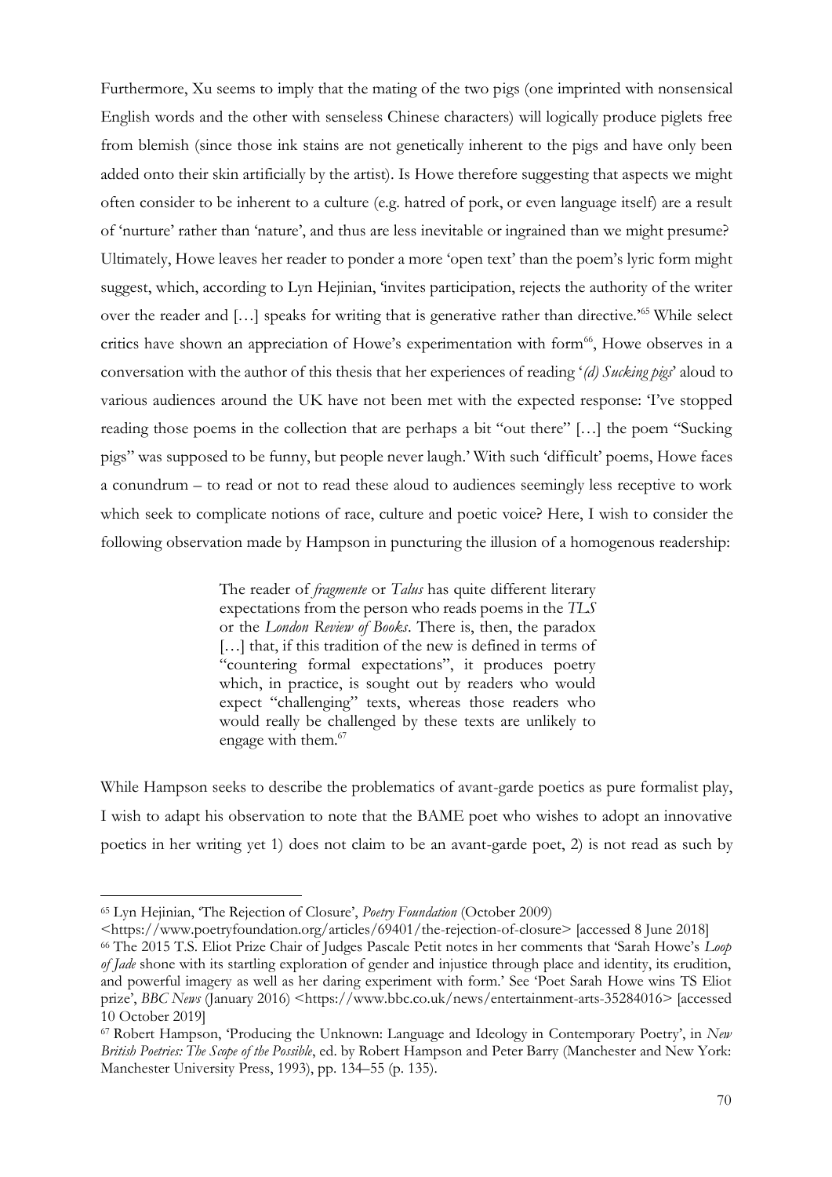Furthermore, Xu seems to imply that the mating of the two pigs (one imprinted with nonsensical English words and the other with senseless Chinese characters) will logically produce piglets free from blemish (since those ink stains are not genetically inherent to the pigs and have only been added onto their skin artificially by the artist). Is Howe therefore suggesting that aspects we might often consider to be inherent to a culture (e.g. hatred of pork, or even language itself) are a result of 'nurture' rather than 'nature', and thus are less inevitable or ingrained than we might presume? Ultimately, Howe leaves her reader to ponder a more 'open text' than the poem's lyric form might suggest, which, according to Lyn Hejinian, 'invites participation, rejects the authority of the writer over the reader and […] speaks for writing that is generative rather than directive.'[65] While select critics have shown an appreciation of Howe's experimentation with form[66], Howe observes in a conversation with the author of this thesis that her experiences of reading '*(d) Sucking pigs*' aloud to various audiences around the UK have not been met with the expected response: 'I've stopped reading those poems in the collection that are perhaps a bit "out there" […] the poem "Sucking pigs" was supposed to be funny, but people never laugh.' With such 'difficult' poems, Howe faces a conundrum – to read or not to read these aloud to audiences seemingly less receptive to work which seek to complicate notions of race, culture and poetic voice? Here, I wish to consider the following observation made by Hampson in puncturing the illusion of a homogenous readership:

> The reader of *fragmente* or *Talus* has quite different literary expectations from the person who reads poems in the *TLS* or the *London Review of Books*. There is, then, the paradox […] that, if this tradition of the new is defined in terms of "countering formal expectations", it produces poetry which, in practice, is sought out by readers who would expect "challenging" texts, whereas those readers who would really be challenged by these texts are unlikely to engage with them.[67]

While Hampson seeks to describe the problematics of avant-garde poetics as pure formalist play, I wish to adapt his observation to note that the BAME poet who wishes to adopt an innovative poetics in her writing yet 1) does not claim to be an avant-garde poet, 2) is not read as such by

---

[65] Lyn Hejinian, 'The Rejection of Closure', *Poetry Foundation* (October 2009) <https://www.poetryfoundation.org/articles/69401/the-rejection-of-closure> [accessed 8 June 2018]

[66] The 2015 T.S. Eliot Prize Chair of Judges Pascale Petit notes in her comments that 'Sarah Howe's *Loop of Jade* shone with its startling exploration of gender and injustice through place and identity, its erudition, and powerful imagery as well as her daring experiment with form.' See 'Poet Sarah Howe wins TS Eliot prize', *BBC News* (January 2016) <https://www.bbc.co.uk/news/entertainment-arts-35284016> [accessed 10 October 2019]

[67] Robert Hampson, 'Producing the Unknown: Language and Ideology in Contemporary Poetry', in *New British Poetries: The Scope of the Possible*, ed. by Robert Hampson and Peter Barry (Manchester and New York: Manchester University Press, 1993), pp. 134–55 (p. 135).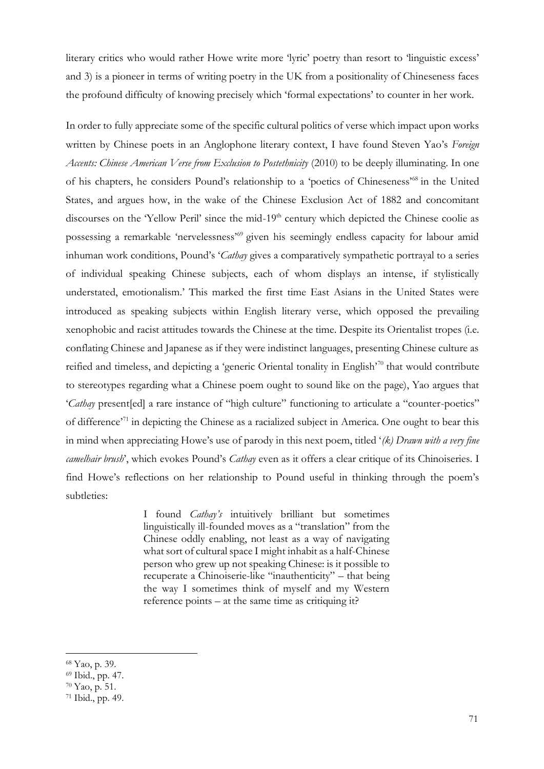literary critics who would rather Howe write more 'lyric' poetry than resort to 'linguistic excess' and 3) is a pioneer in terms of writing poetry in the UK from a positionality of Chineseness faces the profound difficulty of knowing precisely which 'formal expectations' to counter in her work.

In order to fully appreciate some of the specific cultural politics of verse which impact upon works written by Chinese poets in an Anglophone literary context, I have found Steven Yao's *Foreign Accents: Chinese American Verse from Exclusion to Postethnicity* (2010) to be deeply illuminating. In one of his chapters, he considers Pound's relationship to a 'poetics of Chineseness'[68] in the United States, and argues how, in the wake of the Chinese Exclusion Act of 1882 and concomitant discourses on the 'Yellow Peril' since the mid-19th century which depicted the Chinese coolie as possessing a remarkable 'nervelessness'[69] given his seemingly endless capacity for labour amid inhuman work conditions, Pound's '*Cathay* gives a comparatively sympathetic portrayal to a series of individual speaking Chinese subjects, each of whom displays an intense, if stylistically understated, emotionalism.' This marked the first time East Asians in the United States were introduced as speaking subjects within English literary verse, which opposed the prevailing xenophobic and racist attitudes towards the Chinese at the time. Despite its Orientalist tropes (i.e. conflating Chinese and Japanese as if they were indistinct languages, presenting Chinese culture as reified and timeless, and depicting a 'generic Oriental tonality in English'[70] that would contribute to stereotypes regarding what a Chinese poem ought to sound like on the page), Yao argues that '*Cathay* present[ed] a rare instance of "high culture" functioning to articulate a "counter-poetics" of difference'[71] in depicting the Chinese as a racialized subject in America. One ought to bear this in mind when appreciating Howe's use of parody in this next poem, titled '*(k) Drawn with a very fine camelhair brush*', which evokes Pound's *Cathay* even as it offers a clear critique of its Chinoiseries. I find Howe's reflections on her relationship to Pound useful in thinking through the poem's subtleties:

> I found *Cathay's* intuitively brilliant but sometimes linguistically ill-founded moves as a "translation" from the Chinese oddly enabling, not least as a way of navigating what sort of cultural space I might inhabit as a half-Chinese person who grew up not speaking Chinese: is it possible to recuperate a Chinoiserie-like "inauthenticity" – that being the way I sometimes think of myself and my Western reference points – at the same time as critiquing it?

---

[68] Yao, p. 39.

[69] Ibid., pp. 47.

[70] Yao, p. 51.

[71] Ibid., pp. 49.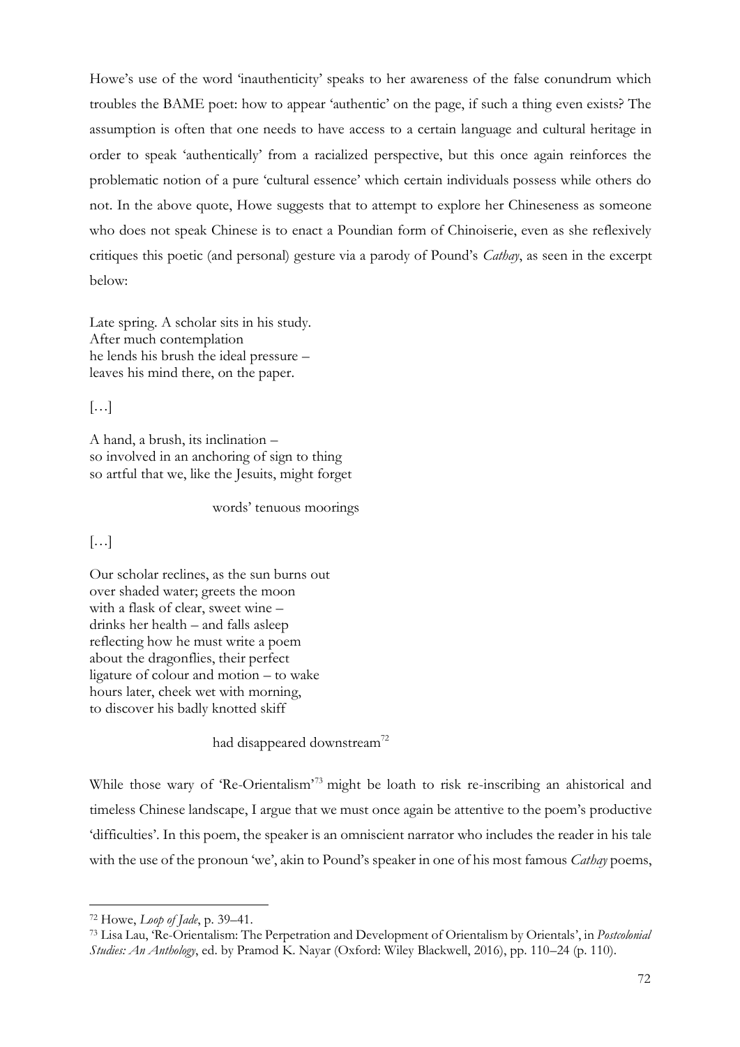Howe's use of the word 'inauthenticity' speaks to her awareness of the false conundrum which troubles the BAME poet: how to appear 'authentic' on the page, if such a thing even exists? The assumption is often that one needs to have access to a certain language and cultural heritage in order to speak 'authentically' from a racialized perspective, but this once again reinforces the problematic notion of a pure 'cultural essence' which certain individuals possess while others do not. In the above quote, Howe suggests that to attempt to explore her Chineseness as someone who does not speak Chinese is to enact a Poundian form of Chinoiserie, even as she reflexively critiques this poetic (and personal) gesture via a parody of Pound's *Cathay*, as seen in the excerpt below:

Late spring. A scholar sits in his study.  
After much contemplation  
he lends his brush the ideal pressure –  
leaves his mind there, on the paper.

[…]

A hand, a brush, its inclination –  
so involved in an anchoring of sign to thing  
so artful that we, like the Jesuits, might forget

words' tenuous moorings

[…]

Our scholar reclines, as the sun burns out  
over shaded water; greets the moon  
with a flask of clear, sweet wine –  
drinks her health – and falls asleep  
reflecting how he must write a poem  
about the dragonflies, their perfect  
ligature of colour and motion – to wake  
hours later, cheek wet with morning,  
to discover his badly knotted skiff

had disappeared downstream[72]

While those wary of 'Re-Orientalism'[73] might be loath to risk re-inscribing an ahistorical and timeless Chinese landscape, I argue that we must once again be attentive to the poem's productive 'difficulties'. In this poem, the speaker is an omniscient narrator who includes the reader in his tale with the use of the pronoun 'we', akin to Pound's speaker in one of his most famous *Cathay* poems,

---

[72] Howe, *Loop of Jade*, p. 39–41.

[73] Lisa Lau, 'Re-Orientalism: The Perpetration and Development of Orientalism by Orientals', in *Postcolonial Studies: An Anthology*, ed. by Pramod K. Nayar (Oxford: Wiley Blackwell, 2016), pp. 110–24 (p. 110).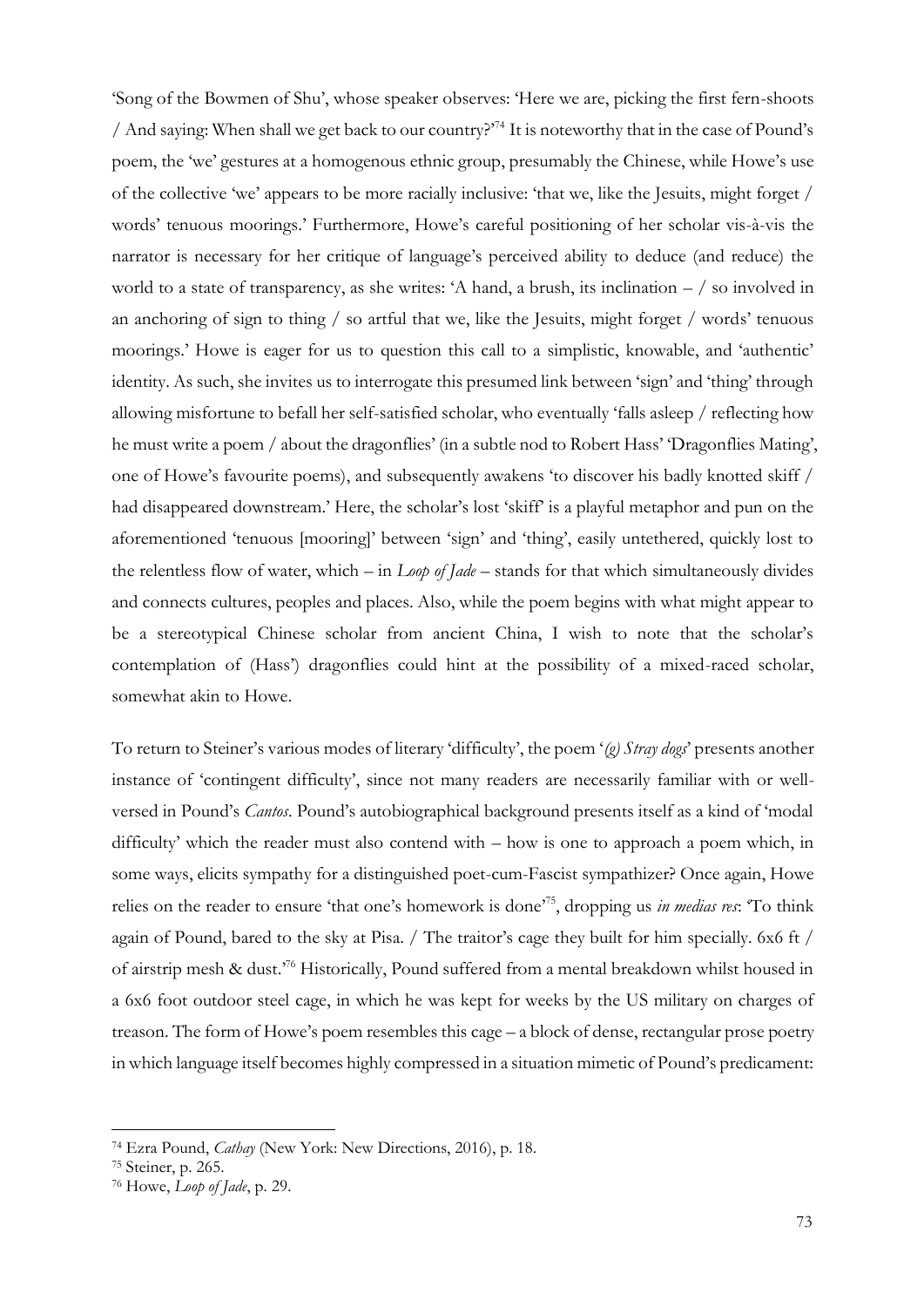'Song of the Bowmen of Shu', whose speaker observes: 'Here we are, picking the first fern-shoots / And saying: When shall we get back to our country?'[74] It is noteworthy that in the case of Pound's poem, the 'we' gestures at a homogenous ethnic group, presumably the Chinese, while Howe's use of the collective 'we' appears to be more racially inclusive: 'that we, like the Jesuits, might forget / words' tenuous moorings.' Furthermore, Howe's careful positioning of her scholar vis-à-vis the narrator is necessary for her critique of language's perceived ability to deduce (and reduce) the world to a state of transparency, as she writes: 'A hand, a brush, its inclination – / so involved in an anchoring of sign to thing / so artful that we, like the Jesuits, might forget / words' tenuous moorings.' Howe is eager for us to question this call to a simplistic, knowable, and 'authentic' identity. As such, she invites us to interrogate this presumed link between 'sign' and 'thing' through allowing misfortune to befall her self-satisfied scholar, who eventually 'falls asleep / reflecting how he must write a poem / about the dragonflies' (in a subtle nod to Robert Hass' 'Dragonflies Mating', one of Howe's favourite poems), and subsequently awakens 'to discover his badly knotted skiff / had disappeared downstream.' Here, the scholar's lost 'skiff' is a playful metaphor and pun on the aforementioned 'tenuous [mooring]' between 'sign' and 'thing', easily untethered, quickly lost to the relentless flow of water, which – in *Loop of Jade* – stands for that which simultaneously divides and connects cultures, peoples and places. Also, while the poem begins with what might appear to be a stereotypical Chinese scholar from ancient China, I wish to note that the scholar's contemplation of (Hass') dragonflies could hint at the possibility of a mixed-raced scholar, somewhat akin to Howe.

To return to Steiner's various modes of literary 'difficulty', the poem '*(g) Stray dogs*' presents another instance of 'contingent difficulty', since not many readers are necessarily familiar with or well-versed in Pound's *Cantos*. Pound's autobiographical background presents itself as a kind of 'modal difficulty' which the reader must also contend with – how is one to approach a poem which, in some ways, elicits sympathy for a distinguished poet-cum-Fascist sympathizer? Once again, Howe relies on the reader to ensure 'that one's homework is done'[75], dropping us *in medias res*: 'To think again of Pound, bared to the sky at Pisa. / The traitor's cage they built for him specially. 6x6 ft / of airstrip mesh & dust.'[76] Historically, Pound suffered from a mental breakdown whilst housed in a 6x6 foot outdoor steel cage, in which he was kept for weeks by the US military on charges of treason. The form of Howe's poem resembles this cage – a block of dense, rectangular prose poetry in which language itself becomes highly compressed in a situation mimetic of Pound's predicament:

---

[74] Ezra Pound, *Cathay* (New York: New Directions, 2016), p. 18.

[75] Steiner, p. 265.

[76] Howe, *Loop of Jade*, p. 29.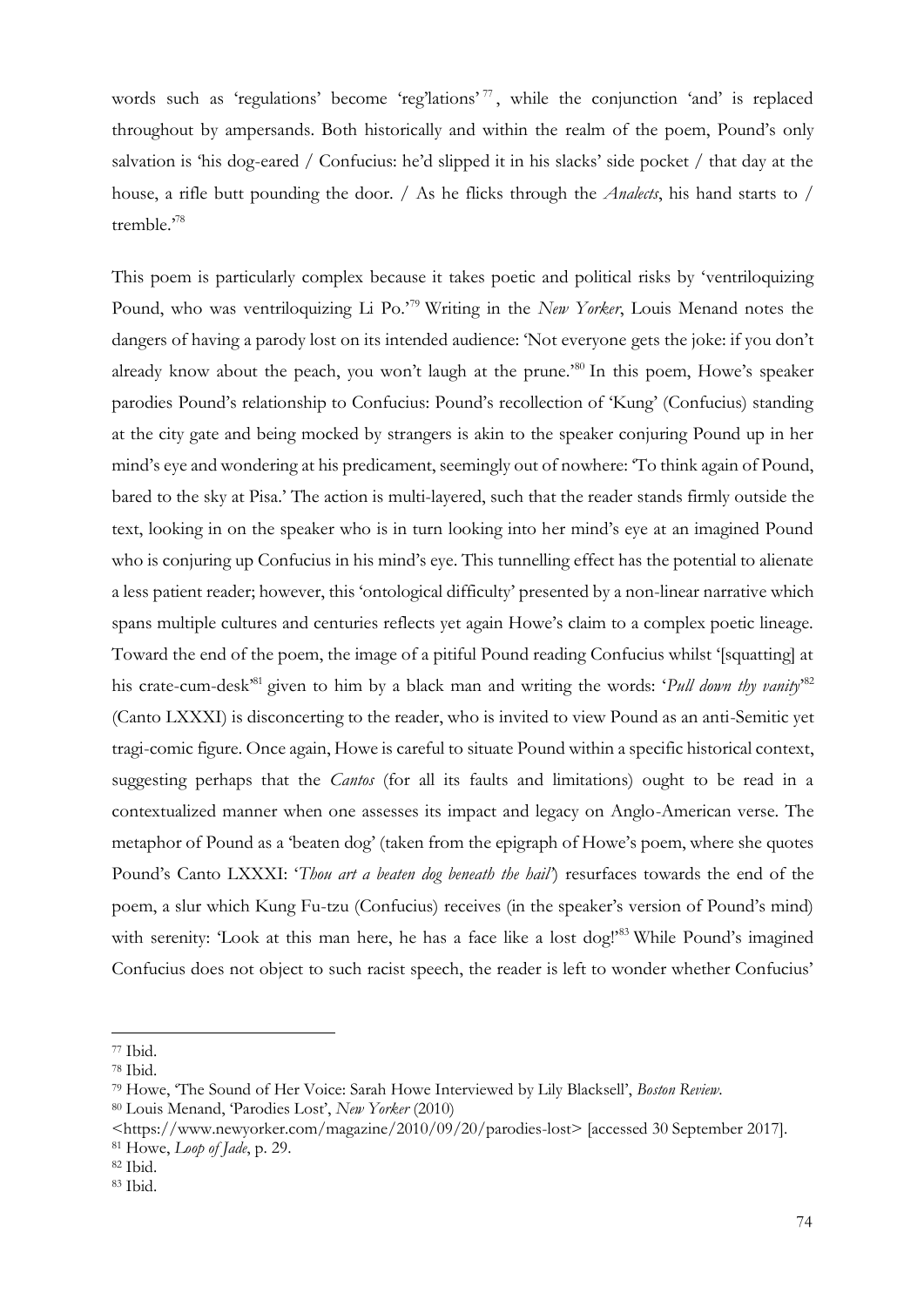words such as 'regulations' become 'reg'lations'[77], while the conjunction 'and' is replaced throughout by ampersands. Both historically and within the realm of the poem, Pound's only salvation is 'his dog-eared / Confucius: he'd slipped it in his slacks' side pocket / that day at the house, a rifle butt pounding the door. / As he flicks through the *Analects*, his hand starts to / tremble.'[78]

This poem is particularly complex because it takes poetic and political risks by 'ventriloquizing Pound, who was ventriloquizing Li Po.'[79] Writing in the *New Yorker*, Louis Menand notes the dangers of having a parody lost on its intended audience: 'Not everyone gets the joke: if you don't already know about the peach, you won't laugh at the prune.'[80] In this poem, Howe's speaker parodies Pound's relationship to Confucius: Pound's recollection of 'Kung' (Confucius) standing at the city gate and being mocked by strangers is akin to the speaker conjuring Pound up in her mind's eye and wondering at his predicament, seemingly out of nowhere: 'To think again of Pound, bared to the sky at Pisa.' The action is multi-layered, such that the reader stands firmly outside the text, looking in on the speaker who is in turn looking into her mind's eye at an imagined Pound who is conjuring up Confucius in his mind's eye. This tunnelling effect has the potential to alienate a less patient reader; however, this 'ontological difficulty' presented by a non-linear narrative which spans multiple cultures and centuries reflects yet again Howe's claim to a complex poetic lineage. Toward the end of the poem, the image of a pitiful Pound reading Confucius whilst '[squatting] at his crate-cum-desk'[81] given to him by a black man and writing the words: '*Pull down thy vanity*'[82] (Canto LXXXI) is disconcerting to the reader, who is invited to view Pound as an anti-Semitic yet tragi-comic figure. Once again, Howe is careful to situate Pound within a specific historical context, suggesting perhaps that the *Cantos* (for all its faults and limitations) ought to be read in a contextualized manner when one assesses its impact and legacy on Anglo-American verse. The metaphor of Pound as a 'beaten dog' (taken from the epigraph of Howe's poem, where she quotes Pound's Canto LXXXI: '*Thou art a beaten dog beneath the hail*') resurfaces towards the end of the poem, a slur which Kung Fu-tzu (Confucius) receives (in the speaker's version of Pound's mind) with serenity: 'Look at this man here, he has a face like a lost dog!'[83] While Pound's imagined Confucius does not object to such racist speech, the reader is left to wonder whether Confucius'

---

[77] Ibid.

[78] Ibid.

[79] Howe, 'The Sound of Her Voice: Sarah Howe Interviewed by Lily Blacksell', *Boston Review*.

[80] Louis Menand, 'Parodies Lost', *New Yorker* (2010) <https://www.newyorker.com/magazine/2010/09/20/parodies-lost> [accessed 30 September 2017].

[81] Howe, *Loop of Jade*, p. 29.

[82] Ibid.

[83] Ibid.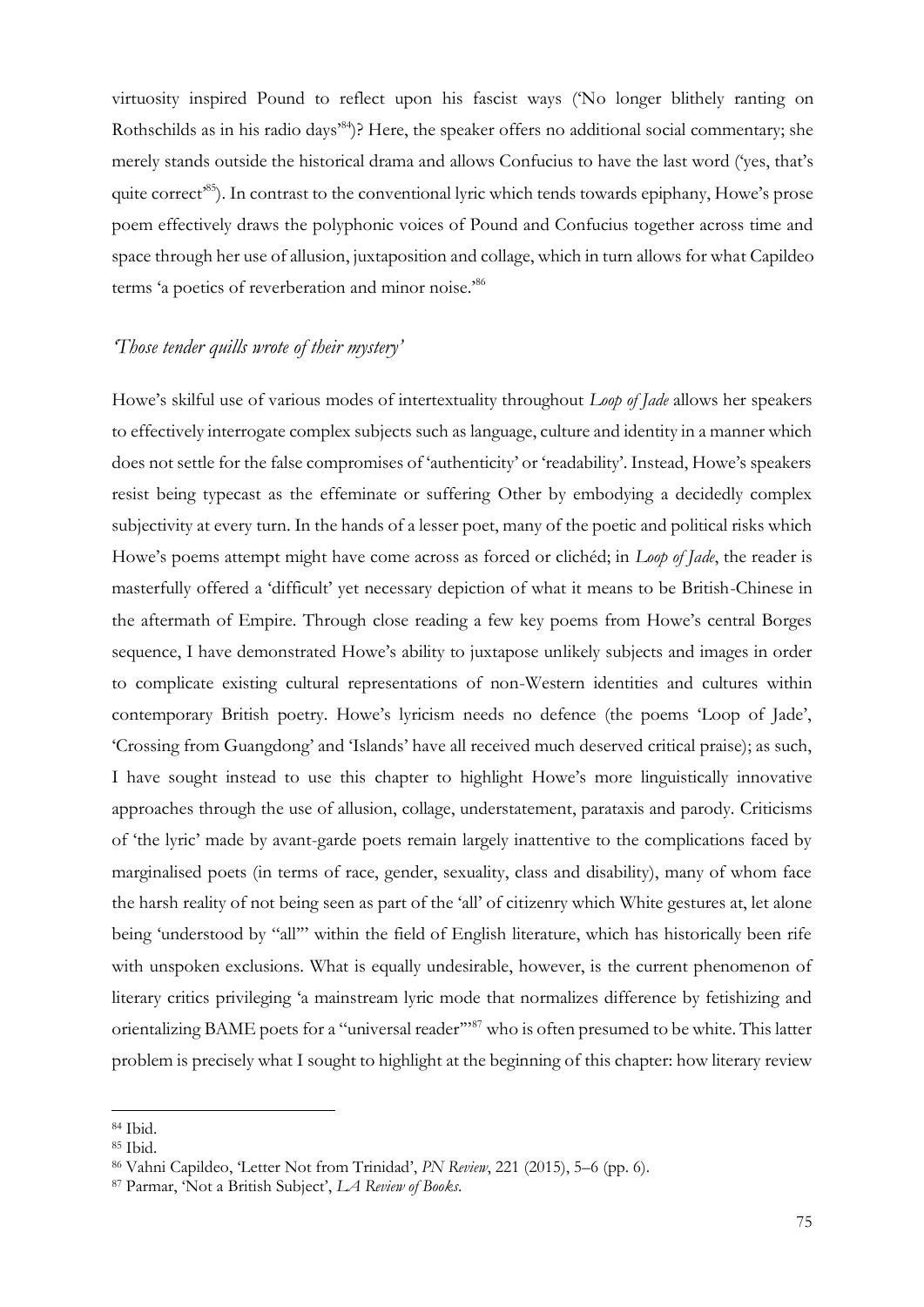virtuosity inspired Pound to reflect upon his fascist ways ('No longer blithely ranting on Rothschilds as in his radio days'[84])? Here, the speaker offers no additional social commentary; she merely stands outside the historical drama and allows Confucius to have the last word ('yes, that's quite correct'[85]). In contrast to the conventional lyric which tends towards epiphany, Howe's prose poem effectively draws the polyphonic voices of Pound and Confucius together across time and space through her use of allusion, juxtaposition and collage, which in turn allows for what Capildeo terms 'a poetics of reverberation and minor noise.'[86]

## *'Those tender quills wrote of their mystery'*

Howe's skilful use of various modes of intertextuality throughout *Loop of Jade* allows her speakers to effectively interrogate complex subjects such as language, culture and identity in a manner which does not settle for the false compromises of 'authenticity' or 'readability'. Instead, Howe's speakers resist being typecast as the effeminate or suffering Other by embodying a decidedly complex subjectivity at every turn. In the hands of a lesser poet, many of the poetic and political risks which Howe's poems attempt might have come across as forced or clichéd; in *Loop of Jade*, the reader is masterfully offered a 'difficult' yet necessary depiction of what it means to be British-Chinese in the aftermath of Empire. Through close reading a few key poems from Howe's central Borges sequence, I have demonstrated Howe's ability to juxtapose unlikely subjects and images in order to complicate existing cultural representations of non-Western identities and cultures within contemporary British poetry. Howe's lyricism needs no defence (the poems 'Loop of Jade', 'Crossing from Guangdong' and 'Islands' have all received much deserved critical praise); as such, I have sought instead to use this chapter to highlight Howe's more linguistically innovative approaches through the use of allusion, collage, understatement, parataxis and parody. Criticisms of 'the lyric' made by avant-garde poets remain largely inattentive to the complications faced by marginalised poets (in terms of race, gender, sexuality, class and disability), many of whom face the harsh reality of not being seen as part of the 'all' of citizenry which White gestures at, let alone being 'understood by "all"' within the field of English literature, which has historically been rife with unspoken exclusions. What is equally undesirable, however, is the current phenomenon of literary critics privileging 'a mainstream lyric mode that normalizes difference by fetishizing and orientalizing BAME poets for a "universal reader"'[87] who is often presumed to be white. This latter problem is precisely what I sought to highlight at the beginning of this chapter: how literary review

---

[84] Ibid.

[85] Ibid.

[86] Vahni Capildeo, 'Letter Not from Trinidad', *PN Review*, 221 (2015), 5–6 (pp. 6).

[87] Parmar, 'Not a British Subject', *LA Review of Books*.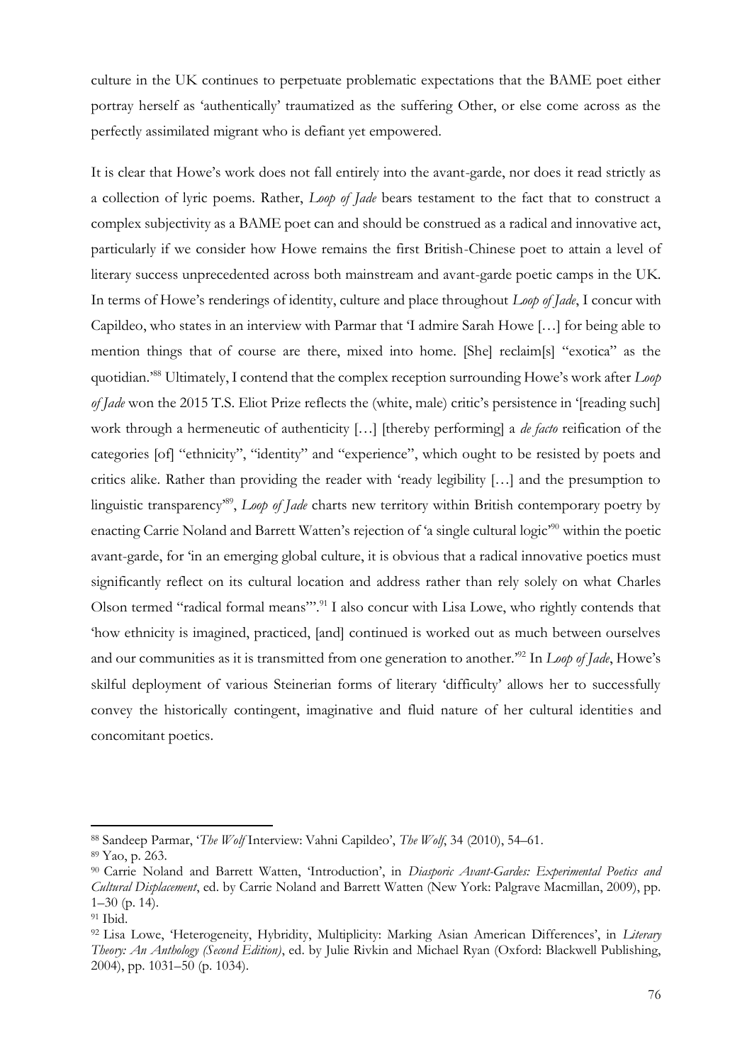culture in the UK continues to perpetuate problematic expectations that the BAME poet either portray herself as 'authentically' traumatized as the suffering Other, or else come across as the perfectly assimilated migrant who is defiant yet empowered.

It is clear that Howe's work does not fall entirely into the avant-garde, nor does it read strictly as a collection of lyric poems. Rather, *Loop of Jade* bears testament to the fact that to construct a complex subjectivity as a BAME poet can and should be construed as a radical and innovative act, particularly if we consider how Howe remains the first British-Chinese poet to attain a level of literary success unprecedented across both mainstream and avant-garde poetic camps in the UK. In terms of Howe's renderings of identity, culture and place throughout *Loop of Jade*, I concur with Capildeo, who states in an interview with Parmar that 'I admire Sarah Howe […] for being able to mention things that of course are there, mixed into home. [She] reclaim[s] "exotica" as the quotidian.'[88] Ultimately, I contend that the complex reception surrounding Howe's work after *Loop of Jade* won the 2015 T.S. Eliot Prize reflects the (white, male) critic's persistence in '[reading such] work through a hermeneutic of authenticity […] [thereby performing] a *de facto* reification of the categories [of] "ethnicity", "identity" and "experience", which ought to be resisted by poets and critics alike. Rather than providing the reader with 'ready legibility […] and the presumption to linguistic transparency'[89], *Loop of Jade* charts new territory within British contemporary poetry by enacting Carrie Noland and Barrett Watten's rejection of 'a single cultural logic'[90] within the poetic avant-garde, for 'in an emerging global culture, it is obvious that a radical innovative poetics must significantly reflect on its cultural location and address rather than rely solely on what Charles Olson termed "radical formal means"'.[91] I also concur with Lisa Lowe, who rightly contends that 'how ethnicity is imagined, practiced, [and] continued is worked out as much between ourselves and our communities as it is transmitted from one generation to another.'[92] In *Loop of Jade*, Howe's skilful deployment of various Steinerian forms of literary 'difficulty' allows her to successfully convey the historically contingent, imaginative and fluid nature of her cultural identities and concomitant poetics.

---

[88] Sandeep Parmar, '*The Wolf* Interview: Vahni Capildeo', *The Wolf*, 34 (2010), 54–61.

[89] Yao, p. 263.

[90] Carrie Noland and Barrett Watten, 'Introduction', in *Diasporic Avant-Gardes: Experimental Poetics and Cultural Displacement*, ed. by Carrie Noland and Barrett Watten (New York: Palgrave Macmillan, 2009), pp. 1–30 (p. 14).

[91] Ibid.

[92] Lisa Lowe, 'Heterogeneity, Hybridity, Multiplicity: Marking Asian American Differences', in *Literary Theory: An Anthology (Second Edition)*, ed. by Julie Rivkin and Michael Ryan (Oxford: Blackwell Publishing, 2004), pp. 1031–50 (p. 1034).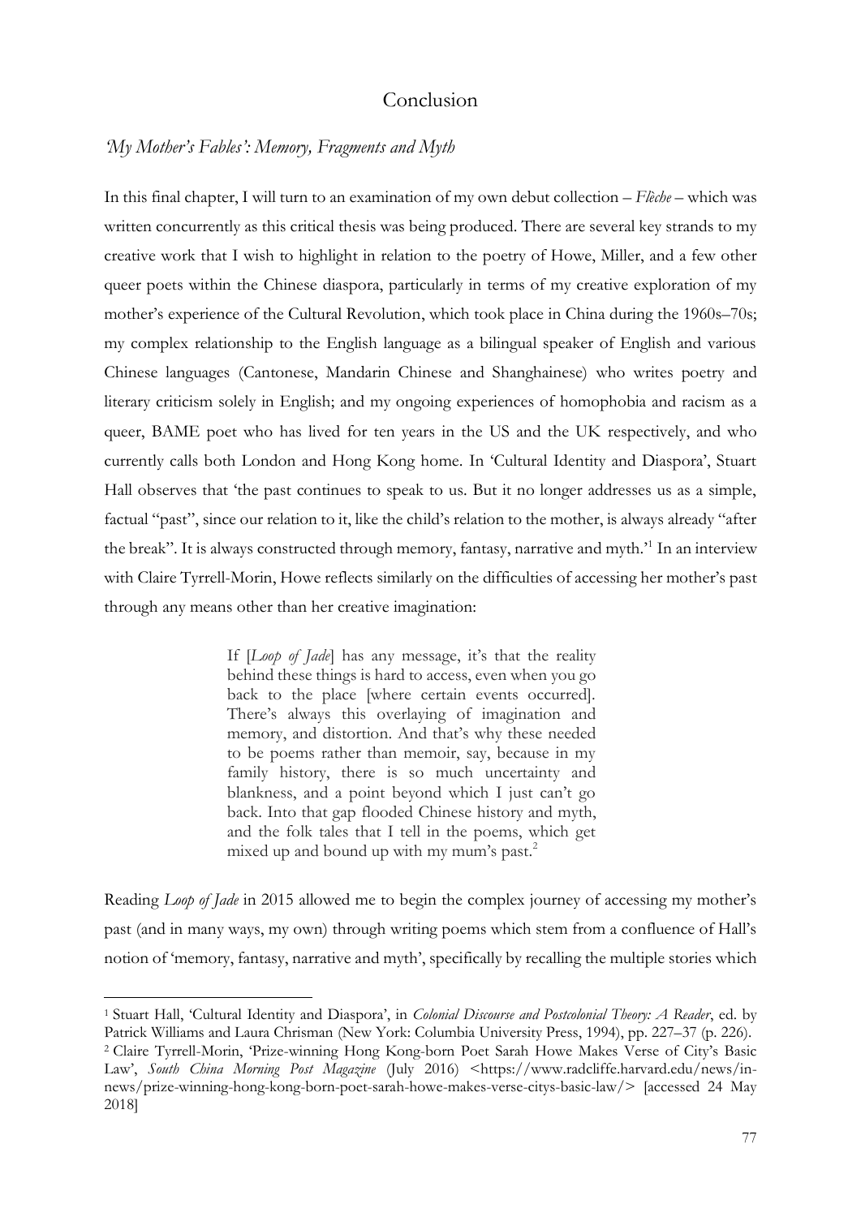# Conclusion

## *'My Mother's Fables': Memory, Fragments and Myth*

In this final chapter, I will turn to an examination of my own debut collection – *Flèche* – which was written concurrently as this critical thesis was being produced. There are several key strands to my creative work that I wish to highlight in relation to the poetry of Howe, Miller, and a few other queer poets within the Chinese diaspora, particularly in terms of my creative exploration of my mother's experience of the Cultural Revolution, which took place in China during the 1960s–70s; my complex relationship to the English language as a bilingual speaker of English and various Chinese languages (Cantonese, Mandarin Chinese and Shanghainese) who writes poetry and literary criticism solely in English; and my ongoing experiences of homophobia and racism as a queer, BAME poet who has lived for ten years in the US and the UK respectively, and who currently calls both London and Hong Kong home. In 'Cultural Identity and Diaspora', Stuart Hall observes that 'the past continues to speak to us. But it no longer addresses us as a simple, factual "past", since our relation to it, like the child's relation to the mother, is always already "after the break". It is always constructed through memory, fantasy, narrative and myth.'[1] In an interview with Claire Tyrrell-Morin, Howe reflects similarly on the difficulties of accessing her mother's past through any means other than her creative imagination:

> If [*Loop of Jade*] has any message, it's that the reality behind these things is hard to access, even when you go back to the place [where certain events occurred]. There's always this overlaying of imagination and memory, and distortion. And that's why these needed to be poems rather than memoir, say, because in my family history, there is so much uncertainty and blankness, and a point beyond which I just can't go back. Into that gap flooded Chinese history and myth, and the folk tales that I tell in the poems, which get mixed up and bound up with my mum's past.[2]

Reading *Loop of Jade* in 2015 allowed me to begin the complex journey of accessing my mother's past (and in many ways, my own) through writing poems which stem from a confluence of Hall's notion of 'memory, fantasy, narrative and myth', specifically by recalling the multiple stories which

---

[1] Stuart Hall, 'Cultural Identity and Diaspora', in *Colonial Discourse and Postcolonial Theory: A Reader*, ed. by Patrick Williams and Laura Chrisman (New York: Columbia University Press, 1994), pp. 227–37 (p. 226).

[2] Claire Tyrrell-Morin, 'Prize-winning Hong Kong-born Poet Sarah Howe Makes Verse of City's Basic Law', *South China Morning Post Magazine* (July 2016) <https://www.radcliffe.harvard.edu/news/in-news/prize-winning-hong-kong-born-poet-sarah-howe-makes-verse-citys-basic-law/> [accessed 24 May 2018]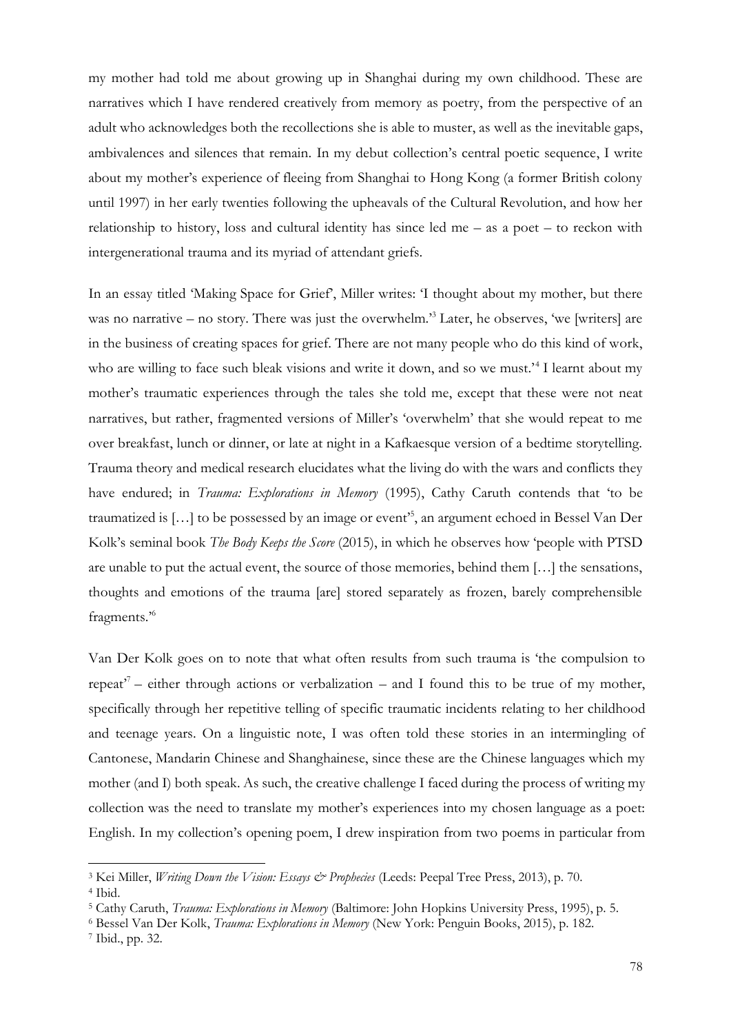my mother had told me about growing up in Shanghai during my own childhood. These are narratives which I have rendered creatively from memory as poetry, from the perspective of an adult who acknowledges both the recollections she is able to muster, as well as the inevitable gaps, ambivalences and silences that remain. In my debut collection's central poetic sequence, I write about my mother's experience of fleeing from Shanghai to Hong Kong (a former British colony until 1997) in her early twenties following the upheavals of the Cultural Revolution, and how her relationship to history, loss and cultural identity has since led me – as a poet – to reckon with intergenerational trauma and its myriad of attendant griefs.

In an essay titled 'Making Space for Grief', Miller writes: 'I thought about my mother, but there was no narrative – no story. There was just the overwhelm.'[3] Later, he observes, 'we [writers] are in the business of creating spaces for grief. There are not many people who do this kind of work, who are willing to face such bleak visions and write it down, and so we must.'[4] I learnt about my mother's traumatic experiences through the tales she told me, except that these were not neat narratives, but rather, fragmented versions of Miller's 'overwhelm' that she would repeat to me over breakfast, lunch or dinner, or late at night in a Kafkaesque version of a bedtime storytelling. Trauma theory and medical research elucidates what the living do with the wars and conflicts they have endured; in *Trauma: Explorations in Memory* (1995), Cathy Caruth contends that 'to be traumatized is […] to be possessed by an image or event'[5], an argument echoed in Bessel Van Der Kolk's seminal book *The Body Keeps the Score* (2015), in which he observes how 'people with PTSD are unable to put the actual event, the source of those memories, behind them […] the sensations, thoughts and emotions of the trauma [are] stored separately as frozen, barely comprehensible fragments.'[6]

Van Der Kolk goes on to note that what often results from such trauma is 'the compulsion to repeat'[7] – either through actions or verbalization – and I found this to be true of my mother, specifically through her repetitive telling of specific traumatic incidents relating to her childhood and teenage years. On a linguistic note, I was often told these stories in an intermingling of Cantonese, Mandarin Chinese and Shanghainese, since these are the Chinese languages which my mother (and I) both speak. As such, the creative challenge I faced during the process of writing my collection was the need to translate my mother's experiences into my chosen language as a poet: English. In my collection's opening poem, I drew inspiration from two poems in particular from

---

[3] Kei Miller, *Writing Down the Vision: Essays & Prophecies* (Leeds: Peepal Tree Press, 2013), p. 70.

[4] Ibid.

[5] Cathy Caruth, *Trauma: Explorations in Memory* (Baltimore: John Hopkins University Press, 1995), p. 5.

[6] Bessel Van Der Kolk, *Trauma: Explorations in Memory* (New York: Penguin Books, 2015), p. 182.

[7] Ibid., pp. 32.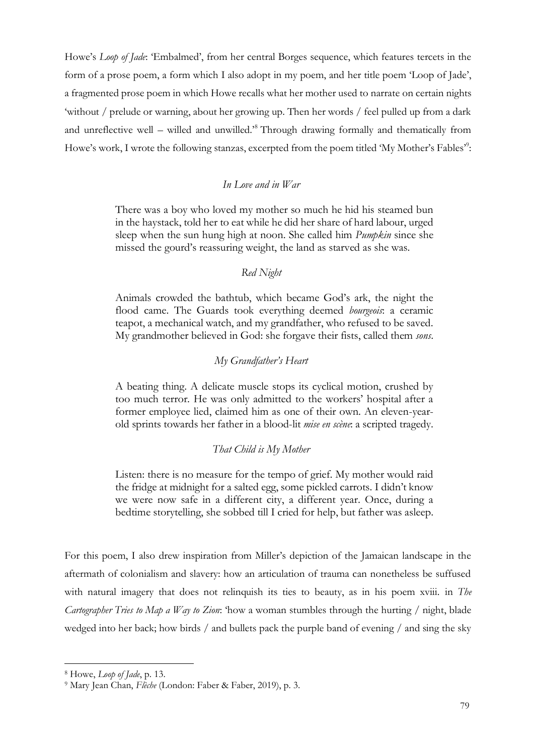Howe's *Loop of Jade*: 'Embalmed', from her central Borges sequence, which features tercets in the form of a prose poem, a form which I also adopt in my poem, and her title poem 'Loop of Jade', a fragmented prose poem in which Howe recalls what her mother used to narrate on certain nights 'without / prelude or warning, about her growing up. Then her words / feel pulled up from a dark and unreflective well – willed and unwilled.'[8] Through drawing formally and thematically from Howe's work, I wrote the following stanzas, excerpted from the poem titled 'My Mother's Fables'[9]:

> *In Love and in War*
>
> There was a boy who loved my mother so much he hid his steamed bun in the haystack, told her to eat while he did her share of hard labour, urged sleep when the sun hung high at noon. She called him *Pumpkin* since she missed the gourd's reassuring weight, the land as starved as she was.
>
> *Red Night*
>
> Animals crowded the bathtub, which became God's ark, the night the flood came. The Guards took everything deemed *bourgeois*: a ceramic teapot, a mechanical watch, and my grandfather, who refused to be saved. My grandmother believed in God: she forgave their fists, called them *sons*.
>
> *My Grandfather's Heart*
>
> A beating thing. A delicate muscle stops its cyclical motion, crushed by too much terror. He was only admitted to the workers' hospital after a former employee lied, claimed him as one of their own. An eleven-year-old sprints towards her father in a blood-lit *mise en scène*: a scripted tragedy.
>
> *That Child is My Mother*
>
> Listen: there is no measure for the tempo of grief. My mother would raid the fridge at midnight for a salted egg, some pickled carrots. I didn't know we were now safe in a different city, a different year. Once, during a bedtime storytelling, she sobbed till I cried for help, but father was asleep.

For this poem, I also drew inspiration from Miller's depiction of the Jamaican landscape in the aftermath of colonialism and slavery: how an articulation of trauma can nonetheless be suffused with natural imagery that does not relinquish its ties to beauty, as in his poem xviii. in *The Cartographer Tries to Map a Way to Zion*: 'how a woman stumbles through the hurting / night, blade wedged into her back; how birds / and bullets pack the purple band of evening / and sing the sky

---

[8] Howe, *Loop of Jade*, p. 13.

[9] Mary Jean Chan, *Flèche* (London: Faber & Faber, 2019), p. 3.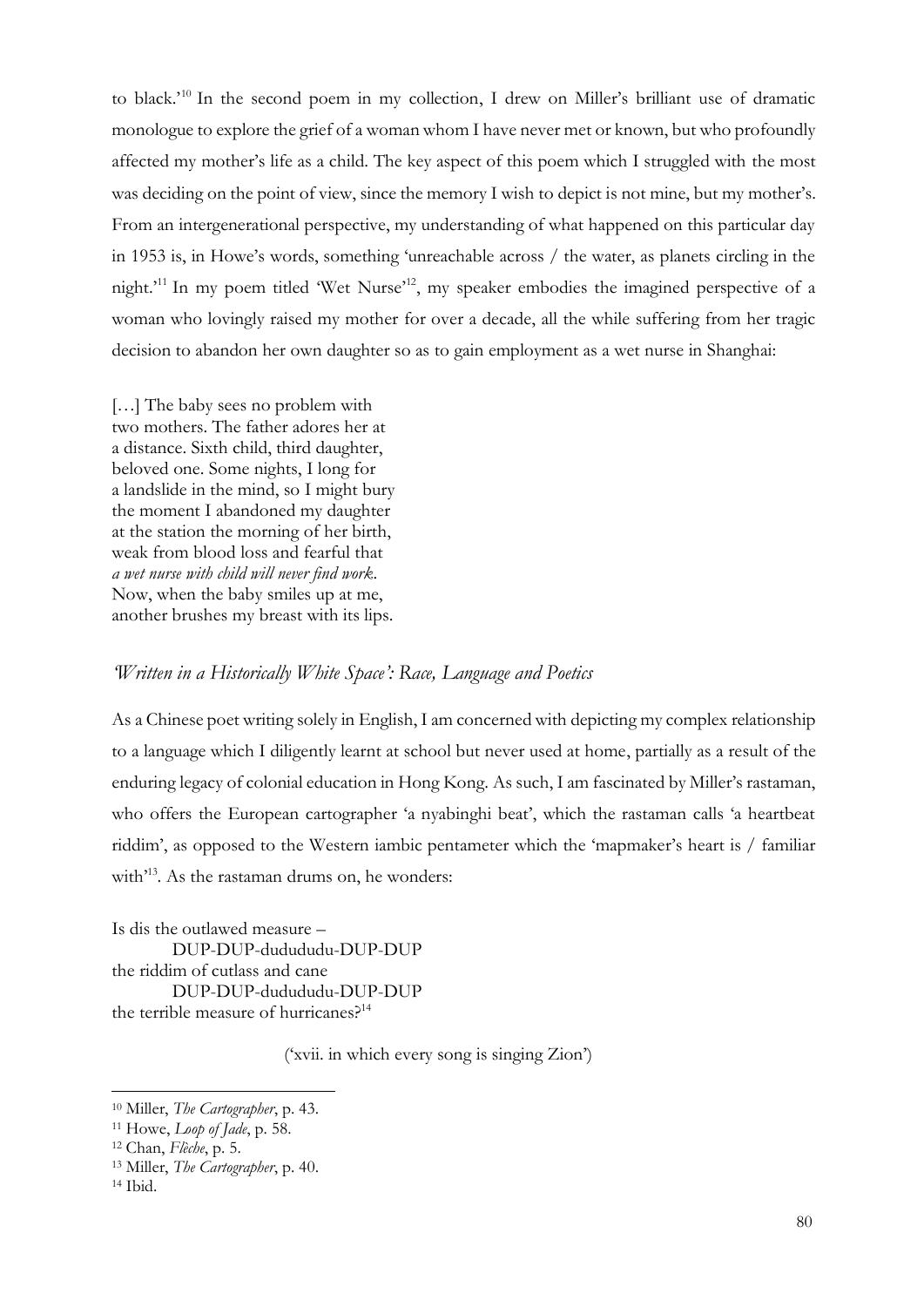to black.'[10] In the second poem in my collection, I drew on Miller's brilliant use of dramatic monologue to explore the grief of a woman whom I have never met or known, but who profoundly affected my mother's life as a child. The key aspect of this poem which I struggled with the most was deciding on the point of view, since the memory I wish to depict is not mine, but my mother's. From an intergenerational perspective, my understanding of what happened on this particular day in 1953 is, in Howe's words, something 'unreachable across / the water, as planets circling in the night.'[11] In my poem titled 'Wet Nurse'[12], my speaker embodies the imagined perspective of a woman who lovingly raised my mother for over a decade, all the while suffering from her tragic decision to abandon her own daughter so as to gain employment as a wet nurse in Shanghai:

[…] The baby sees no problem with  
two mothers. The father adores her at  
a distance. Sixth child, third daughter,  
beloved one. Some nights, I long for  
a landslide in the mind, so I might bury  
the moment I abandoned my daughter  
at the station the morning of her birth,  
weak from blood loss and fearful that  
*a wet nurse with child will never find work*.  
Now, when the baby smiles up at me,  
another brushes my breast with its lips.

## *'Written in a Historically White Space': Race, Language and Poetics*

As a Chinese poet writing solely in English, I am concerned with depicting my complex relationship to a language which I diligently learnt at school but never used at home, partially as a result of the enduring legacy of colonial education in Hong Kong. As such, I am fascinated by Miller's rastaman, who offers the European cartographer 'a nyabinghi beat', which the rastaman calls 'a heartbeat riddim', as opposed to the Western iambic pentameter which the 'mapmaker's heart is / familiar with'[13]. As the rastaman drums on, he wonders:

Is dis the outlawed measure –  
        DUP-DUP-dudududu-DUP-DUP  
the riddim of cutlass and cane  
        DUP-DUP-dudududu-DUP-DUP  
the terrible measure of hurricanes?[14]

('xvii. in which every song is singing Zion')

---

[10] Miller, *The Cartographer*, p. 43.  
[11] Howe, *Loop of Jade*, p. 58.  
[12] Chan, *Flèche*, p. 5.  
[13] Miller, *The Cartographer*, p. 40.  
[14] Ibid.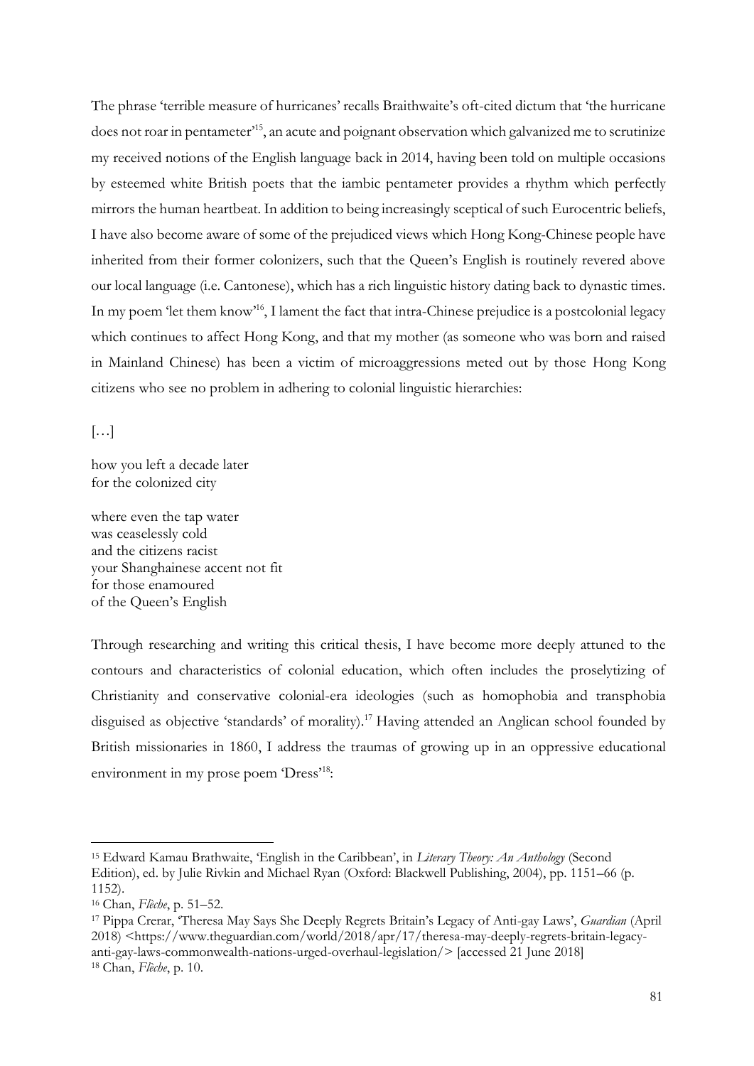The phrase 'terrible measure of hurricanes' recalls Braithwaite's oft-cited dictum that 'the hurricane does not roar in pentameter'[15], an acute and poignant observation which galvanized me to scrutinize my received notions of the English language back in 2014, having been told on multiple occasions by esteemed white British poets that the iambic pentameter provides a rhythm which perfectly mirrors the human heartbeat. In addition to being increasingly sceptical of such Eurocentric beliefs, I have also become aware of some of the prejudiced views which Hong Kong-Chinese people have inherited from their former colonizers, such that the Queen's English is routinely revered above our local language (i.e. Cantonese), which has a rich linguistic history dating back to dynastic times. In my poem 'let them know'[16], I lament the fact that intra-Chinese prejudice is a postcolonial legacy which continues to affect Hong Kong, and that my mother (as someone who was born and raised in Mainland Chinese) has been a victim of microaggressions meted out by those Hong Kong citizens who see no problem in adhering to colonial linguistic hierarchies:

[…]

how you left a decade later
for the colonized city

where even the tap water
was ceaselessly cold
and the citizens racist
your Shanghainese accent not fit
for those enamoured
of the Queen's English

Through researching and writing this critical thesis, I have become more deeply attuned to the contours and characteristics of colonial education, which often includes the proselytizing of Christianity and conservative colonial-era ideologies (such as homophobia and transphobia disguised as objective 'standards' of morality).[17] Having attended an Anglican school founded by British missionaries in 1860, I address the traumas of growing up in an oppressive educational environment in my prose poem 'Dress'[18]:

---

[15] Edward Kamau Brathwaite, 'English in the Caribbean', in *Literary Theory: An Anthology* (Second Edition), ed. by Julie Rivkin and Michael Ryan (Oxford: Blackwell Publishing, 2004), pp. 1151–66 (p. 1152).

[16] Chan, *Flèche*, p. 51–52.

[17] Pippa Crerar, 'Theresa May Says She Deeply Regrets Britain's Legacy of Anti-gay Laws', *Guardian* (April 2018) <https://www.theguardian.com/world/2018/apr/17/theresa-may-deeply-regrets-britain-legacy-anti-gay-laws-commonwealth-nations-urged-overhaul-legislation/> [accessed 21 June 2018]

[18] Chan, *Flèche*, p. 10.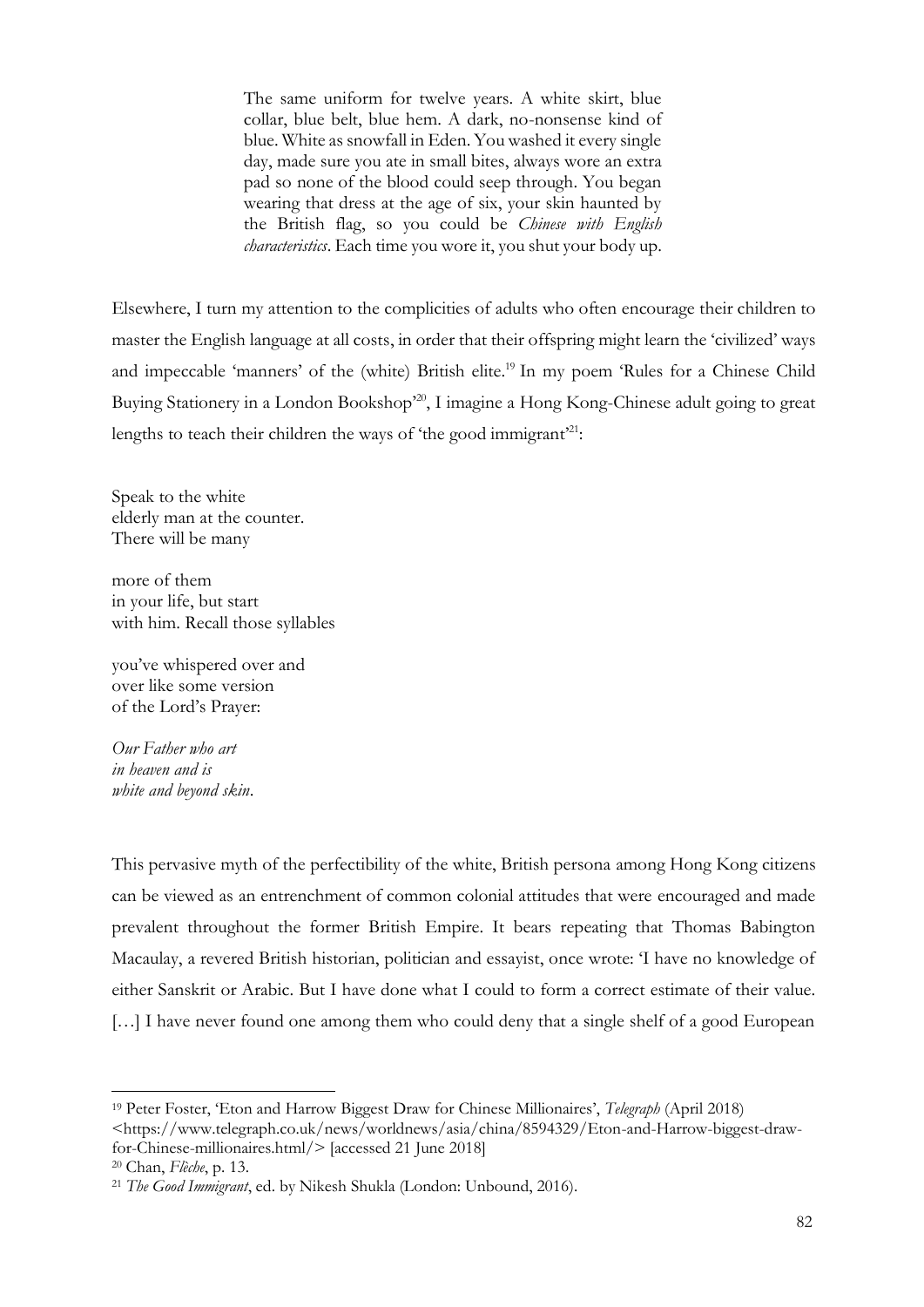> The same uniform for twelve years. A white skirt, blue collar, blue belt, blue hem. A dark, no-nonsense kind of blue. White as snowfall in Eden. You washed it every single day, made sure you ate in small bites, always wore an extra pad so none of the blood could seep through. You began wearing that dress at the age of six, your skin haunted by the British flag, so you could be *Chinese with English characteristics*. Each time you wore it, you shut your body up.

Elsewhere, I turn my attention to the complicities of adults who often encourage their children to master the English language at all costs, in order that their offspring might learn the 'civilized' ways and impeccable 'manners' of the (white) British elite.[19] In my poem 'Rules for a Chinese Child Buying Stationery in a London Bookshop'[20], I imagine a Hong Kong-Chinese adult going to great lengths to teach their children the ways of 'the good immigrant'[21]:

Speak to the white  
elderly man at the counter.  
There will be many

more of them  
in your life, but start  
with him. Recall those syllables

you've whispered over and  
over like some version  
of the Lord's Prayer:

*Our Father who art*  
*in heaven and is*  
*white and beyond skin*.

This pervasive myth of the perfectibility of the white, British persona among Hong Kong citizens can be viewed as an entrenchment of common colonial attitudes that were encouraged and made prevalent throughout the former British Empire. It bears repeating that Thomas Babington Macaulay, a revered British historian, politician and essayist, once wrote: 'I have no knowledge of either Sanskrit or Arabic. But I have done what I could to form a correct estimate of their value. […] I have never found one among them who could deny that a single shelf of a good European

---

[19] Peter Foster, 'Eton and Harrow Biggest Draw for Chinese Millionaires', *Telegraph* (April 2018) <https://www.telegraph.co.uk/news/worldnews/asia/china/8594329/Eton-and-Harrow-biggest-draw-for-Chinese-millionaires.html/> [accessed 21 June 2018]

[20] Chan, *Flèche*, p. 13.

[21] *The Good Immigrant*, ed. by Nikesh Shukla (London: Unbound, 2016).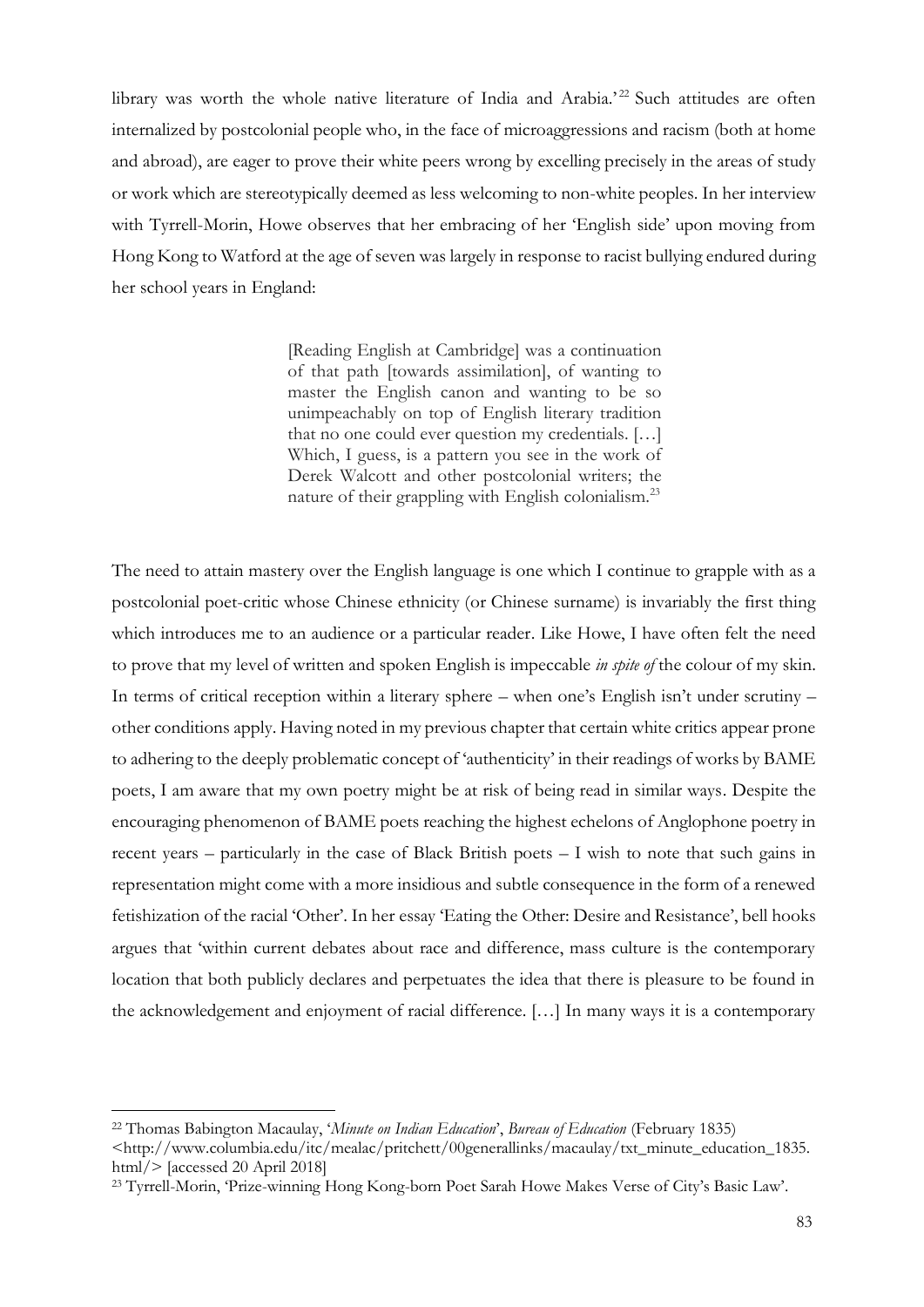library was worth the whole native literature of India and Arabia.'[22] Such attitudes are often internalized by postcolonial people who, in the face of microaggressions and racism (both at home and abroad), are eager to prove their white peers wrong by excelling precisely in the areas of study or work which are stereotypically deemed as less welcoming to non-white peoples. In her interview with Tyrrell-Morin, Howe observes that her embracing of her 'English side' upon moving from Hong Kong to Watford at the age of seven was largely in response to racist bullying endured during her school years in England:

> [Reading English at Cambridge] was a continuation of that path [towards assimilation], of wanting to master the English canon and wanting to be so unimpeachably on top of English literary tradition that no one could ever question my credentials. […] Which, I guess, is a pattern you see in the work of Derek Walcott and other postcolonial writers; the nature of their grappling with English colonialism.[23]

The need to attain mastery over the English language is one which I continue to grapple with as a postcolonial poet-critic whose Chinese ethnicity (or Chinese surname) is invariably the first thing which introduces me to an audience or a particular reader. Like Howe, I have often felt the need to prove that my level of written and spoken English is impeccable *in spite of* the colour of my skin. In terms of critical reception within a literary sphere – when one's English isn't under scrutiny – other conditions apply. Having noted in my previous chapter that certain white critics appear prone to adhering to the deeply problematic concept of 'authenticity' in their readings of works by BAME poets, I am aware that my own poetry might be at risk of being read in similar ways. Despite the encouraging phenomenon of BAME poets reaching the highest echelons of Anglophone poetry in recent years – particularly in the case of Black British poets – I wish to note that such gains in representation might come with a more insidious and subtle consequence in the form of a renewed fetishization of the racial 'Other'. In her essay 'Eating the Other: Desire and Resistance', bell hooks argues that 'within current debates about race and difference, mass culture is the contemporary location that both publicly declares and perpetuates the idea that there is pleasure to be found in the acknowledgement and enjoyment of racial difference. […] In many ways it is a contemporary

---

[22] Thomas Babington Macaulay, '*Minute on Indian Education*', *Bureau of Education* (February 1835) <http://www.columbia.edu/itc/mealac/pritchett/00generallinks/macaulay/txt_minute_education_1835.html/> [accessed 20 April 2018]

[23] Tyrrell-Morin, 'Prize-winning Hong Kong-born Poet Sarah Howe Makes Verse of City's Basic Law'.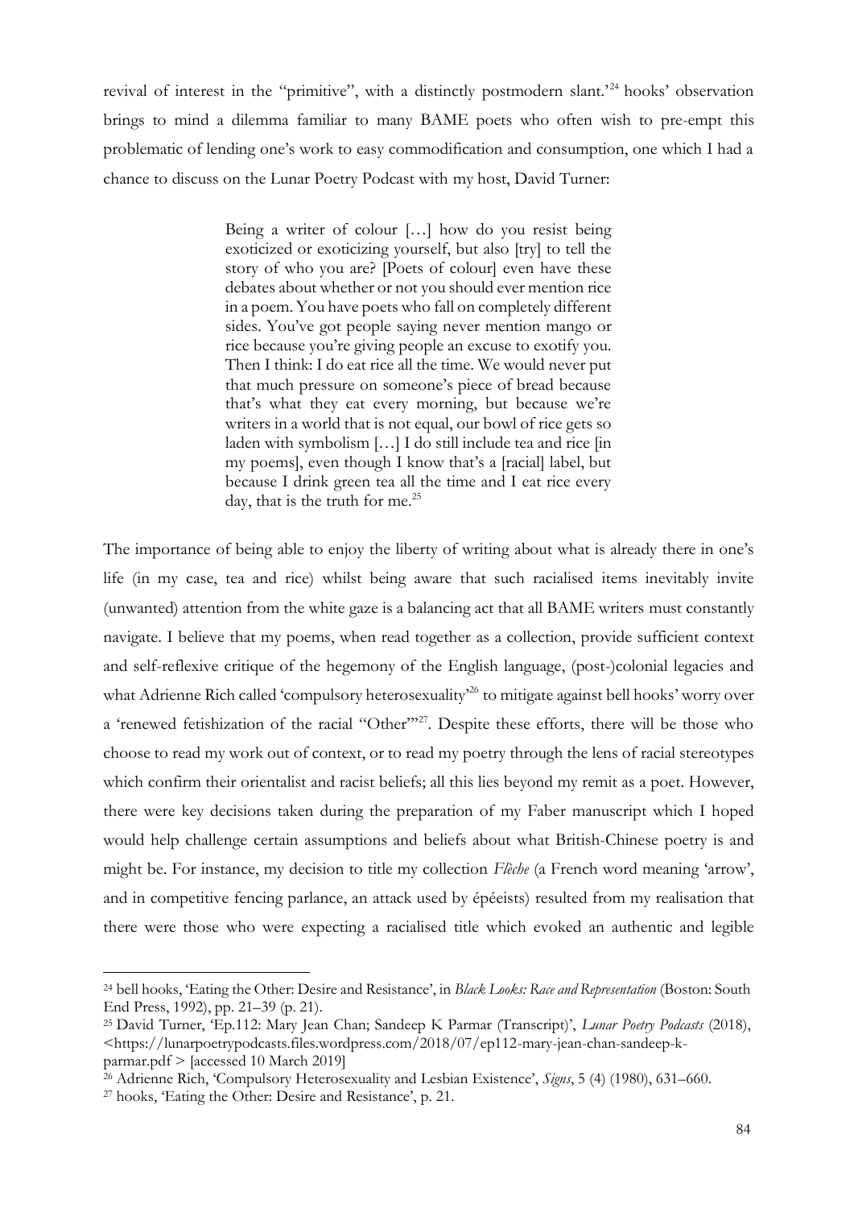revival of interest in the "primitive", with a distinctly postmodern slant.'[24] hooks' observation brings to mind a dilemma familiar to many BAME poets who often wish to pre-empt this problematic of lending one's work to easy commodification and consumption, one which I had a chance to discuss on the Lunar Poetry Podcast with my host, David Turner:

> Being a writer of colour […] how do you resist being exoticized or exoticizing yourself, but also [try] to tell the story of who you are? [Poets of colour] even have these debates about whether or not you should ever mention rice in a poem. You have poets who fall on completely different sides. You've got people saying never mention mango or rice because you're giving people an excuse to exotify you. Then I think: I do eat rice all the time. We would never put that much pressure on someone's piece of bread because that's what they eat every morning, but because we're writers in a world that is not equal, our bowl of rice gets so laden with symbolism […] I do still include tea and rice [in my poems], even though I know that's a [racial] label, but because I drink green tea all the time and I eat rice every day, that is the truth for me.[25]

The importance of being able to enjoy the liberty of writing about what is already there in one's life (in my case, tea and rice) whilst being aware that such racialised items inevitably invite (unwanted) attention from the white gaze is a balancing act that all BAME writers must constantly navigate. I believe that my poems, when read together as a collection, provide sufficient context and self-reflexive critique of the hegemony of the English language, (post-)colonial legacies and what Adrienne Rich called 'compulsory heterosexuality'[26] to mitigate against bell hooks' worry over a 'renewed fetishization of the racial "Other"'[27]. Despite these efforts, there will be those who choose to read my work out of context, or to read my poetry through the lens of racial stereotypes which confirm their orientalist and racist beliefs; all this lies beyond my remit as a poet. However, there were key decisions taken during the preparation of my Faber manuscript which I hoped would help challenge certain assumptions and beliefs about what British-Chinese poetry is and might be. For instance, my decision to title my collection *Flèche* (a French word meaning 'arrow', and in competitive fencing parlance, an attack used by épéeists) resulted from my realisation that there were those who were expecting a racialised title which evoked an authentic and legible

---

[24] bell hooks, 'Eating the Other: Desire and Resistance', in *Black Looks: Race and Representation* (Boston: South End Press, 1992), pp. 21–39 (p. 21).

[25] David Turner, 'Ep.112: Mary Jean Chan; Sandeep K Parmar (Transcript)', *Lunar Poetry Podcasts* (2018), <https://lunarpoetrypodcasts.files.wordpress.com/2018/07/ep112-mary-jean-chan-sandeep-k-parmar.pdf > [accessed 10 March 2019]

[26] Adrienne Rich, 'Compulsory Heterosexuality and Lesbian Existence', *Signs*, 5 (4) (1980), 631–660.

[27] hooks, 'Eating the Other: Desire and Resistance', p. 21.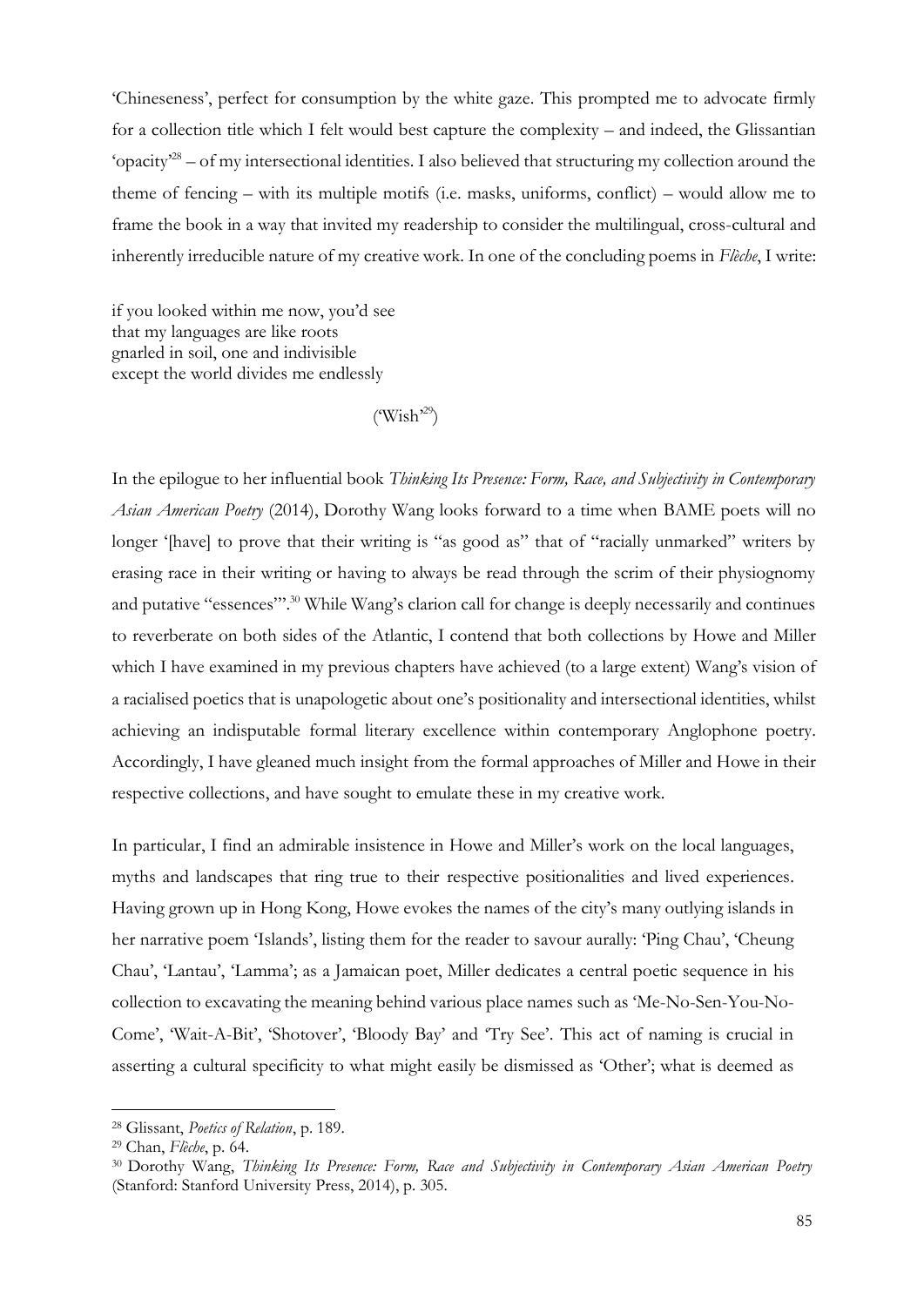'Chineseness', perfect for consumption by the white gaze. This prompted me to advocate firmly for a collection title which I felt would best capture the complexity – and indeed, the Glissantian 'opacity'[28] – of my intersectional identities. I also believed that structuring my collection around the theme of fencing – with its multiple motifs (i.e. masks, uniforms, conflict) – would allow me to frame the book in a way that invited my readership to consider the multilingual, cross-cultural and inherently irreducible nature of my creative work. In one of the concluding poems in *Flèche*, I write:

if you looked within me now, you'd see
that my languages are like roots
gnarled in soil, one and indivisible
except the world divides me endlessly

('Wish'[29])

In the epilogue to her influential book *Thinking Its Presence: Form, Race, and Subjectivity in Contemporary Asian American Poetry* (2014), Dorothy Wang looks forward to a time when BAME poets will no longer '[have] to prove that their writing is "as good as" that of "racially unmarked" writers by erasing race in their writing or having to always be read through the scrim of their physiognomy and putative "essences"'.[30] While Wang's clarion call for change is deeply necessarily and continues to reverberate on both sides of the Atlantic, I contend that both collections by Howe and Miller which I have examined in my previous chapters have achieved (to a large extent) Wang's vision of a racialised poetics that is unapologetic about one's positionality and intersectional identities, whilst achieving an indisputable formal literary excellence within contemporary Anglophone poetry. Accordingly, I have gleaned much insight from the formal approaches of Miller and Howe in their respective collections, and have sought to emulate these in my creative work.

In particular, I find an admirable insistence in Howe and Miller's work on the local languages, myths and landscapes that ring true to their respective positionalities and lived experiences. Having grown up in Hong Kong, Howe evokes the names of the city's many outlying islands in her narrative poem 'Islands', listing them for the reader to savour aurally: 'Ping Chau', 'Cheung Chau', 'Lantau', 'Lamma'; as a Jamaican poet, Miller dedicates a central poetic sequence in his collection to excavating the meaning behind various place names such as 'Me-No-Sen-You-No-Come', 'Wait-A-Bit', 'Shotover', 'Bloody Bay' and 'Try See'. This act of naming is crucial in asserting a cultural specificity to what might easily be dismissed as 'Other'; what is deemed as

---

[28] Glissant, *Poetics of Relation*, p. 189.

[29] Chan, *Flèche*, p. 64.

[30] Dorothy Wang, *Thinking Its Presence: Form, Race and Subjectivity in Contemporary Asian American Poetry* (Stanford: Stanford University Press, 2014), p. 305.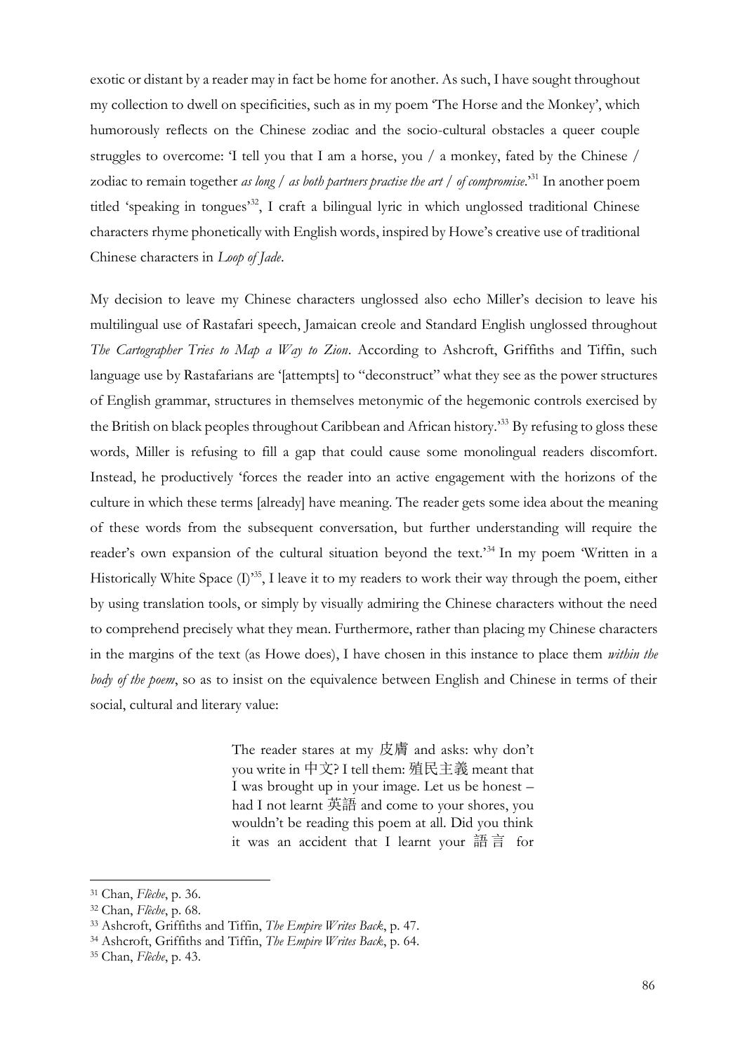exotic or distant by a reader may in fact be home for another. As such, I have sought throughout my collection to dwell on specificities, such as in my poem 'The Horse and the Monkey', which humorously reflects on the Chinese zodiac and the socio-cultural obstacles a queer couple struggles to overcome: 'I tell you that I am a horse, you / a monkey, fated by the Chinese / zodiac to remain together *as long / as both partners practise the art / of compromise*.'[31] In another poem titled 'speaking in tongues'[32], I craft a bilingual lyric in which unglossed traditional Chinese characters rhyme phonetically with English words, inspired by Howe's creative use of traditional Chinese characters in *Loop of Jade*.

My decision to leave my Chinese characters unglossed also echo Miller's decision to leave his multilingual use of Rastafari speech, Jamaican creole and Standard English unglossed throughout *The Cartographer Tries to Map a Way to Zion*. According to Ashcroft, Griffiths and Tiffin, such language use by Rastafarians are '[attempts] to "deconstruct" what they see as the power structures of English grammar, structures in themselves metonymic of the hegemonic controls exercised by the British on black peoples throughout Caribbean and African history.'[33] By refusing to gloss these words, Miller is refusing to fill a gap that could cause some monolingual readers discomfort. Instead, he productively 'forces the reader into an active engagement with the horizons of the culture in which these terms [already] have meaning. The reader gets some idea about the meaning of these words from the subsequent conversation, but further understanding will require the reader's own expansion of the cultural situation beyond the text.'[34] In my poem 'Written in a Historically White Space (I)'[35], I leave it to my readers to work their way through the poem, either by using translation tools, or simply by visually admiring the Chinese characters without the need to comprehend precisely what they mean. Furthermore, rather than placing my Chinese characters in the margins of the text (as Howe does), I have chosen in this instance to place them *within the body of the poem*, so as to insist on the equivalence between English and Chinese in terms of their social, cultural and literary value:

> The reader stares at my 皮膚 and asks: why don't
> you write in 中文? I tell them: 殖民主義 meant that
> I was brought up in your image. Let us be honest –
> had I not learnt 英語 and come to your shores, you
> wouldn't be reading this poem at all. Did you think
> it was an accident that I learnt your 語言 for

---

[31] Chan, *Flèche*, p. 36.
[32] Chan, *Flèche*, p. 68.
[33] Ashcroft, Griffiths and Tiffin, *The Empire Writes Back*, p. 47.
[34] Ashcroft, Griffiths and Tiffin, *The Empire Writes Back*, p. 64.
[35] Chan, *Flèche*, p. 43.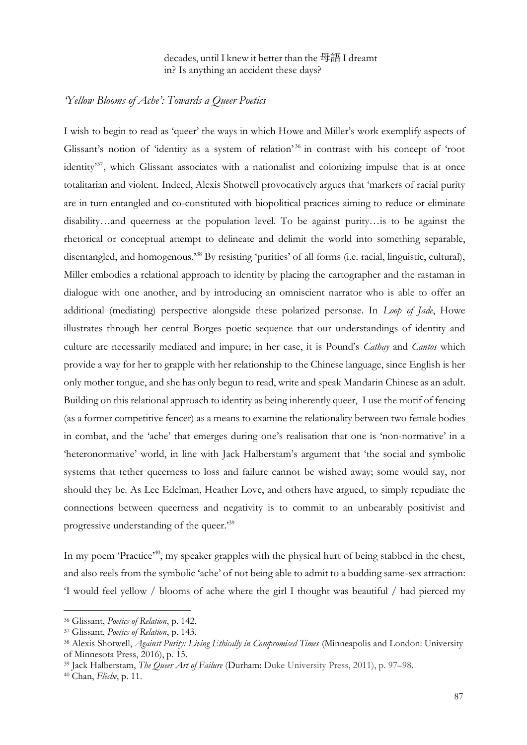decades, until I knew it better than the 母語 I dreamt
in? Is anything an accident these days?

## *'Yellow Blooms of Ache': Towards a Queer Poetics*

I wish to begin to read as 'queer' the ways in which Howe and Miller's work exemplify aspects of Glissant's notion of 'identity as a system of relation'[36] in contrast with his concept of 'root identity'[37], which Glissant associates with a nationalist and colonizing impulse that is at once totalitarian and violent. Indeed, Alexis Shotwell provocatively argues that 'markers of racial purity are in turn entangled and co-constituted with biopolitical practices aiming to reduce or eliminate disability…and queerness at the population level. To be against purity…is to be against the rhetorical or conceptual attempt to delineate and delimit the world into something separable, disentangled, and homogenous.'[38] By resisting 'purities' of all forms (i.e. racial, linguistic, cultural), Miller embodies a relational approach to identity by placing the cartographer and the rastaman in dialogue with one another, and by introducing an omniscient narrator who is able to offer an additional (mediating) perspective alongside these polarized personae. In *Loop of Jade*, Howe illustrates through her central Borges poetic sequence that our understandings of identity and culture are necessarily mediated and impure; in her case, it is Pound's *Cathay* and *Cantos* which provide a way for her to grapple with her relationship to the Chinese language, since English is her only mother tongue, and she has only begun to read, write and speak Mandarin Chinese as an adult. Building on this relational approach to identity as being inherently queer, I use the motif of fencing (as a former competitive fencer) as a means to examine the relationality between two female bodies in combat, and the 'ache' that emerges during one's realisation that one is 'non-normative' in a 'heteronormative' world, in line with Jack Halberstam's argument that 'the social and symbolic systems that tether queerness to loss and failure cannot be wished away; some would say, nor should they be. As Lee Edelman, Heather Love, and others have argued, to simply repudiate the connections between queerness and negativity is to commit to an unbearably positivist and progressive understanding of the queer.'[39]

In my poem 'Practice'[40], my speaker grapples with the physical hurt of being stabbed in the chest, and also reels from the symbolic 'ache' of not being able to admit to a budding same-sex attraction: 'I would feel yellow / blooms of ache where the girl I thought was beautiful / had pierced my

---

[36] Glissant, *Poetics of Relation*, p. 142.

[37] Glissant, *Poetics of Relation*, p. 143.

[38] Alexis Shotwell, *Against Purity: Living Ethically in Compromised Times* (Minneapolis and London: University of Minnesota Press, 2016), p. 15.

[39] Jack Halberstam, *The Queer Art of Failure* (Durham: Duke University Press, 2011), p. 97–98.

[40] Chan, *Flèche*, p. 11.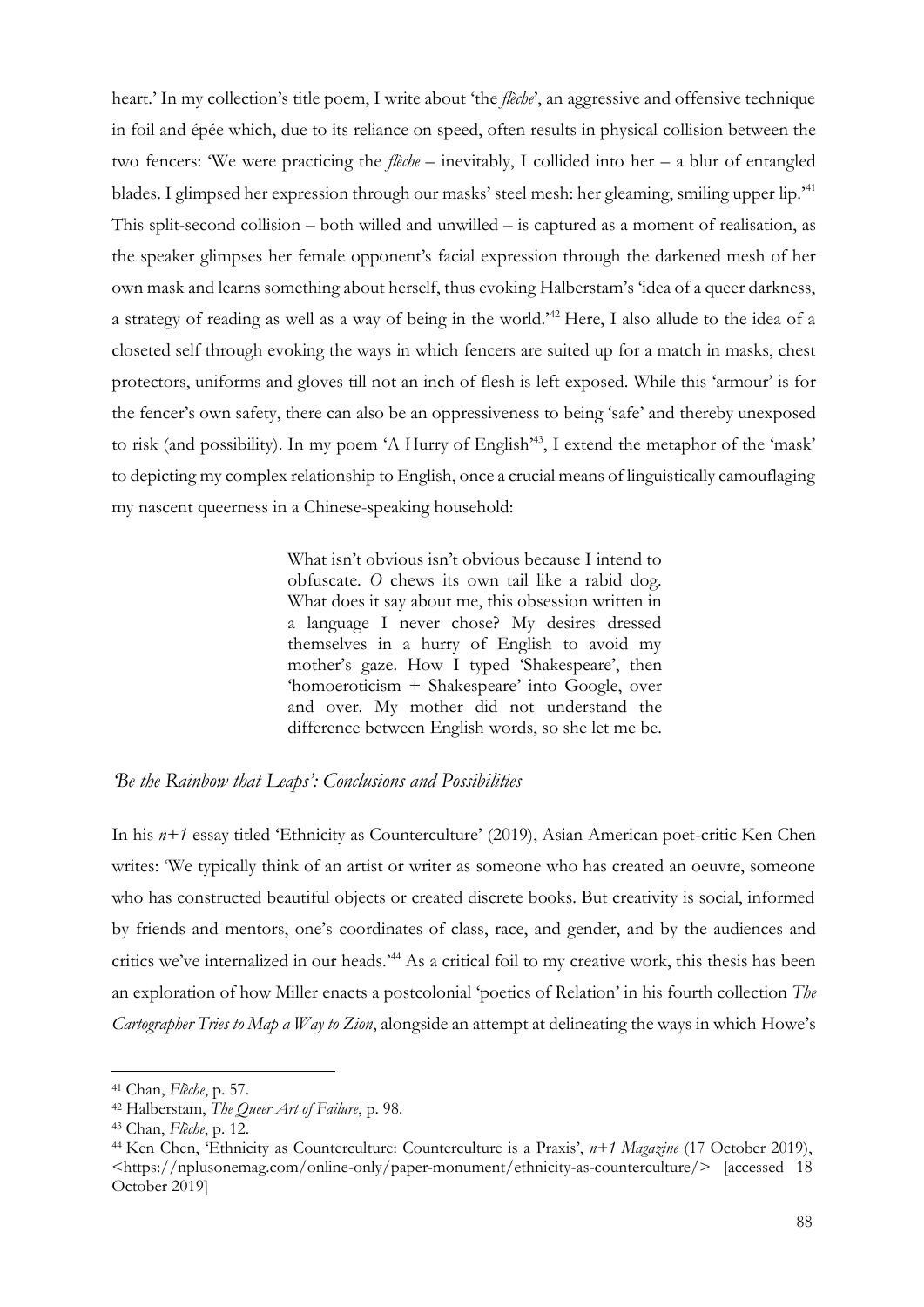heart.' In my collection's title poem, I write about 'the *flèche*', an aggressive and offensive technique in foil and épée which, due to its reliance on speed, often results in physical collision between the two fencers: 'We were practicing the *flèche* – inevitably, I collided into her – a blur of entangled blades. I glimpsed her expression through our masks' steel mesh: her gleaming, smiling upper lip.'[41] This split-second collision – both willed and unwilled – is captured as a moment of realisation, as the speaker glimpses her female opponent's facial expression through the darkened mesh of her own mask and learns something about herself, thus evoking Halberstam's 'idea of a queer darkness, a strategy of reading as well as a way of being in the world.'[42] Here, I also allude to the idea of a closeted self through evoking the ways in which fencers are suited up for a match in masks, chest protectors, uniforms and gloves till not an inch of flesh is left exposed. While this 'armour' is for the fencer's own safety, there can also be an oppressiveness to being 'safe' and thereby unexposed to risk (and possibility). In my poem 'A Hurry of English'[43], I extend the metaphor of the 'mask' to depicting my complex relationship to English, once a crucial means of linguistically camouflaging my nascent queerness in a Chinese-speaking household:

> What isn't obvious isn't obvious because I intend to obfuscate. *O* chews its own tail like a rabid dog. What does it say about me, this obsession written in a language I never chose? My desires dressed themselves in a hurry of English to avoid my mother's gaze. How I typed 'Shakespeare', then 'homoeroticism + Shakespeare' into Google, over and over. My mother did not understand the difference between English words, so she let me be.

## *'Be the Rainbow that Leaps': Conclusions and Possibilities*

In his *n+1* essay titled 'Ethnicity as Counterculture' (2019), Asian American poet-critic Ken Chen writes: 'We typically think of an artist or writer as someone who has created an oeuvre, someone who has constructed beautiful objects or created discrete books. But creativity is social, informed by friends and mentors, one's coordinates of class, race, and gender, and by the audiences and critics we've internalized in our heads.'[44] As a critical foil to my creative work, this thesis has been an exploration of how Miller enacts a postcolonial 'poetics of Relation' in his fourth collection *The Cartographer Tries to Map a Way to Zion*, alongside an attempt at delineating the ways in which Howe's

---

[41] Chan, *Flèche*, p. 57.

[42] Halberstam, *The Queer Art of Failure*, p. 98.

[43] Chan, *Flèche*, p. 12.

[44] Ken Chen, 'Ethnicity as Counterculture: Counterculture is a Praxis', *n+1 Magazine* (17 October 2019), <https://nplusonemag.com/online-only/paper-monument/ethnicity-as-counterculture/> [accessed 18 October 2019]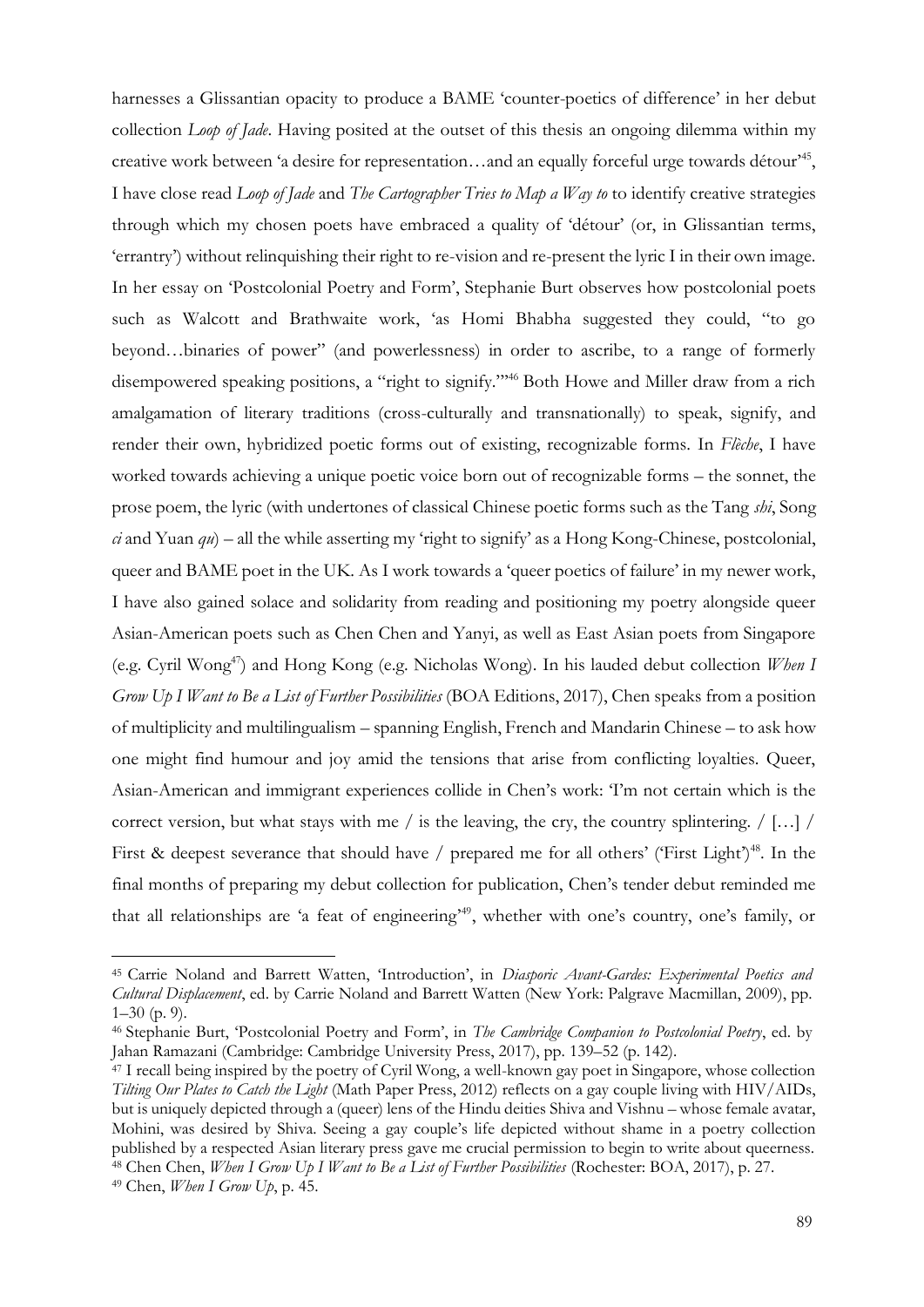harnesses a Glissantian opacity to produce a BAME 'counter-poetics of difference' in her debut collection *Loop of Jade*. Having posited at the outset of this thesis an ongoing dilemma within my creative work between 'a desire for representation…and an equally forceful urge towards détour'[45], I have close read *Loop of Jade* and *The Cartographer Tries to Map a Way to* to identify creative strategies through which my chosen poets have embraced a quality of 'détour' (or, in Glissantian terms, 'errantry') without relinquishing their right to re-vision and re-present the lyric I in their own image. In her essay on 'Postcolonial Poetry and Form', Stephanie Burt observes how postcolonial poets such as Walcott and Brathwaite work, 'as Homi Bhabha suggested they could, "to go beyond…binaries of power" (and powerlessness) in order to ascribe, to a range of formerly disempowered speaking positions, a "right to signify."'[46] Both Howe and Miller draw from a rich amalgamation of literary traditions (cross-culturally and transnationally) to speak, signify, and render their own, hybridized poetic forms out of existing, recognizable forms. In *Flèche*, I have worked towards achieving a unique poetic voice born out of recognizable forms – the sonnet, the prose poem, the lyric (with undertones of classical Chinese poetic forms such as the Tang *shi*, Song *ci* and Yuan *qu*) – all the while asserting my 'right to signify' as a Hong Kong-Chinese, postcolonial, queer and BAME poet in the UK. As I work towards a 'queer poetics of failure' in my newer work, I have also gained solace and solidarity from reading and positioning my poetry alongside queer Asian-American poets such as Chen Chen and Yanyi, as well as East Asian poets from Singapore (e.g. Cyril Wong[47]) and Hong Kong (e.g. Nicholas Wong). In his lauded debut collection *When I Grow Up I Want to Be a List of Further Possibilities* (BOA Editions, 2017), Chen speaks from a position of multiplicity and multilingualism – spanning English, French and Mandarin Chinese – to ask how one might find humour and joy amid the tensions that arise from conflicting loyalties. Queer, Asian-American and immigrant experiences collide in Chen's work: 'I'm not certain which is the correct version, but what stays with me / is the leaving, the cry, the country splintering. / […] / First & deepest severance that should have / prepared me for all others' ('First Light')[48]. In the final months of preparing my debut collection for publication, Chen's tender debut reminded me that all relationships are 'a feat of engineering'[49], whether with one's country, one's family, or

---

[45] Carrie Noland and Barrett Watten, 'Introduction', in *Diasporic Avant-Gardes: Experimental Poetics and Cultural Displacement*, ed. by Carrie Noland and Barrett Watten (New York: Palgrave Macmillan, 2009), pp. 1–30 (p. 9).

[46] Stephanie Burt, 'Postcolonial Poetry and Form', in *The Cambridge Companion to Postcolonial Poetry*, ed. by Jahan Ramazani (Cambridge: Cambridge University Press, 2017), pp. 139–52 (p. 142).

[47] I recall being inspired by the poetry of Cyril Wong, a well-known gay poet in Singapore, whose collection *Tilting Our Plates to Catch the Light* (Math Paper Press, 2012) reflects on a gay couple living with HIV/AIDs, but is uniquely depicted through a (queer) lens of the Hindu deities Shiva and Vishnu – whose female avatar, Mohini, was desired by Shiva. Seeing a gay couple's life depicted without shame in a poetry collection published by a respected Asian literary press gave me crucial permission to begin to write about queerness.

[48] Chen Chen, *When I Grow Up I Want to Be a List of Further Possibilities* (Rochester: BOA, 2017), p. 27.

[49] Chen, *When I Grow Up*, p. 45.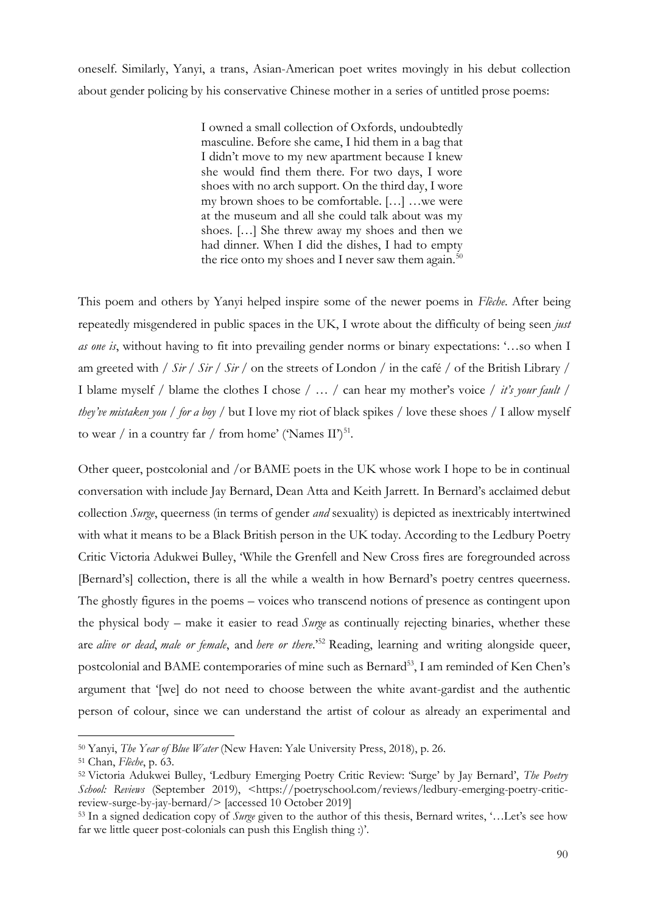oneself. Similarly, Yanyi, a trans, Asian-American poet writes movingly in his debut collection about gender policing by his conservative Chinese mother in a series of untitled prose poems:

> I owned a small collection of Oxfords, undoubtedly masculine. Before she came, I hid them in a bag that I didn't move to my new apartment because I knew she would find them there. For two days, I wore shoes with no arch support. On the third day, I wore my brown shoes to be comfortable. […] …we were at the museum and all she could talk about was my shoes. […] She threw away my shoes and then we had dinner. When I did the dishes, I had to empty the rice onto my shoes and I never saw them again.[50]

This poem and others by Yanyi helped inspire some of the newer poems in *Flèche*. After being repeatedly misgendered in public spaces in the UK, I wrote about the difficulty of being seen *just as one is*, without having to fit into prevailing gender norms or binary expectations: '…so when I am greeted with / *Sir* / *Sir* / *Sir* / on the streets of London / in the café / of the British Library / I blame myself / blame the clothes I chose / … / can hear my mother's voice / *it's your fault* / *they've mistaken you* / *for a boy* / but I love my riot of black spikes / love these shoes / I allow myself to wear / in a country far / from home' ('Names II')[51].

Other queer, postcolonial and /or BAME poets in the UK whose work I hope to be in continual conversation with include Jay Bernard, Dean Atta and Keith Jarrett. In Bernard's acclaimed debut collection *Surge*, queerness (in terms of gender *and* sexuality) is depicted as inextricably intertwined with what it means to be a Black British person in the UK today. According to the Ledbury Poetry Critic Victoria Adukwei Bulley, 'While the Grenfell and New Cross fires are foregrounded across [Bernard's] collection, there is all the while a wealth in how Bernard's poetry centres queerness. The ghostly figures in the poems – voices who transcend notions of presence as contingent upon the physical body – make it easier to read *Surge* as continually rejecting binaries, whether these are *alive or dead*, *male or female*, and *here or there*.'[52] Reading, learning and writing alongside queer, postcolonial and BAME contemporaries of mine such as Bernard[53], I am reminded of Ken Chen's argument that '[we] do not need to choose between the white avant-gardist and the authentic person of colour, since we can understand the artist of colour as already an experimental and

---

[50] Yanyi, *The Year of Blue Water* (New Haven: Yale University Press, 2018), p. 26.

[51] Chan, *Flèche*, p. 63.

[52] Victoria Adukwei Bulley, 'Ledbury Emerging Poetry Critic Review: 'Surge' by Jay Bernard', *The Poetry School: Reviews* (September 2019), <https://poetryschool.com/reviews/ledbury-emerging-poetry-critic-review-surge-by-jay-bernard/> [accessed 10 October 2019]

[53] In a signed dedication copy of *Surge* given to the author of this thesis, Bernard writes, '…Let's see how far we little queer post-colonials can push this English thing :)'.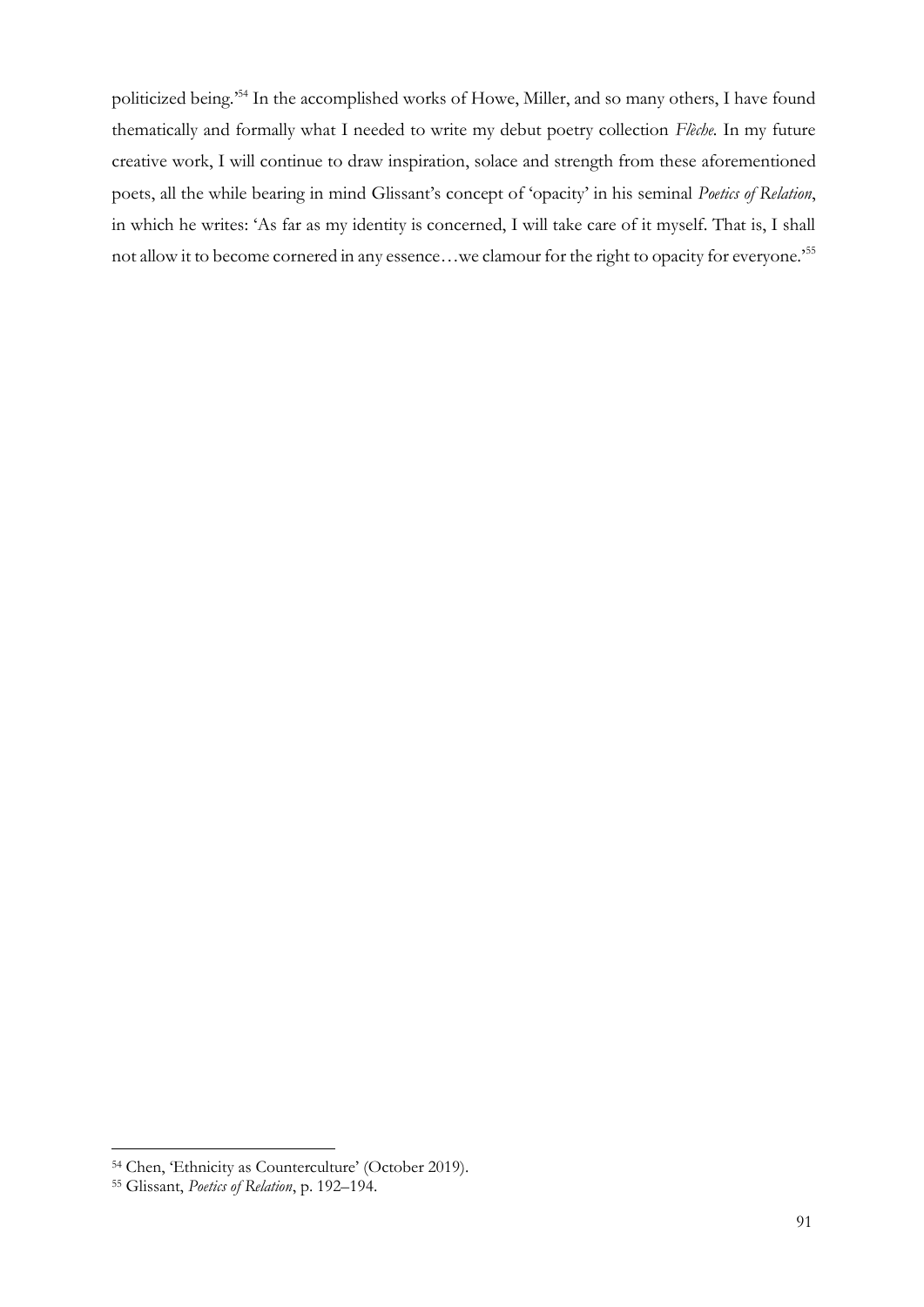politicized being.'[54] In the accomplished works of Howe, Miller, and so many others, I have found thematically and formally what I needed to write my debut poetry collection *Flèche*. In my future creative work, I will continue to draw inspiration, solace and strength from these aforementioned poets, all the while bearing in mind Glissant's concept of 'opacity' in his seminal *Poetics of Relation*, in which he writes: 'As far as my identity is concerned, I will take care of it myself. That is, I shall not allow it to become cornered in any essence…we clamour for the right to opacity for everyone.'[55]

---

[54] Chen, 'Ethnicity as Counterculture' (October 2019).

[55] Glissant, *Poetics of Relation*, p. 192–194.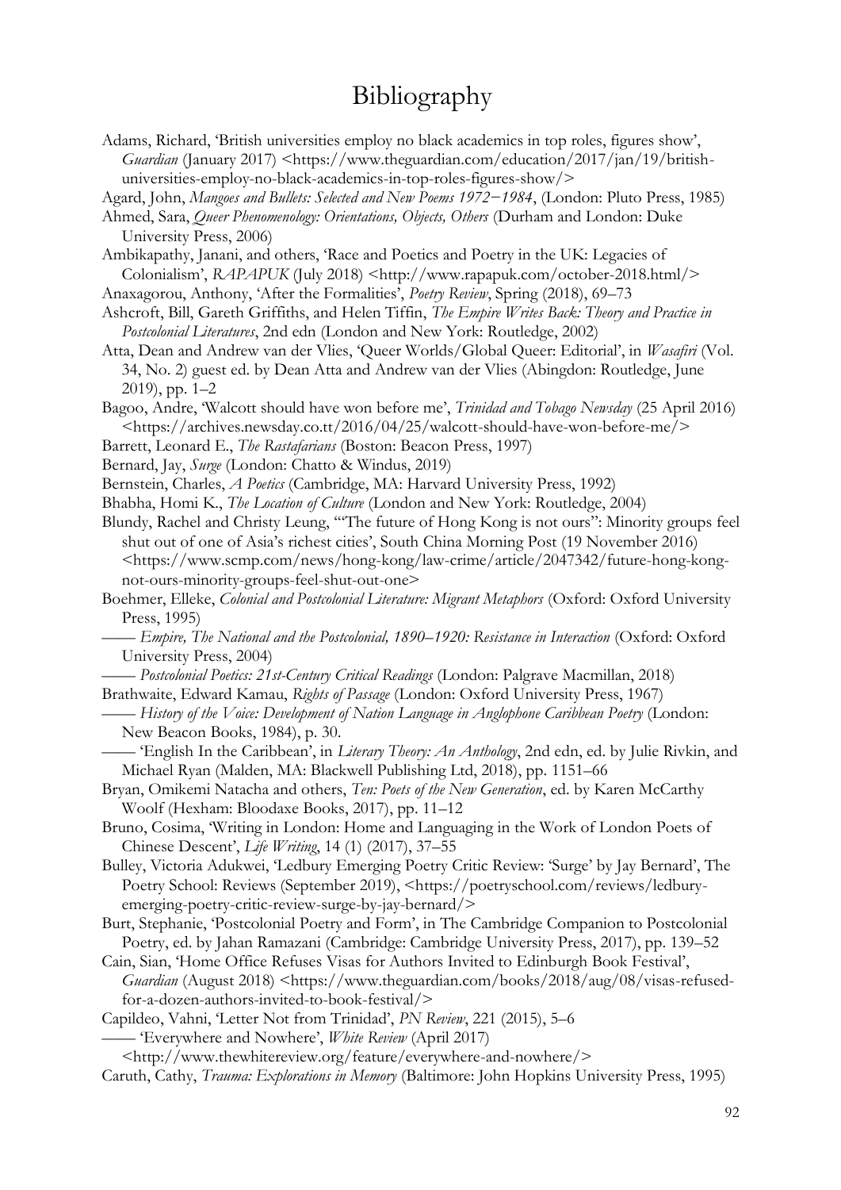# Bibliography

Adams, Richard, 'British universities employ no black academics in top roles, figures show', *Guardian* (January 2017) <https://www.theguardian.com/education/2017/jan/19/british-universities-employ-no-black-academics-in-top-roles-figures-show/>

Agard, John, *Mangoes and Bullets: Selected and New Poems 1972−1984*, (London: Pluto Press, 1985)

Ahmed, Sara, *Queer Phenomenology: Orientations, Objects, Others* (Durham and London: Duke University Press, 2006)

Ambikapathy, Janani, and others, 'Race and Poetics and Poetry in the UK: Legacies of Colonialism', *RAPAPUK* (July 2018) <http://www.rapapuk.com/october-2018.html/>

Anaxagorou, Anthony, 'After the Formalities', *Poetry Review*, Spring (2018), 69–73

Ashcroft, Bill, Gareth Griffiths, and Helen Tiffin, *The Empire Writes Back: Theory and Practice in Postcolonial Literatures*, 2nd edn (London and New York: Routledge, 2002)

Atta, Dean and Andrew van der Vlies, 'Queer Worlds/Global Queer: Editorial', in *Wasafiri* (Vol. 34, No. 2) guest ed. by Dean Atta and Andrew van der Vlies (Abingdon: Routledge, June 2019), pp. 1–2

Bagoo, Andre, 'Walcott should have won before me', *Trinidad and Tobago Newsday* (25 April 2016) <https://archives.newsday.co.tt/2016/04/25/walcott-should-have-won-before-me/>

Barrett, Leonard E., *The Rastafarians* (Boston: Beacon Press, 1997)

Bernard, Jay, *Surge* (London: Chatto & Windus, 2019)

Bernstein, Charles, *A Poetics* (Cambridge, MA: Harvard University Press, 1992)

Bhabha, Homi K., *The Location of Culture* (London and New York: Routledge, 2004)

Blundy, Rachel and Christy Leung, '"The future of Hong Kong is not ours": Minority groups feel shut out of one of Asia's richest cities', South China Morning Post (19 November 2016) <https://www.scmp.com/news/hong-kong/law-crime/article/2047342/future-hong-kong-not-ours-minority-groups-feel-shut-out-one>

Boehmer, Elleke, *Colonial and Postcolonial Literature: Migrant Metaphors* (Oxford: Oxford University Press, 1995)

—— *Empire, The National and the Postcolonial, 1890–1920: Resistance in Interaction* (Oxford: Oxford University Press, 2004)

—— *Postcolonial Poetics: 21st-Century Critical Readings* (London: Palgrave Macmillan, 2018)

Brathwaite, Edward Kamau, *Rights of Passage* (London: Oxford University Press, 1967)

—— *History of the Voice: Development of Nation Language in Anglophone Caribbean Poetry* (London: New Beacon Books, 1984), p. 30.

—— 'English In the Caribbean', in *Literary Theory: An Anthology*, 2nd edn, ed. by Julie Rivkin, and Michael Ryan (Malden, MA: Blackwell Publishing Ltd, 2018), pp. 1151–66

Bryan, Omikemi Natacha and others, *Ten: Poets of the New Generation*, ed. by Karen McCarthy Woolf (Hexham: Bloodaxe Books, 2017), pp. 11–12

Bruno, Cosima, 'Writing in London: Home and Languaging in the Work of London Poets of Chinese Descent', *Life Writing*, 14 (1) (2017), 37–55

Bulley, Victoria Adukwei, 'Ledbury Emerging Poetry Critic Review: 'Surge' by Jay Bernard', The Poetry School: Reviews (September 2019), <https://poetryschool.com/reviews/ledbury-emerging-poetry-critic-review-surge-by-jay-bernard/>

Burt, Stephanie, 'Postcolonial Poetry and Form', in The Cambridge Companion to Postcolonial Poetry, ed. by Jahan Ramazani (Cambridge: Cambridge University Press, 2017), pp. 139–52

Cain, Sian, 'Home Office Refuses Visas for Authors Invited to Edinburgh Book Festival', *Guardian* (August 2018) <https://www.theguardian.com/books/2018/aug/08/visas-refused-for-a-dozen-authors-invited-to-book-festival/>

Capildeo, Vahni, 'Letter Not from Trinidad', *PN Review*, 221 (2015), 5–6

—— 'Everywhere and Nowhere', *White Review* (April 2017) <http://www.thewhitereview.org/feature/everywhere-and-nowhere/>

Caruth, Cathy, *Trauma: Explorations in Memory* (Baltimore: John Hopkins University Press, 1995)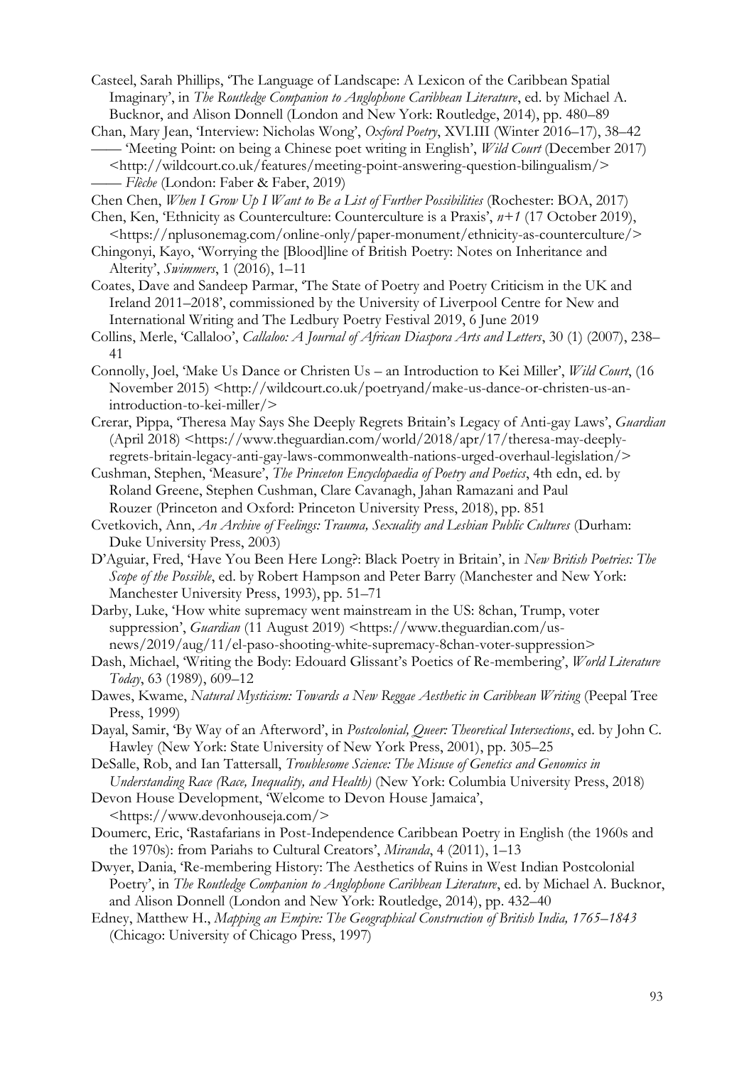Casteel, Sarah Phillips, 'The Language of Landscape: A Lexicon of the Caribbean Spatial Imaginary', in *The Routledge Companion to Anglophone Caribbean Literature*, ed. by Michael A. Bucknor, and Alison Donnell (London and New York: Routledge, 2014), pp. 480–89

Chan, Mary Jean, 'Interview: Nicholas Wong', *Oxford Poetry*, XVI.III (Winter 2016–17), 38–42

—— 'Meeting Point: on being a Chinese poet writing in English', *Wild Court* (December 2017) <http://wildcourt.co.uk/features/meeting-point-answering-question-bilingualism/>

—— *Flèche* (London: Faber & Faber, 2019)

Chen Chen, *When I Grow Up I Want to Be a List of Further Possibilities* (Rochester: BOA, 2017)

Chen, Ken, 'Ethnicity as Counterculture: Counterculture is a Praxis', *n+1* (17 October 2019), <https://nplusonemag.com/online-only/paper-monument/ethnicity-as-counterculture/>

Chingonyi, Kayo, 'Worrying the [Blood]line of British Poetry: Notes on Inheritance and Alterity', *Swimmers*, 1 (2016), 1–11

Coates, Dave and Sandeep Parmar, 'The State of Poetry and Poetry Criticism in the UK and Ireland 2011–2018', commissioned by the University of Liverpool Centre for New and International Writing and The Ledbury Poetry Festival 2019, 6 June 2019

Collins, Merle, 'Callaloo', *Callaloo: A Journal of African Diaspora Arts and Letters*, 30 (1) (2007), 238–41

Connolly, Joel, 'Make Us Dance or Christen Us – an Introduction to Kei Miller', *Wild Court*, (16 November 2015) <http://wildcourt.co.uk/poetryand/make-us-dance-or-christen-us-an-introduction-to-kei-miller/>

Crerar, Pippa, 'Theresa May Says She Deeply Regrets Britain's Legacy of Anti-gay Laws', *Guardian* (April 2018) <https://www.theguardian.com/world/2018/apr/17/theresa-may-deeply-regrets-britain-legacy-anti-gay-laws-commonwealth-nations-urged-overhaul-legislation/>

Cushman, Stephen, 'Measure', *The Princeton Encyclopaedia of Poetry and Poetics*, 4th edn, ed. by Roland Greene, Stephen Cushman, Clare Cavanagh, Jahan Ramazani and Paul Rouzer (Princeton and Oxford: Princeton University Press, 2018), pp. 851

Cvetkovich, Ann, *An Archive of Feelings: Trauma, Sexuality and Lesbian Public Cultures* (Durham: Duke University Press, 2003)

D'Aguiar, Fred, 'Have You Been Here Long?: Black Poetry in Britain', in *New British Poetries: The Scope of the Possible*, ed. by Robert Hampson and Peter Barry (Manchester and New York: Manchester University Press, 1993), pp. 51–71

Darby, Luke, 'How white supremacy went mainstream in the US: 8chan, Trump, voter suppression', *Guardian* (11 August 2019) <https://www.theguardian.com/us-news/2019/aug/11/el-paso-shooting-white-supremacy-8chan-voter-suppression>

Dash, Michael, 'Writing the Body: Edouard Glissant's Poetics of Re-membering', *World Literature Today*, 63 (1989), 609–12

Dawes, Kwame, *Natural Mysticism: Towards a New Reggae Aesthetic in Caribbean Writing* (Peepal Tree Press, 1999)

Dayal, Samir, 'By Way of an Afterword', in *Postcolonial, Queer: Theoretical Intersections*, ed. by John C. Hawley (New York: State University of New York Press, 2001), pp. 305–25

DeSalle, Rob, and Ian Tattersall, *Troublesome Science: The Misuse of Genetics and Genomics in Understanding Race (Race, Inequality, and Health)* (New York: Columbia University Press, 2018)

Devon House Development, 'Welcome to Devon House Jamaica', <https://www.devonhouseja.com/>

Doumerc, Eric, 'Rastafarians in Post-Independence Caribbean Poetry in English (the 1960s and the 1970s): from Pariahs to Cultural Creators', *Miranda*, 4 (2011), 1–13

Dwyer, Dania, 'Re-membering History: The Aesthetics of Ruins in West Indian Postcolonial Poetry', in *The Routledge Companion to Anglophone Caribbean Literature*, ed. by Michael A. Bucknor, and Alison Donnell (London and New York: Routledge, 2014), pp. 432–40

Edney, Matthew H., *Mapping an Empire: The Geographical Construction of British India, 1765–1843* (Chicago: University of Chicago Press, 1997)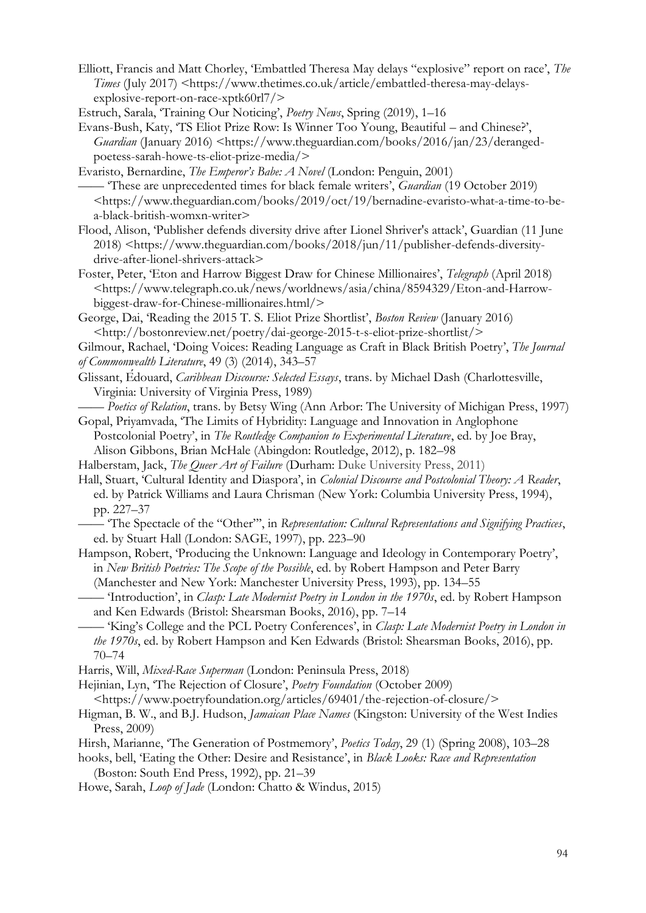Elliott, Francis and Matt Chorley, 'Embattled Theresa May delays "explosive" report on race', *The Times* (July 2017) <https://www.thetimes.co.uk/article/embattled-theresa-may-delays-explosive-report-on-race-xptk60rl7/>

Estruch, Sarala, 'Training Our Noticing', *Poetry News*, Spring (2019), 1–16

Evans-Bush, Katy, 'TS Eliot Prize Row: Is Winner Too Young, Beautiful – and Chinese?', *Guardian* (January 2016) <https://www.theguardian.com/books/2016/jan/23/deranged-poetess-sarah-howe-ts-eliot-prize-media/>

Evaristo, Bernardine, *The Emperor's Babe: A Novel* (London: Penguin, 2001)

—— 'These are unprecedented times for black female writers', *Guardian* (19 October 2019) <https://www.theguardian.com/books/2019/oct/19/bernadine-evaristo-what-a-time-to-be-a-black-british-womxn-writer>

Flood, Alison, 'Publisher defends diversity drive after Lionel Shriver's attack', Guardian (11 June 2018) <https://www.theguardian.com/books/2018/jun/11/publisher-defends-diversity-drive-after-lionel-shrivers-attack>

Foster, Peter, 'Eton and Harrow Biggest Draw for Chinese Millionaires', *Telegraph* (April 2018) <https://www.telegraph.co.uk/news/worldnews/asia/china/8594329/Eton-and-Harrow-biggest-draw-for-Chinese-millionaires.html/>

George, Dai, 'Reading the 2015 T. S. Eliot Prize Shortlist', *Boston Review* (January 2016) <http://bostonreview.net/poetry/dai-george-2015-t-s-eliot-prize-shortlist/>

Gilmour, Rachael, 'Doing Voices: Reading Language as Craft in Black British Poetry', *The Journal of Commonwealth Literature*, 49 (3) (2014), 343–57

Glissant, Édouard, *Caribbean Discourse: Selected Essays*, trans. by Michael Dash (Charlottesville, Virginia: University of Virginia Press, 1989)

—— *Poetics of Relation*, trans. by Betsy Wing (Ann Arbor: The University of Michigan Press, 1997)

Gopal, Priyamvada, 'The Limits of Hybridity: Language and Innovation in Anglophone Postcolonial Poetry', in *The Routledge Companion to Experimental Literature*, ed. by Joe Bray, Alison Gibbons, Brian McHale (Abingdon: Routledge, 2012), p. 182–98

Halberstam, Jack, *The Queer Art of Failure* (Durham: Duke University Press, 2011)

Hall, Stuart, 'Cultural Identity and Diaspora', in *Colonial Discourse and Postcolonial Theory: A Reader*, ed. by Patrick Williams and Laura Chrisman (New York: Columbia University Press, 1994), pp. 227–37

—— 'The Spectacle of the "Other"', in *Representation: Cultural Representations and Signifying Practices*, ed. by Stuart Hall (London: SAGE, 1997), pp. 223–90

Hampson, Robert, 'Producing the Unknown: Language and Ideology in Contemporary Poetry', in *New British Poetries: The Scope of the Possible*, ed. by Robert Hampson and Peter Barry (Manchester and New York: Manchester University Press, 1993), pp. 134–55

—— 'Introduction', in *Clasp: Late Modernist Poetry in London in the 1970s*, ed. by Robert Hampson and Ken Edwards (Bristol: Shearsman Books, 2016), pp. 7–14

—— 'King's College and the PCL Poetry Conferences', in *Clasp: Late Modernist Poetry in London in the 1970s*, ed. by Robert Hampson and Ken Edwards (Bristol: Shearsman Books, 2016), pp. 70–74

Harris, Will, *Mixed-Race Superman* (London: Peninsula Press, 2018)

Hejinian, Lyn, 'The Rejection of Closure', *Poetry Foundation* (October 2009) <https://www.poetryfoundation.org/articles/69401/the-rejection-of-closure/>

Higman, B. W., and B.J. Hudson, *Jamaican Place Names* (Kingston: University of the West Indies Press, 2009)

Hirsh, Marianne, 'The Generation of Postmemory', *Poetics Today*, 29 (1) (Spring 2008), 103–28

hooks, bell, 'Eating the Other: Desire and Resistance', in *Black Looks: Race and Representation* (Boston: South End Press, 1992), pp. 21–39

Howe, Sarah, *Loop of Jade* (London: Chatto & Windus, 2015)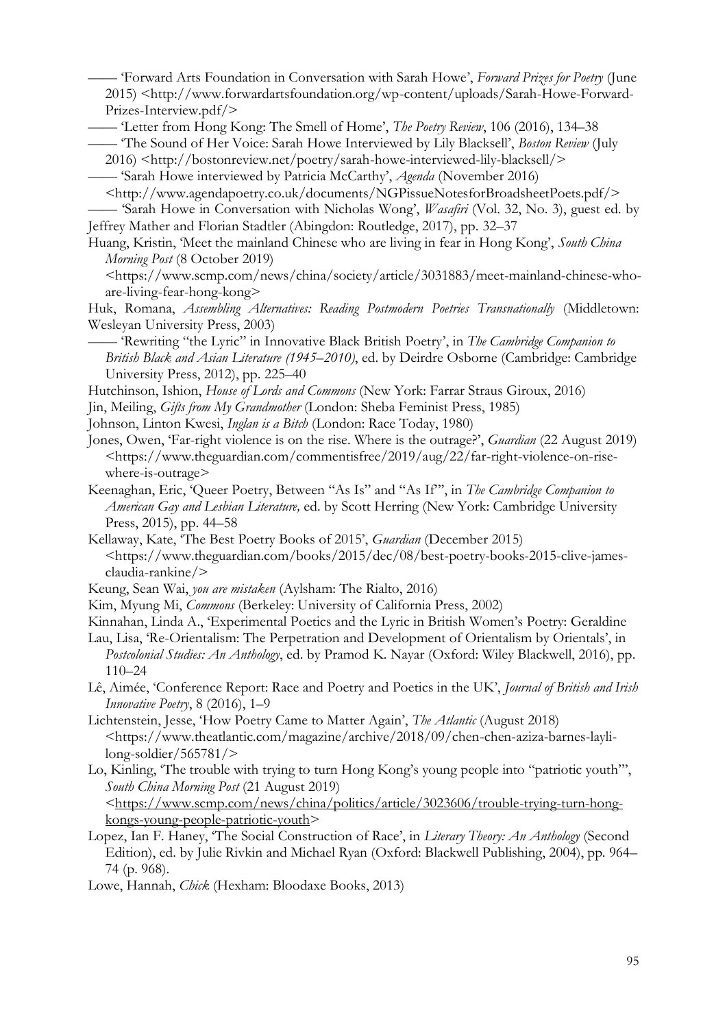—— 'Forward Arts Foundation in Conversation with Sarah Howe', *Forward Prizes for Poetry* (June 2015) <http://www.forwardartsfoundation.org/wp-content/uploads/Sarah-Howe-Forward-Prizes-Interview.pdf/>

—— 'Letter from Hong Kong: The Smell of Home', *The Poetry Review*, 106 (2016), 134–38

—— 'The Sound of Her Voice: Sarah Howe Interviewed by Lily Blacksell', *Boston Review* (July 2016) <http://bostonreview.net/poetry/sarah-howe-interviewed-lily-blacksell/>

—— 'Sarah Howe interviewed by Patricia McCarthy', *Agenda* (November 2016) <http://www.agendapoetry.co.uk/documents/NGPissueNotesforBroadsheetPoets.pdf/>

—— 'Sarah Howe in Conversation with Nicholas Wong', *Wasafiri* (Vol. 32, No. 3), guest ed. by Jeffrey Mather and Florian Stadtler (Abingdon: Routledge, 2017), pp. 32–37

Huang, Kristin, 'Meet the mainland Chinese who are living in fear in Hong Kong', *South China Morning Post* (8 October 2019) <https://www.scmp.com/news/china/society/article/3031883/meet-mainland-chinese-who-are-living-fear-hong-kong>

Huk, Romana, *Assembling Alternatives: Reading Postmodern Poetries Transnationally* (Middletown: Wesleyan University Press, 2003)

—— 'Rewriting "the Lyric" in Innovative Black British Poetry', in *The Cambridge Companion to British Black and Asian Literature (1945–2010)*, ed. by Deirdre Osborne (Cambridge: Cambridge University Press, 2012), pp. 225–40

Hutchinson, Ishion, *House of Lords and Commons* (New York: Farrar Straus Giroux, 2016)

Jin, Meiling, *Gifts from My Grandmother* (London: Sheba Feminist Press, 1985)

Johnson, Linton Kwesi, *Inglan is a Bitch* (London: Race Today, 1980)

Jones, Owen, 'Far-right violence is on the rise. Where is the outrage?', *Guardian* (22 August 2019) <https://www.theguardian.com/commentisfree/2019/aug/22/far-right-violence-on-rise-where-is-outrage>

Keenaghan, Eric, 'Queer Poetry, Between "As Is" and "As If"', in *The Cambridge Companion to American Gay and Lesbian Literature,* ed. by Scott Herring (New York: Cambridge University Press, 2015), pp. 44–58

Kellaway, Kate, 'The Best Poetry Books of 2015', *Guardian* (December 2015) <https://www.theguardian.com/books/2015/dec/08/best-poetry-books-2015-clive-james-claudia-rankine/>

Keung, Sean Wai, *you are mistaken* (Aylsham: The Rialto, 2016)

Kim, Myung Mi, *Commons* (Berkeley: University of California Press, 2002)

Kinnahan, Linda A., 'Experimental Poetics and the Lyric in British Women's Poetry: Geraldine

Lau, Lisa, 'Re-Orientalism: The Perpetration and Development of Orientalism by Orientals', in *Postcolonial Studies: An Anthology*, ed. by Pramod K. Nayar (Oxford: Wiley Blackwell, 2016), pp. 110–24

Lê, Aimée, 'Conference Report: Race and Poetry and Poetics in the UK', *Journal of British and Irish Innovative Poetry*, 8 (2016), 1–9

Lichtenstein, Jesse, 'How Poetry Came to Matter Again', *The Atlantic* (August 2018) <https://www.theatlantic.com/magazine/archive/2018/09/chen-chen-aziza-barnes-layli-long-soldier/565781/>

Lo, Kinling, 'The trouble with trying to turn Hong Kong's young people into "patriotic youth"', *South China Morning Post* (21 August 2019) <https://www.scmp.com/news/china/politics/article/3023606/trouble-trying-turn-hong-kongs-young-people-patriotic-youth>

Lopez, Ian F. Haney, 'The Social Construction of Race', in *Literary Theory: An Anthology* (Second Edition), ed. by Julie Rivkin and Michael Ryan (Oxford: Blackwell Publishing, 2004), pp. 964–74 (p. 968).

Lowe, Hannah, *Chick* (Hexham: Bloodaxe Books, 2013)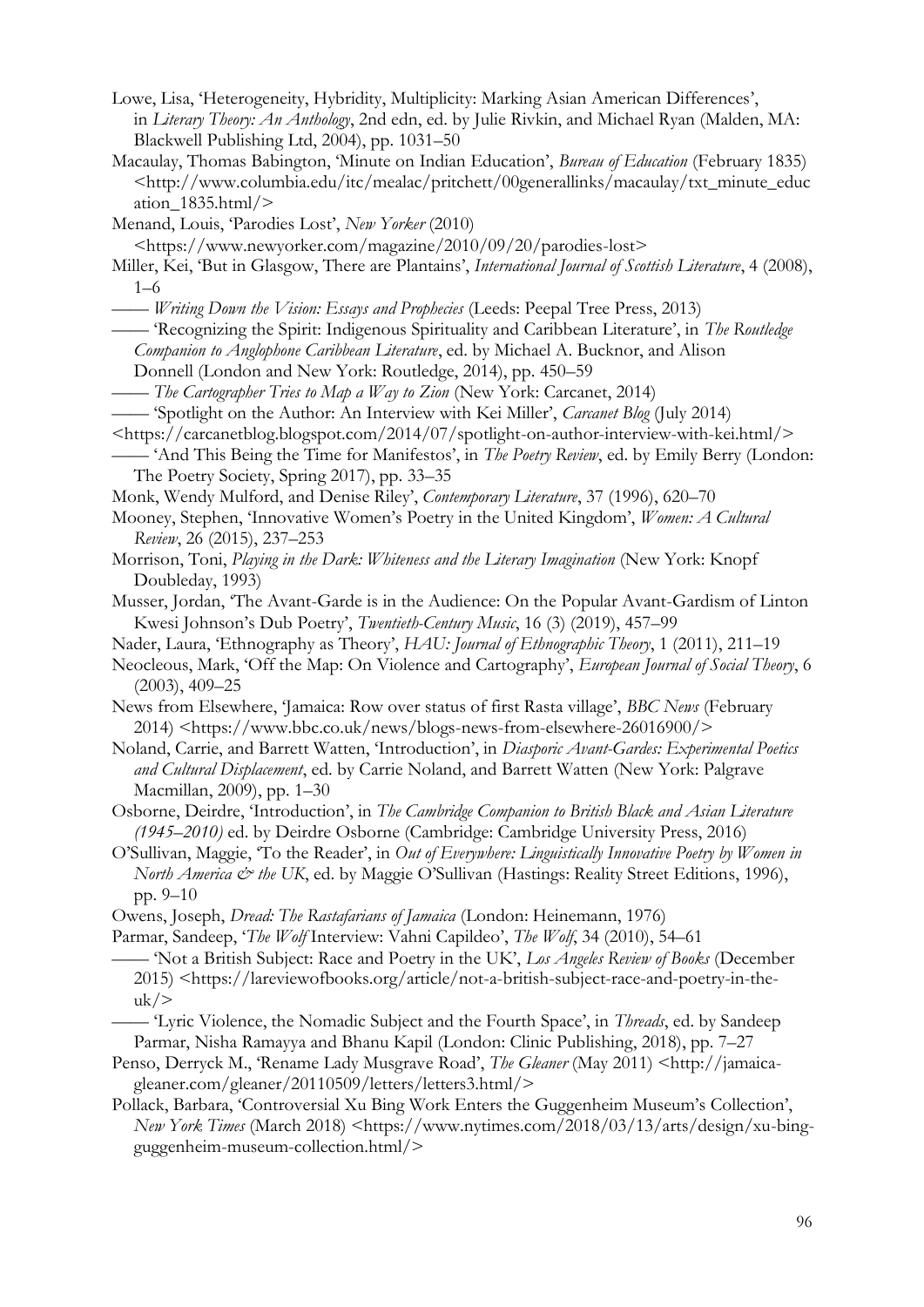Lowe, Lisa, 'Heterogeneity, Hybridity, Multiplicity: Marking Asian American Differences', in *Literary Theory: An Anthology*, 2nd edn, ed. by Julie Rivkin, and Michael Ryan (Malden, MA: Blackwell Publishing Ltd, 2004), pp. 1031–50

Macaulay, Thomas Babington, 'Minute on Indian Education', *Bureau of Education* (February 1835) <http://www.columbia.edu/itc/mealac/pritchett/00generallinks/macaulay/txt_minute_education_1835.html/>

Menand, Louis, 'Parodies Lost', *New Yorker* (2010) <https://www.newyorker.com/magazine/2010/09/20/parodies-lost>

Miller, Kei, 'But in Glasgow, There are Plantains', *International Journal of Scottish Literature*, 4 (2008), 1–6

—— *Writing Down the Vision: Essays and Prophecies* (Leeds: Peepal Tree Press, 2013)

—— 'Recognizing the Spirit: Indigenous Spirituality and Caribbean Literature', in *The Routledge Companion to Anglophone Caribbean Literature*, ed. by Michael A. Bucknor, and Alison Donnell (London and New York: Routledge, 2014), pp. 450–59

—— *The Cartographer Tries to Map a Way to Zion* (New York: Carcanet, 2014)

—— 'Spotlight on the Author: An Interview with Kei Miller', *Carcanet Blog* (July 2014) <https://carcanetblog.blogspot.com/2014/07/spotlight-on-author-interview-with-kei.html/>

—— 'And This Being the Time for Manifestos', in *The Poetry Review*, ed. by Emily Berry (London: The Poetry Society, Spring 2017), pp. 33–35

Monk, Wendy Mulford, and Denise Riley', *Contemporary Literature*, 37 (1996), 620–70

Mooney, Stephen, 'Innovative Women's Poetry in the United Kingdom', *Women: A Cultural Review*, 26 (2015), 237–253

Morrison, Toni, *Playing in the Dark: Whiteness and the Literary Imagination* (New York: Knopf Doubleday, 1993)

Musser, Jordan, 'The Avant-Garde is in the Audience: On the Popular Avant-Gardism of Linton Kwesi Johnson's Dub Poetry', *Twentieth-Century Music*, 16 (3) (2019), 457–99

Nader, Laura, 'Ethnography as Theory', *HAU: Journal of Ethnographic Theory*, 1 (2011), 211–19

Neocleous, Mark, 'Off the Map: On Violence and Cartography', *European Journal of Social Theory*, 6 (2003), 409–25

News from Elsewhere, 'Jamaica: Row over status of first Rasta village', *BBC News* (February 2014) <https://www.bbc.co.uk/news/blogs-news-from-elsewhere-26016900/>

Noland, Carrie, and Barrett Watten, 'Introduction', in *Diasporic Avant-Gardes: Experimental Poetics and Cultural Displacement*, ed. by Carrie Noland, and Barrett Watten (New York: Palgrave Macmillan, 2009), pp. 1–30

Osborne, Deirdre, 'Introduction', in *The Cambridge Companion to British Black and Asian Literature (1945–2010)* ed. by Deirdre Osborne (Cambridge: Cambridge University Press, 2016)

O'Sullivan, Maggie, 'To the Reader', in *Out of Everywhere: Linguistically Innovative Poetry by Women in North America & the UK*, ed. by Maggie O'Sullivan (Hastings: Reality Street Editions, 1996), pp. 9–10

Owens, Joseph, *Dread: The Rastafarians of Jamaica* (London: Heinemann, 1976)

Parmar, Sandeep, '*The Wolf* Interview: Vahni Capildeo', *The Wolf*, 34 (2010), 54–61

—— 'Not a British Subject: Race and Poetry in the UK', *Los Angeles Review of Books* (December 2015) <https://lareviewofbooks.org/article/not-a-british-subject-race-and-poetry-in-the-uk/>

—— 'Lyric Violence, the Nomadic Subject and the Fourth Space', in *Threads*, ed. by Sandeep Parmar, Nisha Ramayya and Bhanu Kapil (London: Clinic Publishing, 2018), pp. 7–27

Penso, Derryck M., 'Rename Lady Musgrave Road', *The Gleaner* (May 2011) <http://jamaica-gleaner.com/gleaner/20110509/letters/letters3.html/>

Pollack, Barbara, 'Controversial Xu Bing Work Enters the Guggenheim Museum's Collection', *New York Times* (March 2018) <https://www.nytimes.com/2018/03/13/arts/design/xu-bing-guggenheim-museum-collection.html/>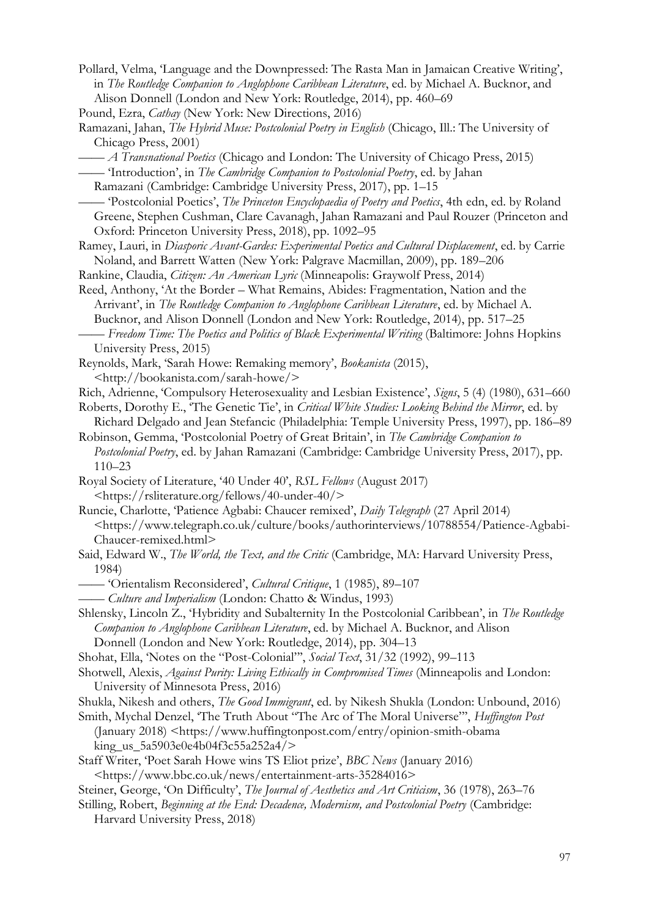Pollard, Velma, 'Language and the Downpressed: The Rasta Man in Jamaican Creative Writing', in *The Routledge Companion to Anglophone Caribbean Literature*, ed. by Michael A. Bucknor, and Alison Donnell (London and New York: Routledge, 2014), pp. 460–69

Pound, Ezra, *Cathay* (New York: New Directions, 2016)

Ramazani, Jahan, *The Hybrid Muse: Postcolonial Poetry in English* (Chicago, Ill.: The University of Chicago Press, 2001)

—— *A Transnational Poetics* (Chicago and London: The University of Chicago Press, 2015)

—— 'Introduction', in *The Cambridge Companion to Postcolonial Poetry*, ed. by Jahan Ramazani (Cambridge: Cambridge University Press, 2017), pp. 1–15

—— 'Postcolonial Poetics', *The Princeton Encyclopaedia of Poetry and Poetics*, 4th edn, ed. by Roland Greene, Stephen Cushman, Clare Cavanagh, Jahan Ramazani and Paul Rouzer (Princeton and Oxford: Princeton University Press, 2018), pp. 1092–95

Ramey, Lauri, in *Diasporic Avant-Gardes: Experimental Poetics and Cultural Displacement*, ed. by Carrie Noland, and Barrett Watten (New York: Palgrave Macmillan, 2009), pp. 189–206

Rankine, Claudia, *Citizen: An American Lyric* (Minneapolis: Graywolf Press, 2014)

Reed, Anthony, 'At the Border – What Remains, Abides: Fragmentation, Nation and the Arrivant', in *The Routledge Companion to Anglophone Caribbean Literature*, ed. by Michael A. Bucknor, and Alison Donnell (London and New York: Routledge, 2014), pp. 517–25

—— *Freedom Time: The Poetics and Politics of Black Experimental Writing* (Baltimore: Johns Hopkins University Press, 2015)

Reynolds, Mark, 'Sarah Howe: Remaking memory', *Bookanista* (2015), <http://bookanista.com/sarah-howe/>

Rich, Adrienne, 'Compulsory Heterosexuality and Lesbian Existence', *Signs*, 5 (4) (1980), 631–660

Roberts, Dorothy E., 'The Genetic Tie', in *Critical White Studies: Looking Behind the Mirror*, ed. by Richard Delgado and Jean Stefancic (Philadelphia: Temple University Press, 1997), pp. 186–89

Robinson, Gemma, 'Postcolonial Poetry of Great Britain', in *The Cambridge Companion to Postcolonial Poetry*, ed. by Jahan Ramazani (Cambridge: Cambridge University Press, 2017), pp. 110–23

Royal Society of Literature, '40 Under 40', *RSL Fellows* (August 2017) <https://rsliterature.org/fellows/40-under-40/>

Runcie, Charlotte, 'Patience Agbabi: Chaucer remixed', *Daily Telegraph* (27 April 2014) <https://www.telegraph.co.uk/culture/books/authorinterviews/10788554/Patience-Agbabi-Chaucer-remixed.html>

Said, Edward W., *The World, the Text, and the Critic* (Cambridge, MA: Harvard University Press, 1984)

—— 'Orientalism Reconsidered', *Cultural Critique*, 1 (1985), 89–107

—— *Culture and Imperialism* (London: Chatto & Windus, 1993)

Shlensky, Lincoln Z., 'Hybridity and Subalternity In the Postcolonial Caribbean', in *The Routledge Companion to Anglophone Caribbean Literature*, ed. by Michael A. Bucknor, and Alison Donnell (London and New York: Routledge, 2014), pp. 304–13

Shohat, Ella, 'Notes on the "Post-Colonial"', *Social Text*, 31/32 (1992), 99–113

Shotwell, Alexis, *Against Purity: Living Ethically in Compromised Times* (Minneapolis and London: University of Minnesota Press, 2016)

Shukla, Nikesh and others, *The Good Immigrant*, ed. by Nikesh Shukla (London: Unbound, 2016)

Smith, Mychal Denzel, 'The Truth About "The Arc of The Moral Universe"', *Huffington Post* (January 2018) <https://www.huffingtonpost.com/entry/opinion-smith-obama king_us_5a5903e0e4b04f3c55a252a4/>

Staff Writer, 'Poet Sarah Howe wins TS Eliot prize', *BBC News* (January 2016) <https://www.bbc.co.uk/news/entertainment-arts-35284016>

Steiner, George, 'On Difficulty', *The Journal of Aesthetics and Art Criticism*, 36 (1978), 263–76

Stilling, Robert, *Beginning at the End: Decadence, Modernism, and Postcolonial Poetry* (Cambridge: Harvard University Press, 2018)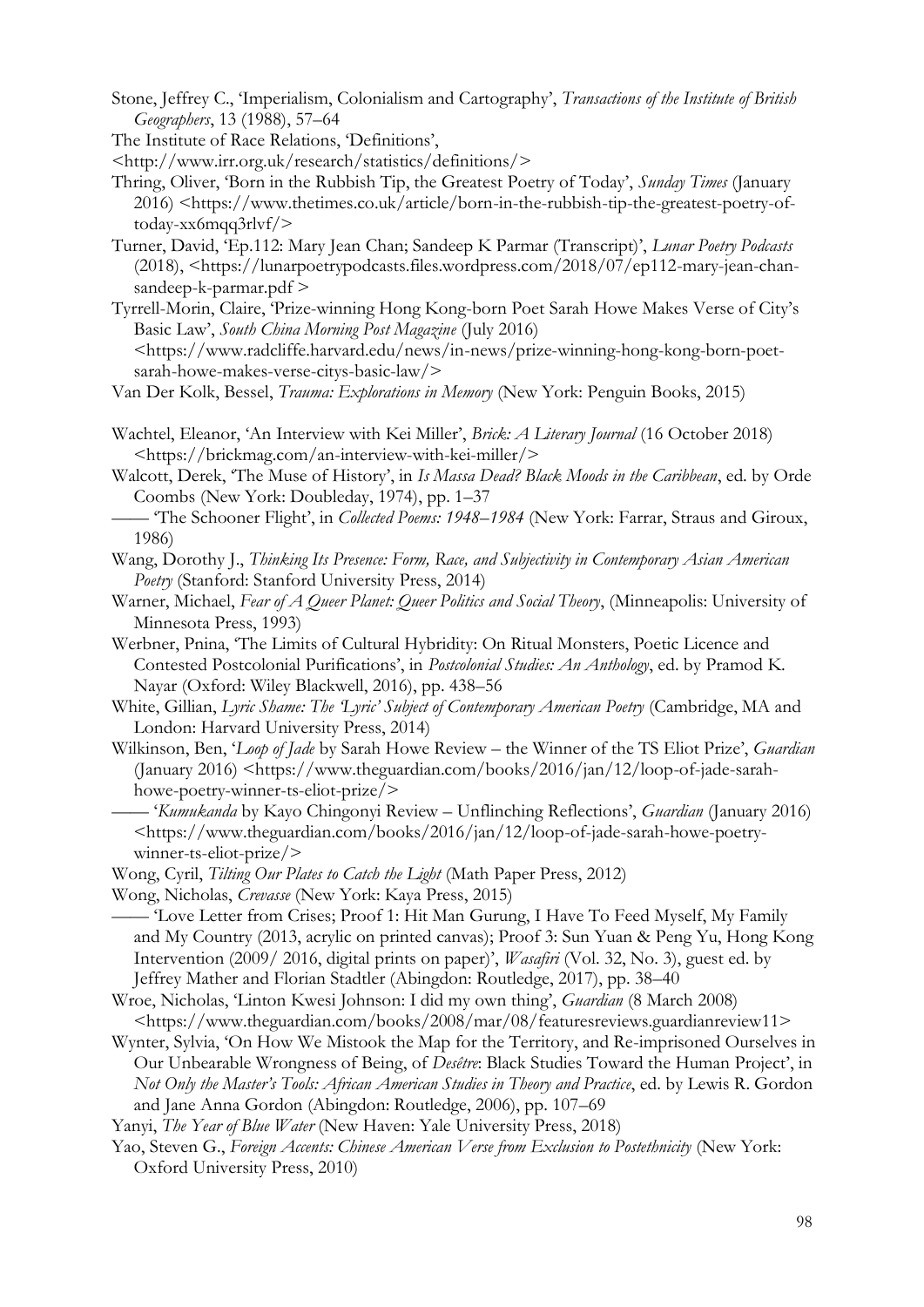Stone, Jeffrey C., 'Imperialism, Colonialism and Cartography', *Transactions of the Institute of British Geographers*, 13 (1988), 57–64

The Institute of Race Relations, 'Definitions', <http://www.irr.org.uk/research/statistics/definitions/>

Thring, Oliver, 'Born in the Rubbish Tip, the Greatest Poetry of Today', *Sunday Times* (January 2016) <https://www.thetimes.co.uk/article/born-in-the-rubbish-tip-the-greatest-poetry-of-today-xx6mqq3rlvf/>

Turner, David, 'Ep.112: Mary Jean Chan; Sandeep K Parmar (Transcript)', *Lunar Poetry Podcasts* (2018), <https://lunarpoetrypodcasts.files.wordpress.com/2018/07/ep112-mary-jean-chan-sandeep-k-parmar.pdf >

Tyrrell-Morin, Claire, 'Prize-winning Hong Kong-born Poet Sarah Howe Makes Verse of City's Basic Law', *South China Morning Post Magazine* (July 2016) <https://www.radcliffe.harvard.edu/news/in-news/prize-winning-hong-kong-born-poet-sarah-howe-makes-verse-citys-basic-law/>

Van Der Kolk, Bessel, *Trauma: Explorations in Memory* (New York: Penguin Books, 2015)

Wachtel, Eleanor, 'An Interview with Kei Miller', *Brick: A Literary Journal* (16 October 2018) <https://brickmag.com/an-interview-with-kei-miller/>

Walcott, Derek, 'The Muse of History', in *Is Massa Dead? Black Moods in the Caribbean*, ed. by Orde Coombs (New York: Doubleday, 1974), pp. 1–37

—— 'The Schooner Flight', in *Collected Poems: 1948–1984* (New York: Farrar, Straus and Giroux, 1986)

Wang, Dorothy J., *Thinking Its Presence: Form, Race, and Subjectivity in Contemporary Asian American Poetry* (Stanford: Stanford University Press, 2014)

Warner, Michael, *Fear of A Queer Planet: Queer Politics and Social Theory*, (Minneapolis: University of Minnesota Press, 1993)

Werbner, Pnina, 'The Limits of Cultural Hybridity: On Ritual Monsters, Poetic Licence and Contested Postcolonial Purifications', in *Postcolonial Studies: An Anthology*, ed. by Pramod K. Nayar (Oxford: Wiley Blackwell, 2016), pp. 438–56

White, Gillian, *Lyric Shame: The 'Lyric' Subject of Contemporary American Poetry* (Cambridge, MA and London: Harvard University Press, 2014)

Wilkinson, Ben, '*Loop of Jade* by Sarah Howe Review – the Winner of the TS Eliot Prize', *Guardian* (January 2016) <https://www.theguardian.com/books/2016/jan/12/loop-of-jade-sarah-howe-poetry-winner-ts-eliot-prize/>

—— '*Kumukanda* by Kayo Chingonyi Review – Unflinching Reflections', *Guardian* (January 2016) <https://www.theguardian.com/books/2016/jan/12/loop-of-jade-sarah-howe-poetry-winner-ts-eliot-prize/>

Wong, Cyril, *Tilting Our Plates to Catch the Light* (Math Paper Press, 2012)

Wong, Nicholas, *Crevasse* (New York: Kaya Press, 2015)

—— 'Love Letter from Crises; Proof 1: Hit Man Gurung, I Have To Feed Myself, My Family and My Country (2013, acrylic on printed canvas); Proof 3: Sun Yuan & Peng Yu, Hong Kong Intervention (2009/ 2016, digital prints on paper)', *Wasafiri* (Vol. 32, No. 3), guest ed. by Jeffrey Mather and Florian Stadtler (Abingdon: Routledge, 2017), pp. 38–40

Wroe, Nicholas, 'Linton Kwesi Johnson: I did my own thing', *Guardian* (8 March 2008) <https://www.theguardian.com/books/2008/mar/08/featuresreviews.guardianreview11>

Wynter, Sylvia, 'On How We Mistook the Map for the Territory, and Re-imprisoned Ourselves in Our Unbearable Wrongness of Being, of *Desêtre*: Black Studies Toward the Human Project', in *Not Only the Master's Tools: African American Studies in Theory and Practice*, ed. by Lewis R. Gordon and Jane Anna Gordon (Abingdon: Routledge, 2006), pp. 107–69

Yanyi, *The Year of Blue Water* (New Haven: Yale University Press, 2018)

Yao, Steven G., *Foreign Accents: Chinese American Verse from Exclusion to Postethnicity* (New York: Oxford University Press, 2010)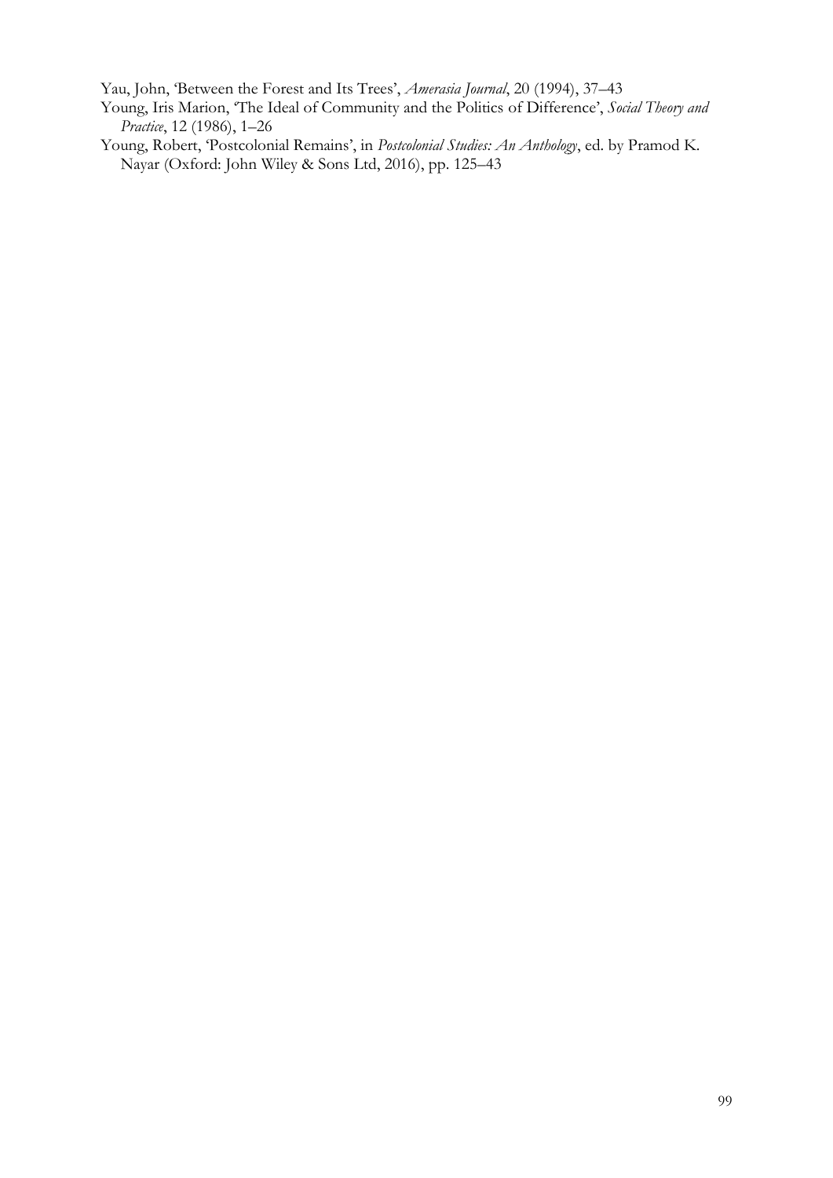Yau, John, 'Between the Forest and Its Trees', *Amerasia Journal*, 20 (1994), 37–43

Young, Iris Marion, 'The Ideal of Community and the Politics of Difference', *Social Theory and Practice*, 12 (1986), 1–26

Young, Robert, 'Postcolonial Remains', in *Postcolonial Studies: An Anthology*, ed. by Pramod K. Nayar (Oxford: John Wiley & Sons Ltd, 2016), pp. 125–43